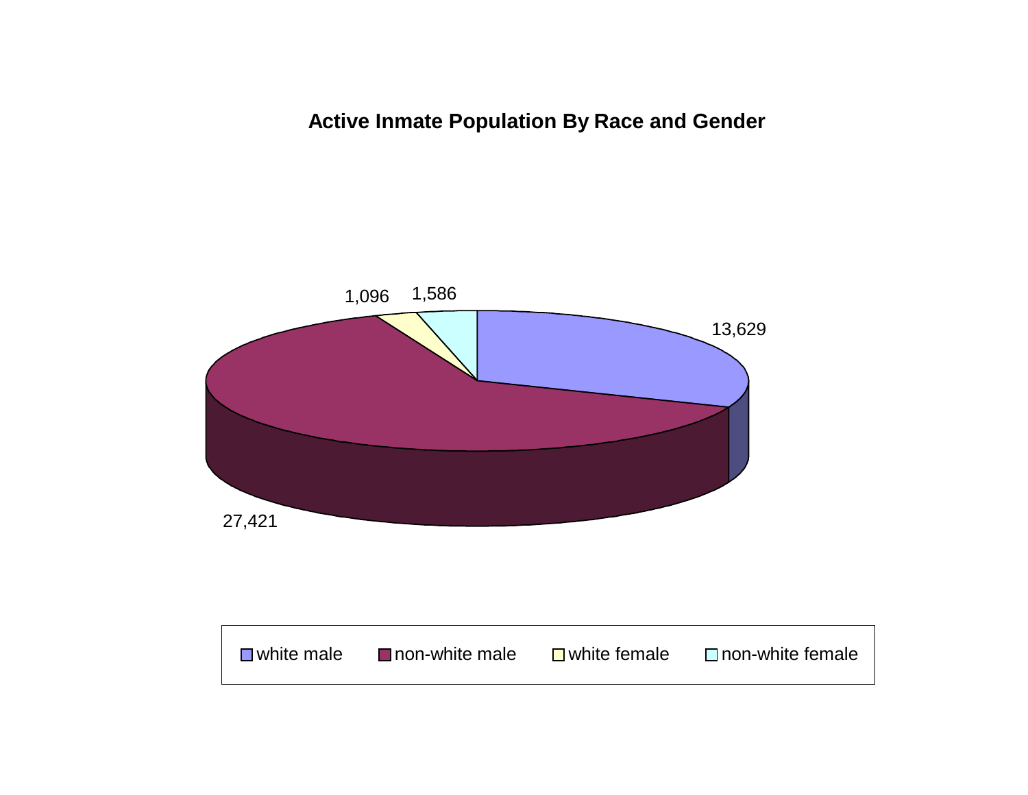## Active Inmate Population By Race and Gender

| Category | Count |
|---|---|
| white male | 13,629 |
| non-white male | 27,421 |
| white female | 1,096 |
| non-white female | 1,586 |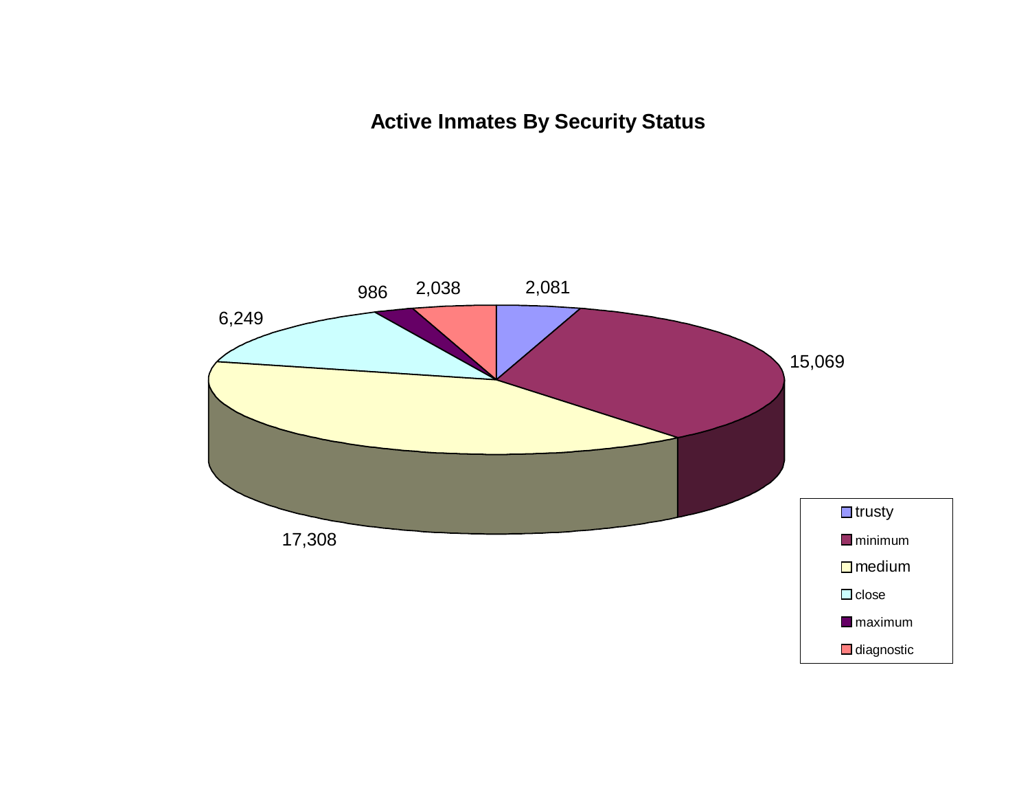## Active Inmates By Security Status

| Security Status | Active Inmates |
|---|---|
| trusty | 2,081 |
| minimum | 15,069 |
| medium | 17,308 |
| close | 6,249 |
| maximum | 986 |
| diagnostic | 2,038 |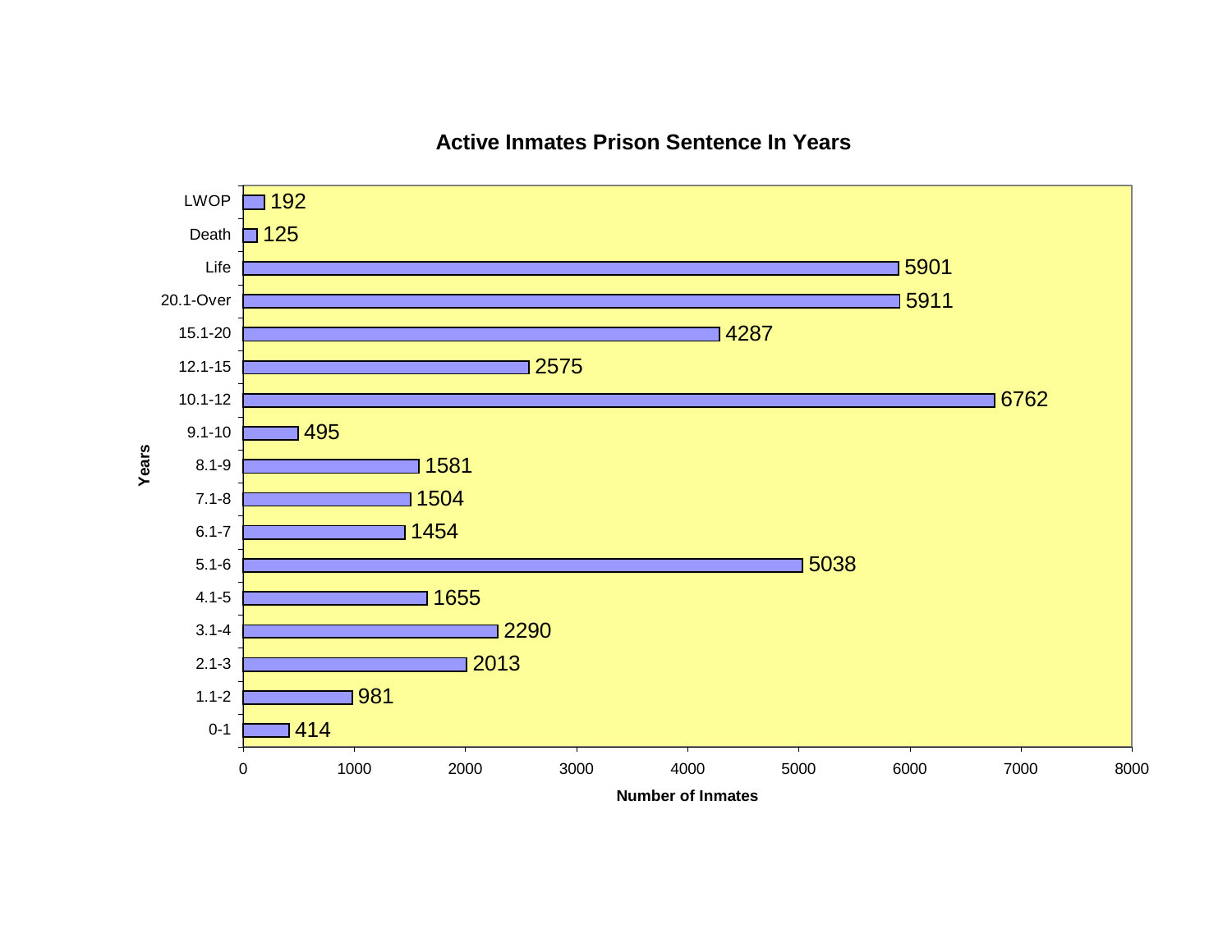## Active Inmates Prison Sentence In Years

| Years | Number of Inmates |
|---|---|
| LWOP | 192 |
| Death | 125 |
| Life | 5901 |
| 20.1-Over | 5911 |
| 15.1-20 | 4287 |
| 12.1-15 | 2575 |
| 10.1-12 | 6762 |
| 9.1-10 | 495 |
| 8.1-9 | 1581 |
| 7.1-8 | 1504 |
| 6.1-7 | 1454 |
| 5.1-6 | 5038 |
| 4.1-5 | 1655 |
| 3.1-4 | 2290 |
| 2.1-3 | 2013 |
| 1.1-2 | 981 |
| 0-1 | 414 |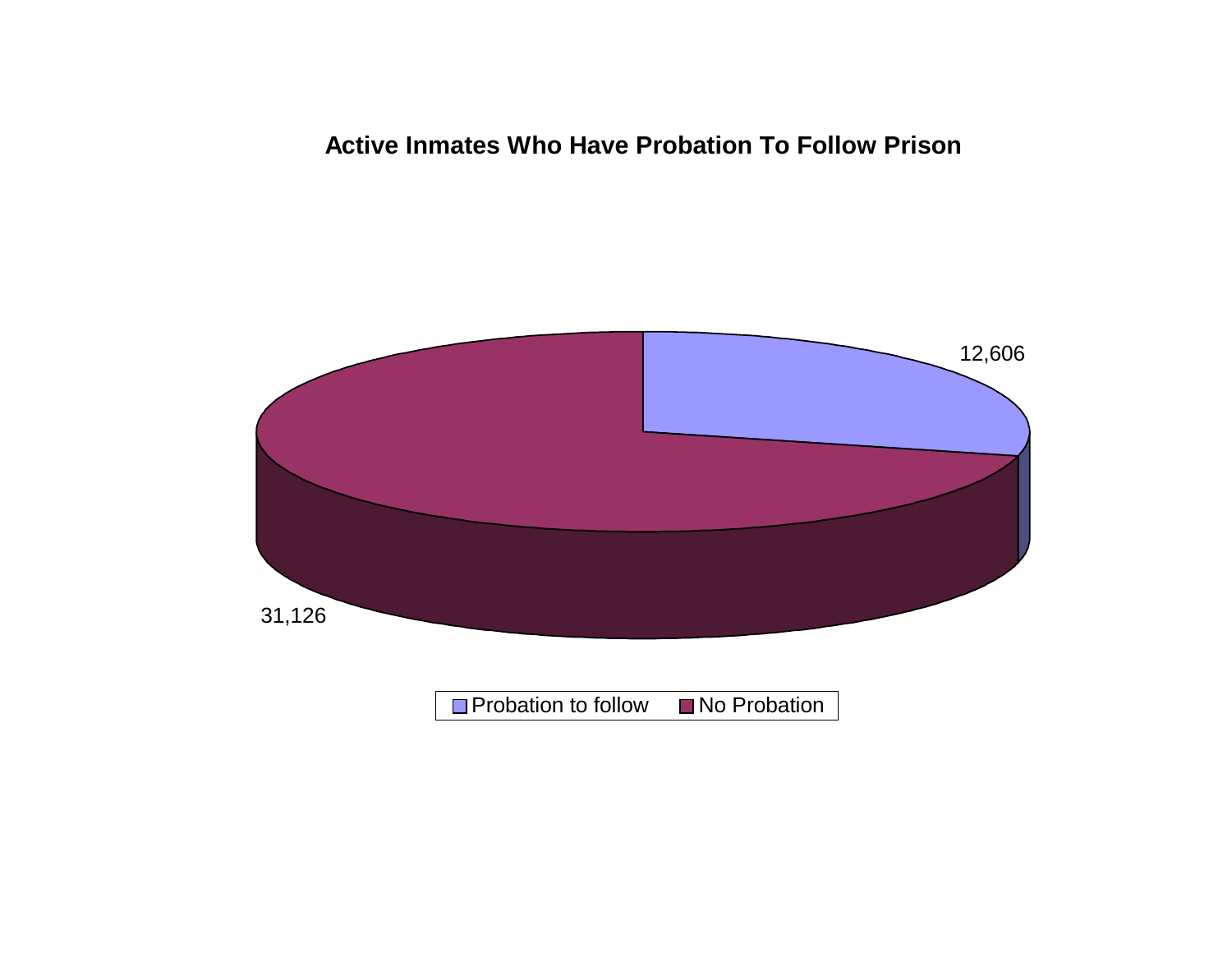## Active Inmates Who Have Probation To Follow Prison

| Category | Count |
|---|---|
| Probation to follow | 12,606 |
| No Probation | 31,126 |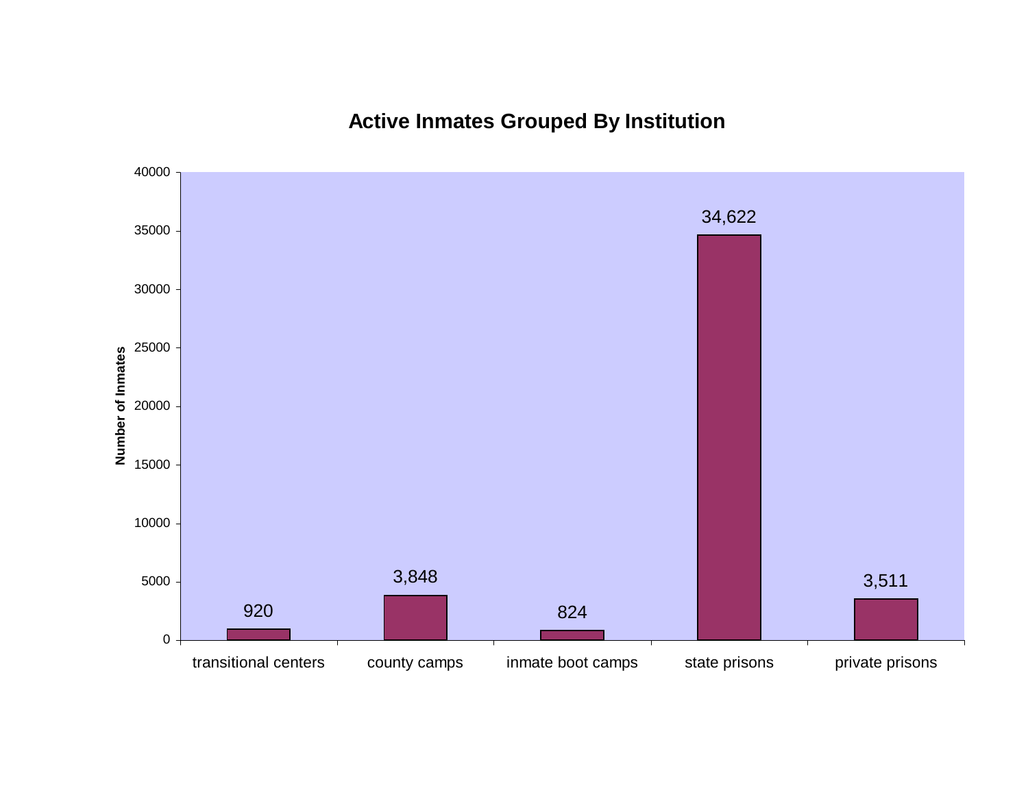## Active Inmates Grouped By Institution

| Institution | Number of Inmates |
| --- | --- |
| transitional centers | 920 |
| county camps | 3,848 |
| inmate boot camps | 824 |
| state prisons | 34,622 |
| private prisons | 3,511 |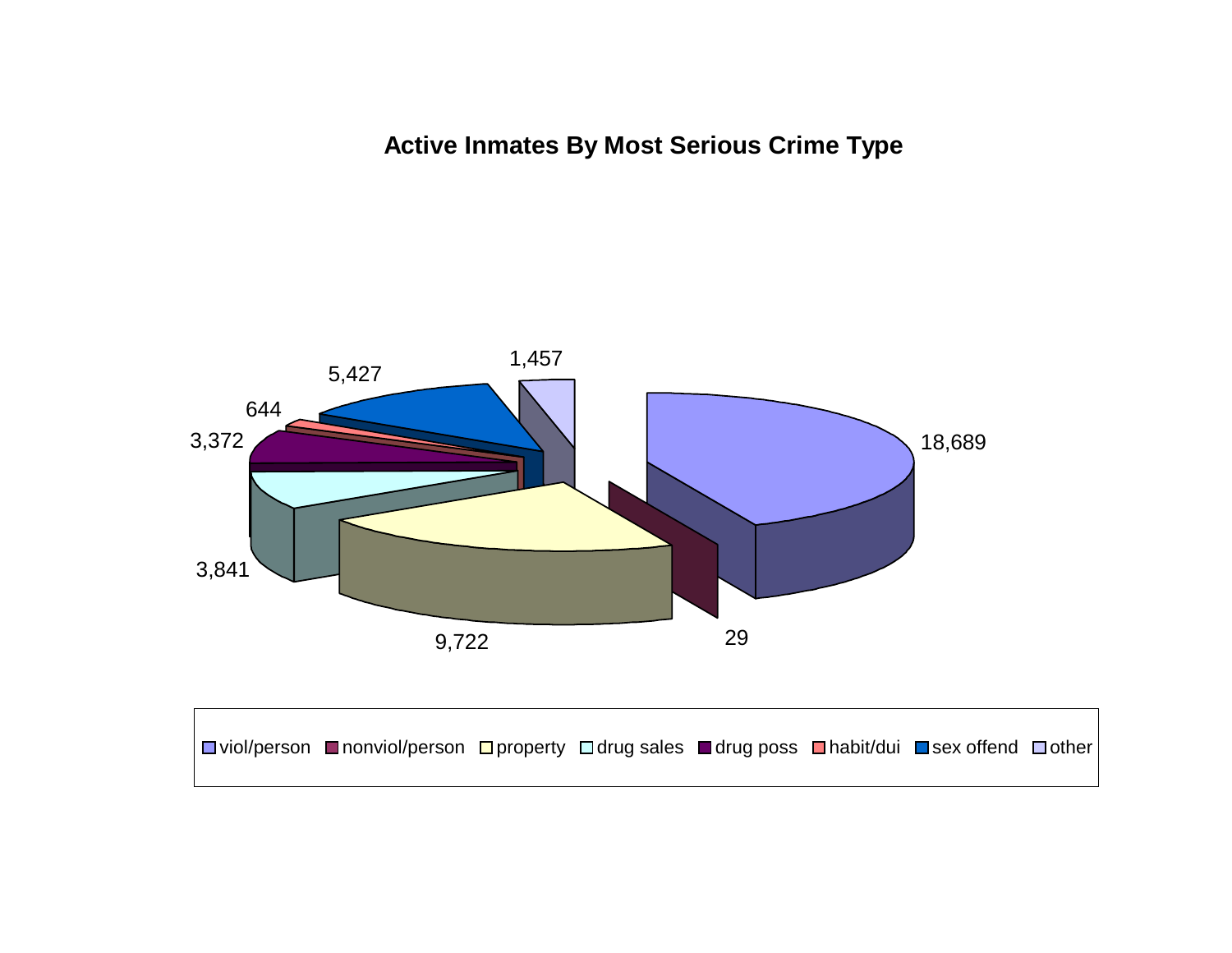**Active Inmates By Most Serious Crime Type**

| Crime Type | Active Inmates |
|---|---|
| viol/person | 18,689 |
| nonviol/person | 29 |
| property | 9,722 |
| drug sales | 3,841 |
| drug poss | 3,372 |
| habit/dui | 644 |
| sex offend | 5,427 |
| other | 1,457 |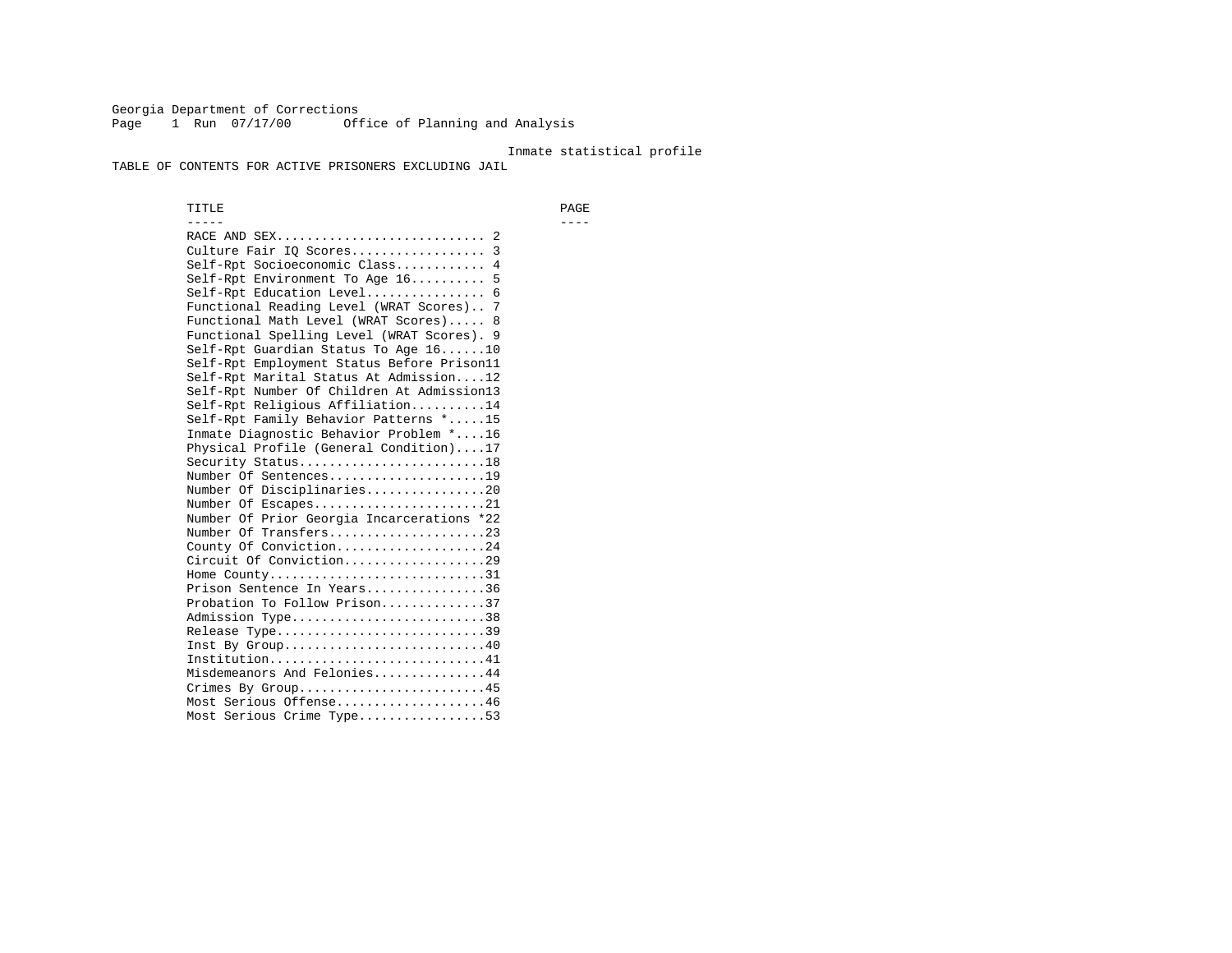Georgia Department of Corrections
Page 1 Run 07/17/00 Office of Planning and Analysis

Inmate statistical profile

TABLE OF CONTENTS FOR ACTIVE PRISONERS EXCLUDING JAIL

| TITLE | PAGE |
| --- | --- |
| RACE AND SEX | 2 |
| Culture Fair IQ Scores | 3 |
| Self-Rpt Socioeconomic Class | 4 |
| Self-Rpt Environment To Age 16 | 5 |
| Self-Rpt Education Level | 6 |
| Functional Reading Level (WRAT Scores) | 7 |
| Functional Math Level (WRAT Scores) | 8 |
| Functional Spelling Level (WRAT Scores) | 9 |
| Self-Rpt Guardian Status To Age 16 | 10 |
| Self-Rpt Employment Status Before Prison | 11 |
| Self-Rpt Marital Status At Admission | 12 |
| Self-Rpt Number Of Children At Admission | 13 |
| Self-Rpt Religious Affiliation | 14 |
| Self-Rpt Family Behavior Patterns * | 15 |
| Inmate Diagnostic Behavior Problem * | 16 |
| Physical Profile (General Condition) | 17 |
| Security Status | 18 |
| Number Of Sentences | 19 |
| Number Of Disciplinaries | 20 |
| Number Of Escapes | 21 |
| Number Of Prior Georgia Incarcerations * | 22 |
| Number Of Transfers | 23 |
| County Of Conviction | 24 |
| Circuit Of Conviction | 29 |
| Home County | 31 |
| Prison Sentence In Years | 36 |
| Probation To Follow Prison | 37 |
| Admission Type | 38 |
| Release Type | 39 |
| Inst By Group | 40 |
| Institution | 41 |
| Misdemeanors And Felonies | 44 |
| Crimes By Group | 45 |
| Most Serious Offense | 46 |
| Most Serious Crime Type | 53 |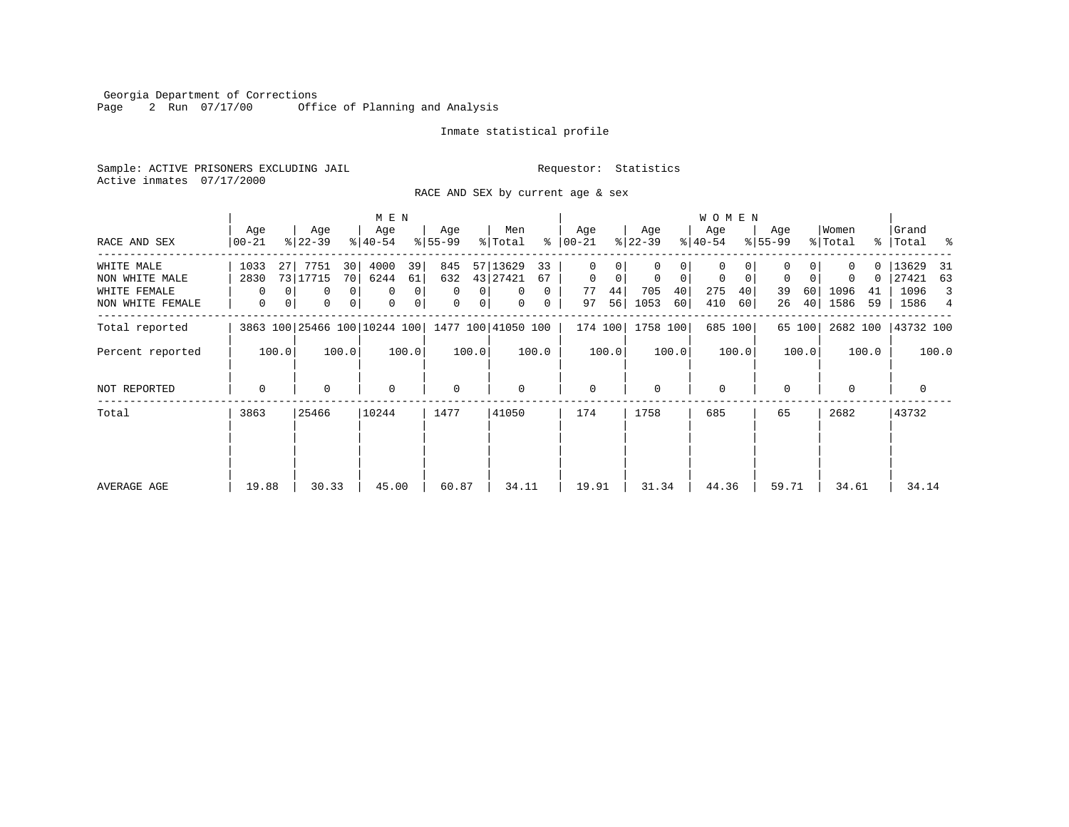Georgia Department of Corrections
Office of Planning and Analysis

Inmate statistical profile

Sample: ACTIVE PRISONERS EXCLUDING JAIL    Requestor: Statistics
Active inmates 07/17/2000

RACE AND SEX by current age & sex

| RACE AND SEX | MEN Age 00-21 | % | MEN Age 22-39 | % | MEN Age 40-54 | % | MEN Age 55-99 | % | Men Total | % | WOMEN Age 00-21 | % | WOMEN Age 22-39 | % | WOMEN Age 40-54 | % | WOMEN Age 55-99 | % | Women Total | % | Grand Total | % |
|---|---|---|---|---|---|---|---|---|---|---|---|---|---|---|---|---|---|---|---|---|---|---|
| WHITE MALE | 1033 | 27 | 7751 | 30 | 4000 | 39 | 845 | 57 | 13629 | 33 | 0 | 0 | 0 | 0 | 0 | 0 | 0 | 0 | 0 | 0 | 13629 | 31 |
| NON WHITE MALE | 2830 | 73 | 17715 | 70 | 6244 | 61 | 632 | 43 | 27421 | 67 | 0 | 0 | 0 | 0 | 0 | 0 | 0 | 0 | 0 | 0 | 27421 | 63 |
| WHITE FEMALE | 0 | 0 | 0 | 0 | 0 | 0 | 0 | 0 | 0 | 0 | 77 | 44 | 705 | 40 | 275 | 40 | 39 | 60 | 1096 | 41 | 1096 | 3 |
| NON WHITE FEMALE | 0 | 0 | 0 | 0 | 0 | 0 | 0 | 0 | 0 | 0 | 97 | 56 | 1053 | 60 | 410 | 60 | 26 | 40 | 1586 | 59 | 1586 | 4 |
| Total reported | 3863 | 100 | 25466 | 100 | 10244 | 100 | 1477 | 100 | 41050 | 100 | 174 | 100 | 1758 | 100 | 685 | 100 | 65 | 100 | 2682 | 100 | 43732 | 100 |
| Percent reported | | 100.0 | | 100.0 | | 100.0 | | 100.0 | | 100.0 | | 100.0 | | 100.0 | | 100.0 | | 100.0 | | 100.0 | | 100.0 |
| NOT REPORTED | 0 | | 0 | | 0 | | 0 | | 0 | | 0 | | 0 | | 0 | | 0 | | 0 | | 0 | |
| Total | 3863 | | 25466 | | 10244 | | 1477 | | 41050 | | 174 | | 1758 | | 685 | | 65 | | 2682 | | 43732 | |
| AVERAGE AGE | 19.88 | | 30.33 | | 45.00 | | 60.87 | | 34.11 | | 19.91 | | 31.34 | | 44.36 | | 59.71 | | 34.61 | | 34.14 | |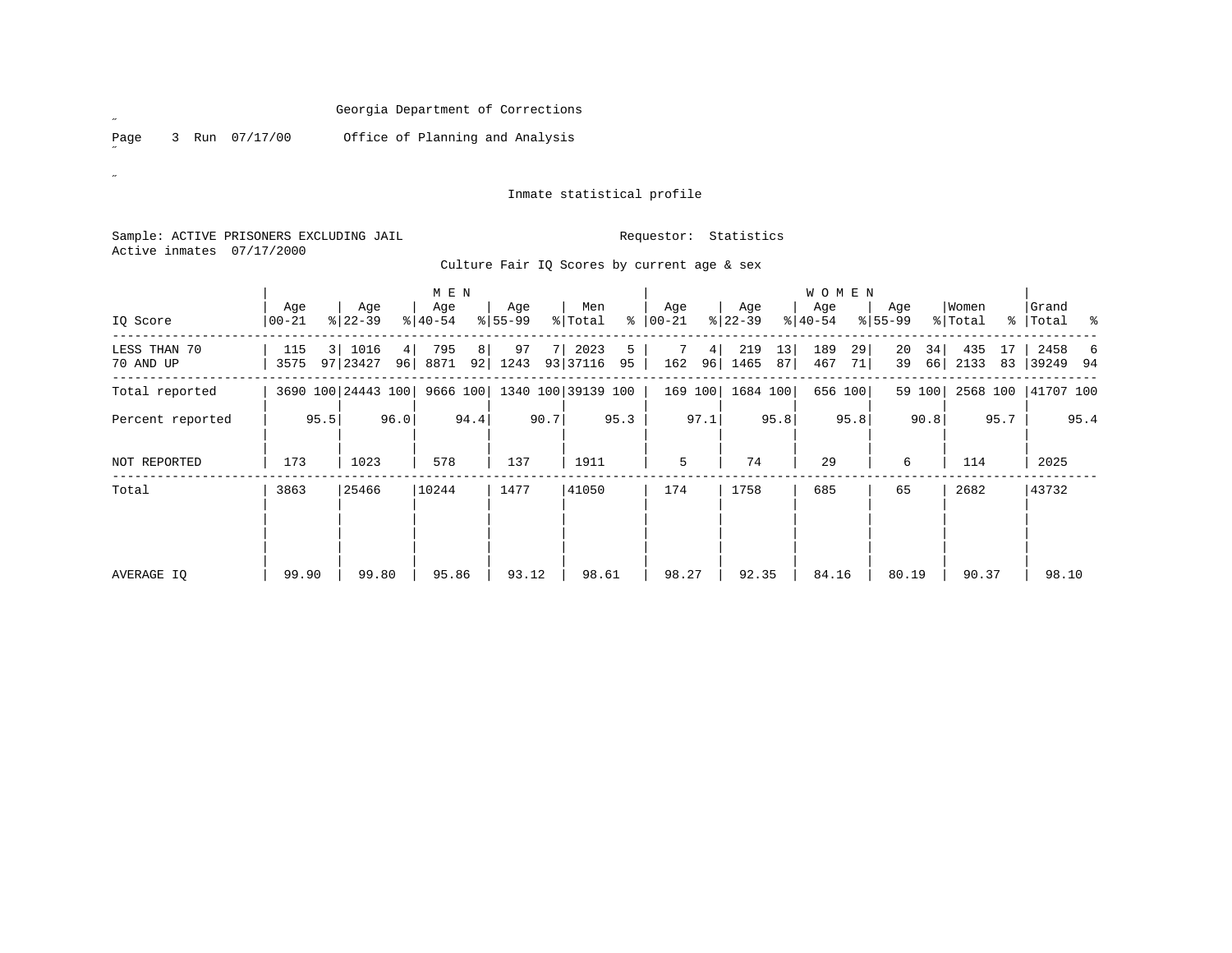Georgia Department of Corrections

Office of Planning and Analysis

Inmate statistical profile

Sample: ACTIVE PRISONERS EXCLUDING JAIL    Requestor: Statistics

Active inmates 07/17/2000

Culture Fair IQ Scores by current age & sex

| IQ Score | MEN Age 00-21 | % | MEN Age 22-39 | % | MEN Age 40-54 | % | MEN Age 55-99 | % | Men Total | % | WOMEN Age 00-21 | % | WOMEN Age 22-39 | % | WOMEN Age 40-54 | % | WOMEN Age 55-99 | % | Women Total | % | Grand Total | % |
|---|---|---|---|---|---|---|---|---|---|---|---|---|---|---|---|---|---|---|---|---|---|---|
| LESS THAN 70 | 115 | 3 | 1016 | 4 | 795 | 8 | 97 | 7 | 2023 | 5 | 7 | 4 | 219 | 13 | 189 | 29 | 20 | 34 | 435 | 17 | 2458 | 6 |
| 70 AND UP | 3575 | 97 | 23427 | 96 | 8871 | 92 | 1243 | 93 | 37116 | 95 | 162 | 96 | 1465 | 87 | 467 | 71 | 39 | 66 | 2133 | 83 | 39249 | 94 |
| Total reported | 3690 | 100 | 24443 | 100 | 9666 | 100 | 1340 | 100 | 39139 | 100 | 169 | 100 | 1684 | 100 | 656 | 100 | 59 | 100 | 2568 | 100 | 41707 | 100 |
| Percent reported | | 95.5 | | 96.0 | | 94.4 | | 90.7 | | 95.3 | | 97.1 | | 95.8 | | 95.8 | | 90.8 | | 95.7 | | 95.4 |
| NOT REPORTED | 173 | | 1023 | | 578 | | 137 | | 1911 | | 5 | | 74 | | 29 | | 6 | | 114 | | 2025 | |
| Total | 3863 | | 25466 | | 10244 | | 1477 | | 41050 | | 174 | | 1758 | | 685 | | 65 | | 2682 | | 43732 | |
| AVERAGE IQ | 99.90 | | 99.80 | | 95.86 | | 93.12 | | 98.61 | | 98.27 | | 92.35 | | 84.16 | | 80.19 | | 90.37 | | 98.10 | |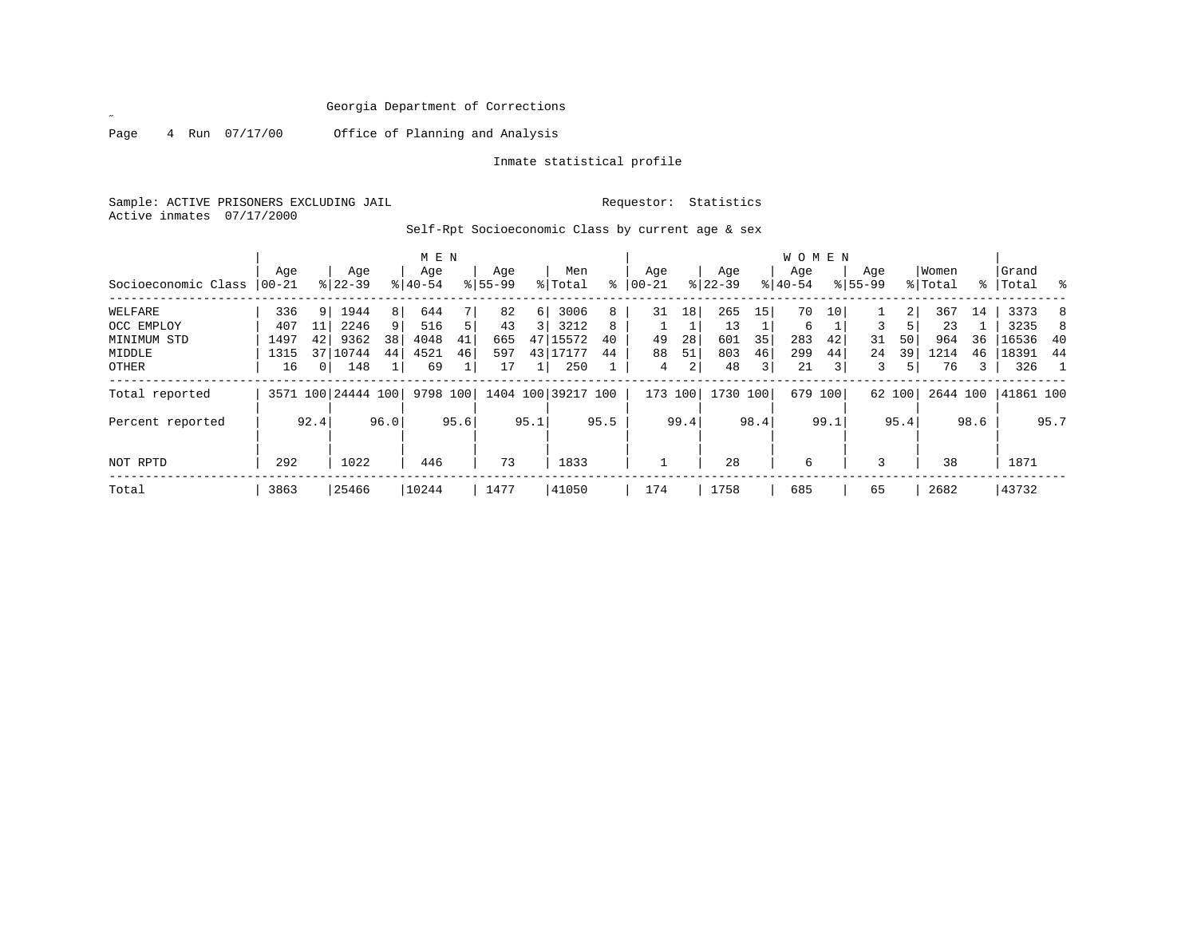Georgia Department of Corrections

Office of Planning and Analysis

Inmate statistical profile

Sample: ACTIVE PRISONERS EXCLUDING JAIL

Requestor: Statistics

Active inmates 07/17/2000

Self-Rpt Socioeconomic Class by current age & sex

| Socioeconomic Class | MEN Age 00-21 | % | Age 22-39 | % | Age 40-54 | % | Age 55-99 | % | Men Total | % | WOMEN Age 00-21 | % | Age 22-39 | % | Age 40-54 | % | Age 55-99 | % | Women Total | % | Grand Total | % |
|---|---|---|---|---|---|---|---|---|---|---|---|---|---|---|---|---|---|---|---|---|---|---|
| WELFARE | 336 | 9 | 1944 | 8 | 644 | 7 | 82 | 6 | 3006 | 8 | 31 | 18 | 265 | 15 | 70 | 10 | 1 | 2 | 367 | 14 | 3373 | 8 |
| OCC EMPLOY | 407 | 11 | 2246 | 9 | 516 | 5 | 43 | 3 | 3212 | 8 | 1 | 1 | 13 | 1 | 6 | 1 | 3 | 5 | 23 | 1 | 3235 | 8 |
| MINIMUM STD | 1497 | 42 | 9362 | 38 | 4048 | 41 | 665 | 47 | 15572 | 40 | 49 | 28 | 601 | 35 | 283 | 42 | 31 | 50 | 964 | 36 | 16536 | 40 |
| MIDDLE | 1315 | 37 | 10744 | 44 | 4521 | 46 | 597 | 43 | 17177 | 44 | 88 | 51 | 803 | 46 | 299 | 44 | 24 | 39 | 1214 | 46 | 18391 | 44 |
| OTHER | 16 | 0 | 148 | 1 | 69 | 1 | 17 | 1 | 250 | 1 | 4 | 2 | 48 | 3 | 21 | 3 | 3 | 5 | 76 | 3 | 326 | 1 |
| Total reported | 3571 | 100 | 24444 | 100 | 9798 | 100 | 1404 | 100 | 39217 | 100 | 173 | 100 | 1730 | 100 | 679 | 100 | 62 | 100 | 2644 | 100 | 41861 | 100 |
| Percent reported | | 92.4 | | 96.0 | | 95.6 | | 95.1 | | 95.5 | | 99.4 | | 98.4 | | 99.1 | | 95.4 | | 98.6 | | 95.7 |
| NOT RPTD | 292 | | 1022 | | 446 | | 73 | | 1833 | | 1 | | 28 | | 6 | | 3 | | 38 | | 1871 | |
| Total | 3863 | | 25466 | | 10244 | | 1477 | | 41050 | | 174 | | 1758 | | 685 | | 65 | | 2682 | | 43732 | |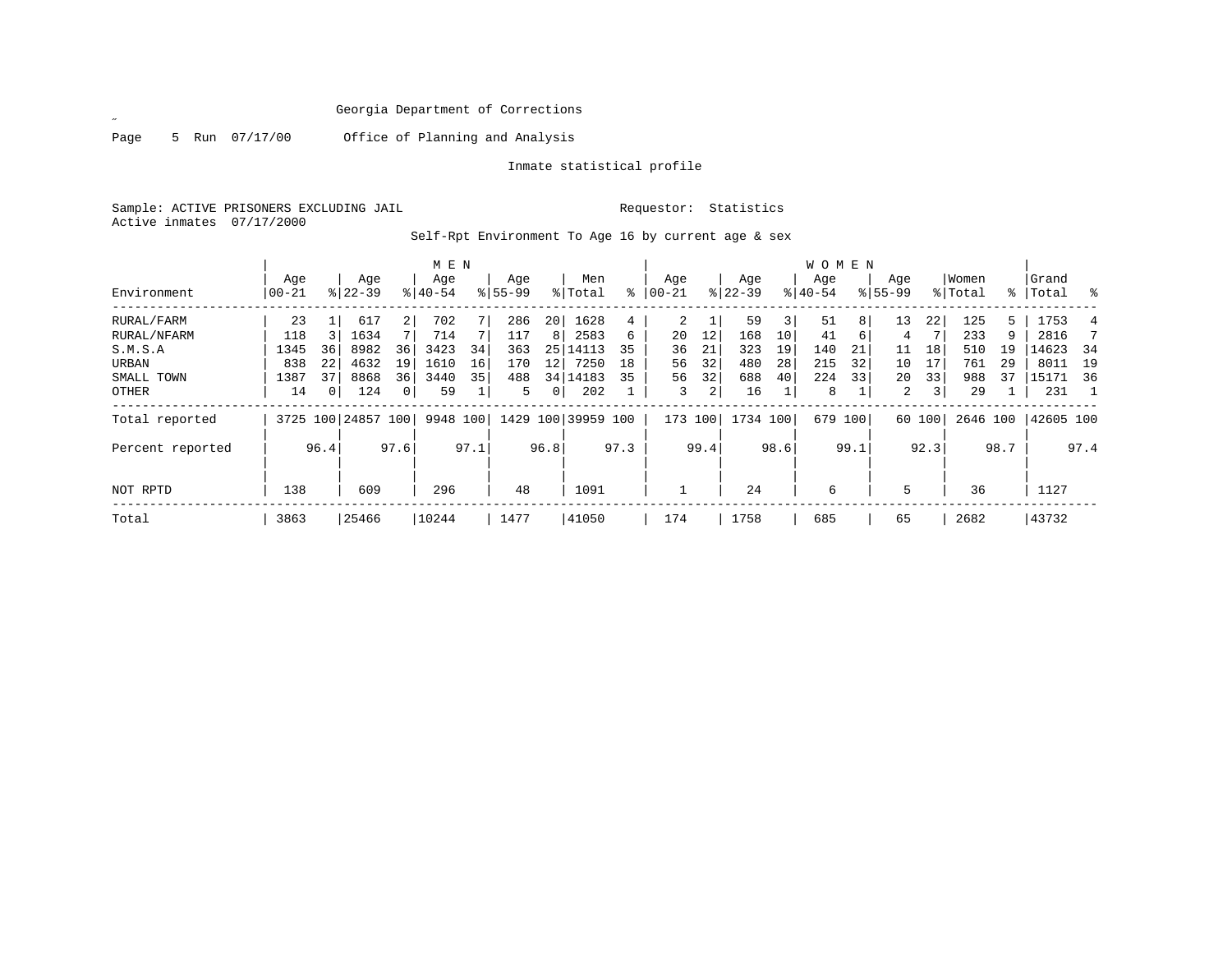Georgia Department of Corrections

Office of Planning and Analysis

Inmate statistical profile

Sample: ACTIVE PRISONERS EXCLUDING JAIL          Requestor: Statistics

Active inmates 07/17/2000

Self-Rpt Environment To Age 16 by current age & sex

| Environment | MEN Age 00-21 | % | Age 22-39 | % | Age 40-54 | % | Age 55-99 | % | Men Total | % | WOMEN Age 00-21 | % | Age 22-39 | % | Age 40-54 | % | Age 55-99 | % | Women Total | % | Grand Total | % |
|---|---|---|---|---|---|---|---|---|---|---|---|---|---|---|---|---|---|---|---|---|---|---|
| RURAL/FARM | 23 | 1 | 617 | 2 | 702 | 7 | 286 | 20 | 1628 | 4 | 2 | 1 | 59 | 3 | 51 | 8 | 13 | 22 | 125 | 5 | 1753 | 4 |
| RURAL/NFARM | 118 | 3 | 1634 | 7 | 714 | 7 | 117 | 8 | 2583 | 6 | 20 | 12 | 168 | 10 | 41 | 6 | 4 | 7 | 233 | 9 | 2816 | 7 |
| S.M.S.A | 1345 | 36 | 8982 | 36 | 3423 | 34 | 363 | 25 | 14113 | 35 | 36 | 21 | 323 | 19 | 140 | 21 | 11 | 18 | 510 | 19 | 14623 | 34 |
| URBAN | 838 | 22 | 4632 | 19 | 1610 | 16 | 170 | 12 | 7250 | 18 | 56 | 32 | 480 | 28 | 215 | 32 | 10 | 17 | 761 | 29 | 8011 | 19 |
| SMALL TOWN | 1387 | 37 | 8868 | 36 | 3440 | 35 | 488 | 34 | 14183 | 35 | 56 | 32 | 688 | 40 | 224 | 33 | 20 | 33 | 988 | 37 | 15171 | 36 |
| OTHER | 14 | 0 | 124 | 0 | 59 | 1 | 5 | 0 | 202 | 1 | 3 | 2 | 16 | 1 | 8 | 1 | 2 | 3 | 29 | 1 | 231 | 1 |
| Total reported | 3725 | 100 | 24857 | 100 | 9948 | 100 | 1429 | 100 | 39959 | 100 | 173 | 100 | 1734 | 100 | 679 | 100 | 60 | 100 | 2646 | 100 | 42605 | 100 |
| Percent reported | | 96.4 | | 97.6 | | 97.1 | | 96.8 | | 97.3 | | 99.4 | | 98.6 | | 99.1 | | 92.3 | | 98.7 | | 97.4 |
| NOT RPTD | 138 | | 609 | | 296 | | 48 | | 1091 | | 1 | | 24 | | 6 | | 5 | | 36 | | 1127 | |
| Total | 3863 | | 25466 | | 10244 | | 1477 | | 41050 | | 174 | | 1758 | | 685 | | 65 | | 2682 | | 43732 | |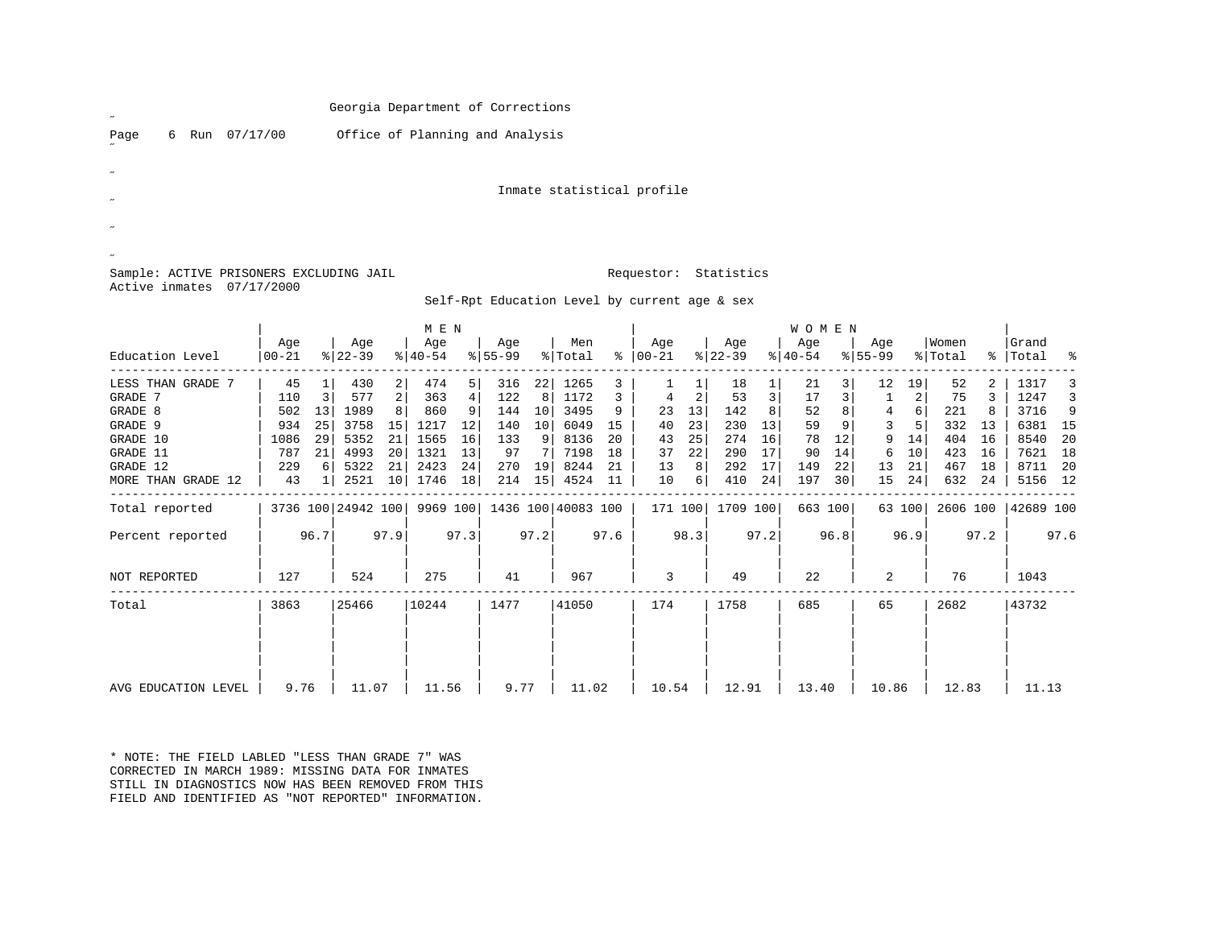Georgia Department of Corrections

Page 6 Run 07/17/00 Office of Planning and Analysis

Inmate statistical profile

Sample: ACTIVE PRISONERS EXCLUDING JAIL Requestor: Statistics

Active inmates 07/17/2000

Self-Rpt Education Level by current age & sex

| Education Level | MEN Age 00-21 | % | Age 22-39 | % | Age 40-54 | % | Age 55-99 | % | Men Total | % | WOMEN Age 00-21 | % | Age 22-39 | % | Age 40-54 | % | Age 55-99 | % | Women Total | % | Grand Total | % |
|---|---|---|---|---|---|---|---|---|---|---|---|---|---|---|---|---|---|---|---|---|---|---|
| LESS THAN GRADE 7 | 45 | 1 | 430 | 2 | 474 | 5 | 316 | 22 | 1265 | 3 | 1 | 1 | 18 | 1 | 21 | 3 | 12 | 19 | 52 | 2 | 1317 | 3 |
| GRADE 7 | 110 | 3 | 577 | 2 | 363 | 4 | 122 | 8 | 1172 | 3 | 4 | 2 | 53 | 3 | 17 | 3 | 1 | 2 | 75 | 3 | 1247 | 3 |
| GRADE 8 | 502 | 13 | 1989 | 8 | 860 | 9 | 144 | 10 | 3495 | 9 | 23 | 13 | 142 | 8 | 52 | 8 | 4 | 6 | 221 | 8 | 3716 | 9 |
| GRADE 9 | 934 | 25 | 3758 | 15 | 1217 | 12 | 140 | 10 | 6049 | 15 | 40 | 23 | 230 | 13 | 59 | 9 | 3 | 5 | 332 | 13 | 6381 | 15 |
| GRADE 10 | 1086 | 29 | 5352 | 21 | 1565 | 16 | 133 | 9 | 8136 | 20 | 43 | 25 | 274 | 16 | 78 | 12 | 9 | 14 | 404 | 16 | 8540 | 20 |
| GRADE 11 | 787 | 21 | 4993 | 20 | 1321 | 13 | 97 | 7 | 7198 | 18 | 37 | 22 | 290 | 17 | 90 | 14 | 6 | 10 | 423 | 16 | 7621 | 18 |
| GRADE 12 | 229 | 6 | 5322 | 21 | 2423 | 24 | 270 | 19 | 8244 | 21 | 13 | 8 | 292 | 17 | 149 | 22 | 13 | 21 | 467 | 18 | 8711 | 20 |
| MORE THAN GRADE 12 | 43 | 1 | 2521 | 10 | 1746 | 18 | 214 | 15 | 4524 | 11 | 10 | 6 | 410 | 24 | 197 | 30 | 15 | 24 | 632 | 24 | 5156 | 12 |
| Total reported | 3736 | 100 | 24942 | 100 | 9969 | 100 | 1436 | 100 | 40083 | 100 | 171 | 100 | 1709 | 100 | 663 | 100 | 63 | 100 | 2606 | 100 | 42689 | 100 |
| Percent reported | | 96.7 | | 97.9 | | 97.3 | | 97.2 | | 97.6 | | 98.3 | | 97.2 | | 96.8 | | 96.9 | | 97.2 | | 97.6 |
| NOT REPORTED | 127 | | 524 | | 275 | | 41 | | 967 | | 3 | | 49 | | 22 | | 2 | | 76 | | 1043 | |
| Total | 3863 | | 25466 | | 10244 | | 1477 | | 41050 | | 174 | | 1758 | | 685 | | 65 | | 2682 | | 43732 | |
| AVG EDUCATION LEVEL | 9.76 | | 11.07 | | 11.56 | | 9.77 | | 11.02 | | 10.54 | | 12.91 | | 13.40 | | 10.86 | | 12.83 | | 11.13 | |

* NOTE: THE FIELD LABLED "LESS THAN GRADE 7" WAS CORRECTED IN MARCH 1989: MISSING DATA FOR INMATES STILL IN DIAGNOSTICS NOW HAS BEEN REMOVED FROM THIS FIELD AND IDENTIFIED AS "NOT REPORTED" INFORMATION.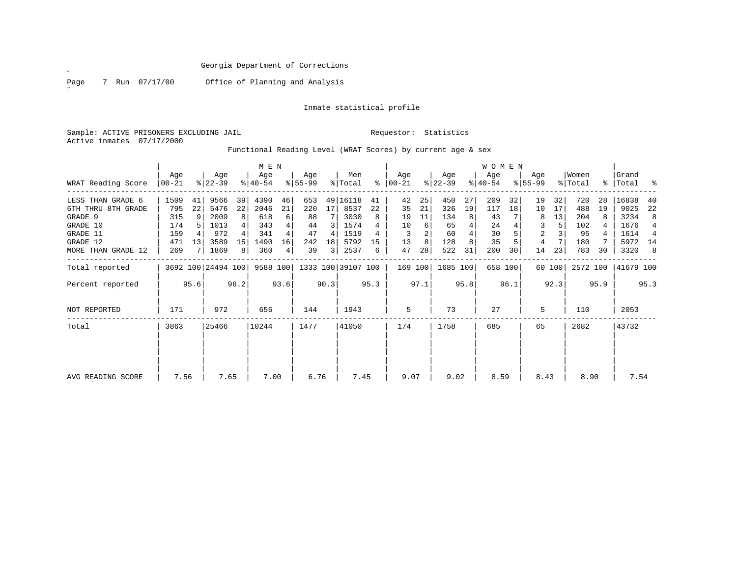Georgia Department of Corrections

Office of Planning and Analysis

Inmate statistical profile

Sample: ACTIVE PRISONERS EXCLUDING JAIL                Requestor: Statistics

Active inmates 07/17/2000

Functional Reading Level (WRAT Scores) by current age & sex

| WRAT Reading Score | MEN Age 00-21 | % | Age 22-39 | % | Age 40-54 | % | Age 55-99 | % | Men Total | % | WOMEN Age 00-21 | % | Age 22-39 | % | Age 40-54 | % | Age 55-99 | % | Women Total | % | Grand Total | % |
|---|---|---|---|---|---|---|---|---|---|---|---|---|---|---|---|---|---|---|---|---|---|---|
| LESS THAN GRADE 6 | 1509 | 41 | 9566 | 39 | 4390 | 46 | 653 | 49 | 16118 | 41 | 42 | 25 | 450 | 27 | 209 | 32 | 19 | 32 | 720 | 28 | 16838 | 40 |
| 6TH THRU 8TH GRADE | 795 | 22 | 5476 | 22 | 2046 | 21 | 220 | 17 | 8537 | 22 | 35 | 21 | 326 | 19 | 117 | 18 | 10 | 17 | 488 | 19 | 9025 | 22 |
| GRADE 9 | 315 | 9 | 2009 | 8 | 618 | 6 | 88 | 7 | 3030 | 8 | 19 | 11 | 134 | 8 | 43 | 7 | 8 | 13 | 204 | 8 | 3234 | 8 |
| GRADE 10 | 174 | 5 | 1013 | 4 | 343 | 4 | 44 | 3 | 1574 | 4 | 10 | 6 | 65 | 4 | 24 | 4 | 3 | 5 | 102 | 4 | 1676 | 4 |
| GRADE 11 | 159 | 4 | 972 | 4 | 341 | 4 | 47 | 4 | 1519 | 4 | 3 | 2 | 60 | 4 | 30 | 5 | 2 | 3 | 95 | 4 | 1614 | 4 |
| GRADE 12 | 471 | 13 | 3589 | 15 | 1490 | 16 | 242 | 18 | 5792 | 15 | 13 | 8 | 128 | 8 | 35 | 5 | 4 | 7 | 180 | 7 | 5972 | 14 |
| MORE THAN GRADE 12 | 269 | 7 | 1869 | 8 | 360 | 4 | 39 | 3 | 2537 | 6 | 47 | 28 | 522 | 31 | 200 | 30 | 14 | 23 | 783 | 30 | 3320 | 8 |
| Total reported | 3692 | 100 | 24494 | 100 | 9588 | 100 | 1333 | 100 | 39107 | 100 | 169 | 100 | 1685 | 100 | 658 | 100 | 60 | 100 | 2572 | 100 | 41679 | 100 |
| Percent reported | | 95.6 | | 96.2 | | 93.6 | | 90.3 | | 95.3 | | 97.1 | | 95.8 | | 96.1 | | 92.3 | | 95.9 | | 95.3 |
| NOT REPORTED | 171 | | 972 | | 656 | | 144 | | 1943 | | 5 | | 73 | | 27 | | 5 | | 110 | | 2053 | |
| Total | 3863 | | 25466 | | 10244 | | 1477 | | 41050 | | 174 | | 1758 | | 685 | | 65 | | 2682 | | 43732 | |
| AVG READING SCORE | 7.56 | | 7.65 | | 7.00 | | 6.76 | | 7.45 | | 9.07 | | 9.02 | | 8.59 | | 8.43 | | 8.90 | | 7.54 | |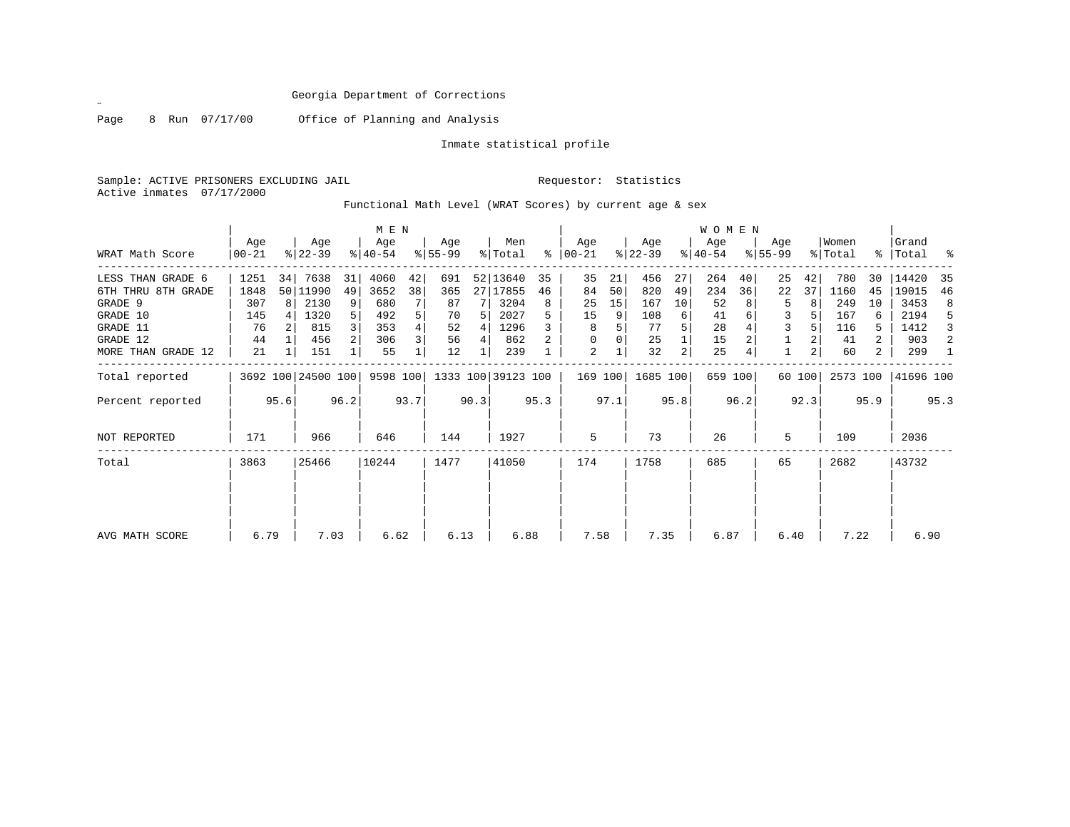Georgia Department of Corrections

Office of Planning and Analysis

Inmate statistical profile

Sample: ACTIVE PRISONERS EXCLUDING JAIL

Requestor: Statistics

Active inmates 07/17/2000

Functional Math Level (WRAT Scores) by current age & sex

| WRAT Math Score | MEN Age 00-21 | % | Age 22-39 | % | Age 40-54 | % | Age 55-99 | % | Men Total | % | WOMEN Age 00-21 | % | Age 22-39 | % | Age 40-54 | % | Age 55-99 | % | Women Total | % | Grand Total | % |
|---|---|---|---|---|---|---|---|---|---|---|---|---|---|---|---|---|---|---|---|---|---|---|
| LESS THAN GRADE 6 | 1251 | 34 | 7638 | 31 | 4060 | 42 | 691 | 52 | 13640 | 35 | 35 | 21 | 456 | 27 | 264 | 40 | 25 | 42 | 780 | 30 | 14420 | 35 |
| 6TH THRU 8TH GRADE | 1848 | 50 | 11990 | 49 | 3652 | 38 | 365 | 27 | 17855 | 46 | 84 | 50 | 820 | 49 | 234 | 36 | 22 | 37 | 1160 | 45 | 19015 | 46 |
| GRADE 9 | 307 | 8 | 2130 | 9 | 680 | 7 | 87 | 7 | 3204 | 8 | 25 | 15 | 167 | 10 | 52 | 8 | 5 | 8 | 249 | 10 | 3453 | 8 |
| GRADE 10 | 145 | 4 | 1320 | 5 | 492 | 5 | 70 | 5 | 2027 | 5 | 15 | 9 | 108 | 6 | 41 | 6 | 3 | 5 | 167 | 6 | 2194 | 5 |
| GRADE 11 | 76 | 2 | 815 | 3 | 353 | 4 | 52 | 4 | 1296 | 3 | 8 | 5 | 77 | 5 | 28 | 4 | 3 | 5 | 116 | 5 | 1412 | 3 |
| GRADE 12 | 44 | 1 | 456 | 2 | 306 | 3 | 56 | 4 | 862 | 2 | 0 | 0 | 25 | 1 | 15 | 2 | 1 | 2 | 41 | 2 | 903 | 2 |
| MORE THAN GRADE 12 | 21 | 1 | 151 | 1 | 55 | 1 | 12 | 1 | 239 | 1 | 2 | 1 | 32 | 2 | 25 | 4 | 1 | 2 | 60 | 2 | 299 | 1 |
| Total reported | 3692 | 100 | 24500 | 100 | 9598 | 100 | 1333 | 100 | 39123 | 100 | 169 | 100 | 1685 | 100 | 659 | 100 | 60 | 100 | 2573 | 100 | 41696 | 100 |
| Percent reported | | 95.6 | | 96.2 | | 93.7 | | 90.3 | | 95.3 | | 97.1 | | 95.8 | | 96.2 | | 92.3 | | 95.9 | | 95.3 |
| NOT REPORTED | 171 | | 966 | | 646 | | 144 | | 1927 | | 5 | | 73 | | 26 | | 5 | | 109 | | 2036 | |
| Total | 3863 | | 25466 | | 10244 | | 1477 | | 41050 | | 174 | | 1758 | | 685 | | 65 | | 2682 | | 43732 | |
| AVG MATH SCORE | 6.79 | | 7.03 | | 6.62 | | 6.13 | | 6.88 | | 7.58 | | 7.35 | | 6.87 | | 6.40 | | 7.22 | | 6.90 | |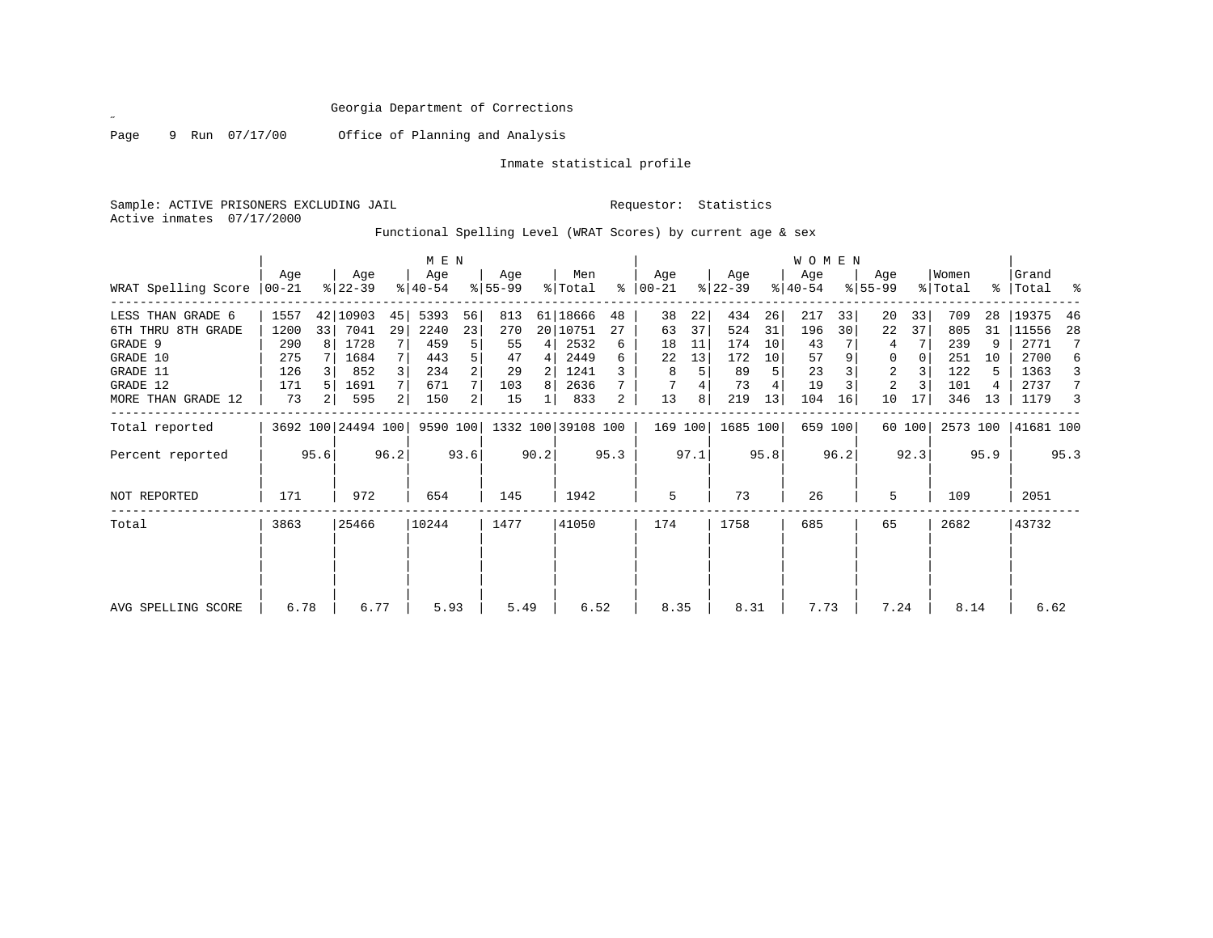Georgia Department of Corrections

Office of Planning and Analysis

Inmate statistical profile

Sample: ACTIVE PRISONERS EXCLUDING JAIL

Requestor: Statistics

Active inmates 07/17/2000

Functional Spelling Level (WRAT Scores) by current age & sex

| WRAT Spelling Score | MEN Age 00-21 | % | MEN Age 22-39 | % | MEN Age 40-54 | % | MEN Age 55-99 | % | Men Total | % | WOMEN Age 00-21 | % | WOMEN Age 22-39 | % | WOMEN Age 40-54 | % | WOMEN Age 55-99 | % | Women Total | % | Grand Total | % |
|---|---|---|---|---|---|---|---|---|---|---|---|---|---|---|---|---|---|---|---|---|---|---|
| LESS THAN GRADE 6 | 1557 | 42 | 10903 | 45 | 5393 | 56 | 813 | 61 | 18666 | 48 | 38 | 22 | 434 | 26 | 217 | 33 | 20 | 33 | 709 | 28 | 19375 | 46 |
| 6TH THRU 8TH GRADE | 1200 | 33 | 7041 | 29 | 2240 | 23 | 270 | 20 | 10751 | 27 | 63 | 37 | 524 | 31 | 196 | 30 | 22 | 37 | 805 | 31 | 11556 | 28 |
| GRADE 9 | 290 | 8 | 1728 | 7 | 459 | 5 | 55 | 4 | 2532 | 6 | 18 | 11 | 174 | 10 | 43 | 7 | 4 | 7 | 239 | 9 | 2771 | 7 |
| GRADE 10 | 275 | 7 | 1684 | 7 | 443 | 5 | 47 | 4 | 2449 | 6 | 22 | 13 | 172 | 10 | 57 | 9 | 0 | 0 | 251 | 10 | 2700 | 6 |
| GRADE 11 | 126 | 3 | 852 | 3 | 234 | 2 | 29 | 2 | 1241 | 3 | 8 | 5 | 89 | 5 | 23 | 3 | 2 | 3 | 122 | 5 | 1363 | 3 |
| GRADE 12 | 171 | 5 | 1691 | 7 | 671 | 7 | 103 | 8 | 2636 | 7 | 7 | 4 | 73 | 4 | 19 | 3 | 2 | 3 | 101 | 4 | 2737 | 7 |
| MORE THAN GRADE 12 | 73 | 2 | 595 | 2 | 150 | 2 | 15 | 1 | 833 | 2 | 13 | 8 | 219 | 13 | 104 | 16 | 10 | 17 | 346 | 13 | 1179 | 3 |
| Total reported | 3692 | 100 | 24494 | 100 | 9590 | 100 | 1332 | 100 | 39108 | 100 | 169 | 100 | 1685 | 100 | 659 | 100 | 60 | 100 | 2573 | 100 | 41681 | 100 |
| Percent reported | | 95.6 | | 96.2 | | 93.6 | | 90.2 | | 95.3 | | 97.1 | | 95.8 | | 96.2 | | 92.3 | | 95.9 | | 95.3 |
| NOT REPORTED | 171 | | 972 | | 654 | | 145 | | 1942 | | 5 | | 73 | | 26 | | 5 | | 109 | | 2051 | |
| Total | 3863 | | 25466 | | 10244 | | 1477 | | 41050 | | 174 | | 1758 | | 685 | | 65 | | 2682 | | 43732 | |
| AVG SPELLING SCORE | 6.78 | | 6.77 | | 5.93 | | 5.49 | | 6.52 | | 8.35 | | 8.31 | | 7.73 | | 7.24 | | 8.14 | | 6.62 | |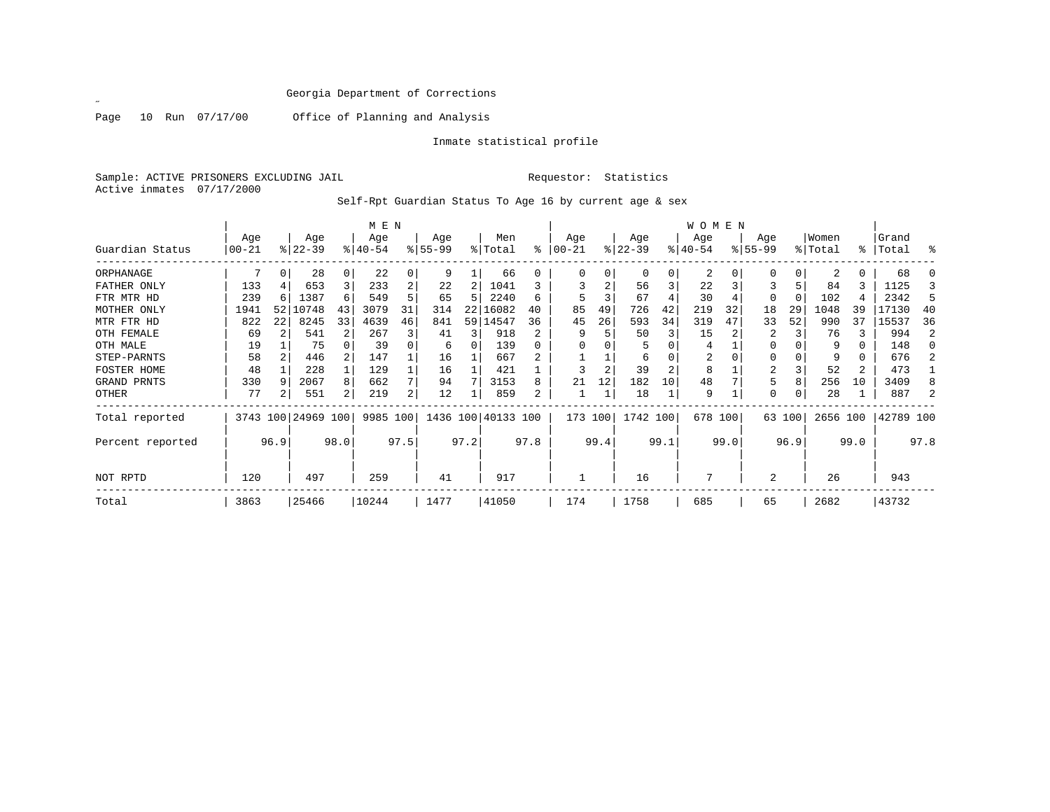Georgia Department of Corrections

Page 10 Run 07/17/00 Office of Planning and Analysis

Inmate statistical profile

Sample: ACTIVE PRISONERS EXCLUDING JAIL

Requestor: Statistics

Active inmates 07/17/2000

Self-Rpt Guardian Status To Age 16 by current age & sex

| Guardian Status | MEN Age 00-21 | % | Age 22-39 | % | Age 40-54 | % | Age 55-99 | % | Men Total | % | WOMEN Age 00-21 | % | Age 22-39 | % | Age 40-54 | % | Age 55-99 | % | Women Total | % | Grand Total | % |
|---|---|---|---|---|---|---|---|---|---|---|---|---|---|---|---|---|---|---|---|---|---|---|
| ORPHANAGE | 7 | 0 | 28 | 0 | 22 | 0 | 9 | 1 | 66 | 0 | 0 | 0 | 0 | 0 | 2 | 0 | 0 | 0 | 2 | 0 | 68 | 0 |
| FATHER ONLY | 133 | 4 | 653 | 3 | 233 | 2 | 22 | 2 | 1041 | 3 | 3 | 2 | 56 | 3 | 22 | 3 | 3 | 5 | 84 | 3 | 1125 | 3 |
| FTR MTR HD | 239 | 6 | 1387 | 6 | 549 | 5 | 65 | 5 | 2240 | 6 | 5 | 3 | 67 | 4 | 30 | 4 | 0 | 0 | 102 | 4 | 2342 | 5 |
| MOTHER ONLY | 1941 | 52 | 10748 | 43 | 3079 | 31 | 314 | 22 | 16082 | 40 | 85 | 49 | 726 | 42 | 219 | 32 | 18 | 29 | 1048 | 39 | 17130 | 40 |
| MTR FTR HD | 822 | 22 | 8245 | 33 | 4639 | 46 | 841 | 59 | 14547 | 36 | 45 | 26 | 593 | 34 | 319 | 47 | 33 | 52 | 990 | 37 | 15537 | 36 |
| OTH FEMALE | 69 | 2 | 541 | 2 | 267 | 3 | 41 | 3 | 918 | 2 | 9 | 5 | 50 | 3 | 15 | 2 | 2 | 3 | 76 | 3 | 994 | 2 |
| OTH MALE | 19 | 1 | 75 | 0 | 39 | 0 | 6 | 0 | 139 | 0 | 0 | 0 | 5 | 0 | 4 | 1 | 0 | 0 | 9 | 0 | 148 | 0 |
| STEP-PARNTS | 58 | 2 | 446 | 2 | 147 | 1 | 16 | 1 | 667 | 2 | 1 | 1 | 6 | 0 | 2 | 0 | 0 | 0 | 9 | 0 | 676 | 2 |
| FOSTER HOME | 48 | 1 | 228 | 1 | 129 | 1 | 16 | 1 | 421 | 1 | 3 | 2 | 39 | 2 | 8 | 1 | 2 | 3 | 52 | 2 | 473 | 1 |
| GRAND PRNTS | 330 | 9 | 2067 | 8 | 662 | 7 | 94 | 7 | 3153 | 8 | 21 | 12 | 182 | 10 | 48 | 7 | 5 | 8 | 256 | 10 | 3409 | 8 |
| OTHER | 77 | 2 | 551 | 2 | 219 | 2 | 12 | 1 | 859 | 2 | 1 | 1 | 18 | 1 | 9 | 1 | 0 | 0 | 28 | 1 | 887 | 2 |
| Total reported | 3743 | 100 | 24969 | 100 | 9985 | 100 | 1436 | 100 | 40133 | 100 | 173 | 100 | 1742 | 100 | 678 | 100 | 63 | 100 | 2656 | 100 | 42789 | 100 |
| Percent reported | | 96.9 | | 98.0 | | 97.5 | | 97.2 | | 97.8 | | 99.4 | | 99.1 | | 99.0 | | 96.9 | | 99.0 | | 97.8 |
| NOT RPTD | 120 | | 497 | | 259 | | 41 | | 917 | | 1 | | 16 | | 7 | | 2 | | 26 | | 943 | |
| Total | 3863 | | 25466 | | 10244 | | 1477 | | 41050 | | 174 | | 1758 | | 685 | | 65 | | 2682 | | 43732 | |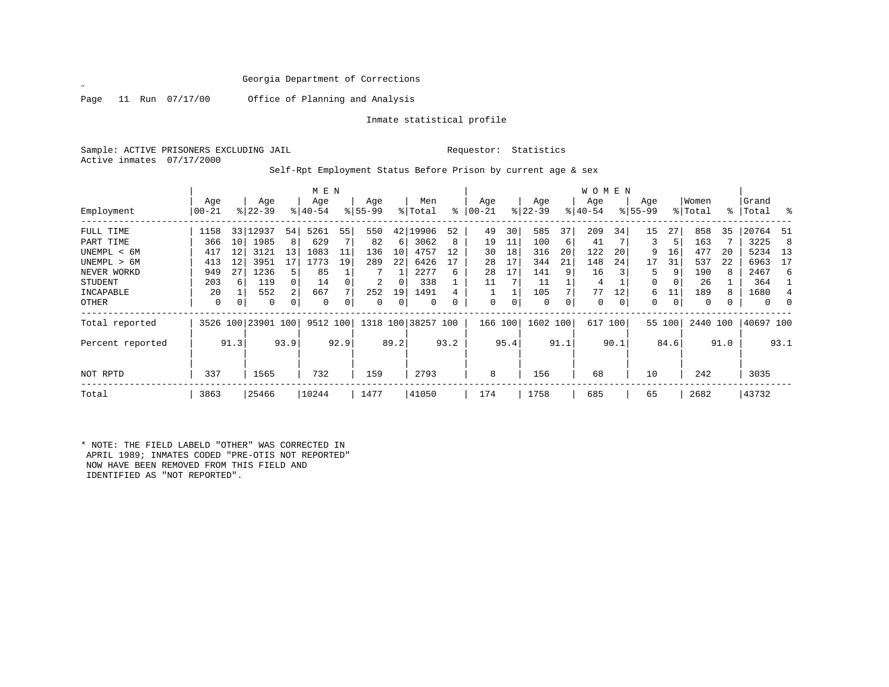Georgia Department of Corrections

Office of Planning and Analysis

Inmate statistical profile

Sample: ACTIVE PRISONERS EXCLUDING JAIL

Requestor: Statistics

Active inmates 07/17/2000

Self-Rpt Employment Status Before Prison by current age & sex

| Employment | MEN Age 00-21 | % | Age 22-39 | % | Age 40-54 | % | Age 55-99 | % | Men Total | % | WOMEN Age 00-21 | % | Age 22-39 | % | Age 40-54 | % | Age 55-99 | % | Women Total | % | Grand Total | % |
|---|---|---|---|---|---|---|---|---|---|---|---|---|---|---|---|---|---|---|---|---|---|---|
| FULL TIME | 1158 | 33 | 12937 | 54 | 5261 | 55 | 550 | 42 | 19906 | 52 | 49 | 30 | 585 | 37 | 209 | 34 | 15 | 27 | 858 | 35 | 20764 | 51 |
| PART TIME | 366 | 10 | 1985 | 8 | 629 | 7 | 82 | 6 | 3062 | 8 | 19 | 11 | 100 | 6 | 41 | 7 | 3 | 5 | 163 | 7 | 3225 | 8 |
| UNEMPL < 6M | 417 | 12 | 3121 | 13 | 1083 | 11 | 136 | 10 | 4757 | 12 | 30 | 18 | 316 | 20 | 122 | 20 | 9 | 16 | 477 | 20 | 5234 | 13 |
| UNEMPL > 6M | 413 | 12 | 3951 | 17 | 1773 | 19 | 289 | 22 | 6426 | 17 | 28 | 17 | 344 | 21 | 148 | 24 | 17 | 31 | 537 | 22 | 6963 | 17 |
| NEVER WORKD | 949 | 27 | 1236 | 5 | 85 | 1 | 7 | 1 | 2277 | 6 | 28 | 17 | 141 | 9 | 16 | 3 | 5 | 9 | 190 | 8 | 2467 | 6 |
| STUDENT | 203 | 6 | 119 | 0 | 14 | 0 | 2 | 0 | 338 | 1 | 11 | 7 | 11 | 1 | 4 | 1 | 0 | 0 | 26 | 1 | 364 | 1 |
| INCAPABLE | 20 | 1 | 552 | 2 | 667 | 7 | 252 | 19 | 1491 | 4 | 1 | 1 | 105 | 7 | 77 | 12 | 6 | 11 | 189 | 8 | 1680 | 4 |
| OTHER | 0 | 0 | 0 | 0 | 0 | 0 | 0 | 0 | 0 | 0 | 0 | 0 | 0 | 0 | 0 | 0 | 0 | 0 | 0 | 0 | 0 | 0 |
| Total reported | 3526 | 100 | 23901 | 100 | 9512 | 100 | 1318 | 100 | 38257 | 100 | 166 | 100 | 1602 | 100 | 617 | 100 | 55 | 100 | 2440 | 100 | 40697 | 100 |
| Percent reported | | 91.3 | | 93.9 | | 92.9 | | 89.2 | | 93.2 | | 95.4 | | 91.1 | | 90.1 | | 84.6 | | 91.0 | | 93.1 |
| NOT RPTD | 337 | | 1565 | | 732 | | 159 | | 2793 | | 8 | | 156 | | 68 | | 10 | | 242 | | 3035 | |
| Total | 3863 | | 25466 | | 10244 | | 1477 | | 41050 | | 174 | | 1758 | | 685 | | 65 | | 2682 | | 43732 | |

* NOTE: THE FIELD LABELD "OTHER" WAS CORRECTED IN APRIL 1989; INMATES CODED "PRE-OTIS NOT REPORTED" NOW HAVE BEEN REMOVED FROM THIS FIELD AND IDENTIFIED AS "NOT REPORTED".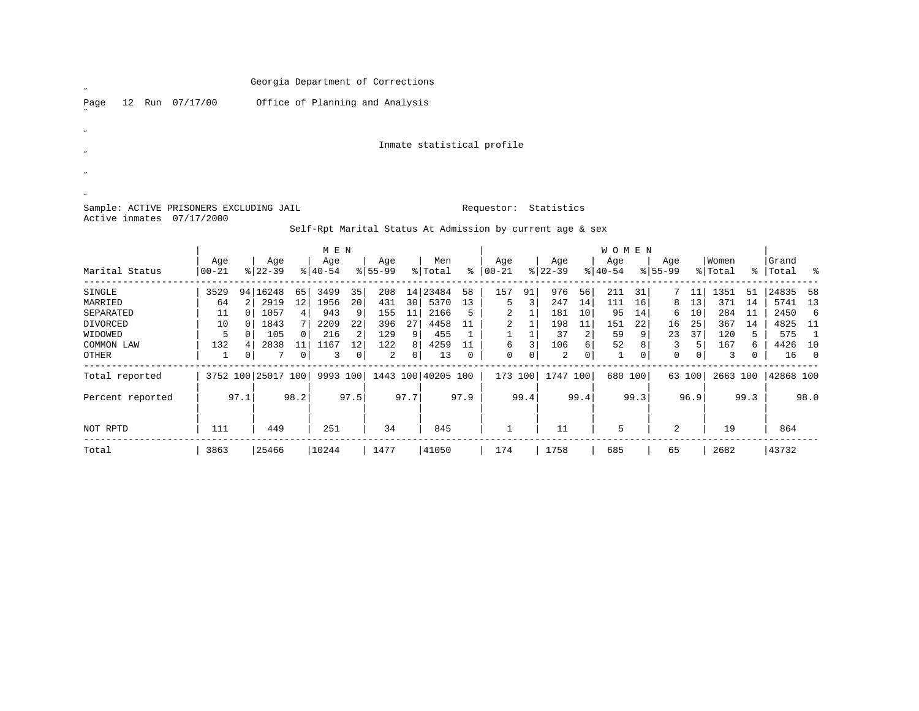Georgia Department of Corrections

Office of Planning and Analysis

Inmate statistical profile

Sample: ACTIVE PRISONERS EXCLUDING JAIL

Requestor: Statistics

Active inmates 07/17/2000

Self-Rpt Marital Status At Admission by current age & sex

| Marital Status | MEN Age 00-21 | % | Age 22-39 | % | Age 40-54 | % | Age 55-99 | % | Men Total | % | WOMEN Age 00-21 | % | Age 22-39 | % | Age 40-54 | % | Age 55-99 | % | Women Total | % | Grand Total | % |
|---|---|---|---|---|---|---|---|---|---|---|---|---|---|---|---|---|---|---|---|---|---|---|
| SINGLE | 3529 | 94 | 16248 | 65 | 3499 | 35 | 208 | 14 | 23484 | 58 | 157 | 91 | 976 | 56 | 211 | 31 | 7 | 11 | 1351 | 51 | 24835 | 58 |
| MARRIED | 64 | 2 | 2919 | 12 | 1956 | 20 | 431 | 30 | 5370 | 13 | 5 | 3 | 247 | 14 | 111 | 16 | 8 | 13 | 371 | 14 | 5741 | 13 |
| SEPARATED | 11 | 0 | 1057 | 4 | 943 | 9 | 155 | 11 | 2166 | 5 | 2 | 1 | 181 | 10 | 95 | 14 | 6 | 10 | 284 | 11 | 2450 | 6 |
| DIVORCED | 10 | 0 | 1843 | 7 | 2209 | 22 | 396 | 27 | 4458 | 11 | 2 | 1 | 198 | 11 | 151 | 22 | 16 | 25 | 367 | 14 | 4825 | 11 |
| WIDOWED | 5 | 0 | 105 | 0 | 216 | 2 | 129 | 9 | 455 | 1 | 1 | 1 | 37 | 2 | 59 | 9 | 23 | 37 | 120 | 5 | 575 | 1 |
| COMMON LAW | 132 | 4 | 2838 | 11 | 1167 | 12 | 122 | 8 | 4259 | 11 | 6 | 3 | 106 | 6 | 52 | 8 | 3 | 5 | 167 | 6 | 4426 | 10 |
| OTHER | 1 | 0 | 7 | 0 | 3 | 0 | 2 | 0 | 13 | 0 | 0 | 0 | 2 | 0 | 1 | 0 | 0 | 0 | 3 | 0 | 16 | 0 |
| Total reported | 3752 | 100 | 25017 | 100 | 9993 | 100 | 1443 | 100 | 40205 | 100 | 173 | 100 | 1747 | 100 | 680 | 100 | 63 | 100 | 2663 | 100 | 42868 | 100 |
| Percent reported | | 97.1 | | 98.2 | | 97.5 | | 97.7 | | 97.9 | | 99.4 | | 99.4 | | 99.3 | | 96.9 | | 99.3 | | 98.0 |
| NOT RPTD | 111 | | 449 | | 251 | | 34 | | 845 | | 1 | | 11 | | 5 | | 2 | | 19 | | 864 | |
| Total | 3863 | | 25466 | | 10244 | | 1477 | | 41050 | | 174 | | 1758 | | 685 | | 65 | | 2682 | | 43732 | |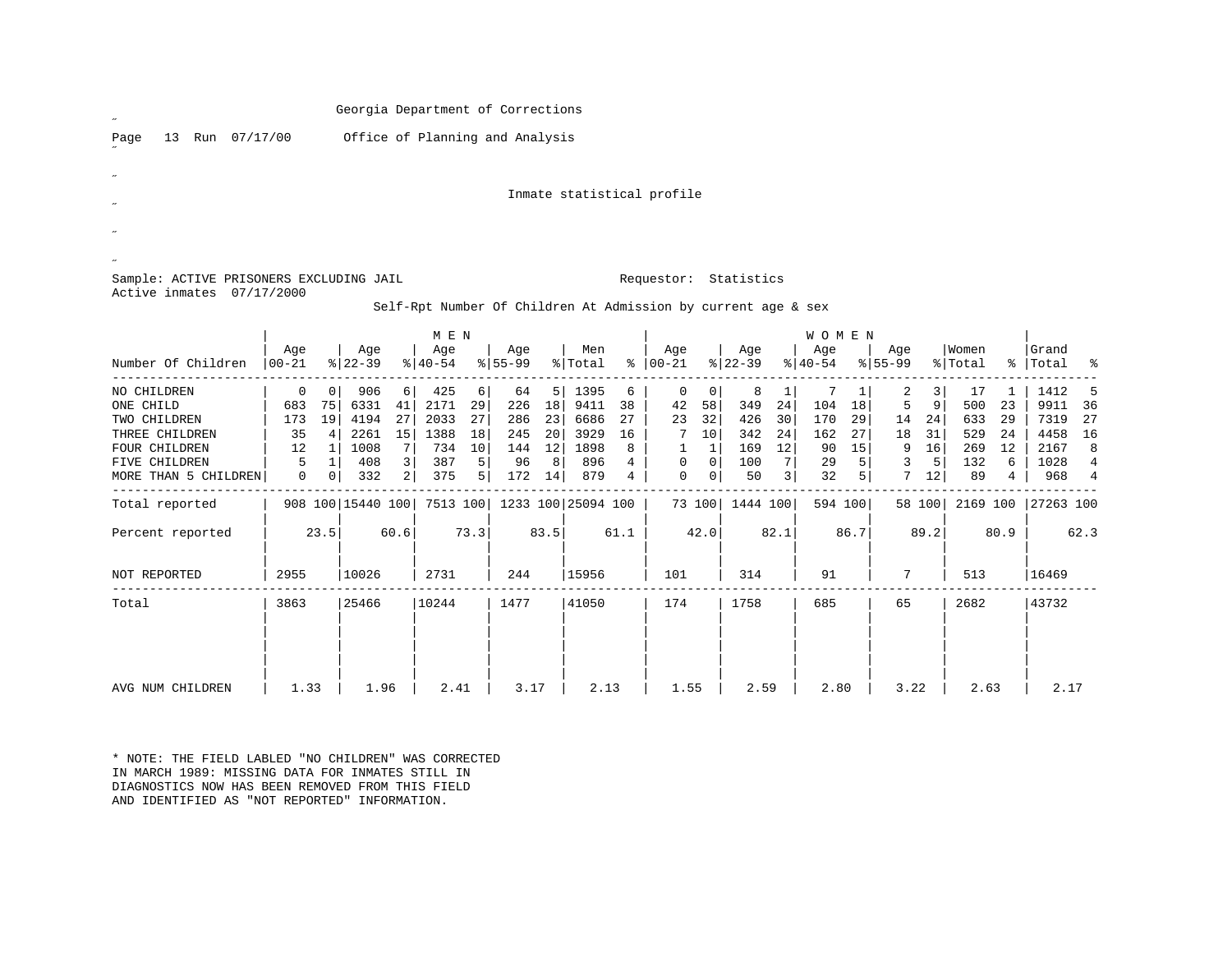Georgia Department of Corrections

Office of Planning and Analysis

Inmate statistical profile

Sample: ACTIVE PRISONERS EXCLUDING JAIL    Requestor: Statistics

Active inmates 07/17/2000

Self-Rpt Number Of Children At Admission by current age & sex

| Number Of Children | MEN Age 00-21 | % | Age 22-39 | % | Age 40-54 | % | Age 55-99 | % | Men Total | % | WOMEN Age 00-21 | % | Age 22-39 | % | Age 40-54 | % | Age 55-99 | % | Women Total | % | Grand Total | % |
|---|---|---|---|---|---|---|---|---|---|---|---|---|---|---|---|---|---|---|---|---|---|---|
| NO CHILDREN | 0 | 0 | 906 | 6 | 425 | 6 | 64 | 5 | 1395 | 6 | 0 | 0 | 8 | 1 | 7 | 1 | 2 | 3 | 17 | 1 | 1412 | 5 |
| ONE CHILD | 683 | 75 | 6331 | 41 | 2171 | 29 | 226 | 18 | 9411 | 38 | 42 | 58 | 349 | 24 | 104 | 18 | 5 | 9 | 500 | 23 | 9911 | 36 |
| TWO CHILDREN | 173 | 19 | 4194 | 27 | 2033 | 27 | 286 | 23 | 6686 | 27 | 23 | 32 | 426 | 30 | 170 | 29 | 14 | 24 | 633 | 29 | 7319 | 27 |
| THREE CHILDREN | 35 | 4 | 2261 | 15 | 1388 | 18 | 245 | 20 | 3929 | 16 | 7 | 10 | 342 | 24 | 162 | 27 | 18 | 31 | 529 | 24 | 4458 | 16 |
| FOUR CHILDREN | 12 | 1 | 1008 | 7 | 734 | 10 | 144 | 12 | 1898 | 8 | 1 | 1 | 169 | 12 | 90 | 15 | 9 | 16 | 269 | 12 | 2167 | 8 |
| FIVE CHILDREN | 5 | 1 | 408 | 3 | 387 | 5 | 96 | 8 | 896 | 4 | 0 | 0 | 100 | 7 | 29 | 5 | 3 | 5 | 132 | 6 | 1028 | 4 |
| MORE THAN 5 CHILDREN | 0 | 0 | 332 | 2 | 375 | 5 | 172 | 14 | 879 | 4 | 0 | 0 | 50 | 3 | 32 | 5 | 7 | 12 | 89 | 4 | 968 | 4 |
| Total reported | 908 | 100 | 15440 | 100 | 7513 | 100 | 1233 | 100 | 25094 | 100 | 73 | 100 | 1444 | 100 | 594 | 100 | 58 | 100 | 2169 | 100 | 27263 | 100 |
| Percent reported | | 23.5 | | 60.6 | | 73.3 | | 83.5 | | 61.1 | | 42.0 | | 82.1 | | 86.7 | | 89.2 | | 80.9 | | 62.3 |
| NOT REPORTED | 2955 | | 10026 | | 2731 | | 244 | | 15956 | | 101 | | 314 | | 91 | | 7 | | 513 | | 16469 | |
| Total | 3863 | | 25466 | | 10244 | | 1477 | | 41050 | | 174 | | 1758 | | 685 | | 65 | | 2682 | | 43732 | |
| AVG NUM CHILDREN | 1.33 | | 1.96 | | 2.41 | | 3.17 | | 2.13 | | 1.55 | | 2.59 | | 2.80 | | 3.22 | | 2.63 | | 2.17 | |

* NOTE: THE FIELD LABLED "NO CHILDREN" WAS CORRECTED IN MARCH 1989: MISSING DATA FOR INMATES STILL IN DIAGNOSTICS NOW HAS BEEN REMOVED FROM THIS FIELD AND IDENTIFIED AS "NOT REPORTED" INFORMATION.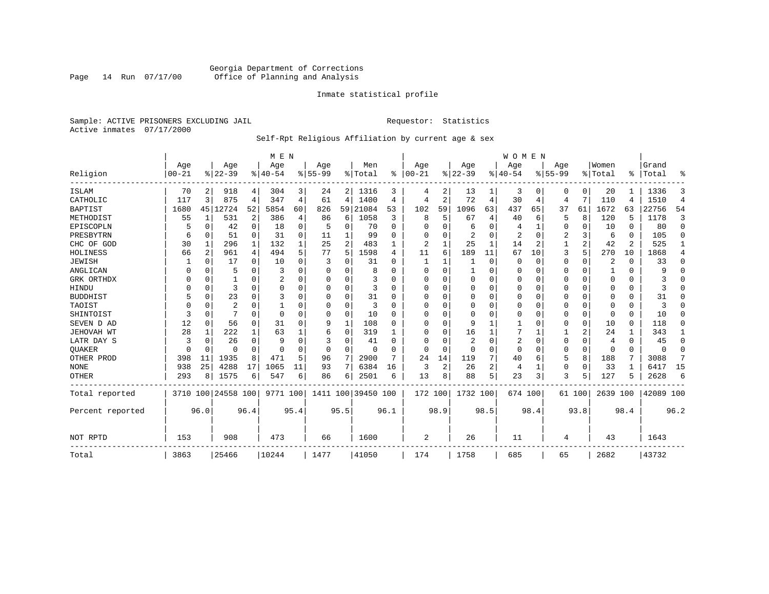Georgia Department of Corrections
Office of Planning and Analysis

Inmate statistical profile

Sample: ACTIVE PRISONERS EXCLUDING JAIL　　Requestor: Statistics
Active inmates 07/17/2000

Self-Rpt Religious Affiliation by current age & sex

| Religion | MEN Age 00-21 | % | Age 22-39 | % | Age 40-54 | % | Age 55-99 | % | Men Total | % | WOMEN Age 00-21 | % | Age 22-39 | % | Age 40-54 | % | Age 55-99 | % | Women Total | % | Grand Total | % |
|---|---|---|---|---|---|---|---|---|---|---|---|---|---|---|---|---|---|---|---|---|---|---|
| ISLAM | 70 | 2 | 918 | 4 | 304 | 3 | 24 | 2 | 1316 | 3 | 4 | 2 | 13 | 1 | 3 | 0 | 0 | 0 | 20 | 1 | 1336 | 3 |
| CATHOLIC | 117 | 3 | 875 | 4 | 347 | 4 | 61 | 4 | 1400 | 4 | 4 | 2 | 72 | 4 | 30 | 4 | 4 | 7 | 110 | 4 | 1510 | 4 |
| BAPTIST | 1680 | 45 | 12724 | 52 | 5854 | 60 | 826 | 59 | 21084 | 53 | 102 | 59 | 1096 | 63 | 437 | 65 | 37 | 61 | 1672 | 63 | 22756 | 54 |
| METHODIST | 55 | 1 | 531 | 2 | 386 | 4 | 86 | 6 | 1058 | 3 | 8 | 5 | 67 | 4 | 40 | 6 | 5 | 8 | 120 | 5 | 1178 | 3 |
| EPISCOPLN | 5 | 0 | 42 | 0 | 18 | 0 | 5 | 0 | 70 | 0 | 0 | 0 | 6 | 0 | 4 | 1 | 0 | 0 | 10 | 0 | 80 | 0 |
| PRESBYTRN | 6 | 0 | 51 | 0 | 31 | 0 | 11 | 1 | 99 | 0 | 0 | 0 | 2 | 0 | 2 | 0 | 2 | 3 | 6 | 0 | 105 | 0 |
| CHC OF GOD | 30 | 1 | 296 | 1 | 132 | 1 | 25 | 2 | 483 | 1 | 2 | 1 | 25 | 1 | 14 | 2 | 1 | 2 | 42 | 2 | 525 | 1 |
| HOLINESS | 66 | 2 | 961 | 4 | 494 | 5 | 77 | 5 | 1598 | 4 | 11 | 6 | 189 | 11 | 67 | 10 | 3 | 5 | 270 | 10 | 1868 | 4 |
| JEWISH | 1 | 0 | 17 | 0 | 10 | 0 | 3 | 0 | 31 | 0 | 1 | 1 | 1 | 0 | 0 | 0 | 0 | 0 | 2 | 0 | 33 | 0 |
| ANGLICAN | 0 | 0 | 5 | 0 | 3 | 0 | 0 | 0 | 8 | 0 | 0 | 0 | 1 | 0 | 0 | 0 | 0 | 0 | 1 | 0 | 9 | 0 |
| GRK ORTHDX | 0 | 0 | 1 | 0 | 2 | 0 | 0 | 0 | 3 | 0 | 0 | 0 | 0 | 0 | 0 | 0 | 0 | 0 | 0 | 0 | 3 | 0 |
| HINDU | 0 | 0 | 3 | 0 | 0 | 0 | 0 | 0 | 3 | 0 | 0 | 0 | 0 | 0 | 0 | 0 | 0 | 0 | 0 | 0 | 3 | 0 |
| BUDDHIST | 5 | 0 | 23 | 0 | 3 | 0 | 0 | 0 | 31 | 0 | 0 | 0 | 0 | 0 | 0 | 0 | 0 | 0 | 0 | 0 | 31 | 0 |
| TAOIST | 0 | 0 | 2 | 0 | 1 | 0 | 0 | 0 | 3 | 0 | 0 | 0 | 0 | 0 | 0 | 0 | 0 | 0 | 0 | 0 | 3 | 0 |
| SHINTOIST | 3 | 0 | 7 | 0 | 0 | 0 | 0 | 0 | 10 | 0 | 0 | 0 | 0 | 0 | 0 | 0 | 0 | 0 | 0 | 0 | 10 | 0 |
| SEVEN D AD | 12 | 0 | 56 | 0 | 31 | 0 | 9 | 1 | 108 | 0 | 0 | 0 | 9 | 1 | 1 | 0 | 0 | 0 | 10 | 0 | 118 | 0 |
| JEHOVAH WT | 28 | 1 | 222 | 1 | 63 | 1 | 6 | 0 | 319 | 1 | 0 | 0 | 16 | 1 | 7 | 1 | 1 | 2 | 24 | 1 | 343 | 1 |
| LATR DAY S | 3 | 0 | 26 | 0 | 9 | 0 | 3 | 0 | 41 | 0 | 0 | 0 | 2 | 0 | 2 | 0 | 0 | 0 | 4 | 0 | 45 | 0 |
| QUAKER | 0 | 0 | 0 | 0 | 0 | 0 | 0 | 0 | 0 | 0 | 0 | 0 | 0 | 0 | 0 | 0 | 0 | 0 | 0 | 0 | 0 | 0 |
| OTHER PROD | 398 | 11 | 1935 | 8 | 471 | 5 | 96 | 7 | 2900 | 7 | 24 | 14 | 119 | 7 | 40 | 6 | 5 | 8 | 188 | 7 | 3088 | 7 |
| NONE | 938 | 25 | 4288 | 17 | 1065 | 11 | 93 | 7 | 6384 | 16 | 3 | 2 | 26 | 2 | 4 | 1 | 0 | 0 | 33 | 1 | 6417 | 15 |
| OTHER | 293 | 8 | 1575 | 6 | 547 | 6 | 86 | 6 | 2501 | 6 | 13 | 8 | 88 | 5 | 23 | 3 | 3 | 5 | 127 | 5 | 2628 | 6 |
| Total reported | 3710 | 100 | 24558 | 100 | 9771 | 100 | 1411 | 100 | 39450 | 100 | 172 | 100 | 1732 | 100 | 674 | 100 | 61 | 100 | 2639 | 100 | 42089 | 100 |
| Percent reported | | 96.0 | | 96.4 | | 95.4 | | 95.5 | | 96.1 | | 98.9 | | 98.5 | | 98.4 | | 93.8 | | 98.4 | | 96.2 |
| NOT RPTD | 153 | | 908 | | 473 | | 66 | | 1600 | | 2 | | 26 | | 11 | | 4 | | 43 | | 1643 | |
| Total | 3863 | | 25466 | | 10244 | | 1477 | | 41050 | | 174 | | 1758 | | 685 | | 65 | | 2682 | | 43732 | |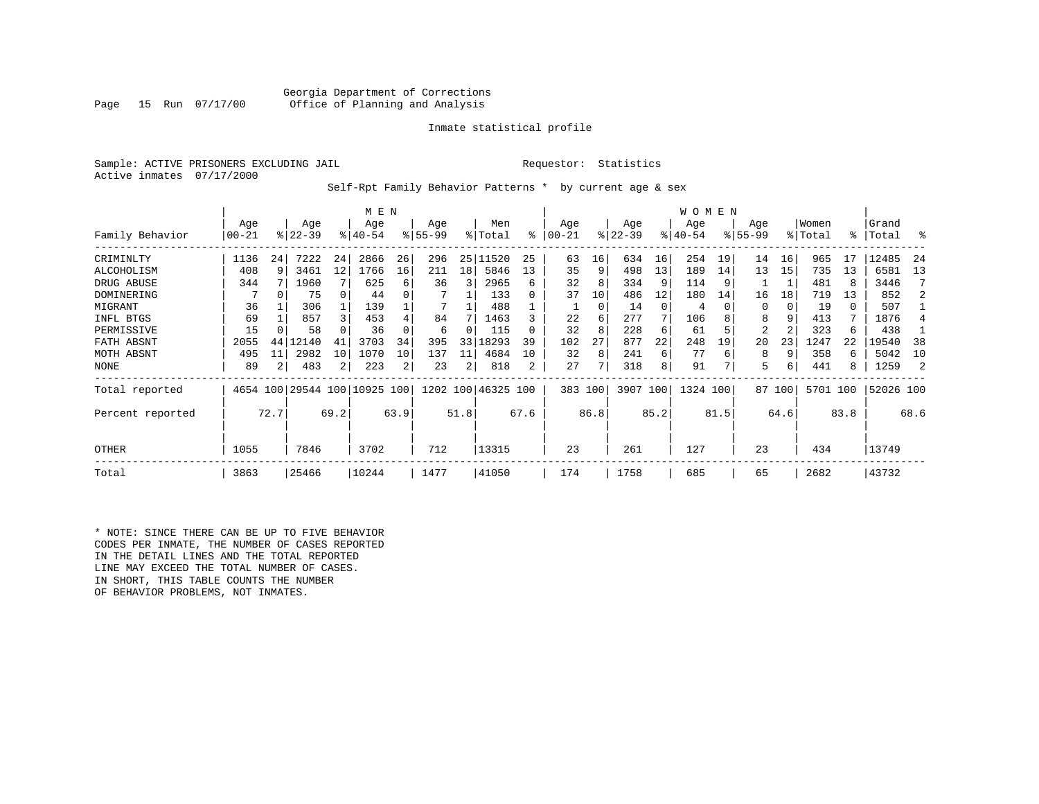Georgia Department of Corrections
Office of Planning and Analysis

Inmate statistical profile

Sample: ACTIVE PRISONERS EXCLUDING JAIL

Requestor: Statistics

Active inmates 07/17/2000

Self-Rpt Family Behavior Patterns * by current age & sex

| Family Behavior | MEN Age 00-21 | % | Age 22-39 | % | Age 40-54 | % | Age 55-99 | % | Men Total | % | WOMEN Age 00-21 | % | Age 22-39 | % | Age 40-54 | % | Age 55-99 | % | Women Total | % | Grand Total | % |
|---|---|---|---|---|---|---|---|---|---|---|---|---|---|---|---|---|---|---|---|---|---|---|
| CRIMINLTY | 1136 | 24 | 7222 | 24 | 2866 | 26 | 296 | 25 | 11520 | 25 | 63 | 16 | 634 | 16 | 254 | 19 | 14 | 16 | 965 | 17 | 12485 | 24 |
| ALCOHOLISM | 408 | 9 | 3461 | 12 | 1766 | 16 | 211 | 18 | 5846 | 13 | 35 | 9 | 498 | 13 | 189 | 14 | 13 | 15 | 735 | 13 | 6581 | 13 |
| DRUG ABUSE | 344 | 7 | 1960 | 7 | 625 | 6 | 36 | 3 | 2965 | 6 | 32 | 8 | 334 | 9 | 114 | 9 | 1 | 1 | 481 | 8 | 3446 | 7 |
| DOMINERING | 7 | 0 | 75 | 0 | 44 | 0 | 7 | 1 | 133 | 0 | 37 | 10 | 486 | 12 | 180 | 14 | 16 | 18 | 719 | 13 | 852 | 2 |
| MIGRANT | 36 | 1 | 306 | 1 | 139 | 1 | 7 | 1 | 488 | 1 | 1 | 0 | 14 | 0 | 4 | 0 | 0 | 0 | 19 | 0 | 507 | 1 |
| INFL BTGS | 69 | 1 | 857 | 3 | 453 | 4 | 84 | 7 | 1463 | 3 | 22 | 6 | 277 | 7 | 106 | 8 | 8 | 9 | 413 | 7 | 1876 | 4 |
| PERMISSIVE | 15 | 0 | 58 | 0 | 36 | 0 | 6 | 0 | 115 | 0 | 32 | 8 | 228 | 6 | 61 | 5 | 2 | 2 | 323 | 6 | 438 | 1 |
| FATH ABSNT | 2055 | 44 | 12140 | 41 | 3703 | 34 | 395 | 33 | 18293 | 39 | 102 | 27 | 877 | 22 | 248 | 19 | 20 | 23 | 1247 | 22 | 19540 | 38 |
| MOTH ABSNT | 495 | 11 | 2982 | 10 | 1070 | 10 | 137 | 11 | 4684 | 10 | 32 | 8 | 241 | 6 | 77 | 6 | 8 | 9 | 358 | 6 | 5042 | 10 |
| NONE | 89 | 2 | 483 | 2 | 223 | 2 | 23 | 2 | 818 | 2 | 27 | 7 | 318 | 8 | 91 | 7 | 5 | 6 | 441 | 8 | 1259 | 2 |
| Total reported | 4654 | 100 | 29544 | 100 | 10925 | 100 | 1202 | 100 | 46325 | 100 | 383 | 100 | 3907 | 100 | 1324 | 100 | 87 | 100 | 5701 | 100 | 52026 | 100 |
| Percent reported | | 72.7 | | 69.2 | | 63.9 | | 51.8 | | 67.6 | | 86.8 | | 85.2 | | 81.5 | | 64.6 | | 83.8 | | 68.6 |
| OTHER | 1055 | | 7846 | | 3702 | | 712 | | 13315 | | 23 | | 261 | | 127 | | 23 | | 434 | | 13749 | |
| Total | 3863 | | 25466 | | 10244 | | 1477 | | 41050 | | 174 | | 1758 | | 685 | | 65 | | 2682 | | 43732 | |

* NOTE: SINCE THERE CAN BE UP TO FIVE BEHAVIOR CODES PER INMATE, THE NUMBER OF CASES REPORTED IN THE DETAIL LINES AND THE TOTAL REPORTED LINE MAY EXCEED THE TOTAL NUMBER OF CASES. IN SHORT, THIS TABLE COUNTS THE NUMBER OF BEHAVIOR PROBLEMS, NOT INMATES.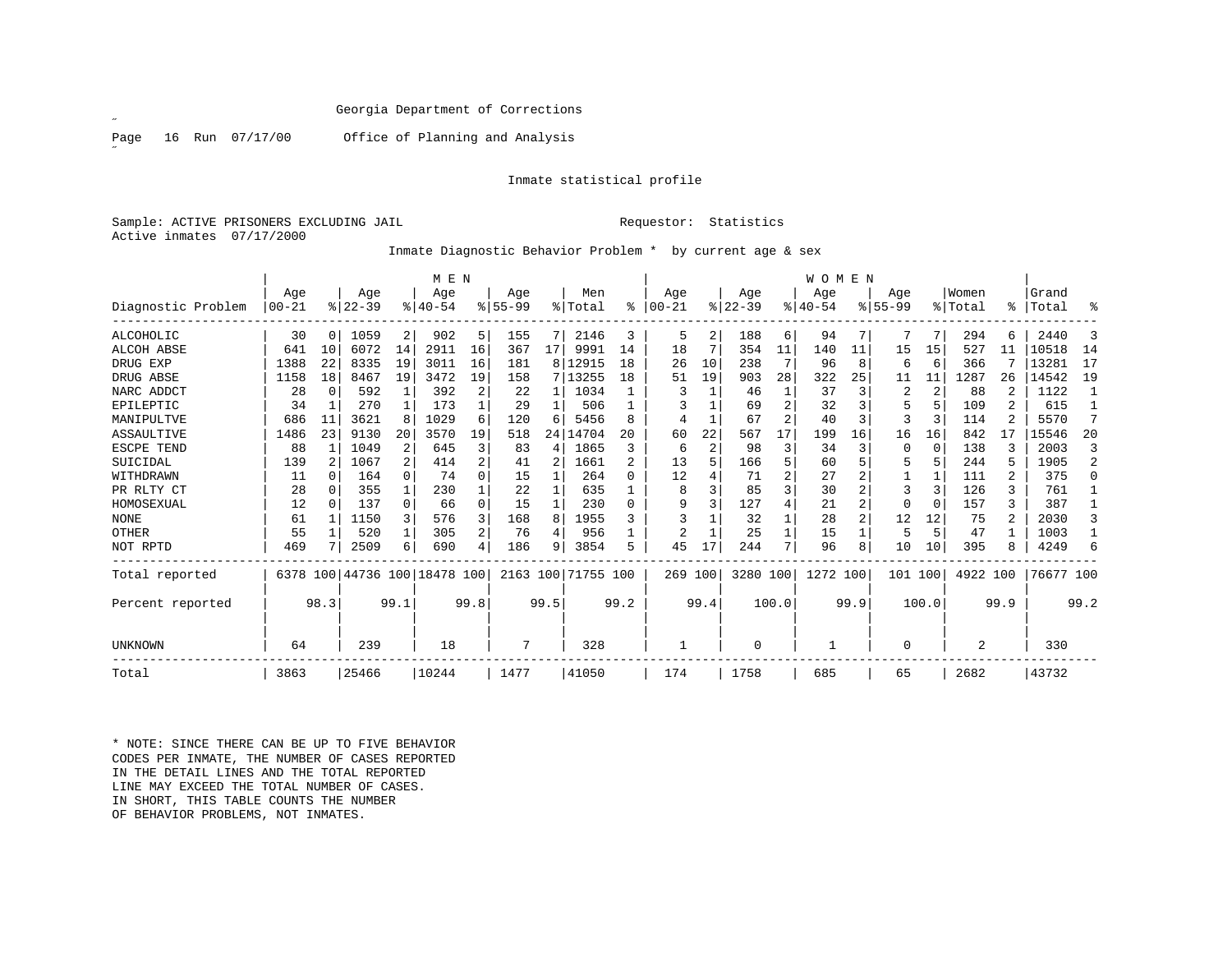Georgia Department of Corrections

Office of Planning and Analysis

Inmate statistical profile

Sample: ACTIVE PRISONERS EXCLUDING JAIL

Requestor: Statistics

Active inmates 07/17/2000

Inmate Diagnostic Behavior Problem * by current age & sex

| Diagnostic Problem | MEN Age 00-21 | % | Age 22-39 | % | Age 40-54 | % | Age 55-99 | % | Men Total | % | WOMEN Age 00-21 | % | Age 22-39 | % | Age 40-54 | % | Age 55-99 | % | Women Total | % | Grand Total | % |
|---|---|---|---|---|---|---|---|---|---|---|---|---|---|---|---|---|---|---|---|---|---|---|
| ALCOHOLIC | 30 | 0 | 1059 | 2 | 902 | 5 | 155 | 7 | 2146 | 3 | 5 | 2 | 188 | 6 | 94 | 7 | 7 | 7 | 294 | 6 | 2440 | 3 |
| ALCOH ABSE | 641 | 10 | 6072 | 14 | 2911 | 16 | 367 | 17 | 9991 | 14 | 18 | 7 | 354 | 11 | 140 | 11 | 15 | 15 | 527 | 11 | 10518 | 14 |
| DRUG EXP | 1388 | 22 | 8335 | 19 | 3011 | 16 | 181 | 8 | 12915 | 18 | 26 | 10 | 238 | 7 | 96 | 8 | 6 | 6 | 366 | 7 | 13281 | 17 |
| DRUG ABSE | 1158 | 18 | 8467 | 19 | 3472 | 19 | 158 | 7 | 13255 | 18 | 51 | 19 | 903 | 28 | 322 | 25 | 11 | 11 | 1287 | 26 | 14542 | 19 |
| NARC ADDCT | 28 | 0 | 592 | 1 | 392 | 2 | 22 | 1 | 1034 | 1 | 3 | 1 | 46 | 1 | 37 | 3 | 2 | 2 | 88 | 2 | 1122 | 1 |
| EPILEPTIC | 34 | 1 | 270 | 1 | 173 | 1 | 29 | 1 | 506 | 1 | 3 | 1 | 69 | 2 | 32 | 3 | 5 | 5 | 109 | 2 | 615 | 1 |
| MANIPULTVE | 686 | 11 | 3621 | 8 | 1029 | 6 | 120 | 6 | 5456 | 8 | 4 | 1 | 67 | 2 | 40 | 3 | 3 | 3 | 114 | 2 | 5570 | 7 |
| ASSAULTIVE | 1486 | 23 | 9130 | 20 | 3570 | 19 | 518 | 24 | 14704 | 20 | 60 | 22 | 567 | 17 | 199 | 16 | 16 | 16 | 842 | 17 | 15546 | 20 |
| ESCPE TEND | 88 | 1 | 1049 | 2 | 645 | 3 | 83 | 4 | 1865 | 3 | 6 | 2 | 98 | 3 | 34 | 3 | 0 | 0 | 138 | 3 | 2003 | 3 |
| SUICIDAL | 139 | 2 | 1067 | 2 | 414 | 2 | 41 | 2 | 1661 | 2 | 13 | 5 | 166 | 5 | 60 | 5 | 5 | 5 | 244 | 5 | 1905 | 2 |
| WITHDRAWN | 11 | 0 | 164 | 0 | 74 | 0 | 15 | 1 | 264 | 0 | 12 | 4 | 71 | 2 | 27 | 2 | 1 | 1 | 111 | 2 | 375 | 0 |
| PR RLTY CT | 28 | 0 | 355 | 1 | 230 | 1 | 22 | 1 | 635 | 1 | 8 | 3 | 85 | 3 | 30 | 2 | 3 | 3 | 126 | 3 | 761 | 1 |
| HOMOSEXUAL | 12 | 0 | 137 | 0 | 66 | 0 | 15 | 1 | 230 | 0 | 9 | 3 | 127 | 4 | 21 | 2 | 0 | 0 | 157 | 3 | 387 | 1 |
| NONE | 61 | 1 | 1150 | 3 | 576 | 3 | 168 | 8 | 1955 | 3 | 3 | 1 | 32 | 1 | 28 | 2 | 12 | 12 | 75 | 2 | 2030 | 3 |
| OTHER | 55 | 1 | 520 | 1 | 305 | 2 | 76 | 4 | 956 | 1 | 2 | 1 | 25 | 1 | 15 | 1 | 5 | 5 | 47 | 1 | 1003 | 1 |
| NOT RPTD | 469 | 7 | 2509 | 6 | 690 | 4 | 186 | 9 | 3854 | 5 | 45 | 17 | 244 | 7 | 96 | 8 | 10 | 10 | 395 | 8 | 4249 | 6 |
| Total reported | 6378 | 100 | 44736 | 100 | 18478 | 100 | 2163 | 100 | 71755 | 100 | 269 | 100 | 3280 | 100 | 1272 | 100 | 101 | 100 | 4922 | 100 | 76677 | 100 |
| Percent reported | | 98.3 | | 99.1 | | 99.8 | | 99.5 | | 99.2 | | 99.4 | | 100.0 | | 99.9 | | 100.0 | | 99.9 | | 99.2 |
| UNKNOWN | 64 | | 239 | | 18 | | 7 | | 328 | | 1 | | 0 | | 1 | | 0 | | 2 | | 330 | |
| Total | 3863 | | 25466 | | 10244 | | 1477 | | 41050 | | 174 | | 1758 | | 685 | | 65 | | 2682 | | 43732 | |

* NOTE: SINCE THERE CAN BE UP TO FIVE BEHAVIOR CODES PER INMATE, THE NUMBER OF CASES REPORTED IN THE DETAIL LINES AND THE TOTAL REPORTED LINE MAY EXCEED THE TOTAL NUMBER OF CASES. IN SHORT, THIS TABLE COUNTS THE NUMBER OF BEHAVIOR PROBLEMS, NOT INMATES.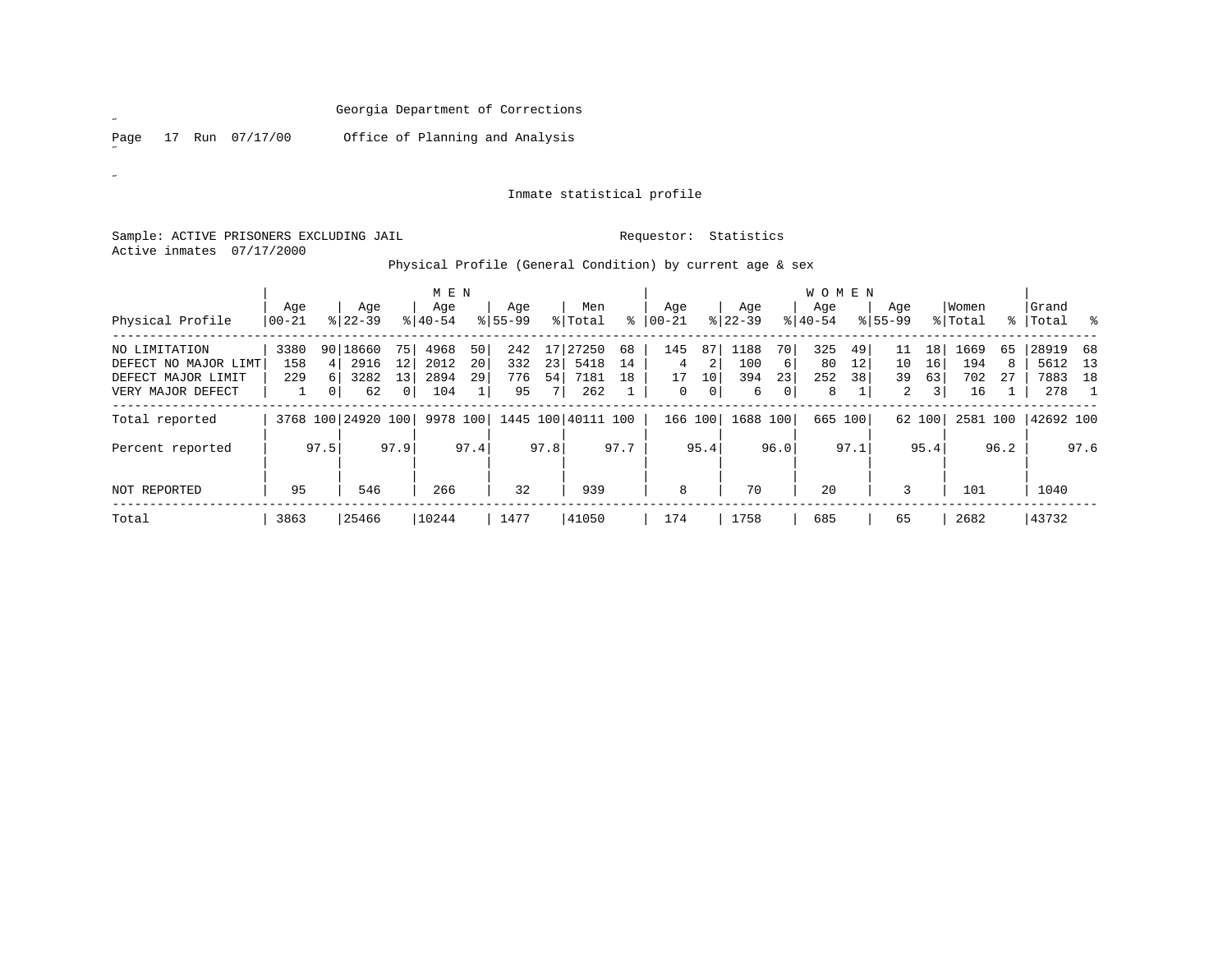Georgia Department of Corrections

Page 17 Run 07/17/00 Office of Planning and Analysis

Inmate statistical profile

Sample: ACTIVE PRISONERS EXCLUDING JAIL    Requestor: Statistics
Active inmates 07/17/2000

Physical Profile (General Condition) by current age & sex

| | MEN | | | | | | | | | | WOMEN | | | | | | | | | | | |
|---|---|---|---|---|---|---|---|---|---|---|---|---|---|---|---|---|---|---|---|---|---|---|
| Physical Profile | Age 00-21 | % | Age 22-39 | % | Age 40-54 | % | Age 55-99 | % | Men Total | % | Age 00-21 | % | Age 22-39 | % | Age 40-54 | % | Age 55-99 | % | Women Total | % | Grand Total | % |
| NO LIMITATION | 3380 | 90 | 18660 | 75 | 4968 | 50 | 242 | 17 | 27250 | 68 | 145 | 87 | 1188 | 70 | 325 | 49 | 11 | 18 | 1669 | 65 | 28919 | 68 |
| DEFECT NO MAJOR LIMT | 158 | 4 | 2916 | 12 | 2012 | 20 | 332 | 23 | 5418 | 14 | 4 | 2 | 100 | 6 | 80 | 12 | 10 | 16 | 194 | 8 | 5612 | 13 |
| DEFECT MAJOR LIMIT | 229 | 6 | 3282 | 13 | 2894 | 29 | 776 | 54 | 7181 | 18 | 17 | 10 | 394 | 23 | 252 | 38 | 39 | 63 | 702 | 27 | 7883 | 18 |
| VERY MAJOR DEFECT | 1 | 0 | 62 | 0 | 104 | 1 | 95 | 7 | 262 | 1 | 0 | 0 | 6 | 0 | 8 | 1 | 2 | 3 | 16 | 1 | 278 | 1 |
| Total reported | 3768 | 100 | 24920 | 100 | 9978 | 100 | 1445 | 100 | 40111 | 100 | 166 | 100 | 1688 | 100 | 665 | 100 | 62 | 100 | 2581 | 100 | 42692 | 100 |
| Percent reported | | 97.5 | | 97.9 | | 97.4 | | 97.8 | | 97.7 | | 95.4 | | 96.0 | | 97.1 | | 95.4 | | 96.2 | | 97.6 |
| NOT REPORTED | 95 | | 546 | | 266 | | 32 | | 939 | | 8 | | 70 | | 20 | | 3 | | 101 | | 1040 | |
| Total | 3863 | | 25466 | | 10244 | | 1477 | | 41050 | | 174 | | 1758 | | 685 | | 65 | | 2682 | | 43732 | |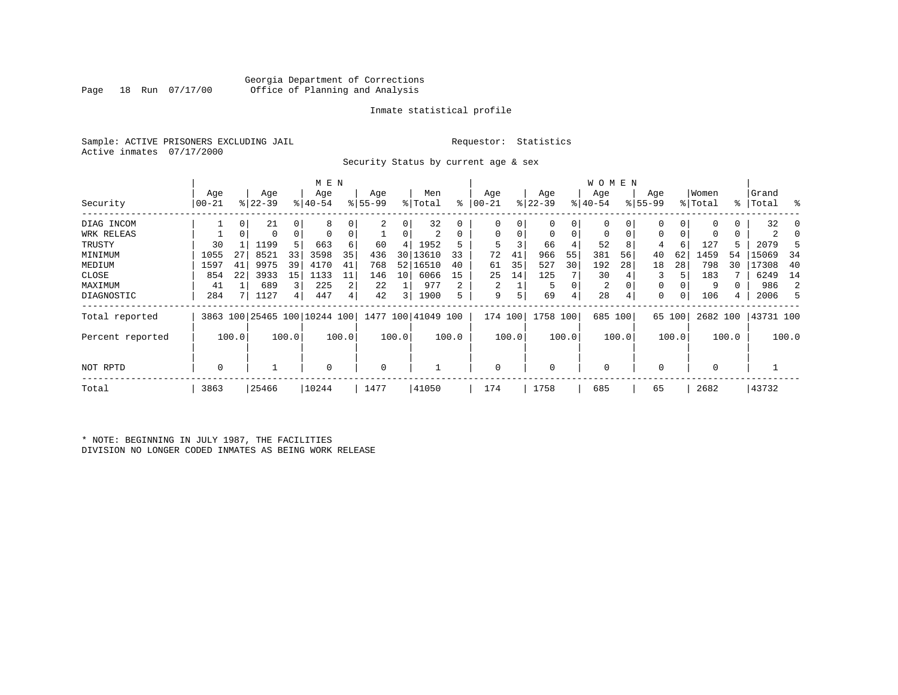Georgia Department of Corrections
Office of Planning and Analysis

Inmate statistical profile

Sample: ACTIVE PRISONERS EXCLUDING JAIL
Active inmates 07/17/2000

Requestor: Statistics

Security Status by current age & sex

| Security | MEN Age 00-21 | % | Age 22-39 | % | Age 40-54 | % | Age 55-99 | % | Men Total | % | WOMEN Age 00-21 | % | Age 22-39 | % | Age 40-54 | % | Age 55-99 | % | Women Total | % | Grand Total | % |
|---|---|---|---|---|---|---|---|---|---|---|---|---|---|---|---|---|---|---|---|---|---|---|
| DIAG INCOM | 1 | 0 | 21 | 0 | 8 | 0 | 2 | 0 | 32 | 0 | 0 | 0 | 0 | 0 | 0 | 0 | 0 | 0 | 0 | 0 | 32 | 0 |
| WRK RELEAS | 1 | 0 | 0 | 0 | 0 | 0 | 1 | 0 | 2 | 0 | 0 | 0 | 0 | 0 | 0 | 0 | 0 | 0 | 0 | 0 | 2 | 0 |
| TRUSTY | 30 | 1 | 1199 | 5 | 663 | 6 | 60 | 4 | 1952 | 5 | 5 | 3 | 66 | 4 | 52 | 8 | 4 | 6 | 127 | 5 | 2079 | 5 |
| MINIMUM | 1055 | 27 | 8521 | 33 | 3598 | 35 | 436 | 30 | 13610 | 33 | 72 | 41 | 966 | 55 | 381 | 56 | 40 | 62 | 1459 | 54 | 15069 | 34 |
| MEDIUM | 1597 | 41 | 9975 | 39 | 4170 | 41 | 768 | 52 | 16510 | 40 | 61 | 35 | 527 | 30 | 192 | 28 | 18 | 28 | 798 | 30 | 17308 | 40 |
| CLOSE | 854 | 22 | 3933 | 15 | 1133 | 11 | 146 | 10 | 6066 | 15 | 25 | 14 | 125 | 7 | 30 | 4 | 3 | 5 | 183 | 7 | 6249 | 14 |
| MAXIMUM | 41 | 1 | 689 | 3 | 225 | 2 | 22 | 1 | 977 | 2 | 2 | 1 | 5 | 0 | 2 | 0 | 0 | 0 | 9 | 0 | 986 | 2 |
| DIAGNOSTIC | 284 | 7 | 1127 | 4 | 447 | 4 | 42 | 3 | 1900 | 5 | 9 | 5 | 69 | 4 | 28 | 4 | 0 | 0 | 106 | 4 | 2006 | 5 |
| Total reported | 3863 | 100 | 25465 | 100 | 10244 | 100 | 1477 | 100 | 41049 | 100 | 174 | 100 | 1758 | 100 | 685 | 100 | 65 | 100 | 2682 | 100 | 43731 | 100 |
| Percent reported | | 100.0 | | 100.0 | | 100.0 | | 100.0 | | 100.0 | | 100.0 | | 100.0 | | 100.0 | | 100.0 | | 100.0 | | 100.0 |
| NOT RPTD | 0 | | 1 | | 0 | | 0 | | 1 | | 0 | | 0 | | 0 | | 0 | | 0 | | 1 | |
| Total | 3863 | | 25466 | | 10244 | | 1477 | | 41050 | | 174 | | 1758 | | 685 | | 65 | | 2682 | | 43732 | |

* NOTE: BEGINNING IN JULY 1987, THE FACILITIES DIVISION NO LONGER CODED INMATES AS BEING WORK RELEASE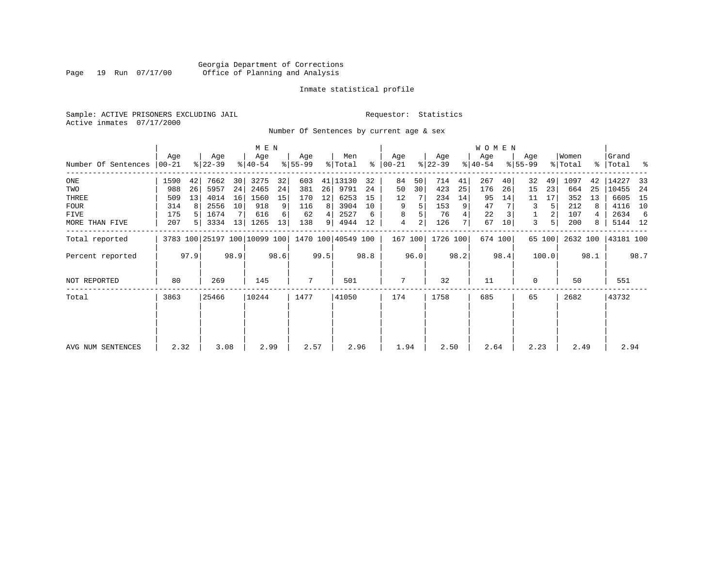Georgia Department of Corrections
Office of Planning and Analysis

Inmate statistical profile

Sample: ACTIVE PRISONERS EXCLUDING JAIL
Active inmates 07/17/2000

Requestor: Statistics

Number Of Sentences by current age & sex

| Number Of Sentences | MEN Age 00-21 | % | Age 22-39 | % | Age 40-54 | % | Age 55-99 | % | Men Total | % | WOMEN Age 00-21 | % | Age 22-39 | % | Age 40-54 | % | Age 55-99 | % | Women Total | % | Grand Total | % |
|---|---|---|---|---|---|---|---|---|---|---|---|---|---|---|---|---|---|---|---|---|---|---|
| ONE | 1590 | 42 | 7662 | 30 | 3275 | 32 | 603 | 41 | 13130 | 32 | 84 | 50 | 714 | 41 | 267 | 40 | 32 | 49 | 1097 | 42 | 14227 | 33 |
| TWO | 988 | 26 | 5957 | 24 | 2465 | 24 | 381 | 26 | 9791 | 24 | 50 | 30 | 423 | 25 | 176 | 26 | 15 | 23 | 664 | 25 | 10455 | 24 |
| THREE | 509 | 13 | 4014 | 16 | 1560 | 15 | 170 | 12 | 6253 | 15 | 12 | 7 | 234 | 14 | 95 | 14 | 11 | 17 | 352 | 13 | 6605 | 15 |
| FOUR | 314 | 8 | 2556 | 10 | 918 | 9 | 116 | 8 | 3904 | 10 | 9 | 5 | 153 | 9 | 47 | 7 | 3 | 5 | 212 | 8 | 4116 | 10 |
| FIVE | 175 | 5 | 1674 | 7 | 616 | 6 | 62 | 4 | 2527 | 6 | 8 | 5 | 76 | 4 | 22 | 3 | 1 | 2 | 107 | 4 | 2634 | 6 |
| MORE THAN FIVE | 207 | 5 | 3334 | 13 | 1265 | 13 | 138 | 9 | 4944 | 12 | 4 | 2 | 126 | 7 | 67 | 10 | 3 | 5 | 200 | 8 | 5144 | 12 |
| Total reported | 3783 | 100 | 25197 | 100 | 10099 | 100 | 1470 | 100 | 40549 | 100 | 167 | 100 | 1726 | 100 | 674 | 100 | 65 | 100 | 2632 | 100 | 43181 | 100 |
| Percent reported | | 97.9 | | 98.9 | | 98.6 | | 99.5 | | 98.8 | | 96.0 | | 98.2 | | 98.4 | | 100.0 | | 98.1 | | 98.7 |
| NOT REPORTED | 80 | | 269 | | 145 | | 7 | | 501 | | 7 | | 32 | | 11 | | 0 | | 50 | | 551 | |
| Total | 3863 | | 25466 | | 10244 | | 1477 | | 41050 | | 174 | | 1758 | | 685 | | 65 | | 2682 | | 43732 | |
| AVG NUM SENTENCES | 2.32 | | 3.08 | | 2.99 | | 2.57 | | 2.96 | | 1.94 | | 2.50 | | 2.64 | | 2.23 | | 2.49 | | 2.94 | |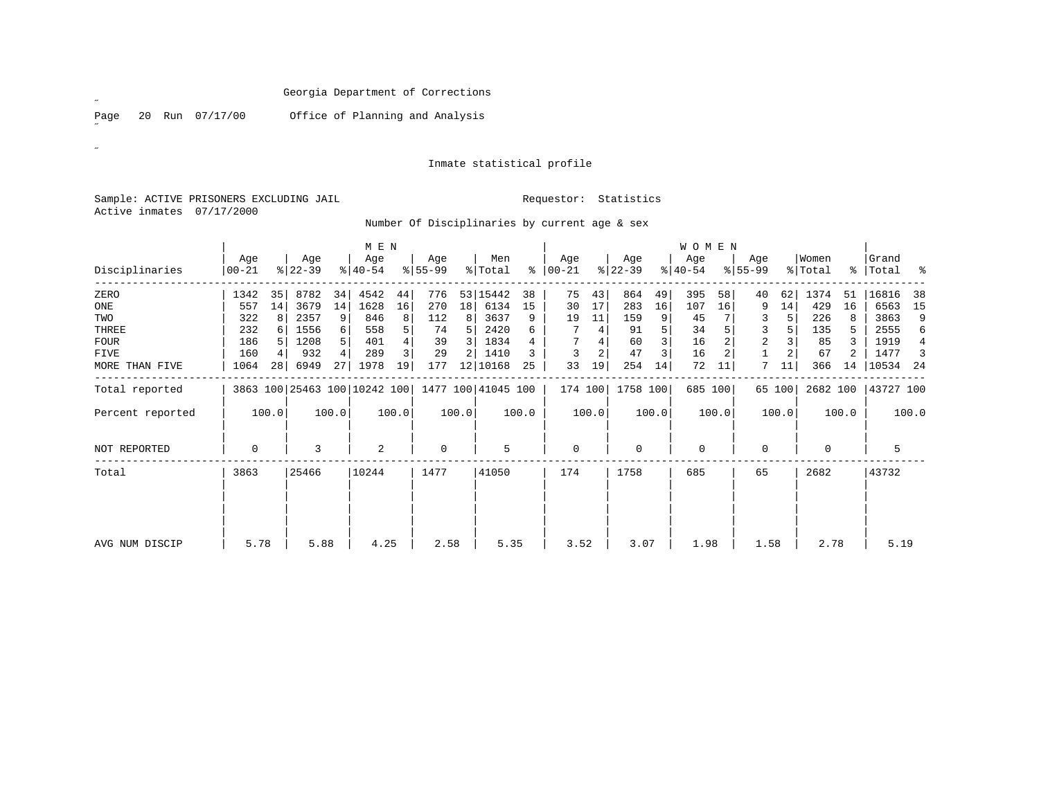Georgia Department of Corrections

Office of Planning and Analysis

Inmate statistical profile

Sample: ACTIVE PRISONERS EXCLUDING JAIL

Requestor: Statistics

Active inmates 07/17/2000

Number Of Disciplinaries by current age & sex

| Disciplinaries | MEN Age 00-21 | % | Age 22-39 | % | Age 40-54 | % | Age 55-99 | % | Men Total | % | WOMEN Age 00-21 | % | Age 22-39 | % | Age 40-54 | % | Age 55-99 | % | Women Total | % | Grand Total | % |
|---|---|---|---|---|---|---|---|---|---|---|---|---|---|---|---|---|---|---|---|---|---|---|
| ZERO | 1342 | 35 | 8782 | 34 | 4542 | 44 | 776 | 53 | 15442 | 38 | 75 | 43 | 864 | 49 | 395 | 58 | 40 | 62 | 1374 | 51 | 16816 | 38 |
| ONE | 557 | 14 | 3679 | 14 | 1628 | 16 | 270 | 18 | 6134 | 15 | 30 | 17 | 283 | 16 | 107 | 16 | 9 | 14 | 429 | 16 | 6563 | 15 |
| TWO | 322 | 8 | 2357 | 9 | 846 | 8 | 112 | 8 | 3637 | 9 | 19 | 11 | 159 | 9 | 45 | 7 | 3 | 5 | 226 | 8 | 3863 | 9 |
| THREE | 232 | 6 | 1556 | 6 | 558 | 5 | 74 | 5 | 2420 | 6 | 7 | 4 | 91 | 5 | 34 | 5 | 3 | 5 | 135 | 5 | 2555 | 6 |
| FOUR | 186 | 5 | 1208 | 5 | 401 | 4 | 39 | 3 | 1834 | 4 | 7 | 4 | 60 | 3 | 16 | 2 | 2 | 3 | 85 | 3 | 1919 | 4 |
| FIVE | 160 | 4 | 932 | 4 | 289 | 3 | 29 | 2 | 1410 | 3 | 3 | 2 | 47 | 3 | 16 | 2 | 1 | 2 | 67 | 2 | 1477 | 3 |
| MORE THAN FIVE | 1064 | 28 | 6949 | 27 | 1978 | 19 | 177 | 12 | 10168 | 25 | 33 | 19 | 254 | 14 | 72 | 11 | 7 | 11 | 366 | 14 | 10534 | 24 |
| Total reported | 3863 | 100 | 25463 | 100 | 10242 | 100 | 1477 | 100 | 41045 | 100 | 174 | 100 | 1758 | 100 | 685 | 100 | 65 | 100 | 2682 | 100 | 43727 | 100 |
| Percent reported | | 100.0 | | 100.0 | | 100.0 | | 100.0 | | 100.0 | | 100.0 | | 100.0 | | 100.0 | | 100.0 | | 100.0 | | 100.0 |
| NOT REPORTED | 0 | | 3 | | 2 | | 0 | | 5 | | 0 | | 0 | | 0 | | 0 | | 0 | | 5 | |
| Total | 3863 | | 25466 | | 10244 | | 1477 | | 41050 | | 174 | | 1758 | | 685 | | 65 | | 2682 | | 43732 | |
| AVG NUM DISCIP | 5.78 | | 5.88 | | 4.25 | | 2.58 | | 5.35 | | 3.52 | | 3.07 | | 1.98 | | 1.58 | | 2.78 | | 5.19 | |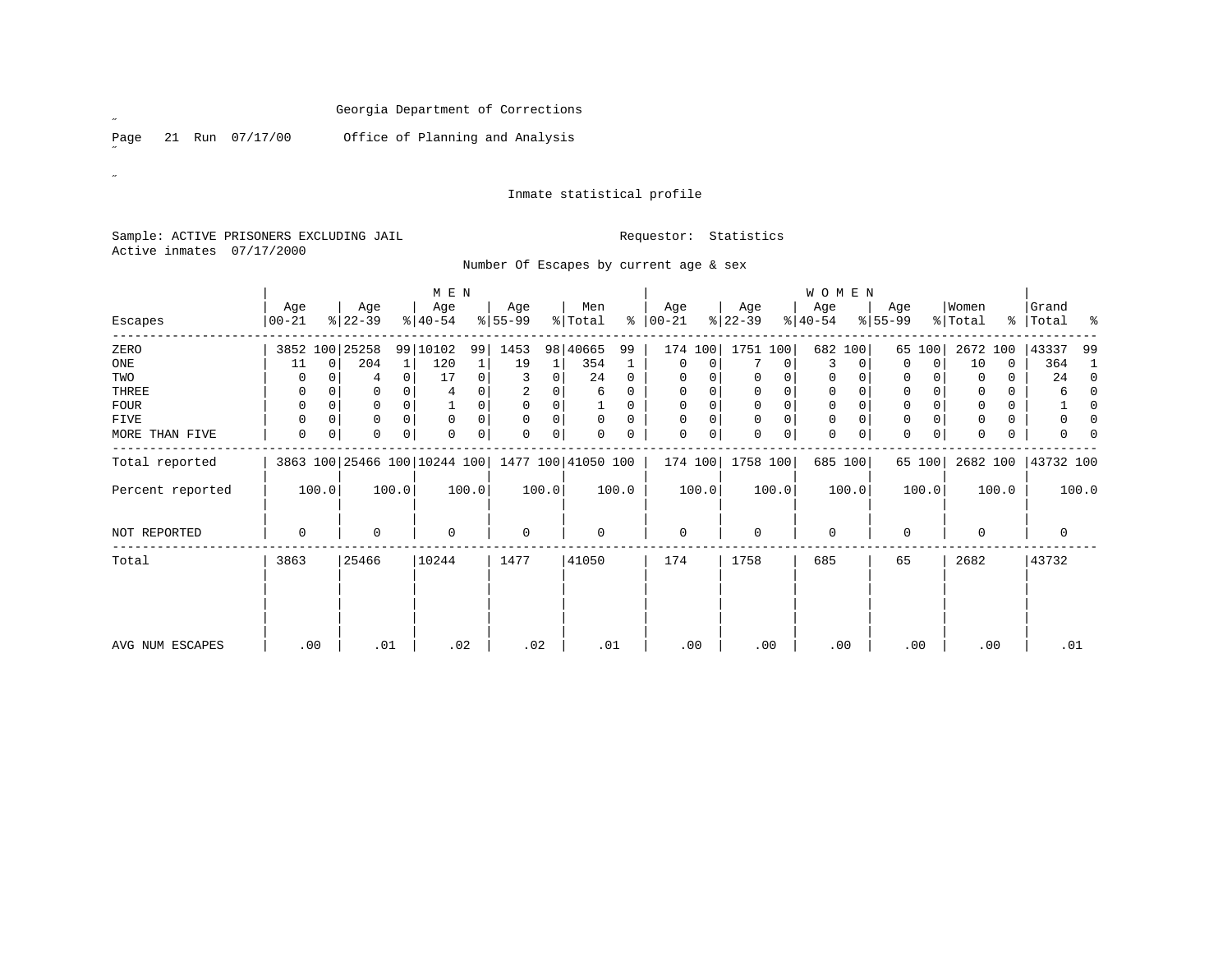Georgia Department of Corrections

Page 21 Run 07/17/00 Office of Planning and Analysis

Inmate statistical profile

Sample: ACTIVE PRISONERS EXCLUDING JAIL

Requestor: Statistics

Active inmates 07/17/2000

Number Of Escapes by current age & sex

| Escapes | MEN Age 00-21 | % | Age 22-39 | % | Age 40-54 | % | Age 55-99 | % | Men Total | % | WOMEN Age 00-21 | % | Age 22-39 | % | Age 40-54 | % | Age 55-99 | % | Women Total | % | Grand Total | % |
|---|---|---|---|---|---|---|---|---|---|---|---|---|---|---|---|---|---|---|---|---|---|---|
| ZERO | 3852 | 100 | 25258 | 99 | 10102 | 99 | 1453 | 98 | 40665 | 99 | 174 | 100 | 1751 | 100 | 682 | 100 | 65 | 100 | 2672 | 100 | 43337 | 99 |
| ONE | 11 | 0 | 204 | 1 | 120 | 1 | 19 | 1 | 354 | 1 | 0 | 0 | 7 | 0 | 3 | 0 | 0 | 0 | 10 | 0 | 364 | 1 |
| TWO | 0 | 0 | 4 | 0 | 17 | 0 | 3 | 0 | 24 | 0 | 0 | 0 | 0 | 0 | 0 | 0 | 0 | 0 | 0 | 0 | 24 | 0 |
| THREE | 0 | 0 | 0 | 0 | 4 | 0 | 2 | 0 | 6 | 0 | 0 | 0 | 0 | 0 | 0 | 0 | 0 | 0 | 0 | 0 | 6 | 0 |
| FOUR | 0 | 0 | 0 | 0 | 1 | 0 | 0 | 0 | 1 | 0 | 0 | 0 | 0 | 0 | 0 | 0 | 0 | 0 | 0 | 0 | 1 | 0 |
| FIVE | 0 | 0 | 0 | 0 | 0 | 0 | 0 | 0 | 0 | 0 | 0 | 0 | 0 | 0 | 0 | 0 | 0 | 0 | 0 | 0 | 0 | 0 |
| MORE THAN FIVE | 0 | 0 | 0 | 0 | 0 | 0 | 0 | 0 | 0 | 0 | 0 | 0 | 0 | 0 | 0 | 0 | 0 | 0 | 0 | 0 | 0 | 0 |
| Total reported | 3863 | 100 | 25466 | 100 | 10244 | 100 | 1477 | 100 | 41050 | 100 | 174 | 100 | 1758 | 100 | 685 | 100 | 65 | 100 | 2682 | 100 | 43732 | 100 |
| Percent reported | 100.0 | | 100.0 | | 100.0 | | 100.0 | | 100.0 | | 100.0 | | 100.0 | | 100.0 | | 100.0 | | 100.0 | | 100.0 | |
| NOT REPORTED | 0 | | 0 | | 0 | | 0 | | 0 | | 0 | | 0 | | 0 | | 0 | | 0 | | 0 | |
| Total | 3863 | | 25466 | | 10244 | | 1477 | | 41050 | | 174 | | 1758 | | 685 | | 65 | | 2682 | | 43732 | |
| AVG NUM ESCAPES | .00 | | .01 | | .02 | | .02 | | .01 | | .00 | | .00 | | .00 | | .00 | | .00 | | .01 | |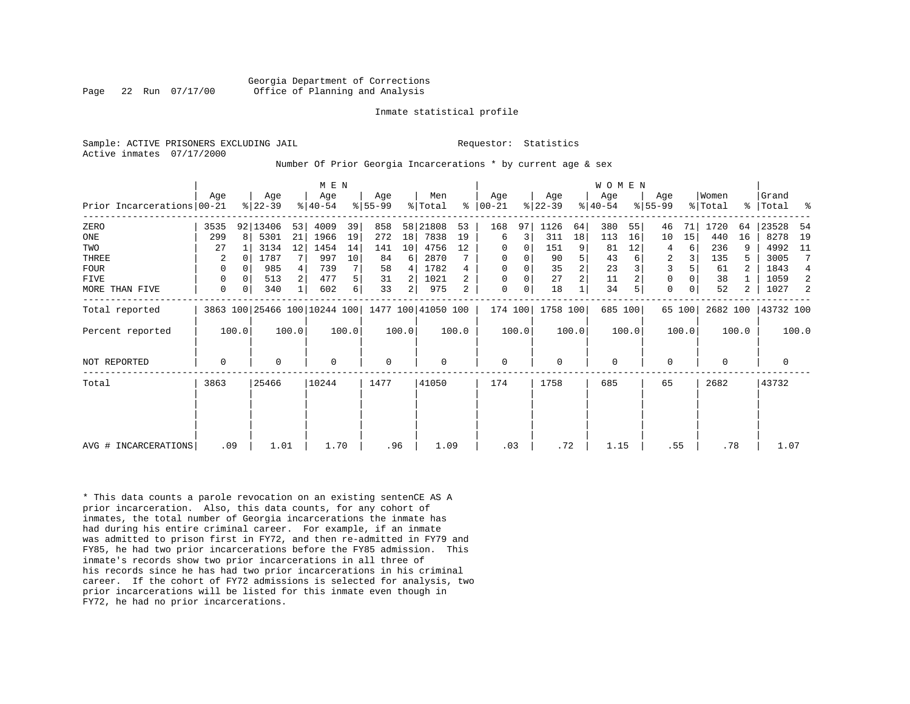Georgia Department of Corrections
Office of Planning and Analysis

Inmate statistical profile

Sample: ACTIVE PRISONERS EXCLUDING JAIL    Requestor: Statistics
Active inmates 07/17/2000

Number Of Prior Georgia Incarcerations * by current age & sex

| Prior Incarcerations | MEN Age 00-21 | % | Age 22-39 | % | Age 40-54 | % | Age 55-99 | % | Men Total | % | WOMEN Age 00-21 | % | Age 22-39 | % | Age 40-54 | % | Age 55-99 | % | Women Total | % | Grand Total | % |
|---|---|---|---|---|---|---|---|---|---|---|---|---|---|---|---|---|---|---|---|---|---|---|
| ZERO | 3535 | 92 | 13406 | 53 | 4009 | 39 | 858 | 58 | 21808 | 53 | 168 | 97 | 1126 | 64 | 380 | 55 | 46 | 71 | 1720 | 64 | 23528 | 54 |
| ONE | 299 | 8 | 5301 | 21 | 1966 | 19 | 272 | 18 | 7838 | 19 | 6 | 3 | 311 | 18 | 113 | 16 | 10 | 15 | 440 | 16 | 8278 | 19 |
| TWO | 27 | 1 | 3134 | 12 | 1454 | 14 | 141 | 10 | 4756 | 12 | 0 | 0 | 151 | 9 | 81 | 12 | 4 | 6 | 236 | 9 | 4992 | 11 |
| THREE | 2 | 0 | 1787 | 7 | 997 | 10 | 84 | 6 | 2870 | 7 | 0 | 0 | 90 | 5 | 43 | 6 | 2 | 3 | 135 | 5 | 3005 | 7 |
| FOUR | 0 | 0 | 985 | 4 | 739 | 7 | 58 | 4 | 1782 | 4 | 0 | 0 | 35 | 2 | 23 | 3 | 3 | 5 | 61 | 2 | 1843 | 4 |
| FIVE | 0 | 0 | 513 | 2 | 477 | 5 | 31 | 2 | 1021 | 2 | 0 | 0 | 27 | 2 | 11 | 2 | 0 | 0 | 38 | 1 | 1059 | 2 |
| MORE THAN FIVE | 0 | 0 | 340 | 1 | 602 | 6 | 33 | 2 | 975 | 2 | 0 | 0 | 18 | 1 | 34 | 5 | 0 | 0 | 52 | 2 | 1027 | 2 |
| Total reported | 3863 | 100 | 25466 | 100 | 10244 | 100 | 1477 | 100 | 41050 | 100 | 174 | 100 | 1758 | 100 | 685 | 100 | 65 | 100 | 2682 | 100 | 43732 | 100 |
| Percent reported | 100.0 | | 100.0 | | 100.0 | | 100.0 | | 100.0 | | 100.0 | | 100.0 | | 100.0 | | 100.0 | | 100.0 | | 100.0 | |
| NOT REPORTED | 0 | | 0 | | 0 | | 0 | | 0 | | 0 | | 0 | | 0 | | 0 | | 0 | | 0 | |
| Total | 3863 | | 25466 | | 10244 | | 1477 | | 41050 | | 174 | | 1758 | | 685 | | 65 | | 2682 | | 43732 | |
| AVG # INCARCERATIONS | .09 | | 1.01 | | 1.70 | | .96 | | 1.09 | | .03 | | .72 | | 1.15 | | .55 | | .78 | | 1.07 | |

* This data counts a parole revocation on an existing sentenCE AS A prior incarceration. Also, this data counts, for any cohort of inmates, the total number of Georgia incarcerations the inmate has had during his entire criminal career. For example, if an inmate was admitted to prison first in FY72, and then re-admitted in FY79 and FY85, he had two prior incarcerations before the FY85 admission. This inmate's records show two prior incarcerations in all three of his records since he has had two prior incarcerations in his criminal career. If the cohort of FY72 admissions is selected for analysis, two prior incarcerations will be listed for this inmate even though in FY72, he had no prior incarcerations.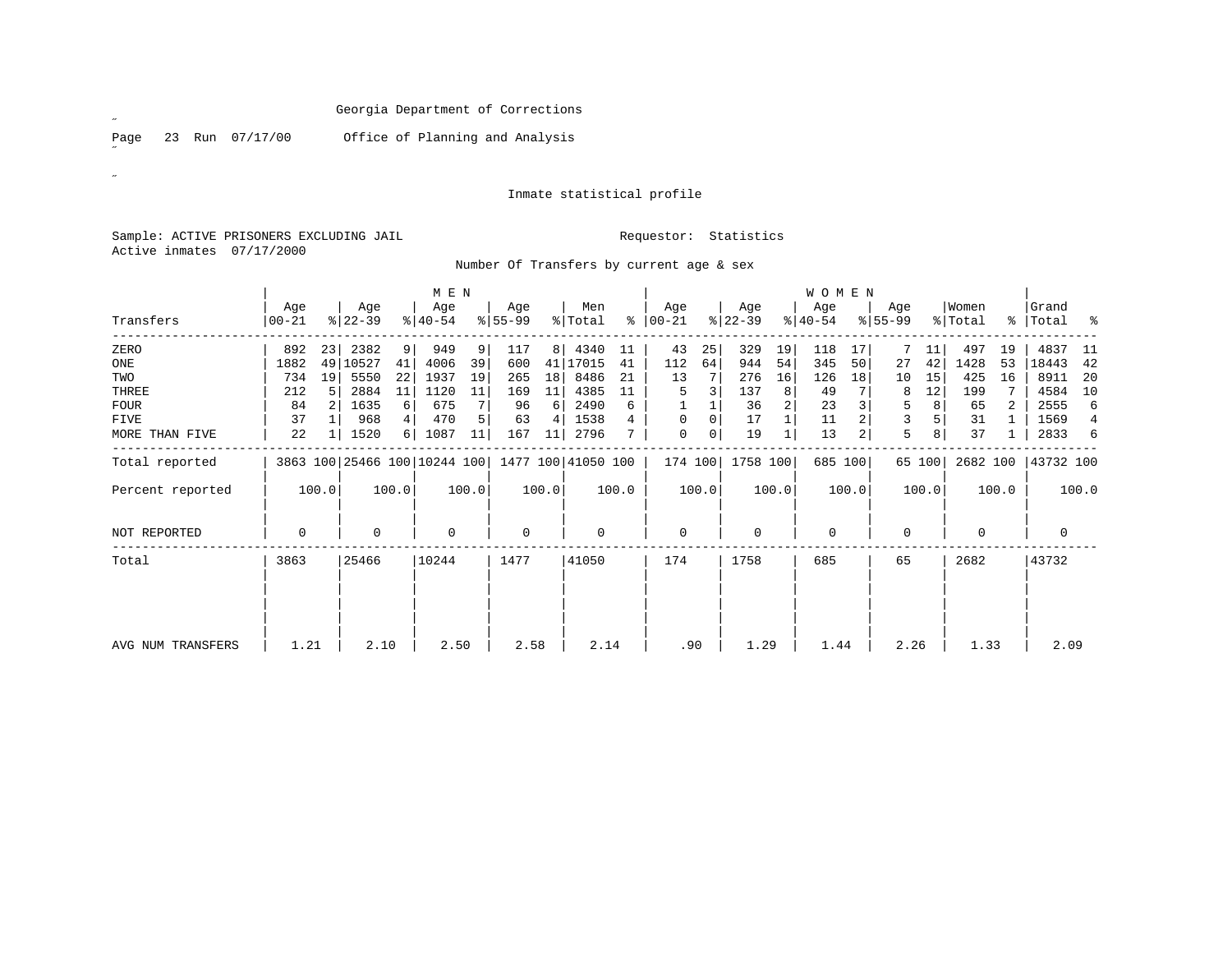Georgia Department of Corrections

Office of Planning and Analysis

Inmate statistical profile

Sample: ACTIVE PRISONERS EXCLUDING JAIL

Requestor: Statistics

Active inmates 07/17/2000

Number Of Transfers by current age & sex

| Transfers | MEN Age 00-21 | % | Age 22-39 | % | Age 40-54 | % | Age 55-99 | % | Men Total | % | WOMEN Age 00-21 | % | Age 22-39 | % | Age 40-54 | % | Age 55-99 | % | Women Total | % | Grand Total | % |
|---|---|---|---|---|---|---|---|---|---|---|---|---|---|---|---|---|---|---|---|---|---|---|
| ZERO | 892 | 23 | 2382 | 9 | 949 | 9 | 117 | 8 | 4340 | 11 | 43 | 25 | 329 | 19 | 118 | 17 | 7 | 11 | 497 | 19 | 4837 | 11 |
| ONE | 1882 | 49 | 10527 | 41 | 4006 | 39 | 600 | 41 | 17015 | 41 | 112 | 64 | 944 | 54 | 345 | 50 | 27 | 42 | 1428 | 53 | 18443 | 42 |
| TWO | 734 | 19 | 5550 | 22 | 1937 | 19 | 265 | 18 | 8486 | 21 | 13 | 7 | 276 | 16 | 126 | 18 | 10 | 15 | 425 | 16 | 8911 | 20 |
| THREE | 212 | 5 | 2884 | 11 | 1120 | 11 | 169 | 11 | 4385 | 11 | 5 | 3 | 137 | 8 | 49 | 7 | 8 | 12 | 199 | 7 | 4584 | 10 |
| FOUR | 84 | 2 | 1635 | 6 | 675 | 7 | 96 | 6 | 2490 | 6 | 1 | 1 | 36 | 2 | 23 | 3 | 5 | 8 | 65 | 2 | 2555 | 6 |
| FIVE | 37 | 1 | 968 | 4 | 470 | 5 | 63 | 4 | 1538 | 4 | 0 | 0 | 17 | 1 | 11 | 2 | 3 | 5 | 31 | 1 | 1569 | 4 |
| MORE THAN FIVE | 22 | 1 | 1520 | 6 | 1087 | 11 | 167 | 11 | 2796 | 7 | 0 | 0 | 19 | 1 | 13 | 2 | 5 | 8 | 37 | 1 | 2833 | 6 |
| Total reported | 3863 | 100 | 25466 | 100 | 10244 | 100 | 1477 | 100 | 41050 | 100 | 174 | 100 | 1758 | 100 | 685 | 100 | 65 | 100 | 2682 | 100 | 43732 | 100 |
| Percent reported | | 100.0 | | 100.0 | | 100.0 | | 100.0 | | 100.0 | | 100.0 | | 100.0 | | 100.0 | | 100.0 | | 100.0 | | 100.0 |
| NOT REPORTED | 0 | | 0 | | 0 | | 0 | | 0 | | 0 | | 0 | | 0 | | 0 | | 0 | | 0 | |
| Total | 3863 | | 25466 | | 10244 | | 1477 | | 41050 | | 174 | | 1758 | | 685 | | 65 | | 2682 | | 43732 | |
| AVG NUM TRANSFERS | 1.21 | | 2.10 | | 2.50 | | 2.58 | | 2.14 | | .90 | | 1.29 | | 1.44 | | 2.26 | | 1.33 | | 2.09 | |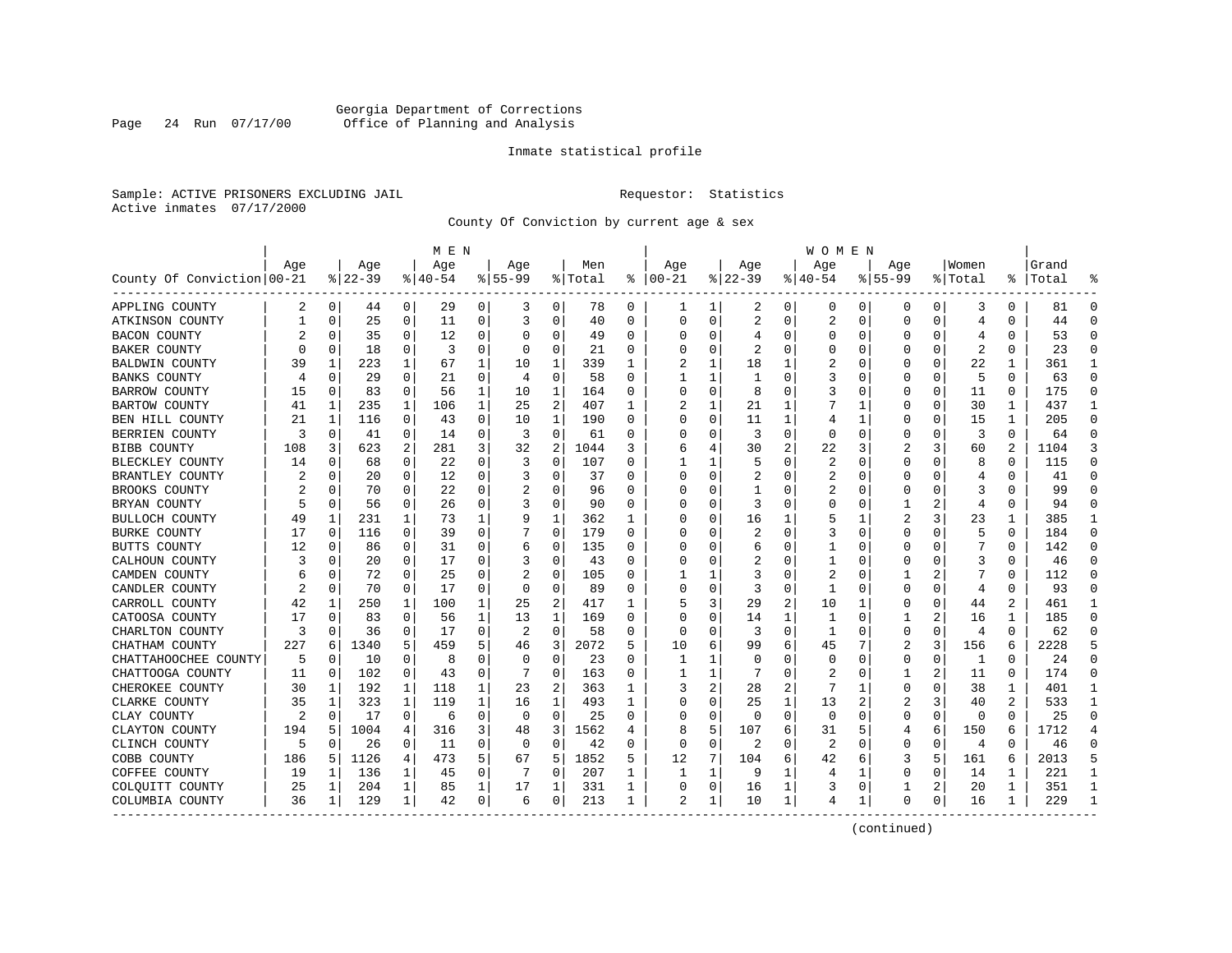Georgia Department of Corrections
Office of Planning and Analysis

Inmate statistical profile

Sample: ACTIVE PRISONERS EXCLUDING JAIL

Requestor: Statistics

Active inmates 07/17/2000

County Of Conviction by current age & sex

| County Of Conviction | MEN Age 00-21 | % | Age 22-39 | % | Age 40-54 | % | Age 55-99 | % | Men Total | % | WOMEN Age 00-21 | % | Age 22-39 | % | Age 40-54 | % | Age 55-99 | % | Women Total | % | Grand Total | % |
|---|---|---|---|---|---|---|---|---|---|---|---|---|---|---|---|---|---|---|---|---|---|---|
| APPLING COUNTY | 2 | 0 | 44 | 0 | 29 | 0 | 3 | 0 | 78 | 0 | 1 | 1 | 2 | 0 | 0 | 0 | 0 | 0 | 3 | 0 | 81 | 0 |
| ATKINSON COUNTY | 1 | 0 | 25 | 0 | 11 | 0 | 3 | 0 | 40 | 0 | 0 | 0 | 2 | 0 | 2 | 0 | 0 | 0 | 4 | 0 | 44 | 0 |
| BACON COUNTY | 2 | 0 | 35 | 0 | 12 | 0 | 0 | 0 | 49 | 0 | 0 | 0 | 4 | 0 | 0 | 0 | 0 | 0 | 4 | 0 | 53 | 0 |
| BAKER COUNTY | 0 | 0 | 18 | 0 | 3 | 0 | 0 | 0 | 21 | 0 | 0 | 0 | 2 | 0 | 0 | 0 | 0 | 0 | 2 | 0 | 23 | 0 |
| BALDWIN COUNTY | 39 | 1 | 223 | 1 | 67 | 1 | 10 | 1 | 339 | 1 | 2 | 1 | 18 | 1 | 2 | 0 | 0 | 0 | 22 | 1 | 361 | 1 |
| BANKS COUNTY | 4 | 0 | 29 | 0 | 21 | 0 | 4 | 0 | 58 | 0 | 1 | 1 | 1 | 0 | 3 | 0 | 0 | 0 | 5 | 0 | 63 | 0 |
| BARROW COUNTY | 15 | 0 | 83 | 0 | 56 | 1 | 10 | 1 | 164 | 0 | 0 | 0 | 8 | 0 | 3 | 0 | 0 | 0 | 11 | 0 | 175 | 0 |
| BARTOW COUNTY | 41 | 1 | 235 | 1 | 106 | 1 | 25 | 2 | 407 | 1 | 2 | 1 | 21 | 1 | 7 | 1 | 0 | 0 | 30 | 1 | 437 | 1 |
| BEN HILL COUNTY | 21 | 1 | 116 | 0 | 43 | 0 | 10 | 1 | 190 | 0 | 0 | 0 | 11 | 1 | 4 | 1 | 0 | 0 | 15 | 1 | 205 | 0 |
| BERRIEN COUNTY | 3 | 0 | 41 | 0 | 14 | 0 | 3 | 0 | 61 | 0 | 0 | 0 | 3 | 0 | 0 | 0 | 0 | 0 | 3 | 0 | 64 | 0 |
| BIBB COUNTY | 108 | 3 | 623 | 2 | 281 | 3 | 32 | 2 | 1044 | 3 | 6 | 4 | 30 | 2 | 22 | 3 | 2 | 3 | 60 | 2 | 1104 | 3 |
| BLECKLEY COUNTY | 14 | 0 | 68 | 0 | 22 | 0 | 3 | 0 | 107 | 0 | 1 | 1 | 5 | 0 | 2 | 0 | 0 | 0 | 8 | 0 | 115 | 0 |
| BRANTLEY COUNTY | 2 | 0 | 20 | 0 | 12 | 0 | 3 | 0 | 37 | 0 | 0 | 0 | 2 | 0 | 2 | 0 | 0 | 0 | 4 | 0 | 41 | 0 |
| BROOKS COUNTY | 2 | 0 | 70 | 0 | 22 | 0 | 2 | 0 | 96 | 0 | 0 | 0 | 1 | 0 | 2 | 0 | 0 | 0 | 3 | 0 | 99 | 0 |
| BRYAN COUNTY | 5 | 0 | 56 | 0 | 26 | 0 | 3 | 0 | 90 | 0 | 0 | 0 | 3 | 0 | 0 | 0 | 1 | 2 | 4 | 0 | 94 | 0 |
| BULLOCH COUNTY | 49 | 1 | 231 | 1 | 73 | 1 | 9 | 1 | 362 | 1 | 0 | 0 | 16 | 1 | 5 | 1 | 2 | 3 | 23 | 1 | 385 | 1 |
| BURKE COUNTY | 17 | 0 | 116 | 0 | 39 | 0 | 7 | 0 | 179 | 0 | 0 | 0 | 2 | 0 | 3 | 0 | 0 | 0 | 5 | 0 | 184 | 0 |
| BUTTS COUNTY | 12 | 0 | 86 | 0 | 31 | 0 | 6 | 0 | 135 | 0 | 0 | 0 | 6 | 0 | 1 | 0 | 0 | 0 | 7 | 0 | 142 | 0 |
| CALHOUN COUNTY | 3 | 0 | 20 | 0 | 17 | 0 | 3 | 0 | 43 | 0 | 0 | 0 | 2 | 0 | 1 | 0 | 0 | 0 | 3 | 0 | 46 | 0 |
| CAMDEN COUNTY | 6 | 0 | 72 | 0 | 25 | 0 | 2 | 0 | 105 | 0 | 1 | 1 | 3 | 0 | 2 | 0 | 1 | 2 | 7 | 0 | 112 | 0 |
| CANDLER COUNTY | 2 | 0 | 70 | 0 | 17 | 0 | 0 | 0 | 89 | 0 | 0 | 0 | 3 | 0 | 1 | 0 | 0 | 0 | 4 | 0 | 93 | 0 |
| CARROLL COUNTY | 42 | 1 | 250 | 1 | 100 | 1 | 25 | 2 | 417 | 1 | 5 | 3 | 29 | 2 | 10 | 1 | 0 | 0 | 44 | 2 | 461 | 1 |
| CATOOSA COUNTY | 17 | 0 | 83 | 0 | 56 | 1 | 13 | 1 | 169 | 0 | 0 | 0 | 14 | 1 | 1 | 0 | 1 | 2 | 16 | 1 | 185 | 0 |
| CHARLTON COUNTY | 3 | 0 | 36 | 0 | 17 | 0 | 2 | 0 | 58 | 0 | 0 | 0 | 3 | 0 | 1 | 0 | 0 | 0 | 4 | 0 | 62 | 0 |
| CHATHAM COUNTY | 227 | 6 | 1340 | 5 | 459 | 5 | 46 | 3 | 2072 | 5 | 10 | 6 | 99 | 6 | 45 | 7 | 2 | 3 | 156 | 6 | 2228 | 5 |
| CHATTAHOOCHEE COUNTY | 5 | 0 | 10 | 0 | 8 | 0 | 0 | 0 | 23 | 0 | 1 | 1 | 0 | 0 | 0 | 0 | 0 | 0 | 1 | 0 | 24 | 0 |
| CHATTOOGA COUNTY | 11 | 0 | 102 | 0 | 43 | 0 | 7 | 0 | 163 | 0 | 1 | 1 | 7 | 0 | 2 | 0 | 1 | 2 | 11 | 0 | 174 | 0 |
| CHEROKEE COUNTY | 30 | 1 | 192 | 1 | 118 | 1 | 23 | 2 | 363 | 1 | 3 | 2 | 28 | 2 | 7 | 1 | 0 | 0 | 38 | 1 | 401 | 1 |
| CLARKE COUNTY | 35 | 1 | 323 | 1 | 119 | 1 | 16 | 1 | 493 | 1 | 0 | 0 | 25 | 1 | 13 | 2 | 2 | 3 | 40 | 2 | 533 | 1 |
| CLAY COUNTY | 2 | 0 | 17 | 0 | 6 | 0 | 0 | 0 | 25 | 0 | 0 | 0 | 0 | 0 | 0 | 0 | 0 | 0 | 0 | 0 | 25 | 0 |
| CLAYTON COUNTY | 194 | 5 | 1004 | 4 | 316 | 3 | 48 | 3 | 1562 | 4 | 8 | 5 | 107 | 6 | 31 | 5 | 4 | 6 | 150 | 6 | 1712 | 4 |
| CLINCH COUNTY | 5 | 0 | 26 | 0 | 11 | 0 | 0 | 0 | 42 | 0 | 0 | 0 | 2 | 0 | 2 | 0 | 0 | 0 | 4 | 0 | 46 | 0 |
| COBB COUNTY | 186 | 5 | 1126 | 4 | 473 | 5 | 67 | 5 | 1852 | 5 | 12 | 7 | 104 | 6 | 42 | 6 | 3 | 5 | 161 | 6 | 2013 | 5 |
| COFFEE COUNTY | 19 | 1 | 136 | 1 | 45 | 0 | 7 | 0 | 207 | 1 | 1 | 1 | 9 | 1 | 4 | 1 | 0 | 0 | 14 | 1 | 221 | 1 |
| COLQUITT COUNTY | 25 | 1 | 204 | 1 | 85 | 1 | 17 | 1 | 331 | 1 | 0 | 0 | 16 | 1 | 3 | 0 | 1 | 2 | 20 | 1 | 351 | 1 |
| COLUMBIA COUNTY | 36 | 1 | 129 | 1 | 42 | 0 | 6 | 0 | 213 | 1 | 2 | 1 | 10 | 1 | 4 | 1 | 0 | 0 | 16 | 1 | 229 | 1 |

(continued)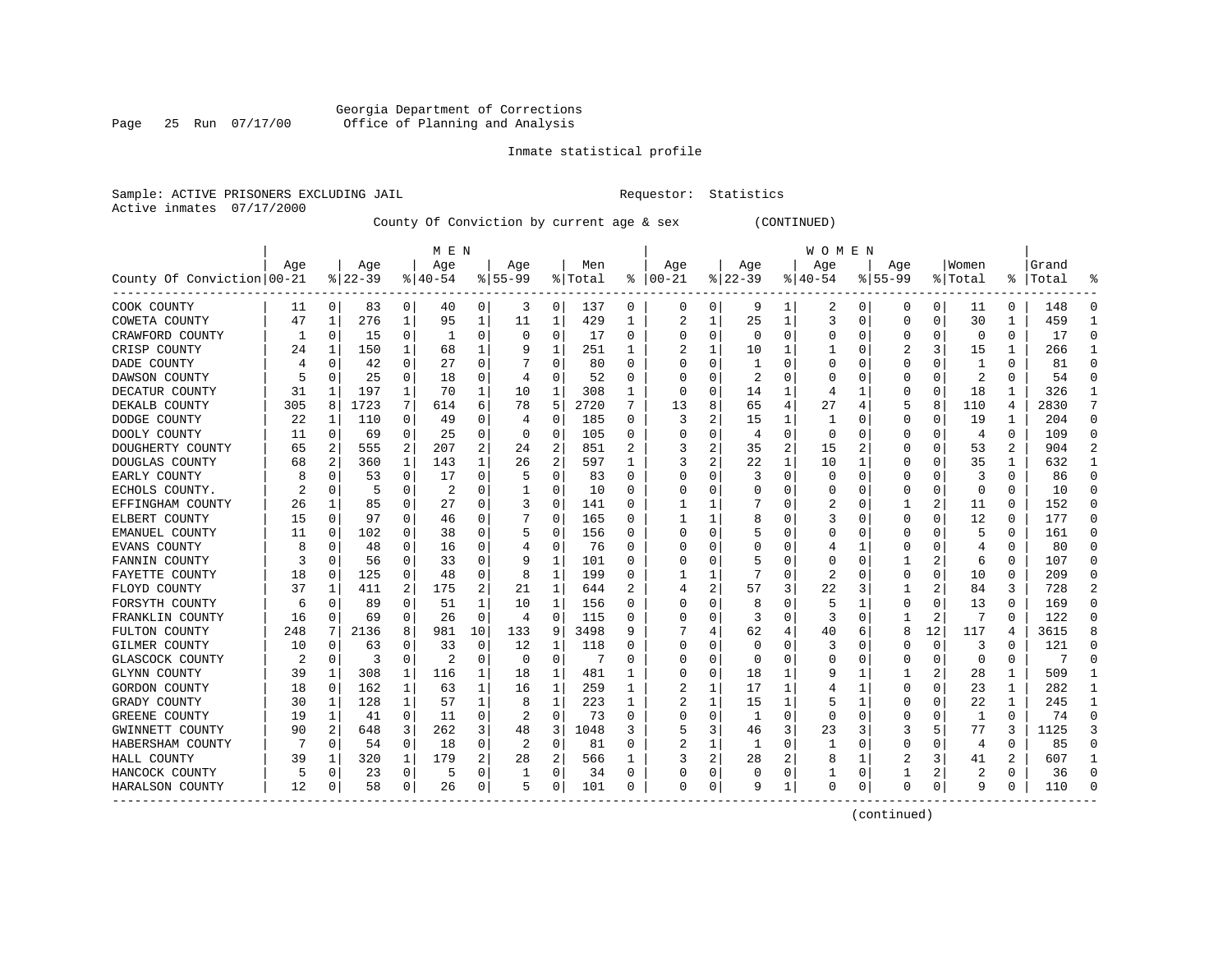Georgia Department of Corrections
Office of Planning and Analysis

Inmate statistical profile

Sample: ACTIVE PRISONERS EXCLUDING JAIL    Requestor: Statistics
Active inmates 07/17/2000

County Of Conviction by current age & sex (CONTINUED)

| County Of Conviction | MEN Age 00-21 | % | Age 22-39 | % | Age 40-54 | % | Age 55-99 | % | Men Total | % | WOMEN Age 00-21 | % | Age 22-39 | % | Age 40-54 | % | Age 55-99 | % | Women Total | % | Grand Total | % |
|---|---|---|---|---|---|---|---|---|---|---|---|---|---|---|---|---|---|---|---|---|---|---|
| COOK COUNTY | 11 | 0 | 83 | 0 | 40 | 0 | 3 | 0 | 137 | 0 | 0 | 0 | 9 | 1 | 2 | 0 | 0 | 0 | 11 | 0 | 148 | 0 |
| COWETA COUNTY | 47 | 1 | 276 | 1 | 95 | 1 | 11 | 1 | 429 | 1 | 2 | 1 | 25 | 1 | 3 | 0 | 0 | 0 | 30 | 1 | 459 | 1 |
| CRAWFORD COUNTY | 1 | 0 | 15 | 0 | 1 | 0 | 0 | 0 | 17 | 0 | 0 | 0 | 0 | 0 | 0 | 0 | 0 | 0 | 0 | 0 | 17 | 0 |
| CRISP COUNTY | 24 | 1 | 150 | 1 | 68 | 1 | 9 | 1 | 251 | 1 | 2 | 1 | 10 | 1 | 1 | 0 | 2 | 3 | 15 | 1 | 266 | 1 |
| DADE COUNTY | 4 | 0 | 42 | 0 | 27 | 0 | 7 | 0 | 80 | 0 | 0 | 0 | 1 | 0 | 0 | 0 | 0 | 0 | 1 | 0 | 81 | 0 |
| DAWSON COUNTY | 5 | 0 | 25 | 0 | 18 | 0 | 4 | 0 | 52 | 0 | 0 | 0 | 2 | 0 | 0 | 0 | 0 | 0 | 2 | 0 | 54 | 0 |
| DECATUR COUNTY | 31 | 1 | 197 | 1 | 70 | 1 | 10 | 1 | 308 | 1 | 0 | 0 | 14 | 1 | 4 | 1 | 0 | 0 | 18 | 1 | 326 | 1 |
| DEKALB COUNTY | 305 | 8 | 1723 | 7 | 614 | 6 | 78 | 5 | 2720 | 7 | 13 | 8 | 65 | 4 | 27 | 4 | 5 | 8 | 110 | 4 | 2830 | 7 |
| DODGE COUNTY | 22 | 1 | 110 | 0 | 49 | 0 | 4 | 0 | 185 | 0 | 3 | 2 | 15 | 1 | 1 | 0 | 0 | 0 | 19 | 1 | 204 | 0 |
| DOOLY COUNTY | 11 | 0 | 69 | 0 | 25 | 0 | 0 | 0 | 105 | 0 | 0 | 0 | 4 | 0 | 0 | 0 | 0 | 0 | 4 | 0 | 109 | 0 |
| DOUGHERTY COUNTY | 65 | 2 | 555 | 2 | 207 | 2 | 24 | 2 | 851 | 2 | 3 | 2 | 35 | 2 | 15 | 2 | 0 | 0 | 53 | 2 | 904 | 2 |
| DOUGLAS COUNTY | 68 | 2 | 360 | 1 | 143 | 1 | 26 | 2 | 597 | 1 | 3 | 2 | 22 | 1 | 10 | 1 | 0 | 0 | 35 | 1 | 632 | 1 |
| EARLY COUNTY | 8 | 0 | 53 | 0 | 17 | 0 | 5 | 0 | 83 | 0 | 0 | 0 | 3 | 0 | 0 | 0 | 0 | 0 | 3 | 0 | 86 | 0 |
| ECHOLS COUNTY. | 2 | 0 | 5 | 0 | 2 | 0 | 1 | 0 | 10 | 0 | 0 | 0 | 0 | 0 | 0 | 0 | 0 | 0 | 0 | 0 | 10 | 0 |
| EFFINGHAM COUNTY | 26 | 1 | 85 | 0 | 27 | 0 | 3 | 0 | 141 | 0 | 1 | 1 | 7 | 0 | 2 | 0 | 1 | 2 | 11 | 0 | 152 | 0 |
| ELBERT COUNTY | 15 | 0 | 97 | 0 | 46 | 0 | 7 | 0 | 165 | 0 | 1 | 1 | 8 | 0 | 3 | 0 | 0 | 0 | 12 | 0 | 177 | 0 |
| EMANUEL COUNTY | 11 | 0 | 102 | 0 | 38 | 0 | 5 | 0 | 156 | 0 | 0 | 0 | 5 | 0 | 0 | 0 | 0 | 0 | 5 | 0 | 161 | 0 |
| EVANS COUNTY | 8 | 0 | 48 | 0 | 16 | 0 | 4 | 0 | 76 | 0 | 0 | 0 | 0 | 0 | 4 | 1 | 0 | 0 | 4 | 0 | 80 | 0 |
| FANNIN COUNTY | 3 | 0 | 56 | 0 | 33 | 0 | 9 | 1 | 101 | 0 | 0 | 0 | 5 | 0 | 0 | 0 | 1 | 2 | 6 | 0 | 107 | 0 |
| FAYETTE COUNTY | 18 | 0 | 125 | 0 | 48 | 0 | 8 | 1 | 199 | 0 | 1 | 1 | 7 | 0 | 2 | 0 | 0 | 0 | 10 | 0 | 209 | 0 |
| FLOYD COUNTY | 37 | 1 | 411 | 2 | 175 | 2 | 21 | 1 | 644 | 2 | 4 | 2 | 57 | 3 | 22 | 3 | 1 | 2 | 84 | 3 | 728 | 2 |
| FORSYTH COUNTY | 6 | 0 | 89 | 0 | 51 | 1 | 10 | 1 | 156 | 0 | 0 | 0 | 8 | 0 | 5 | 1 | 0 | 0 | 13 | 0 | 169 | 0 |
| FRANKLIN COUNTY | 16 | 0 | 69 | 0 | 26 | 0 | 4 | 0 | 115 | 0 | 0 | 0 | 3 | 0 | 3 | 0 | 1 | 2 | 7 | 0 | 122 | 0 |
| FULTON COUNTY | 248 | 7 | 2136 | 8 | 981 | 10 | 133 | 9 | 3498 | 9 | 7 | 4 | 62 | 4 | 40 | 6 | 8 | 12 | 117 | 4 | 3615 | 8 |
| GILMER COUNTY | 10 | 0 | 63 | 0 | 33 | 0 | 12 | 1 | 118 | 0 | 0 | 0 | 0 | 0 | 3 | 0 | 0 | 0 | 3 | 0 | 121 | 0 |
| GLASCOCK COUNTY | 2 | 0 | 3 | 0 | 2 | 0 | 0 | 0 | 7 | 0 | 0 | 0 | 0 | 0 | 0 | 0 | 0 | 0 | 0 | 0 | 7 | 0 |
| GLYNN COUNTY | 39 | 1 | 308 | 1 | 116 | 1 | 18 | 1 | 481 | 1 | 0 | 0 | 18 | 1 | 9 | 1 | 1 | 2 | 28 | 1 | 509 | 1 |
| GORDON COUNTY | 18 | 0 | 162 | 1 | 63 | 1 | 16 | 1 | 259 | 1 | 2 | 1 | 17 | 1 | 4 | 1 | 0 | 0 | 23 | 1 | 282 | 1 |
| GRADY COUNTY | 30 | 1 | 128 | 1 | 57 | 1 | 8 | 1 | 223 | 1 | 2 | 1 | 15 | 1 | 5 | 1 | 0 | 0 | 22 | 1 | 245 | 1 |
| GREENE COUNTY | 19 | 1 | 41 | 0 | 11 | 0 | 2 | 0 | 73 | 0 | 0 | 0 | 1 | 0 | 0 | 0 | 0 | 0 | 1 | 0 | 74 | 0 |
| GWINNETT COUNTY | 90 | 2 | 648 | 3 | 262 | 3 | 48 | 3 | 1048 | 3 | 5 | 3 | 46 | 3 | 23 | 3 | 3 | 5 | 77 | 3 | 1125 | 3 |
| HABERSHAM COUNTY | 7 | 0 | 54 | 0 | 18 | 0 | 2 | 0 | 81 | 0 | 2 | 1 | 1 | 0 | 1 | 0 | 0 | 0 | 4 | 0 | 85 | 0 |
| HALL COUNTY | 39 | 1 | 320 | 1 | 179 | 2 | 28 | 2 | 566 | 1 | 3 | 2 | 28 | 2 | 8 | 1 | 2 | 3 | 41 | 2 | 607 | 1 |
| HANCOCK COUNTY | 5 | 0 | 23 | 0 | 5 | 0 | 1 | 0 | 34 | 0 | 0 | 0 | 0 | 0 | 1 | 0 | 1 | 2 | 2 | 0 | 36 | 0 |
| HARALSON COUNTY | 12 | 0 | 58 | 0 | 26 | 0 | 5 | 0 | 101 | 0 | 0 | 0 | 9 | 1 | 0 | 0 | 0 | 0 | 9 | 0 | 110 | 0 |

(continued)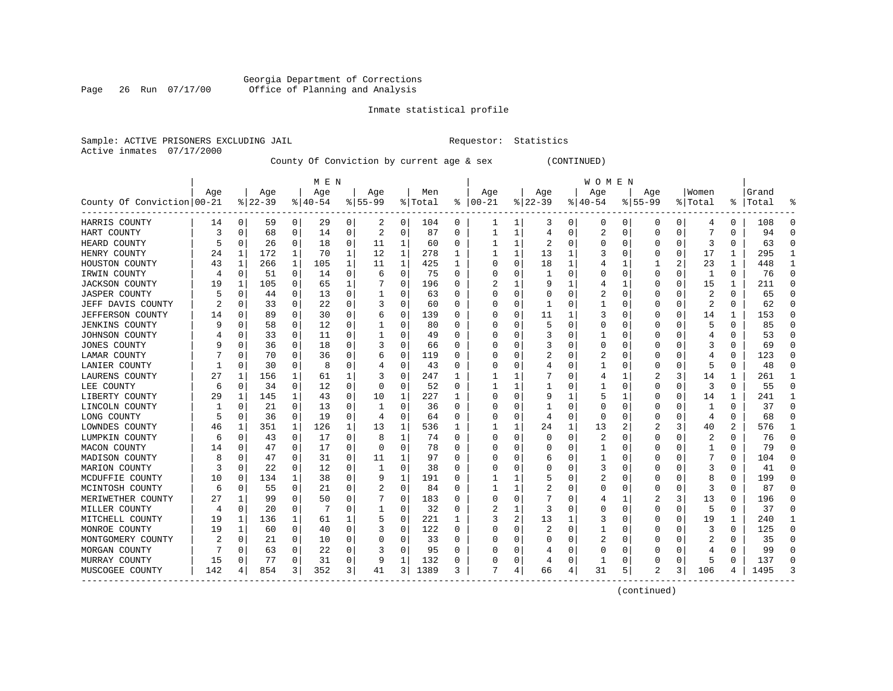Georgia Department of Corrections
Office of Planning and Analysis

Inmate statistical profile

Sample: ACTIVE PRISONERS EXCLUDING JAIL

Requestor: Statistics

Active inmates 07/17/2000

County Of Conviction by current age & sex (CONTINUED)

| County Of Conviction | MEN Age 00-21 | % | Age 22-39 | % | Age 40-54 | % | Age 55-99 | % | Men Total | % | WOMEN Age 00-21 | % | Age 22-39 | % | Age 40-54 | % | Age 55-99 | % | Women Total | % | Grand Total | % |
|---|---|---|---|---|---|---|---|---|---|---|---|---|---|---|---|---|---|---|---|---|---|---|
| HARRIS COUNTY | 14 | 0 | 59 | 0 | 29 | 0 | 2 | 0 | 104 | 0 | 1 | 1 | 3 | 0 | 0 | 0 | 0 | 0 | 4 | 0 | 108 | 0 |
| HART COUNTY | 3 | 0 | 68 | 0 | 14 | 0 | 2 | 0 | 87 | 0 | 1 | 1 | 4 | 0 | 2 | 0 | 0 | 0 | 7 | 0 | 94 | 0 |
| HEARD COUNTY | 5 | 0 | 26 | 0 | 18 | 0 | 11 | 1 | 60 | 0 | 1 | 1 | 2 | 0 | 0 | 0 | 0 | 0 | 3 | 0 | 63 | 0 |
| HENRY COUNTY | 24 | 1 | 172 | 1 | 70 | 1 | 12 | 1 | 278 | 1 | 1 | 1 | 13 | 1 | 3 | 0 | 0 | 0 | 17 | 1 | 295 | 1 |
| HOUSTON COUNTY | 43 | 1 | 266 | 1 | 105 | 1 | 11 | 1 | 425 | 1 | 0 | 0 | 18 | 1 | 4 | 1 | 1 | 2 | 23 | 1 | 448 | 1 |
| IRWIN COUNTY | 4 | 0 | 51 | 0 | 14 | 0 | 6 | 0 | 75 | 0 | 0 | 0 | 1 | 0 | 0 | 0 | 0 | 0 | 1 | 0 | 76 | 0 |
| JACKSON COUNTY | 19 | 1 | 105 | 0 | 65 | 1 | 7 | 0 | 196 | 0 | 2 | 1 | 9 | 1 | 4 | 1 | 0 | 0 | 15 | 1 | 211 | 0 |
| JASPER COUNTY | 5 | 0 | 44 | 0 | 13 | 0 | 1 | 0 | 63 | 0 | 0 | 0 | 0 | 0 | 2 | 0 | 0 | 0 | 2 | 0 | 65 | 0 |
| JEFF DAVIS COUNTY | 2 | 0 | 33 | 0 | 22 | 0 | 3 | 0 | 60 | 0 | 0 | 0 | 1 | 0 | 1 | 0 | 0 | 0 | 2 | 0 | 62 | 0 |
| JEFFERSON COUNTY | 14 | 0 | 89 | 0 | 30 | 0 | 6 | 0 | 139 | 0 | 0 | 0 | 11 | 1 | 3 | 0 | 0 | 0 | 14 | 1 | 153 | 0 |
| JENKINS COUNTY | 9 | 0 | 58 | 0 | 12 | 0 | 1 | 0 | 80 | 0 | 0 | 0 | 5 | 0 | 0 | 0 | 0 | 0 | 5 | 0 | 85 | 0 |
| JOHNSON COUNTY | 4 | 0 | 33 | 0 | 11 | 0 | 1 | 0 | 49 | 0 | 0 | 0 | 3 | 0 | 1 | 0 | 0 | 0 | 4 | 0 | 53 | 0 |
| JONES COUNTY | 9 | 0 | 36 | 0 | 18 | 0 | 3 | 0 | 66 | 0 | 0 | 0 | 3 | 0 | 0 | 0 | 0 | 0 | 3 | 0 | 69 | 0 |
| LAMAR COUNTY | 7 | 0 | 70 | 0 | 36 | 0 | 6 | 0 | 119 | 0 | 0 | 0 | 2 | 0 | 2 | 0 | 0 | 0 | 4 | 0 | 123 | 0 |
| LANIER COUNTY | 1 | 0 | 30 | 0 | 8 | 0 | 4 | 0 | 43 | 0 | 0 | 0 | 4 | 0 | 1 | 0 | 0 | 0 | 5 | 0 | 48 | 0 |
| LAURENS COUNTY | 27 | 1 | 156 | 1 | 61 | 1 | 3 | 0 | 247 | 1 | 1 | 1 | 7 | 0 | 4 | 1 | 2 | 3 | 14 | 1 | 261 | 1 |
| LEE COUNTY | 6 | 0 | 34 | 0 | 12 | 0 | 0 | 0 | 52 | 0 | 1 | 1 | 1 | 0 | 1 | 0 | 0 | 0 | 3 | 0 | 55 | 0 |
| LIBERTY COUNTY | 29 | 1 | 145 | 1 | 43 | 0 | 10 | 1 | 227 | 1 | 0 | 0 | 9 | 1 | 5 | 1 | 0 | 0 | 14 | 1 | 241 | 1 |
| LINCOLN COUNTY | 1 | 0 | 21 | 0 | 13 | 0 | 1 | 0 | 36 | 0 | 0 | 0 | 1 | 0 | 0 | 0 | 0 | 0 | 1 | 0 | 37 | 0 |
| LONG COUNTY | 5 | 0 | 36 | 0 | 19 | 0 | 4 | 0 | 64 | 0 | 0 | 0 | 4 | 0 | 0 | 0 | 0 | 0 | 4 | 0 | 68 | 0 |
| LOWNDES COUNTY | 46 | 1 | 351 | 1 | 126 | 1 | 13 | 1 | 536 | 1 | 1 | 1 | 24 | 1 | 13 | 2 | 2 | 3 | 40 | 2 | 576 | 1 |
| LUMPKIN COUNTY | 6 | 0 | 43 | 0 | 17 | 0 | 8 | 1 | 74 | 0 | 0 | 0 | 0 | 0 | 2 | 0 | 0 | 0 | 2 | 0 | 76 | 0 |
| MACON COUNTY | 14 | 0 | 47 | 0 | 17 | 0 | 0 | 0 | 78 | 0 | 0 | 0 | 0 | 0 | 1 | 0 | 0 | 0 | 1 | 0 | 79 | 0 |
| MADISON COUNTY | 8 | 0 | 47 | 0 | 31 | 0 | 11 | 1 | 97 | 0 | 0 | 0 | 6 | 0 | 1 | 0 | 0 | 0 | 7 | 0 | 104 | 0 |
| MARION COUNTY | 3 | 0 | 22 | 0 | 12 | 0 | 1 | 0 | 38 | 0 | 0 | 0 | 0 | 0 | 3 | 0 | 0 | 0 | 3 | 0 | 41 | 0 |
| MCDUFFIE COUNTY | 10 | 0 | 134 | 1 | 38 | 0 | 9 | 1 | 191 | 0 | 1 | 1 | 5 | 0 | 2 | 0 | 0 | 0 | 8 | 0 | 199 | 0 |
| MCINTOSH COUNTY | 6 | 0 | 55 | 0 | 21 | 0 | 2 | 0 | 84 | 0 | 1 | 1 | 2 | 0 | 0 | 0 | 0 | 0 | 3 | 0 | 87 | 0 |
| MERIWETHER COUNTY | 27 | 1 | 99 | 0 | 50 | 0 | 7 | 0 | 183 | 0 | 0 | 0 | 7 | 0 | 4 | 1 | 2 | 3 | 13 | 0 | 196 | 0 |
| MILLER COUNTY | 4 | 0 | 20 | 0 | 7 | 0 | 1 | 0 | 32 | 0 | 2 | 1 | 3 | 0 | 0 | 0 | 0 | 0 | 5 | 0 | 37 | 0 |
| MITCHELL COUNTY | 19 | 1 | 136 | 1 | 61 | 1 | 5 | 0 | 221 | 1 | 3 | 2 | 13 | 1 | 3 | 0 | 0 | 0 | 19 | 1 | 240 | 1 |
| MONROE COUNTY | 19 | 1 | 60 | 0 | 40 | 0 | 3 | 0 | 122 | 0 | 0 | 0 | 2 | 0 | 1 | 0 | 0 | 0 | 3 | 0 | 125 | 0 |
| MONTGOMERY COUNTY | 2 | 0 | 21 | 0 | 10 | 0 | 0 | 0 | 33 | 0 | 0 | 0 | 0 | 0 | 2 | 0 | 0 | 0 | 2 | 0 | 35 | 0 |
| MORGAN COUNTY | 7 | 0 | 63 | 0 | 22 | 0 | 3 | 0 | 95 | 0 | 0 | 0 | 4 | 0 | 0 | 0 | 0 | 0 | 4 | 0 | 99 | 0 |
| MURRAY COUNTY | 15 | 0 | 77 | 0 | 31 | 0 | 9 | 1 | 132 | 0 | 0 | 0 | 4 | 0 | 1 | 0 | 0 | 0 | 5 | 0 | 137 | 0 |
| MUSCOGEE COUNTY | 142 | 4 | 854 | 3 | 352 | 3 | 41 | 3 | 1389 | 3 | 7 | 4 | 66 | 4 | 31 | 5 | 2 | 3 | 106 | 4 | 1495 | 3 |

(continued)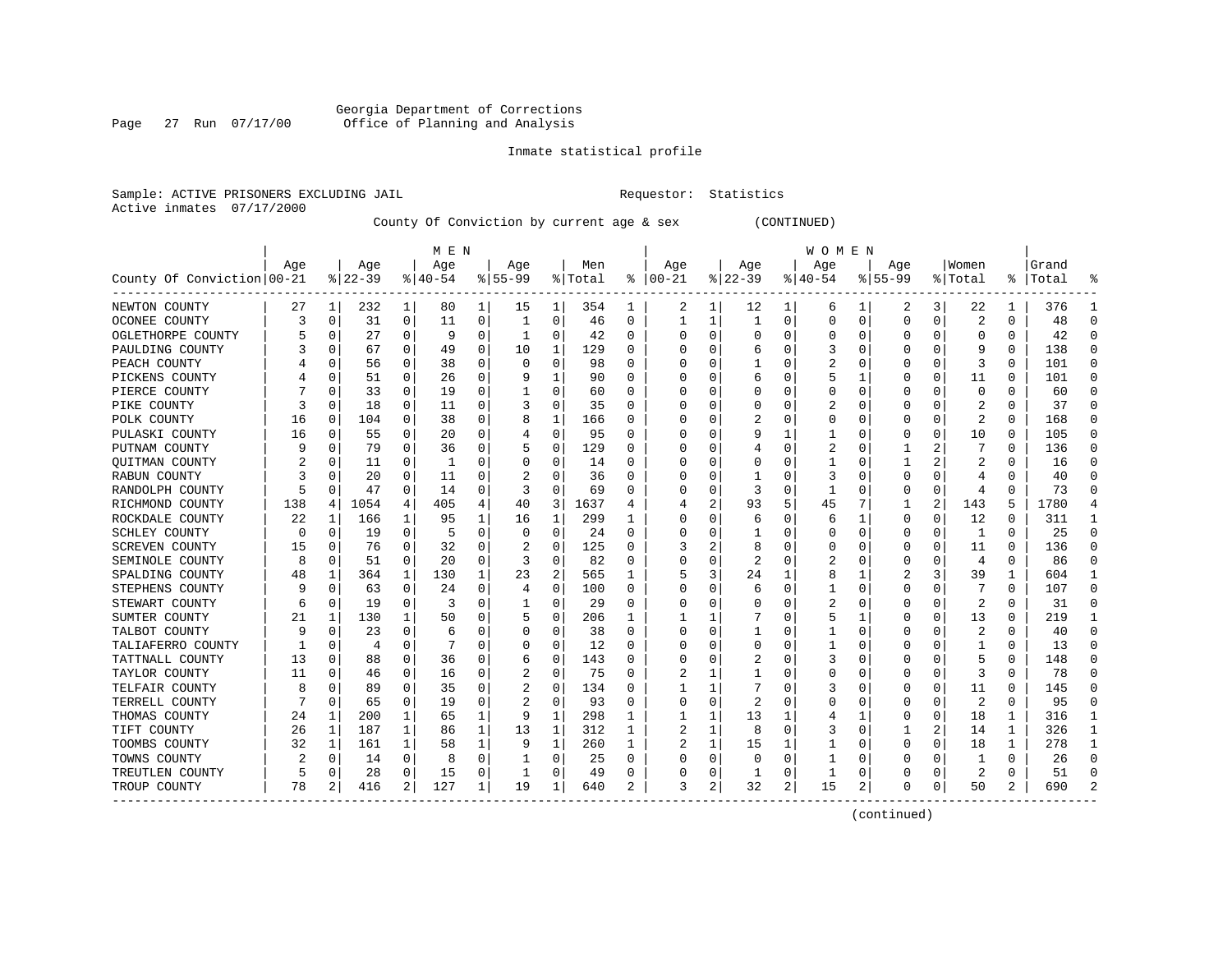Georgia Department of Corrections
Office of Planning and Analysis

Inmate statistical profile

Sample: ACTIVE PRISONERS EXCLUDING JAIL

Requestor: Statistics

Active inmates 07/17/2000

County Of Conviction by current age & sex (CONTINUED)

| County Of Conviction | MEN Age 00-21 | % | Age 22-39 | % | Age 40-54 | % | Age 55-99 | % | Men Total | % | WOMEN Age 00-21 | % | Age 22-39 | % | Age 40-54 | % | Age 55-99 | % | Women Total | % | Grand Total | % |
|---|---|---|---|---|---|---|---|---|---|---|---|---|---|---|---|---|---|---|---|---|---|---|
| NEWTON COUNTY | 27 | 1 | 232 | 1 | 80 | 1 | 15 | 1 | 354 | 1 | 2 | 1 | 12 | 1 | 6 | 1 | 2 | 3 | 22 | 1 | 376 | 1 |
| OCONEE COUNTY | 3 | 0 | 31 | 0 | 11 | 0 | 1 | 0 | 46 | 0 | 1 | 1 | 1 | 0 | 0 | 0 | 0 | 0 | 2 | 0 | 48 | 0 |
| OGLETHORPE COUNTY | 5 | 0 | 27 | 0 | 9 | 0 | 1 | 0 | 42 | 0 | 0 | 0 | 0 | 0 | 0 | 0 | 0 | 0 | 0 | 0 | 42 | 0 |
| PAULDING COUNTY | 3 | 0 | 67 | 0 | 49 | 0 | 10 | 1 | 129 | 0 | 0 | 0 | 6 | 0 | 3 | 0 | 0 | 0 | 9 | 0 | 138 | 0 |
| PEACH COUNTY | 4 | 0 | 56 | 0 | 38 | 0 | 0 | 0 | 98 | 0 | 0 | 0 | 1 | 0 | 2 | 0 | 0 | 0 | 3 | 0 | 101 | 0 |
| PICKENS COUNTY | 4 | 0 | 51 | 0 | 26 | 0 | 9 | 1 | 90 | 0 | 0 | 0 | 6 | 0 | 5 | 1 | 0 | 0 | 11 | 0 | 101 | 0 |
| PIERCE COUNTY | 7 | 0 | 33 | 0 | 19 | 0 | 1 | 0 | 60 | 0 | 0 | 0 | 0 | 0 | 0 | 0 | 0 | 0 | 0 | 0 | 60 | 0 |
| PIKE COUNTY | 3 | 0 | 18 | 0 | 11 | 0 | 3 | 0 | 35 | 0 | 0 | 0 | 0 | 0 | 2 | 0 | 0 | 0 | 2 | 0 | 37 | 0 |
| POLK COUNTY | 16 | 0 | 104 | 0 | 38 | 0 | 8 | 1 | 166 | 0 | 0 | 0 | 2 | 0 | 0 | 0 | 0 | 0 | 2 | 0 | 168 | 0 |
| PULASKI COUNTY | 16 | 0 | 55 | 0 | 20 | 0 | 4 | 0 | 95 | 0 | 0 | 0 | 9 | 1 | 1 | 0 | 0 | 0 | 10 | 0 | 105 | 0 |
| PUTNAM COUNTY | 9 | 0 | 79 | 0 | 36 | 0 | 5 | 0 | 129 | 0 | 0 | 0 | 4 | 0 | 2 | 0 | 1 | 2 | 7 | 0 | 136 | 0 |
| QUITMAN COUNTY | 2 | 0 | 11 | 0 | 1 | 0 | 0 | 0 | 14 | 0 | 0 | 0 | 0 | 0 | 1 | 0 | 1 | 2 | 2 | 0 | 16 | 0 |
| RABUN COUNTY | 3 | 0 | 20 | 0 | 11 | 0 | 2 | 0 | 36 | 0 | 0 | 0 | 1 | 0 | 3 | 0 | 0 | 0 | 4 | 0 | 40 | 0 |
| RANDOLPH COUNTY | 5 | 0 | 47 | 0 | 14 | 0 | 3 | 0 | 69 | 0 | 0 | 0 | 3 | 0 | 1 | 0 | 0 | 0 | 4 | 0 | 73 | 0 |
| RICHMOND COUNTY | 138 | 4 | 1054 | 4 | 405 | 4 | 40 | 3 | 1637 | 4 | 4 | 2 | 93 | 5 | 45 | 7 | 1 | 2 | 143 | 5 | 1780 | 4 |
| ROCKDALE COUNTY | 22 | 1 | 166 | 1 | 95 | 1 | 16 | 1 | 299 | 1 | 0 | 0 | 6 | 0 | 6 | 1 | 0 | 0 | 12 | 0 | 311 | 1 |
| SCHLEY COUNTY | 0 | 0 | 19 | 0 | 5 | 0 | 0 | 0 | 24 | 0 | 0 | 0 | 1 | 0 | 0 | 0 | 0 | 0 | 1 | 0 | 25 | 0 |
| SCREVEN COUNTY | 15 | 0 | 76 | 0 | 32 | 0 | 2 | 0 | 125 | 0 | 3 | 2 | 8 | 0 | 0 | 0 | 0 | 0 | 11 | 0 | 136 | 0 |
| SEMINOLE COUNTY | 8 | 0 | 51 | 0 | 20 | 0 | 3 | 0 | 82 | 0 | 0 | 0 | 2 | 0 | 2 | 0 | 0 | 0 | 4 | 0 | 86 | 0 |
| SPALDING COUNTY | 48 | 1 | 364 | 1 | 130 | 1 | 23 | 2 | 565 | 1 | 5 | 3 | 24 | 1 | 8 | 1 | 2 | 3 | 39 | 1 | 604 | 1 |
| STEPHENS COUNTY | 9 | 0 | 63 | 0 | 24 | 0 | 4 | 0 | 100 | 0 | 0 | 0 | 6 | 0 | 1 | 0 | 0 | 0 | 7 | 0 | 107 | 0 |
| STEWART COUNTY | 6 | 0 | 19 | 0 | 3 | 0 | 1 | 0 | 29 | 0 | 0 | 0 | 0 | 0 | 2 | 0 | 0 | 0 | 2 | 0 | 31 | 0 |
| SUMTER COUNTY | 21 | 1 | 130 | 1 | 50 | 0 | 5 | 0 | 206 | 1 | 1 | 1 | 7 | 0 | 5 | 1 | 0 | 0 | 13 | 0 | 219 | 1 |
| TALBOT COUNTY | 9 | 0 | 23 | 0 | 6 | 0 | 0 | 0 | 38 | 0 | 0 | 0 | 1 | 0 | 1 | 0 | 0 | 0 | 2 | 0 | 40 | 0 |
| TALIAFERRO COUNTY | 1 | 0 | 4 | 0 | 7 | 0 | 0 | 0 | 12 | 0 | 0 | 0 | 0 | 0 | 1 | 0 | 0 | 0 | 1 | 0 | 13 | 0 |
| TATTNALL COUNTY | 13 | 0 | 88 | 0 | 36 | 0 | 6 | 0 | 143 | 0 | 0 | 0 | 2 | 0 | 3 | 0 | 0 | 0 | 5 | 0 | 148 | 0 |
| TAYLOR COUNTY | 11 | 0 | 46 | 0 | 16 | 0 | 2 | 0 | 75 | 0 | 2 | 1 | 1 | 0 | 0 | 0 | 0 | 0 | 3 | 0 | 78 | 0 |
| TELFAIR COUNTY | 8 | 0 | 89 | 0 | 35 | 0 | 2 | 0 | 134 | 0 | 1 | 1 | 7 | 0 | 3 | 0 | 0 | 0 | 11 | 0 | 145 | 0 |
| TERRELL COUNTY | 7 | 0 | 65 | 0 | 19 | 0 | 2 | 0 | 93 | 0 | 0 | 0 | 2 | 0 | 0 | 0 | 0 | 0 | 2 | 0 | 95 | 0 |
| THOMAS COUNTY | 24 | 1 | 200 | 1 | 65 | 1 | 9 | 1 | 298 | 1 | 1 | 1 | 13 | 1 | 4 | 1 | 0 | 0 | 18 | 1 | 316 | 1 |
| TIFT COUNTY | 26 | 1 | 187 | 1 | 86 | 1 | 13 | 1 | 312 | 1 | 2 | 1 | 8 | 0 | 3 | 0 | 1 | 2 | 14 | 1 | 326 | 1 |
| TOOMBS COUNTY | 32 | 1 | 161 | 1 | 58 | 1 | 9 | 1 | 260 | 1 | 2 | 1 | 15 | 1 | 1 | 0 | 0 | 0 | 18 | 1 | 278 | 1 |
| TOWNS COUNTY | 2 | 0 | 14 | 0 | 8 | 0 | 1 | 0 | 25 | 0 | 0 | 0 | 0 | 0 | 1 | 0 | 0 | 0 | 1 | 0 | 26 | 0 |
| TREUTLEN COUNTY | 5 | 0 | 28 | 0 | 15 | 0 | 1 | 0 | 49 | 0 | 0 | 0 | 1 | 0 | 1 | 0 | 0 | 0 | 2 | 0 | 51 | 0 |
| TROUP COUNTY | 78 | 2 | 416 | 2 | 127 | 1 | 19 | 1 | 640 | 2 | 3 | 2 | 32 | 2 | 15 | 2 | 0 | 0 | 50 | 2 | 690 | 2 |

(continued)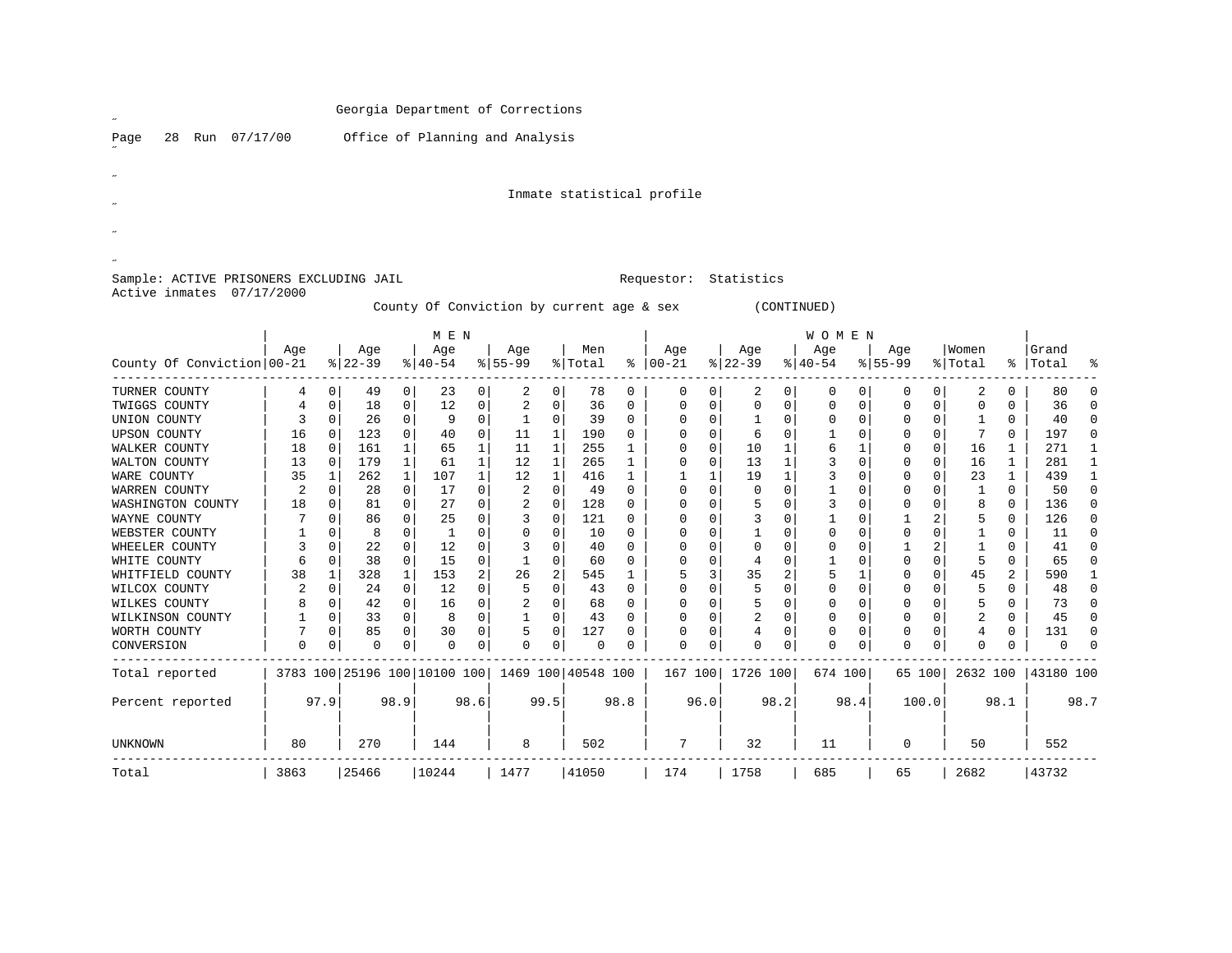Georgia Department of Corrections

Office of Planning and Analysis

Inmate statistical profile

Sample: ACTIVE PRISONERS EXCLUDING JAIL

Requestor: Statistics

Active inmates 07/17/2000

County Of Conviction by current age & sex (CONTINUED)

| | MEN | | | | | | | | | | WOMEN | | | | | | | | | | | |
|---|---|---|---|---|---|---|---|---|---|---|---|---|---|---|---|---|---|---|---|---|---|---|
| County Of Conviction | Age 00-21 | % | Age 22-39 | % | Age 40-54 | % | Age 55-99 | % | Men Total | % | Age 00-21 | % | Age 22-39 | % | Age 40-54 | % | Age 55-99 | % | Women Total | % | Grand Total | % |
| TURNER COUNTY | 4 | 0 | 49 | 0 | 23 | 0 | 2 | 0 | 78 | 0 | 0 | 0 | 2 | 0 | 0 | 0 | 0 | 0 | 2 | 0 | 80 | 0 |
| TWIGGS COUNTY | 4 | 0 | 18 | 0 | 12 | 0 | 2 | 0 | 36 | 0 | 0 | 0 | 0 | 0 | 0 | 0 | 0 | 0 | 0 | 0 | 36 | 0 |
| UNION COUNTY | 3 | 0 | 26 | 0 | 9 | 0 | 1 | 0 | 39 | 0 | 0 | 0 | 1 | 0 | 0 | 0 | 0 | 0 | 1 | 0 | 40 | 0 |
| UPSON COUNTY | 16 | 0 | 123 | 0 | 40 | 0 | 11 | 1 | 190 | 0 | 0 | 0 | 6 | 0 | 1 | 0 | 0 | 0 | 7 | 0 | 197 | 0 |
| WALKER COUNTY | 18 | 0 | 161 | 1 | 65 | 1 | 11 | 1 | 255 | 1 | 0 | 0 | 10 | 1 | 6 | 1 | 0 | 0 | 16 | 1 | 271 | 1 |
| WALTON COUNTY | 13 | 0 | 179 | 1 | 61 | 1 | 12 | 1 | 265 | 1 | 0 | 0 | 13 | 1 | 3 | 0 | 0 | 0 | 16 | 1 | 281 | 1 |
| WARE COUNTY | 35 | 1 | 262 | 1 | 107 | 1 | 12 | 1 | 416 | 1 | 1 | 1 | 19 | 1 | 3 | 0 | 0 | 0 | 23 | 1 | 439 | 1 |
| WARREN COUNTY | 2 | 0 | 28 | 0 | 17 | 0 | 2 | 0 | 49 | 0 | 0 | 0 | 0 | 0 | 1 | 0 | 0 | 0 | 1 | 0 | 50 | 0 |
| WASHINGTON COUNTY | 18 | 0 | 81 | 0 | 27 | 0 | 2 | 0 | 128 | 0 | 0 | 0 | 5 | 0 | 3 | 0 | 0 | 0 | 8 | 0 | 136 | 0 |
| WAYNE COUNTY | 7 | 0 | 86 | 0 | 25 | 0 | 3 | 0 | 121 | 0 | 0 | 0 | 3 | 0 | 1 | 0 | 1 | 2 | 5 | 0 | 126 | 0 |
| WEBSTER COUNTY | 1 | 0 | 8 | 0 | 1 | 0 | 0 | 0 | 10 | 0 | 0 | 0 | 1 | 0 | 0 | 0 | 0 | 0 | 1 | 0 | 11 | 0 |
| WHEELER COUNTY | 3 | 0 | 22 | 0 | 12 | 0 | 3 | 0 | 40 | 0 | 0 | 0 | 0 | 0 | 0 | 0 | 1 | 2 | 1 | 0 | 41 | 0 |
| WHITE COUNTY | 6 | 0 | 38 | 0 | 15 | 0 | 1 | 0 | 60 | 0 | 0 | 0 | 4 | 0 | 1 | 0 | 0 | 0 | 5 | 0 | 65 | 0 |
| WHITFIELD COUNTY | 38 | 1 | 328 | 1 | 153 | 2 | 26 | 2 | 545 | 1 | 5 | 3 | 35 | 2 | 5 | 1 | 0 | 0 | 45 | 2 | 590 | 1 |
| WILCOX COUNTY | 2 | 0 | 24 | 0 | 12 | 0 | 5 | 0 | 43 | 0 | 0 | 0 | 5 | 0 | 0 | 0 | 0 | 0 | 5 | 0 | 48 | 0 |
| WILKES COUNTY | 8 | 0 | 42 | 0 | 16 | 0 | 2 | 0 | 68 | 0 | 0 | 0 | 5 | 0 | 0 | 0 | 0 | 0 | 5 | 0 | 73 | 0 |
| WILKINSON COUNTY | 1 | 0 | 33 | 0 | 8 | 0 | 1 | 0 | 43 | 0 | 0 | 0 | 2 | 0 | 0 | 0 | 0 | 0 | 2 | 0 | 45 | 0 |
| WORTH COUNTY | 7 | 0 | 85 | 0 | 30 | 0 | 5 | 0 | 127 | 0 | 0 | 0 | 4 | 0 | 0 | 0 | 0 | 0 | 4 | 0 | 131 | 0 |
| CONVERSION | 0 | 0 | 0 | 0 | 0 | 0 | 0 | 0 | 0 | 0 | 0 | 0 | 0 | 0 | 0 | 0 | 0 | 0 | 0 | 0 | 0 | 0 |
| Total reported | 3783 | 100 | 25196 | 100 | 10100 | 100 | 1469 | 100 | 40548 | 100 | 167 | 100 | 1726 | 100 | 674 | 100 | 65 | 100 | 2632 | 100 | 43180 | 100 |
| Percent reported | | 97.9 | | 98.9 | | 98.6 | | 99.5 | | 98.8 | | 96.0 | | 98.2 | | 98.4 | | 100.0 | | 98.1 | | 98.7 |
| UNKNOWN | 80 | | 270 | | 144 | | 8 | | 502 | | 7 | | 32 | | 11 | | 0 | | 50 | | 552 | |
| Total | 3863 | | 25466 | | 10244 | | 1477 | | 41050 | | 174 | | 1758 | | 685 | | 65 | | 2682 | | 43732 | |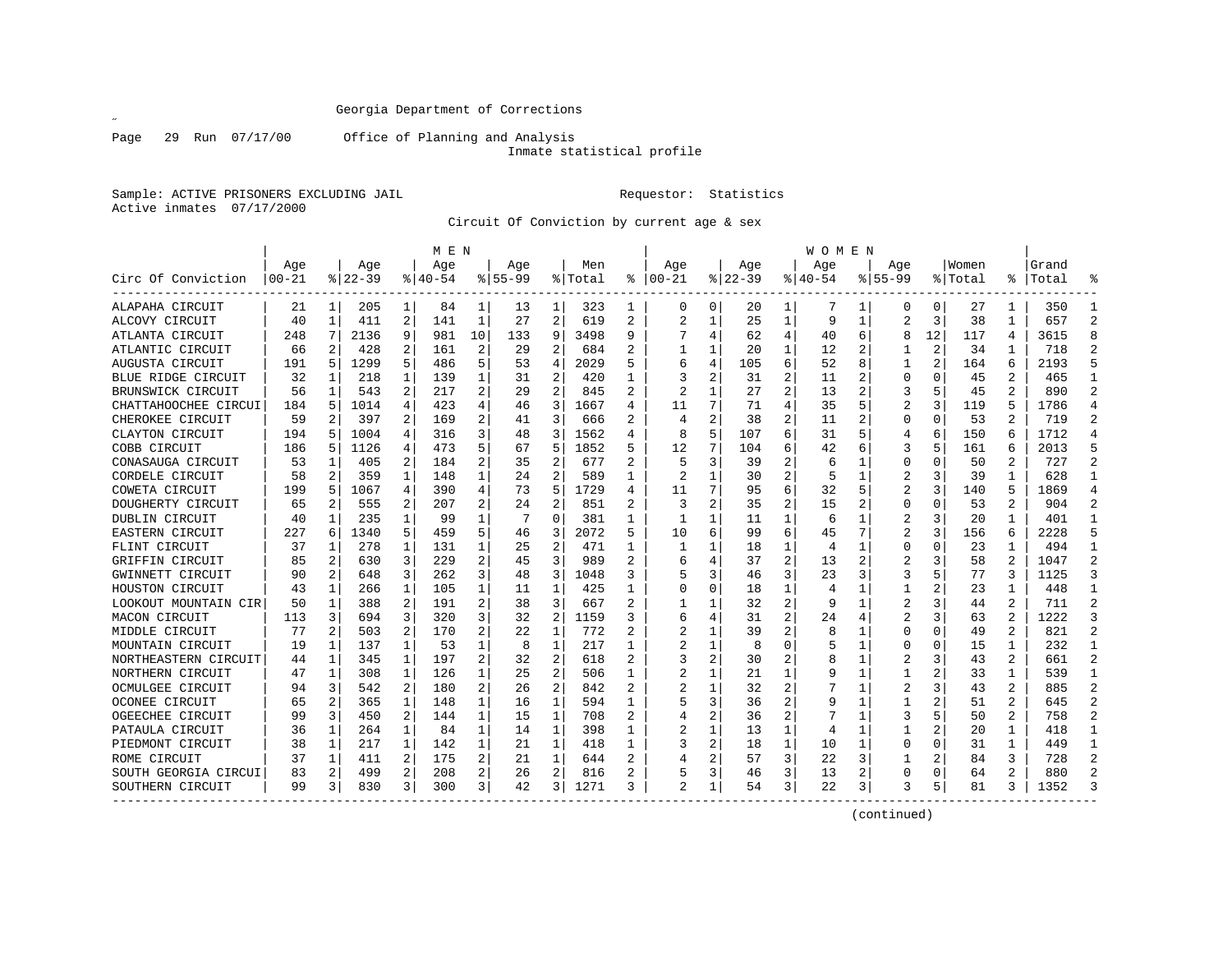Georgia Department of Corrections

Office of Planning and Analysis

Inmate statistical profile

Sample: ACTIVE PRISONERS EXCLUDING JAIL　　　　Requestor: Statistics

Active inmates 07/17/2000

Circuit Of Conviction by current age & sex

| Circ Of Conviction | MEN Age 00-21 | % | Age 22-39 | % | Age 40-54 | % | Age 55-99 | % | Men Total | % | WOMEN Age 00-21 | % | Age 22-39 | % | Age 40-54 | % | Age 55-99 | % | Women Total | % | Grand Total | % |
|---|---|---|---|---|---|---|---|---|---|---|---|---|---|---|---|---|---|---|---|---|---|---|
| ALAPAHA CIRCUIT | 21 | 1 | 205 | 1 | 84 | 1 | 13 | 1 | 323 | 1 | 0 | 0 | 20 | 1 | 7 | 1 | 0 | 0 | 27 | 1 | 350 | 1 |
| ALCOVY CIRCUIT | 40 | 1 | 411 | 2 | 141 | 1 | 27 | 2 | 619 | 2 | 2 | 1 | 25 | 1 | 9 | 1 | 2 | 3 | 38 | 1 | 657 | 2 |
| ATLANTA CIRCUIT | 248 | 7 | 2136 | 9 | 981 | 10 | 133 | 9 | 3498 | 9 | 7 | 4 | 62 | 4 | 40 | 6 | 8 | 12 | 117 | 4 | 3615 | 8 |
| ATLANTIC CIRCUIT | 66 | 2 | 428 | 2 | 161 | 2 | 29 | 2 | 684 | 2 | 1 | 1 | 20 | 1 | 12 | 2 | 1 | 2 | 34 | 1 | 718 | 2 |
| AUGUSTA CIRCUIT | 191 | 5 | 1299 | 5 | 486 | 5 | 53 | 4 | 2029 | 5 | 6 | 4 | 105 | 6 | 52 | 8 | 1 | 2 | 164 | 6 | 2193 | 5 |
| BLUE RIDGE CIRCUIT | 32 | 1 | 218 | 1 | 139 | 1 | 31 | 2 | 420 | 1 | 3 | 2 | 31 | 2 | 11 | 2 | 0 | 0 | 45 | 2 | 465 | 1 |
| BRUNSWICK CIRCUIT | 56 | 1 | 543 | 2 | 217 | 2 | 29 | 2 | 845 | 2 | 2 | 1 | 27 | 2 | 13 | 2 | 3 | 5 | 45 | 2 | 890 | 2 |
| CHATTAHOOCHEE CIRCUI | 184 | 5 | 1014 | 4 | 423 | 4 | 46 | 3 | 1667 | 4 | 11 | 7 | 71 | 4 | 35 | 5 | 2 | 3 | 119 | 5 | 1786 | 4 |
| CHEROKEE CIRCUIT | 59 | 2 | 397 | 2 | 169 | 2 | 41 | 3 | 666 | 2 | 4 | 2 | 38 | 2 | 11 | 2 | 0 | 0 | 53 | 2 | 719 | 2 |
| CLAYTON CIRCUIT | 194 | 5 | 1004 | 4 | 316 | 3 | 48 | 3 | 1562 | 4 | 8 | 5 | 107 | 6 | 31 | 5 | 4 | 6 | 150 | 6 | 1712 | 4 |
| COBB CIRCUIT | 186 | 5 | 1126 | 4 | 473 | 5 | 67 | 5 | 1852 | 5 | 12 | 7 | 104 | 6 | 42 | 6 | 3 | 5 | 161 | 6 | 2013 | 5 |
| CONASAUGA CIRCUIT | 53 | 1 | 405 | 2 | 184 | 2 | 35 | 2 | 677 | 2 | 5 | 3 | 39 | 2 | 6 | 1 | 0 | 0 | 50 | 2 | 727 | 2 |
| CORDELE CIRCUIT | 58 | 2 | 359 | 1 | 148 | 1 | 24 | 2 | 589 | 1 | 2 | 1 | 30 | 2 | 5 | 1 | 2 | 3 | 39 | 1 | 628 | 1 |
| COWETA CIRCUIT | 199 | 5 | 1067 | 4 | 390 | 4 | 73 | 5 | 1729 | 4 | 11 | 7 | 95 | 6 | 32 | 5 | 2 | 3 | 140 | 5 | 1869 | 4 |
| DOUGHERTY CIRCUIT | 65 | 2 | 555 | 2 | 207 | 2 | 24 | 2 | 851 | 2 | 3 | 2 | 35 | 2 | 15 | 2 | 0 | 0 | 53 | 2 | 904 | 2 |
| DUBLIN CIRCUIT | 40 | 1 | 235 | 1 | 99 | 1 | 7 | 0 | 381 | 1 | 1 | 1 | 11 | 1 | 6 | 1 | 2 | 3 | 20 | 1 | 401 | 1 |
| EASTERN CIRCUIT | 227 | 6 | 1340 | 5 | 459 | 5 | 46 | 3 | 2072 | 5 | 10 | 6 | 99 | 6 | 45 | 7 | 2 | 3 | 156 | 6 | 2228 | 5 |
| FLINT CIRCUIT | 37 | 1 | 278 | 1 | 131 | 1 | 25 | 2 | 471 | 1 | 1 | 1 | 18 | 1 | 4 | 1 | 0 | 0 | 23 | 1 | 494 | 1 |
| GRIFFIN CIRCUIT | 85 | 2 | 630 | 3 | 229 | 2 | 45 | 3 | 989 | 2 | 6 | 4 | 37 | 2 | 13 | 2 | 2 | 3 | 58 | 2 | 1047 | 2 |
| GWINNETT CIRCUIT | 90 | 2 | 648 | 3 | 262 | 3 | 48 | 3 | 1048 | 3 | 5 | 3 | 46 | 3 | 23 | 3 | 3 | 5 | 77 | 3 | 1125 | 3 |
| HOUSTON CIRCUIT | 43 | 1 | 266 | 1 | 105 | 1 | 11 | 1 | 425 | 1 | 0 | 0 | 18 | 1 | 4 | 1 | 1 | 2 | 23 | 1 | 448 | 1 |
| LOOKOUT MOUNTAIN CIR | 50 | 1 | 388 | 2 | 191 | 2 | 38 | 3 | 667 | 2 | 1 | 1 | 32 | 2 | 9 | 1 | 2 | 3 | 44 | 2 | 711 | 2 |
| MACON CIRCUIT | 113 | 3 | 694 | 3 | 320 | 3 | 32 | 2 | 1159 | 3 | 6 | 4 | 31 | 2 | 24 | 4 | 2 | 3 | 63 | 2 | 1222 | 3 |
| MIDDLE CIRCUIT | 77 | 2 | 503 | 2 | 170 | 2 | 22 | 1 | 772 | 2 | 2 | 1 | 39 | 2 | 8 | 1 | 0 | 0 | 49 | 2 | 821 | 2 |
| MOUNTAIN CIRCUIT | 19 | 1 | 137 | 1 | 53 | 1 | 8 | 1 | 217 | 1 | 2 | 1 | 8 | 0 | 5 | 1 | 0 | 0 | 15 | 1 | 232 | 1 |
| NORTHEASTERN CIRCUIT | 44 | 1 | 345 | 1 | 197 | 2 | 32 | 2 | 618 | 2 | 3 | 2 | 30 | 2 | 8 | 1 | 2 | 3 | 43 | 2 | 661 | 2 |
| NORTHERN CIRCUIT | 47 | 1 | 308 | 1 | 126 | 1 | 25 | 2 | 506 | 1 | 2 | 1 | 21 | 1 | 9 | 1 | 1 | 2 | 33 | 1 | 539 | 1 |
| OCMULGEE CIRCUIT | 94 | 3 | 542 | 2 | 180 | 2 | 26 | 2 | 842 | 2 | 2 | 1 | 32 | 2 | 7 | 1 | 2 | 3 | 43 | 2 | 885 | 2 |
| OCONEE CIRCUIT | 65 | 2 | 365 | 1 | 148 | 1 | 16 | 1 | 594 | 1 | 5 | 3 | 36 | 2 | 9 | 1 | 1 | 2 | 51 | 2 | 645 | 2 |
| OGEECHEE CIRCUIT | 99 | 3 | 450 | 2 | 144 | 1 | 15 | 1 | 708 | 2 | 4 | 2 | 36 | 2 | 7 | 1 | 3 | 5 | 50 | 2 | 758 | 2 |
| PATAULA CIRCUIT | 36 | 1 | 264 | 1 | 84 | 1 | 14 | 1 | 398 | 1 | 2 | 1 | 13 | 1 | 4 | 1 | 1 | 2 | 20 | 1 | 418 | 1 |
| PIEDMONT CIRCUIT | 38 | 1 | 217 | 1 | 142 | 1 | 21 | 1 | 418 | 1 | 3 | 2 | 18 | 1 | 10 | 1 | 0 | 0 | 31 | 1 | 449 | 1 |
| ROME CIRCUIT | 37 | 1 | 411 | 2 | 175 | 2 | 21 | 1 | 644 | 2 | 4 | 2 | 57 | 3 | 22 | 3 | 1 | 2 | 84 | 3 | 728 | 2 |
| SOUTH GEORGIA CIRCUI | 83 | 2 | 499 | 2 | 208 | 2 | 26 | 2 | 816 | 2 | 5 | 3 | 46 | 3 | 13 | 2 | 0 | 0 | 64 | 2 | 880 | 2 |
| SOUTHERN CIRCUIT | 99 | 3 | 830 | 3 | 300 | 3 | 42 | 3 | 1271 | 3 | 2 | 1 | 54 | 3 | 22 | 3 | 3 | 5 | 81 | 3 | 1352 | 3 |

(continued)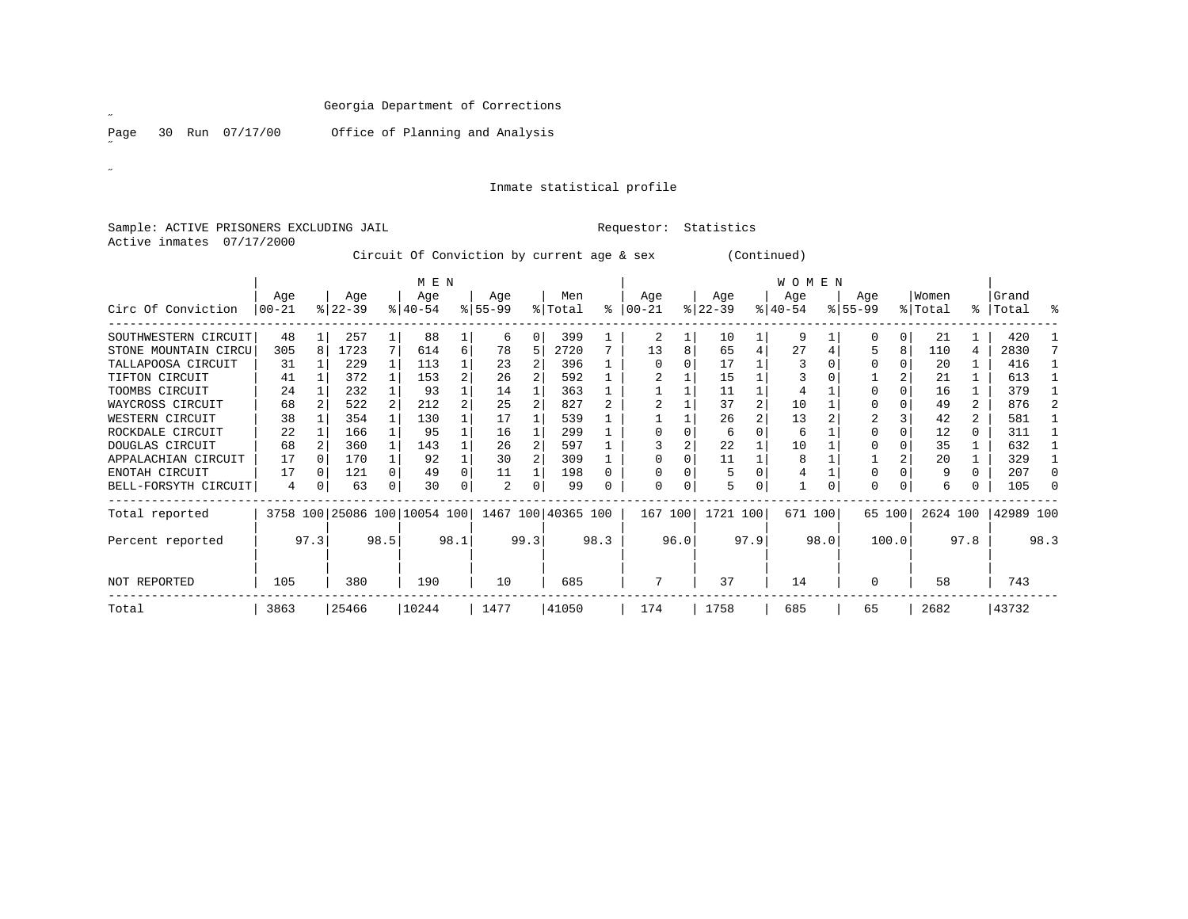Georgia Department of Corrections

Office of Planning and Analysis

Inmate statistical profile

Sample: ACTIVE PRISONERS EXCLUDING JAIL

Requestor: Statistics

Active inmates 07/17/2000

Circuit Of Conviction by current age & sex (Continued)

| Circ Of Conviction | MEN Age 00-21 | % | Age 22-39 | % | Age 40-54 | % | Age 55-99 | % | Men Total | % | WOMEN Age 00-21 | % | Age 22-39 | % | Age 40-54 | % | Age 55-99 | % | Women Total | % | Grand Total | % |
|---|---|---|---|---|---|---|---|---|---|---|---|---|---|---|---|---|---|---|---|---|---|---|
| SOUTHWESTERN CIRCUIT | 48 | 1 | 257 | 1 | 88 | 1 | 6 | 0 | 399 | 1 | 2 | 1 | 10 | 1 | 9 | 1 | 0 | 0 | 21 | 1 | 420 | 1 |
| STONE MOUNTAIN CIRCU | 305 | 8 | 1723 | 7 | 614 | 6 | 78 | 5 | 2720 | 7 | 13 | 8 | 65 | 4 | 27 | 4 | 5 | 8 | 110 | 4 | 2830 | 7 |
| TALLAPOOSA CIRCUIT | 31 | 1 | 229 | 1 | 113 | 1 | 23 | 2 | 396 | 1 | 0 | 0 | 17 | 1 | 3 | 0 | 0 | 0 | 20 | 1 | 416 | 1 |
| TIFTON CIRCUIT | 41 | 1 | 372 | 1 | 153 | 2 | 26 | 2 | 592 | 1 | 2 | 1 | 15 | 1 | 3 | 0 | 1 | 2 | 21 | 1 | 613 | 1 |
| TOOMBS CIRCUIT | 24 | 1 | 232 | 1 | 93 | 1 | 14 | 1 | 363 | 1 | 1 | 1 | 11 | 1 | 4 | 1 | 0 | 0 | 16 | 1 | 379 | 1 |
| WAYCROSS CIRCUIT | 68 | 2 | 522 | 2 | 212 | 2 | 25 | 2 | 827 | 2 | 2 | 1 | 37 | 2 | 10 | 1 | 0 | 0 | 49 | 2 | 876 | 2 |
| WESTERN CIRCUIT | 38 | 1 | 354 | 1 | 130 | 1 | 17 | 1 | 539 | 1 | 1 | 1 | 26 | 2 | 13 | 2 | 2 | 3 | 42 | 2 | 581 | 1 |
| ROCKDALE CIRCUIT | 22 | 1 | 166 | 1 | 95 | 1 | 16 | 1 | 299 | 1 | 0 | 0 | 6 | 0 | 6 | 1 | 0 | 0 | 12 | 0 | 311 | 1 |
| DOUGLAS CIRCUIT | 68 | 2 | 360 | 1 | 143 | 1 | 26 | 2 | 597 | 1 | 3 | 2 | 22 | 1 | 10 | 1 | 0 | 0 | 35 | 1 | 632 | 1 |
| APPALACHIAN CIRCUIT | 17 | 0 | 170 | 1 | 92 | 1 | 30 | 2 | 309 | 1 | 0 | 0 | 11 | 1 | 8 | 1 | 1 | 2 | 20 | 1 | 329 | 1 |
| ENOTAH CIRCUIT | 17 | 0 | 121 | 0 | 49 | 0 | 11 | 1 | 198 | 0 | 0 | 0 | 5 | 0 | 4 | 1 | 0 | 0 | 9 | 0 | 207 | 0 |
| BELL-FORSYTH CIRCUIT | 4 | 0 | 63 | 0 | 30 | 0 | 2 | 0 | 99 | 0 | 0 | 0 | 5 | 0 | 1 | 0 | 0 | 0 | 6 | 0 | 105 | 0 |
| Total reported | 3758 | 100 | 25086 | 100 | 10054 | 100 | 1467 | 100 | 40365 | 100 | 167 | 100 | 1721 | 100 | 671 | 100 | 65 | 100 | 2624 | 100 | 42989 | 100 |
| Percent reported | | 97.3 | | 98.5 | | 98.1 | | 99.3 | | 98.3 | | 96.0 | | 97.9 | | 98.0 | | 100.0 | | 97.8 | | 98.3 |
| NOT REPORTED | 105 | | 380 | | 190 | | 10 | | 685 | | 7 | | 37 | | 14 | | 0 | | 58 | | 743 | |
| Total | 3863 | | 25466 | | 10244 | | 1477 | | 41050 | | 174 | | 1758 | | 685 | | 65 | | 2682 | | 43732 | |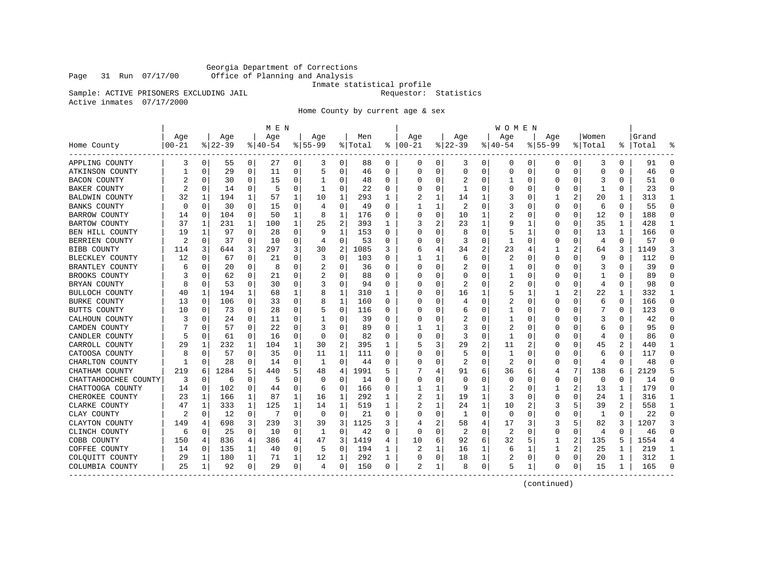Georgia Department of Corrections
Office of Planning and Analysis
Inmate statistical profile

Sample: ACTIVE PRISONERS EXCLUDING JAIL    Requestor: Statistics
Active inmates 07/17/2000

Home County by current age & sex

| Home County | MEN Age 00-21 | % | Age 22-39 | % | Age 40-54 | % | Age 55-99 | % | Men Total | % | WOMEN Age 00-21 | % | Age 22-39 | % | Age 40-54 | % | Age 55-99 | % | Women Total | % | Grand Total | % |
|---|---|---|---|---|---|---|---|---|---|---|---|---|---|---|---|---|---|---|---|---|---|---|
| APPLING COUNTY | 3 | 0 | 55 | 0 | 27 | 0 | 3 | 0 | 88 | 0 | 0 | 0 | 3 | 0 | 0 | 0 | 0 | 0 | 3 | 0 | 91 | 0 |
| ATKINSON COUNTY | 1 | 0 | 29 | 0 | 11 | 0 | 5 | 0 | 46 | 0 | 0 | 0 | 0 | 0 | 0 | 0 | 0 | 0 | 0 | 0 | 46 | 0 |
| BACON COUNTY | 2 | 0 | 30 | 0 | 15 | 0 | 1 | 0 | 48 | 0 | 0 | 0 | 2 | 0 | 1 | 0 | 0 | 0 | 3 | 0 | 51 | 0 |
| BAKER COUNTY | 2 | 0 | 14 | 0 | 5 | 0 | 1 | 0 | 22 | 0 | 0 | 0 | 1 | 0 | 0 | 0 | 0 | 0 | 1 | 0 | 23 | 0 |
| BALDWIN COUNTY | 32 | 1 | 194 | 1 | 57 | 1 | 10 | 1 | 293 | 1 | 2 | 1 | 14 | 1 | 3 | 0 | 1 | 2 | 20 | 1 | 313 | 1 |
| BANKS COUNTY | 0 | 0 | 30 | 0 | 15 | 0 | 4 | 0 | 49 | 0 | 1 | 1 | 2 | 0 | 3 | 0 | 0 | 0 | 6 | 0 | 55 | 0 |
| BARROW COUNTY | 14 | 0 | 104 | 0 | 50 | 1 | 8 | 1 | 176 | 0 | 0 | 0 | 10 | 1 | 2 | 0 | 0 | 0 | 12 | 0 | 188 | 0 |
| BARTOW COUNTY | 37 | 1 | 231 | 1 | 100 | 1 | 25 | 2 | 393 | 1 | 3 | 2 | 23 | 1 | 9 | 1 | 0 | 0 | 35 | 1 | 428 | 1 |
| BEN HILL COUNTY | 19 | 1 | 97 | 0 | 28 | 0 | 9 | 1 | 153 | 0 | 0 | 0 | 8 | 0 | 5 | 1 | 0 | 0 | 13 | 1 | 166 | 0 |
| BERRIEN COUNTY | 2 | 0 | 37 | 0 | 10 | 0 | 4 | 0 | 53 | 0 | 0 | 0 | 3 | 0 | 1 | 0 | 0 | 0 | 4 | 0 | 57 | 0 |
| BIBB COUNTY | 114 | 3 | 644 | 3 | 297 | 3 | 30 | 2 | 1085 | 3 | 6 | 4 | 34 | 2 | 23 | 4 | 1 | 2 | 64 | 3 | 1149 | 3 |
| BLECKLEY COUNTY | 12 | 0 | 67 | 0 | 21 | 0 | 3 | 0 | 103 | 0 | 1 | 1 | 6 | 0 | 2 | 0 | 0 | 0 | 9 | 0 | 112 | 0 |
| BRANTLEY COUNTY | 6 | 0 | 20 | 0 | 8 | 0 | 2 | 0 | 36 | 0 | 0 | 0 | 2 | 0 | 1 | 0 | 0 | 0 | 3 | 0 | 39 | 0 |
| BROOKS COUNTY | 3 | 0 | 62 | 0 | 21 | 0 | 2 | 0 | 88 | 0 | 0 | 0 | 0 | 0 | 1 | 0 | 0 | 0 | 1 | 0 | 89 | 0 |
| BRYAN COUNTY | 8 | 0 | 53 | 0 | 30 | 0 | 3 | 0 | 94 | 0 | 0 | 0 | 2 | 0 | 2 | 0 | 0 | 0 | 4 | 0 | 98 | 0 |
| BULLOCH COUNTY | 40 | 1 | 194 | 1 | 68 | 1 | 8 | 1 | 310 | 1 | 0 | 0 | 16 | 1 | 5 | 1 | 1 | 2 | 22 | 1 | 332 | 1 |
| BURKE COUNTY | 13 | 0 | 106 | 0 | 33 | 0 | 8 | 1 | 160 | 0 | 0 | 0 | 4 | 0 | 2 | 0 | 0 | 0 | 6 | 0 | 166 | 0 |
| BUTTS COUNTY | 10 | 0 | 73 | 0 | 28 | 0 | 5 | 0 | 116 | 0 | 0 | 0 | 6 | 0 | 1 | 0 | 0 | 0 | 7 | 0 | 123 | 0 |
| CALHOUN COUNTY | 3 | 0 | 24 | 0 | 11 | 0 | 1 | 0 | 39 | 0 | 0 | 0 | 2 | 0 | 1 | 0 | 0 | 0 | 3 | 0 | 42 | 0 |
| CAMDEN COUNTY | 7 | 0 | 57 | 0 | 22 | 0 | 3 | 0 | 89 | 0 | 1 | 1 | 3 | 0 | 2 | 0 | 0 | 0 | 6 | 0 | 95 | 0 |
| CANDLER COUNTY | 5 | 0 | 61 | 0 | 16 | 0 | 0 | 0 | 82 | 0 | 0 | 0 | 3 | 0 | 1 | 0 | 0 | 0 | 4 | 0 | 86 | 0 |
| CARROLL COUNTY | 29 | 1 | 232 | 1 | 104 | 1 | 30 | 2 | 395 | 1 | 5 | 3 | 29 | 2 | 11 | 2 | 0 | 0 | 45 | 2 | 440 | 1 |
| CATOOSA COUNTY | 8 | 0 | 57 | 0 | 35 | 0 | 11 | 1 | 111 | 0 | 0 | 0 | 5 | 0 | 1 | 0 | 0 | 0 | 6 | 0 | 117 | 0 |
| CHARLTON COUNTY | 1 | 0 | 28 | 0 | 14 | 0 | 1 | 0 | 44 | 0 | 0 | 0 | 2 | 0 | 2 | 0 | 0 | 0 | 4 | 0 | 48 | 0 |
| CHATHAM COUNTY | 219 | 6 | 1284 | 5 | 440 | 5 | 48 | 4 | 1991 | 5 | 7 | 4 | 91 | 6 | 36 | 6 | 4 | 7 | 138 | 6 | 2129 | 5 |
| CHATTAHOOCHEE COUNTY | 3 | 0 | 6 | 0 | 5 | 0 | 0 | 0 | 14 | 0 | 0 | 0 | 0 | 0 | 0 | 0 | 0 | 0 | 0 | 0 | 14 | 0 |
| CHATTOOGA COUNTY | 14 | 0 | 102 | 0 | 44 | 0 | 6 | 0 | 166 | 0 | 1 | 1 | 9 | 1 | 2 | 0 | 1 | 2 | 13 | 1 | 179 | 0 |
| CHEROKEE COUNTY | 23 | 1 | 166 | 1 | 87 | 1 | 16 | 1 | 292 | 1 | 2 | 1 | 19 | 1 | 3 | 0 | 0 | 0 | 24 | 1 | 316 | 1 |
| CLARKE COUNTY | 47 | 1 | 333 | 1 | 125 | 1 | 14 | 1 | 519 | 1 | 2 | 1 | 24 | 1 | 10 | 2 | 3 | 5 | 39 | 2 | 558 | 1 |
| CLAY COUNTY | 2 | 0 | 12 | 0 | 7 | 0 | 0 | 0 | 21 | 0 | 0 | 0 | 1 | 0 | 0 | 0 | 0 | 0 | 1 | 0 | 22 | 0 |
| CLAYTON COUNTY | 149 | 4 | 698 | 3 | 239 | 3 | 39 | 3 | 1125 | 3 | 4 | 2 | 58 | 4 | 17 | 3 | 3 | 5 | 82 | 3 | 1207 | 3 |
| CLINCH COUNTY | 6 | 0 | 25 | 0 | 10 | 0 | 1 | 0 | 42 | 0 | 0 | 0 | 2 | 0 | 2 | 0 | 0 | 0 | 4 | 0 | 46 | 0 |
| COBB COUNTY | 150 | 4 | 836 | 4 | 386 | 4 | 47 | 3 | 1419 | 4 | 10 | 6 | 92 | 6 | 32 | 5 | 1 | 2 | 135 | 5 | 1554 | 4 |
| COFFEE COUNTY | 14 | 0 | 135 | 1 | 40 | 0 | 5 | 0 | 194 | 1 | 2 | 1 | 16 | 1 | 6 | 1 | 1 | 2 | 25 | 1 | 219 | 1 |
| COLQUITT COUNTY | 29 | 1 | 180 | 1 | 71 | 1 | 12 | 1 | 292 | 1 | 0 | 0 | 18 | 1 | 2 | 0 | 0 | 0 | 20 | 1 | 312 | 1 |
| COLUMBIA COUNTY | 25 | 1 | 92 | 0 | 29 | 0 | 4 | 0 | 150 | 0 | 2 | 1 | 8 | 0 | 5 | 1 | 0 | 0 | 15 | 1 | 165 | 0 |

(continued)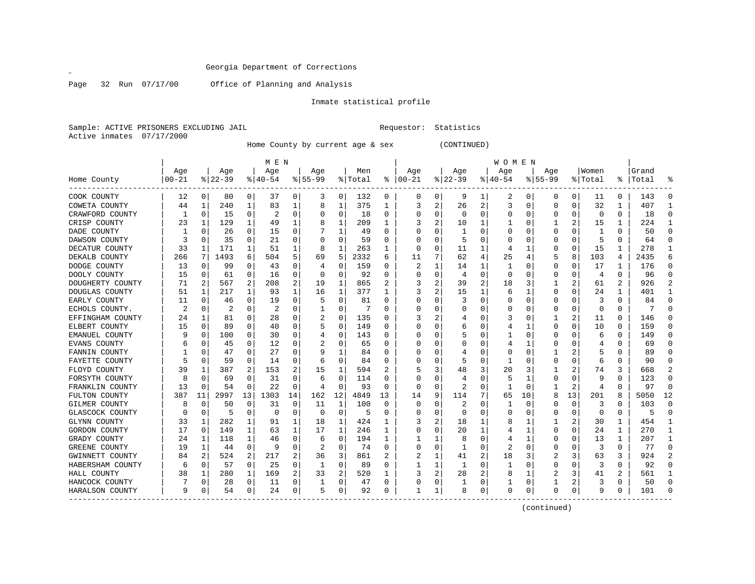Georgia Department of Corrections

Page 32 Run 07/17/00 Office of Planning and Analysis

Inmate statistical profile

Sample: ACTIVE PRISONERS EXCLUDING JAIL Requestor: Statistics
Active inmates 07/17/2000

Home County by current age & sex (CONTINUED)

| Home County | MEN Age 00-21 | % | Age 22-39 | % | Age 40-54 | % | Age 55-99 | % | Men Total | % | WOMEN Age 00-21 | % | Age 22-39 | % | Age 40-54 | % | Age 55-99 | % | Women Total | % | Grand Total | % |
|---|---|---|---|---|---|---|---|---|---|---|---|---|---|---|---|---|---|---|---|---|---|---|
| COOK COUNTY | 12 | 0 | 80 | 0 | 37 | 0 | 3 | 0 | 132 | 0 | 0 | 0 | 9 | 1 | 2 | 0 | 0 | 0 | 11 | 0 | 143 | 0 |
| COWETA COUNTY | 44 | 1 | 240 | 1 | 83 | 1 | 8 | 1 | 375 | 1 | 3 | 2 | 26 | 2 | 3 | 0 | 0 | 0 | 32 | 1 | 407 | 1 |
| CRAWFORD COUNTY | 1 | 0 | 15 | 0 | 2 | 0 | 0 | 0 | 18 | 0 | 0 | 0 | 0 | 0 | 0 | 0 | 0 | 0 | 0 | 0 | 18 | 0 |
| CRISP COUNTY | 23 | 1 | 129 | 1 | 49 | 1 | 8 | 1 | 209 | 1 | 3 | 2 | 10 | 1 | 1 | 0 | 1 | 2 | 15 | 1 | 224 | 1 |
| DADE COUNTY | 1 | 0 | 26 | 0 | 15 | 0 | 7 | 1 | 49 | 0 | 0 | 0 | 1 | 0 | 0 | 0 | 0 | 0 | 1 | 0 | 50 | 0 |
| DAWSON COUNTY | 3 | 0 | 35 | 0 | 21 | 0 | 0 | 0 | 59 | 0 | 0 | 0 | 5 | 0 | 0 | 0 | 0 | 0 | 5 | 0 | 64 | 0 |
| DECATUR COUNTY | 33 | 1 | 171 | 1 | 51 | 1 | 8 | 1 | 263 | 1 | 0 | 0 | 11 | 1 | 4 | 1 | 0 | 0 | 15 | 1 | 278 | 1 |
| DEKALB COUNTY | 266 | 7 | 1493 | 6 | 504 | 5 | 69 | 5 | 2332 | 6 | 11 | 7 | 62 | 4 | 25 | 4 | 5 | 8 | 103 | 4 | 2435 | 6 |
| DODGE COUNTY | 13 | 0 | 99 | 0 | 43 | 0 | 4 | 0 | 159 | 0 | 2 | 1 | 14 | 1 | 1 | 0 | 0 | 0 | 17 | 1 | 176 | 0 |
| DOOLY COUNTY | 15 | 0 | 61 | 0 | 16 | 0 | 0 | 0 | 92 | 0 | 0 | 0 | 4 | 0 | 0 | 0 | 0 | 0 | 4 | 0 | 96 | 0 |
| DOUGHERTY COUNTY | 71 | 2 | 567 | 2 | 208 | 2 | 19 | 1 | 865 | 2 | 3 | 2 | 39 | 2 | 18 | 3 | 1 | 2 | 61 | 2 | 926 | 2 |
| DOUGLAS COUNTY | 51 | 1 | 217 | 1 | 93 | 1 | 16 | 1 | 377 | 1 | 3 | 2 | 15 | 1 | 6 | 1 | 0 | 0 | 24 | 1 | 401 | 1 |
| EARLY COUNTY | 11 | 0 | 46 | 0 | 19 | 0 | 5 | 0 | 81 | 0 | 0 | 0 | 3 | 0 | 0 | 0 | 0 | 0 | 3 | 0 | 84 | 0 |
| ECHOLS COUNTY. | 2 | 0 | 2 | 0 | 2 | 0 | 1 | 0 | 7 | 0 | 0 | 0 | 0 | 0 | 0 | 0 | 0 | 0 | 0 | 0 | 7 | 0 |
| EFFINGHAM COUNTY | 24 | 1 | 81 | 0 | 28 | 0 | 2 | 0 | 135 | 0 | 3 | 2 | 4 | 0 | 3 | 0 | 1 | 2 | 11 | 0 | 146 | 0 |
| ELBERT COUNTY | 15 | 0 | 89 | 0 | 40 | 0 | 5 | 0 | 149 | 0 | 0 | 0 | 6 | 0 | 4 | 1 | 0 | 0 | 10 | 0 | 159 | 0 |
| EMANUEL COUNTY | 9 | 0 | 100 | 0 | 30 | 0 | 4 | 0 | 143 | 0 | 0 | 0 | 5 | 0 | 1 | 0 | 0 | 0 | 6 | 0 | 149 | 0 |
| EVANS COUNTY | 6 | 0 | 45 | 0 | 12 | 0 | 2 | 0 | 65 | 0 | 0 | 0 | 0 | 0 | 4 | 1 | 0 | 0 | 4 | 0 | 69 | 0 |
| FANNIN COUNTY | 1 | 0 | 47 | 0 | 27 | 0 | 9 | 1 | 84 | 0 | 0 | 0 | 4 | 0 | 0 | 0 | 1 | 2 | 5 | 0 | 89 | 0 |
| FAYETTE COUNTY | 5 | 0 | 59 | 0 | 14 | 0 | 6 | 0 | 84 | 0 | 0 | 0 | 5 | 0 | 1 | 0 | 0 | 0 | 6 | 0 | 90 | 0 |
| FLOYD COUNTY | 39 | 1 | 387 | 2 | 153 | 2 | 15 | 1 | 594 | 2 | 5 | 3 | 48 | 3 | 20 | 3 | 1 | 2 | 74 | 3 | 668 | 2 |
| FORSYTH COUNTY | 8 | 0 | 69 | 0 | 31 | 0 | 6 | 0 | 114 | 0 | 0 | 0 | 4 | 0 | 5 | 1 | 0 | 0 | 9 | 0 | 123 | 0 |
| FRANKLIN COUNTY | 13 | 0 | 54 | 0 | 22 | 0 | 4 | 0 | 93 | 0 | 0 | 0 | 2 | 0 | 1 | 0 | 1 | 2 | 4 | 0 | 97 | 0 |
| FULTON COUNTY | 387 | 11 | 2997 | 13 | 1303 | 14 | 162 | 12 | 4849 | 13 | 14 | 9 | 114 | 7 | 65 | 10 | 8 | 13 | 201 | 8 | 5050 | 12 |
| GILMER COUNTY | 8 | 0 | 50 | 0 | 31 | 0 | 11 | 1 | 100 | 0 | 0 | 0 | 2 | 0 | 1 | 0 | 0 | 0 | 3 | 0 | 103 | 0 |
| GLASCOCK COUNTY | 0 | 0 | 5 | 0 | 0 | 0 | 0 | 0 | 5 | 0 | 0 | 0 | 0 | 0 | 0 | 0 | 0 | 0 | 0 | 0 | 5 | 0 |
| GLYNN COUNTY | 33 | 1 | 282 | 1 | 91 | 1 | 18 | 1 | 424 | 1 | 3 | 2 | 18 | 1 | 8 | 1 | 1 | 2 | 30 | 1 | 454 | 1 |
| GORDON COUNTY | 17 | 0 | 149 | 1 | 63 | 1 | 17 | 1 | 246 | 1 | 0 | 0 | 20 | 1 | 4 | 1 | 0 | 0 | 24 | 1 | 270 | 1 |
| GRADY COUNTY | 24 | 1 | 118 | 1 | 46 | 0 | 6 | 0 | 194 | 1 | 1 | 1 | 8 | 0 | 4 | 1 | 0 | 0 | 13 | 1 | 207 | 1 |
| GREENE COUNTY | 19 | 1 | 44 | 0 | 9 | 0 | 2 | 0 | 74 | 0 | 0 | 0 | 1 | 0 | 2 | 0 | 0 | 0 | 3 | 0 | 77 | 0 |
| GWINNETT COUNTY | 84 | 2 | 524 | 2 | 217 | 2 | 36 | 3 | 861 | 2 | 2 | 1 | 41 | 2 | 18 | 3 | 2 | 3 | 63 | 3 | 924 | 2 |
| HABERSHAM COUNTY | 6 | 0 | 57 | 0 | 25 | 0 | 1 | 0 | 89 | 0 | 1 | 1 | 1 | 0 | 1 | 0 | 0 | 0 | 3 | 0 | 92 | 0 |
| HALL COUNTY | 38 | 1 | 280 | 1 | 169 | 2 | 33 | 2 | 520 | 1 | 3 | 2 | 28 | 2 | 8 | 1 | 2 | 3 | 41 | 2 | 561 | 1 |
| HANCOCK COUNTY | 7 | 0 | 28 | 0 | 11 | 0 | 1 | 0 | 47 | 0 | 0 | 0 | 1 | 0 | 1 | 0 | 1 | 2 | 3 | 0 | 50 | 0 |
| HARALSON COUNTY | 9 | 0 | 54 | 0 | 24 | 0 | 5 | 0 | 92 | 0 | 1 | 1 | 8 | 0 | 0 | 0 | 0 | 0 | 9 | 0 | 101 | 0 |

(continued)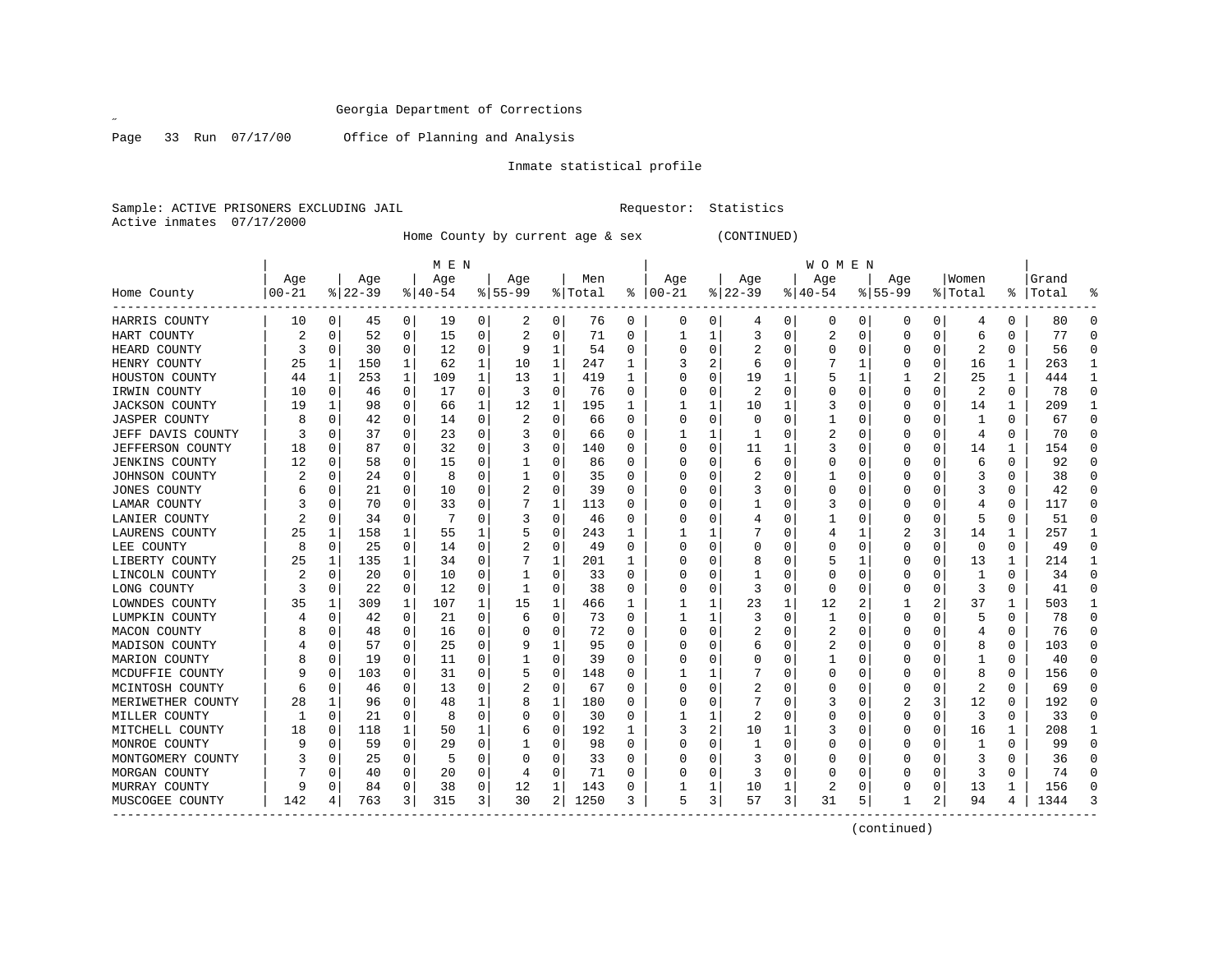Georgia Department of Corrections

Page 33 Run 07/17/00 Office of Planning and Analysis

Inmate statistical profile

Sample: ACTIVE PRISONERS EXCLUDING JAIL Requestor: Statistics
Active inmates 07/17/2000

Home County by current age & sex (CONTINUED)

| | MEN | | | | | | | | | | WOMEN | | | | | | | | | | | |
|---|---|---|---|---|---|---|---|---|---|---|---|---|---|---|---|---|---|---|---|---|---|---|
| Home County | Age 00-21 | % | Age 22-39 | % | Age 40-54 | % | Age 55-99 | % | Men Total | % | Age 00-21 | % | Age 22-39 | % | Age 40-54 | % | Age 55-99 | % | Women Total | % | Grand Total | % |
| HARRIS COUNTY | 10 | 0 | 45 | 0 | 19 | 0 | 2 | 0 | 76 | 0 | 0 | 0 | 4 | 0 | 0 | 0 | 0 | 0 | 4 | 0 | 80 | 0 |
| HART COUNTY | 2 | 0 | 52 | 0 | 15 | 0 | 2 | 0 | 71 | 0 | 1 | 1 | 3 | 0 | 2 | 0 | 0 | 0 | 6 | 0 | 77 | 0 |
| HEARD COUNTY | 3 | 0 | 30 | 0 | 12 | 0 | 9 | 1 | 54 | 0 | 0 | 0 | 2 | 0 | 0 | 0 | 0 | 0 | 2 | 0 | 56 | 0 |
| HENRY COUNTY | 25 | 1 | 150 | 1 | 62 | 1 | 10 | 1 | 247 | 1 | 3 | 2 | 6 | 0 | 7 | 1 | 0 | 0 | 16 | 1 | 263 | 1 |
| HOUSTON COUNTY | 44 | 1 | 253 | 1 | 109 | 1 | 13 | 1 | 419 | 1 | 0 | 0 | 19 | 1 | 5 | 1 | 1 | 2 | 25 | 1 | 444 | 1 |
| IRWIN COUNTY | 10 | 0 | 46 | 0 | 17 | 0 | 3 | 0 | 76 | 0 | 0 | 0 | 2 | 0 | 0 | 0 | 0 | 0 | 2 | 0 | 78 | 0 |
| JACKSON COUNTY | 19 | 1 | 98 | 0 | 66 | 1 | 12 | 1 | 195 | 1 | 1 | 1 | 10 | 1 | 3 | 0 | 0 | 0 | 14 | 1 | 209 | 1 |
| JASPER COUNTY | 8 | 0 | 42 | 0 | 14 | 0 | 2 | 0 | 66 | 0 | 0 | 0 | 0 | 0 | 1 | 0 | 0 | 0 | 1 | 0 | 67 | 0 |
| JEFF DAVIS COUNTY | 3 | 0 | 37 | 0 | 23 | 0 | 3 | 0 | 66 | 0 | 1 | 1 | 1 | 0 | 2 | 0 | 0 | 0 | 4 | 0 | 70 | 0 |
| JEFFERSON COUNTY | 18 | 0 | 87 | 0 | 32 | 0 | 3 | 0 | 140 | 0 | 0 | 0 | 11 | 1 | 3 | 0 | 0 | 0 | 14 | 1 | 154 | 0 |
| JENKINS COUNTY | 12 | 0 | 58 | 0 | 15 | 0 | 1 | 0 | 86 | 0 | 0 | 0 | 6 | 0 | 0 | 0 | 0 | 0 | 6 | 0 | 92 | 0 |
| JOHNSON COUNTY | 2 | 0 | 24 | 0 | 8 | 0 | 1 | 0 | 35 | 0 | 0 | 0 | 2 | 0 | 1 | 0 | 0 | 0 | 3 | 0 | 38 | 0 |
| JONES COUNTY | 6 | 0 | 21 | 0 | 10 | 0 | 2 | 0 | 39 | 0 | 0 | 0 | 3 | 0 | 0 | 0 | 0 | 0 | 3 | 0 | 42 | 0 |
| LAMAR COUNTY | 3 | 0 | 70 | 0 | 33 | 0 | 7 | 1 | 113 | 0 | 0 | 0 | 1 | 0 | 3 | 0 | 0 | 0 | 4 | 0 | 117 | 0 |
| LANIER COUNTY | 2 | 0 | 34 | 0 | 7 | 0 | 3 | 0 | 46 | 0 | 0 | 0 | 4 | 0 | 1 | 0 | 0 | 0 | 5 | 0 | 51 | 0 |
| LAURENS COUNTY | 25 | 1 | 158 | 1 | 55 | 1 | 5 | 0 | 243 | 1 | 1 | 1 | 7 | 0 | 4 | 1 | 2 | 3 | 14 | 1 | 257 | 1 |
| LEE COUNTY | 8 | 0 | 25 | 0 | 14 | 0 | 2 | 0 | 49 | 0 | 0 | 0 | 0 | 0 | 0 | 0 | 0 | 0 | 0 | 0 | 49 | 0 |
| LIBERTY COUNTY | 25 | 1 | 135 | 1 | 34 | 0 | 7 | 1 | 201 | 1 | 0 | 0 | 8 | 0 | 5 | 1 | 0 | 0 | 13 | 1 | 214 | 1 |
| LINCOLN COUNTY | 2 | 0 | 20 | 0 | 10 | 0 | 1 | 0 | 33 | 0 | 0 | 0 | 1 | 0 | 0 | 0 | 0 | 0 | 1 | 0 | 34 | 0 |
| LONG COUNTY | 3 | 0 | 22 | 0 | 12 | 0 | 1 | 0 | 38 | 0 | 0 | 0 | 3 | 0 | 0 | 0 | 0 | 0 | 3 | 0 | 41 | 0 |
| LOWNDES COUNTY | 35 | 1 | 309 | 1 | 107 | 1 | 15 | 1 | 466 | 1 | 1 | 1 | 23 | 1 | 12 | 2 | 1 | 2 | 37 | 1 | 503 | 1 |
| LUMPKIN COUNTY | 4 | 0 | 42 | 0 | 21 | 0 | 6 | 0 | 73 | 0 | 1 | 1 | 3 | 0 | 1 | 0 | 0 | 0 | 5 | 0 | 78 | 0 |
| MACON COUNTY | 8 | 0 | 48 | 0 | 16 | 0 | 0 | 0 | 72 | 0 | 0 | 0 | 2 | 0 | 2 | 0 | 0 | 0 | 4 | 0 | 76 | 0 |
| MADISON COUNTY | 4 | 0 | 57 | 0 | 25 | 0 | 9 | 1 | 95 | 0 | 0 | 0 | 6 | 0 | 2 | 0 | 0 | 0 | 8 | 0 | 103 | 0 |
| MARION COUNTY | 8 | 0 | 19 | 0 | 11 | 0 | 1 | 0 | 39 | 0 | 0 | 0 | 0 | 0 | 1 | 0 | 0 | 0 | 1 | 0 | 40 | 0 |
| MCDUFFIE COUNTY | 9 | 0 | 103 | 0 | 31 | 0 | 5 | 0 | 148 | 0 | 1 | 1 | 7 | 0 | 0 | 0 | 0 | 0 | 8 | 0 | 156 | 0 |
| MCINTOSH COUNTY | 6 | 0 | 46 | 0 | 13 | 0 | 2 | 0 | 67 | 0 | 0 | 0 | 2 | 0 | 0 | 0 | 0 | 0 | 2 | 0 | 69 | 0 |
| MERIWETHER COUNTY | 28 | 1 | 96 | 0 | 48 | 1 | 8 | 1 | 180 | 0 | 0 | 0 | 7 | 0 | 3 | 0 | 2 | 3 | 12 | 0 | 192 | 0 |
| MILLER COUNTY | 1 | 0 | 21 | 0 | 8 | 0 | 0 | 0 | 30 | 0 | 1 | 1 | 2 | 0 | 0 | 0 | 0 | 0 | 3 | 0 | 33 | 0 |
| MITCHELL COUNTY | 18 | 0 | 118 | 1 | 50 | 1 | 6 | 0 | 192 | 1 | 3 | 2 | 10 | 1 | 3 | 0 | 0 | 0 | 16 | 1 | 208 | 1 |
| MONROE COUNTY | 9 | 0 | 59 | 0 | 29 | 0 | 1 | 0 | 98 | 0 | 0 | 0 | 1 | 0 | 0 | 0 | 0 | 0 | 1 | 0 | 99 | 0 |
| MONTGOMERY COUNTY | 3 | 0 | 25 | 0 | 5 | 0 | 0 | 0 | 33 | 0 | 0 | 0 | 3 | 0 | 0 | 0 | 0 | 0 | 3 | 0 | 36 | 0 |
| MORGAN COUNTY | 7 | 0 | 40 | 0 | 20 | 0 | 4 | 0 | 71 | 0 | 0 | 0 | 3 | 0 | 0 | 0 | 0 | 0 | 3 | 0 | 74 | 0 |
| MURRAY COUNTY | 9 | 0 | 84 | 0 | 38 | 0 | 12 | 1 | 143 | 0 | 1 | 1 | 10 | 1 | 2 | 0 | 0 | 0 | 13 | 1 | 156 | 0 |
| MUSCOGEE COUNTY | 142 | 4 | 763 | 3 | 315 | 3 | 30 | 2 | 1250 | 3 | 5 | 3 | 57 | 3 | 31 | 5 | 1 | 2 | 94 | 4 | 1344 | 3 |

(continued)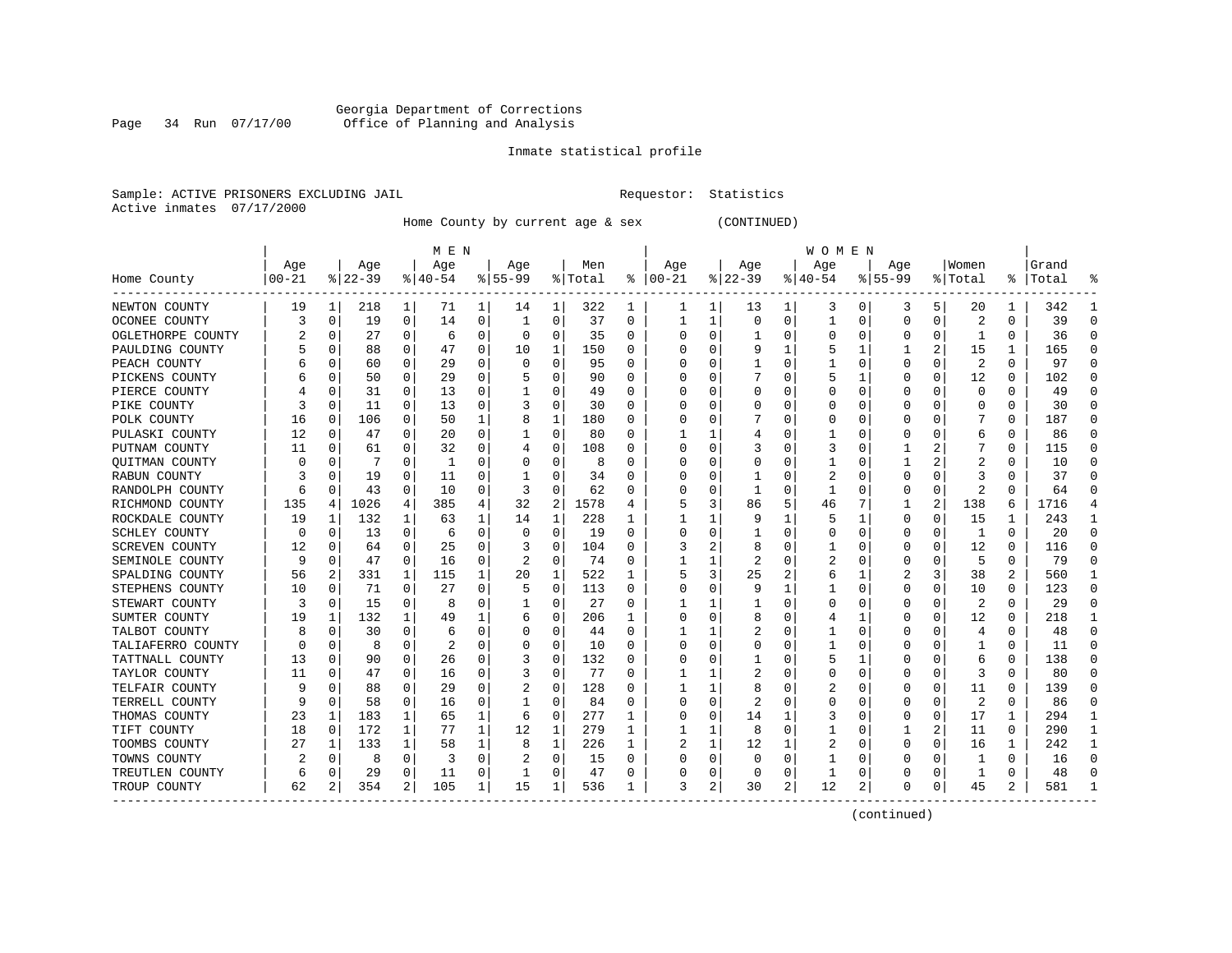Georgia Department of Corrections
Office of Planning and Analysis

Inmate statistical profile

Sample: ACTIVE PRISONERS EXCLUDING JAIL    Requestor: Statistics
Active inmates 07/17/2000

Home County by current age & sex (CONTINUED)

| Home County | MEN Age 00-21 | % | Age 22-39 | % | Age 40-54 | % | Age 55-99 | % | Men Total | % | WOMEN Age 00-21 | % | Age 22-39 | % | Age 40-54 | % | Age 55-99 | % | Women Total | % | Grand Total | % |
|---|---|---|---|---|---|---|---|---|---|---|---|---|---|---|---|---|---|---|---|---|---|---|
| NEWTON COUNTY | 19 | 1 | 218 | 1 | 71 | 1 | 14 | 1 | 322 | 1 | 1 | 1 | 13 | 1 | 3 | 0 | 3 | 5 | 20 | 1 | 342 | 1 |
| OCONEE COUNTY | 3 | 0 | 19 | 0 | 14 | 0 | 1 | 0 | 37 | 0 | 1 | 1 | 0 | 0 | 1 | 0 | 0 | 0 | 2 | 0 | 39 | 0 |
| OGLETHORPE COUNTY | 2 | 0 | 27 | 0 | 6 | 0 | 0 | 0 | 35 | 0 | 0 | 0 | 1 | 0 | 0 | 0 | 0 | 0 | 1 | 0 | 36 | 0 |
| PAULDING COUNTY | 5 | 0 | 88 | 0 | 47 | 0 | 10 | 1 | 150 | 0 | 0 | 0 | 9 | 1 | 5 | 1 | 1 | 2 | 15 | 1 | 165 | 0 |
| PEACH COUNTY | 6 | 0 | 60 | 0 | 29 | 0 | 0 | 0 | 95 | 0 | 0 | 0 | 1 | 0 | 1 | 0 | 0 | 0 | 2 | 0 | 97 | 0 |
| PICKENS COUNTY | 6 | 0 | 50 | 0 | 29 | 0 | 5 | 0 | 90 | 0 | 0 | 0 | 7 | 0 | 5 | 1 | 0 | 0 | 12 | 0 | 102 | 0 |
| PIERCE COUNTY | 4 | 0 | 31 | 0 | 13 | 0 | 1 | 0 | 49 | 0 | 0 | 0 | 0 | 0 | 0 | 0 | 0 | 0 | 0 | 0 | 49 | 0 |
| PIKE COUNTY | 3 | 0 | 11 | 0 | 13 | 0 | 3 | 0 | 30 | 0 | 0 | 0 | 0 | 0 | 0 | 0 | 0 | 0 | 0 | 0 | 30 | 0 |
| POLK COUNTY | 16 | 0 | 106 | 0 | 50 | 1 | 8 | 1 | 180 | 0 | 0 | 0 | 7 | 0 | 0 | 0 | 0 | 0 | 7 | 0 | 187 | 0 |
| PULASKI COUNTY | 12 | 0 | 47 | 0 | 20 | 0 | 1 | 0 | 80 | 0 | 1 | 1 | 4 | 0 | 1 | 0 | 0 | 0 | 6 | 0 | 86 | 0 |
| PUTNAM COUNTY | 11 | 0 | 61 | 0 | 32 | 0 | 4 | 0 | 108 | 0 | 0 | 0 | 3 | 0 | 3 | 0 | 1 | 2 | 7 | 0 | 115 | 0 |
| QUITMAN COUNTY | 0 | 0 | 7 | 0 | 1 | 0 | 0 | 0 | 8 | 0 | 0 | 0 | 0 | 0 | 1 | 0 | 1 | 2 | 2 | 0 | 10 | 0 |
| RABUN COUNTY | 3 | 0 | 19 | 0 | 11 | 0 | 1 | 0 | 34 | 0 | 0 | 0 | 1 | 0 | 2 | 0 | 0 | 0 | 3 | 0 | 37 | 0 |
| RANDOLPH COUNTY | 6 | 0 | 43 | 0 | 10 | 0 | 3 | 0 | 62 | 0 | 0 | 0 | 1 | 0 | 1 | 0 | 0 | 0 | 2 | 0 | 64 | 0 |
| RICHMOND COUNTY | 135 | 4 | 1026 | 4 | 385 | 4 | 32 | 2 | 1578 | 4 | 5 | 3 | 86 | 5 | 46 | 7 | 1 | 2 | 138 | 6 | 1716 | 4 |
| ROCKDALE COUNTY | 19 | 1 | 132 | 1 | 63 | 1 | 14 | 1 | 228 | 1 | 1 | 1 | 9 | 1 | 5 | 1 | 0 | 0 | 15 | 1 | 243 | 1 |
| SCHLEY COUNTY | 0 | 0 | 13 | 0 | 6 | 0 | 0 | 0 | 19 | 0 | 0 | 0 | 1 | 0 | 0 | 0 | 0 | 0 | 1 | 0 | 20 | 0 |
| SCREVEN COUNTY | 12 | 0 | 64 | 0 | 25 | 0 | 3 | 0 | 104 | 0 | 3 | 2 | 8 | 0 | 1 | 0 | 0 | 0 | 12 | 0 | 116 | 0 |
| SEMINOLE COUNTY | 9 | 0 | 47 | 0 | 16 | 0 | 2 | 0 | 74 | 0 | 1 | 1 | 2 | 0 | 2 | 0 | 0 | 0 | 5 | 0 | 79 | 0 |
| SPALDING COUNTY | 56 | 2 | 331 | 1 | 115 | 1 | 20 | 1 | 522 | 1 | 5 | 3 | 25 | 2 | 6 | 1 | 2 | 3 | 38 | 2 | 560 | 1 |
| STEPHENS COUNTY | 10 | 0 | 71 | 0 | 27 | 0 | 5 | 0 | 113 | 0 | 0 | 0 | 9 | 1 | 1 | 0 | 0 | 0 | 10 | 0 | 123 | 0 |
| STEWART COUNTY | 3 | 0 | 15 | 0 | 8 | 0 | 1 | 0 | 27 | 0 | 1 | 1 | 1 | 0 | 0 | 0 | 0 | 0 | 2 | 0 | 29 | 0 |
| SUMTER COUNTY | 19 | 1 | 132 | 1 | 49 | 1 | 6 | 0 | 206 | 1 | 0 | 0 | 8 | 0 | 4 | 1 | 0 | 0 | 12 | 0 | 218 | 1 |
| TALBOT COUNTY | 8 | 0 | 30 | 0 | 6 | 0 | 0 | 0 | 44 | 0 | 1 | 1 | 2 | 0 | 1 | 0 | 0 | 0 | 4 | 0 | 48 | 0 |
| TALIAFERRO COUNTY | 0 | 0 | 8 | 0 | 2 | 0 | 0 | 0 | 10 | 0 | 0 | 0 | 0 | 0 | 1 | 0 | 0 | 0 | 1 | 0 | 11 | 0 |
| TATTNALL COUNTY | 13 | 0 | 90 | 0 | 26 | 0 | 3 | 0 | 132 | 0 | 0 | 0 | 1 | 0 | 5 | 1 | 0 | 0 | 6 | 0 | 138 | 0 |
| TAYLOR COUNTY | 11 | 0 | 47 | 0 | 16 | 0 | 3 | 0 | 77 | 0 | 1 | 1 | 2 | 0 | 0 | 0 | 0 | 0 | 3 | 0 | 80 | 0 |
| TELFAIR COUNTY | 9 | 0 | 88 | 0 | 29 | 0 | 2 | 0 | 128 | 0 | 1 | 1 | 8 | 0 | 2 | 0 | 0 | 0 | 11 | 0 | 139 | 0 |
| TERRELL COUNTY | 9 | 0 | 58 | 0 | 16 | 0 | 1 | 0 | 84 | 0 | 0 | 0 | 2 | 0 | 0 | 0 | 0 | 0 | 2 | 0 | 86 | 0 |
| THOMAS COUNTY | 23 | 1 | 183 | 1 | 65 | 1 | 6 | 0 | 277 | 1 | 0 | 0 | 14 | 1 | 3 | 0 | 0 | 0 | 17 | 1 | 294 | 1 |
| TIFT COUNTY | 18 | 0 | 172 | 1 | 77 | 1 | 12 | 1 | 279 | 1 | 1 | 1 | 8 | 0 | 1 | 0 | 1 | 2 | 11 | 0 | 290 | 1 |
| TOOMBS COUNTY | 27 | 1 | 133 | 1 | 58 | 1 | 8 | 1 | 226 | 1 | 2 | 1 | 12 | 1 | 2 | 0 | 0 | 0 | 16 | 1 | 242 | 1 |
| TOWNS COUNTY | 2 | 0 | 8 | 0 | 3 | 0 | 2 | 0 | 15 | 0 | 0 | 0 | 0 | 0 | 1 | 0 | 0 | 0 | 1 | 0 | 16 | 0 |
| TREUTLEN COUNTY | 6 | 0 | 29 | 0 | 11 | 0 | 1 | 0 | 47 | 0 | 0 | 0 | 0 | 0 | 1 | 0 | 0 | 0 | 1 | 0 | 48 | 0 |
| TROUP COUNTY | 62 | 2 | 354 | 2 | 105 | 1 | 15 | 1 | 536 | 1 | 3 | 2 | 30 | 2 | 12 | 2 | 0 | 0 | 45 | 2 | 581 | 1 |

(continued)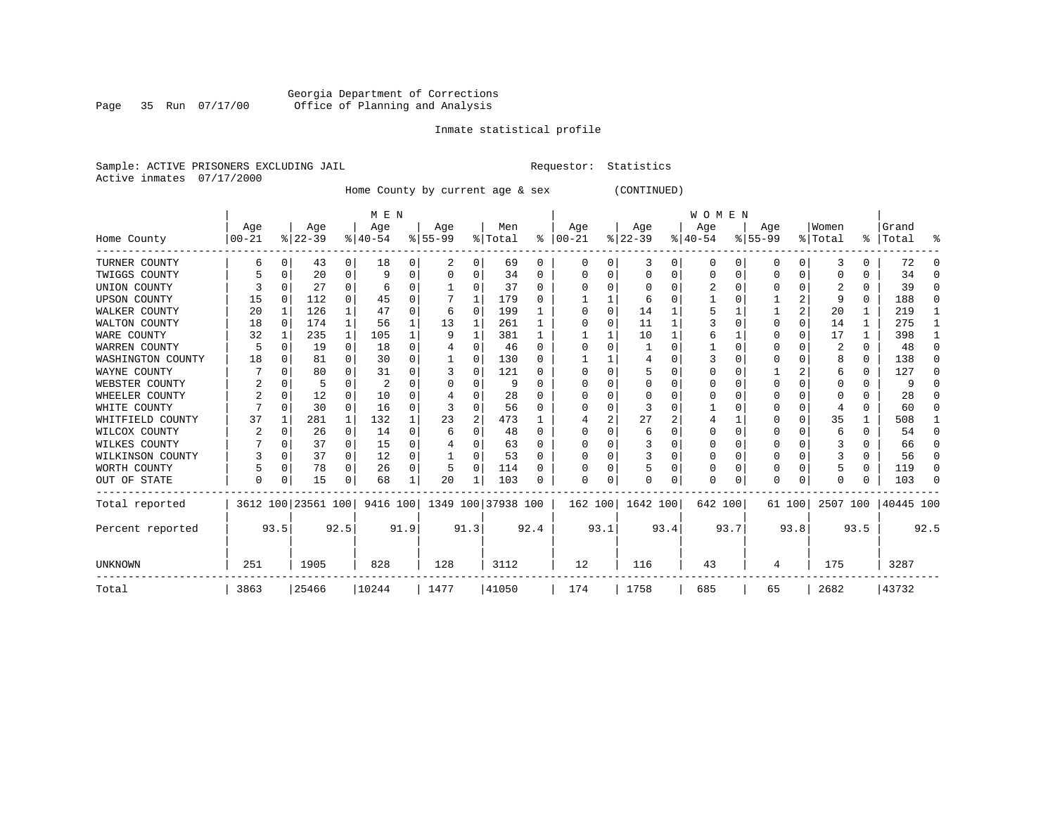Georgia Department of Corrections
Office of Planning and Analysis

Inmate statistical profile

Sample: ACTIVE PRISONERS EXCLUDING JAIL                Requestor: Statistics
Active inmates 07/17/2000

Home County by current age & sex (CONTINUED)

| Home County | MEN Age 00-21 | % | Age 22-39 | % | Age 40-54 | % | Age 55-99 | % | Men Total | % | WOMEN Age 00-21 | % | Age 22-39 | % | Age 40-54 | % | Age 55-99 | % | Women Total | % | Grand Total | % |
|---|---|---|---|---|---|---|---|---|---|---|---|---|---|---|---|---|---|---|---|---|---|---|
| TURNER COUNTY | 6 | 0 | 43 | 0 | 18 | 0 | 2 | 0 | 69 | 0 | 0 | 0 | 3 | 0 | 0 | 0 | 0 | 0 | 3 | 0 | 72 | 0 |
| TWIGGS COUNTY | 5 | 0 | 20 | 0 | 9 | 0 | 0 | 0 | 34 | 0 | 0 | 0 | 0 | 0 | 0 | 0 | 0 | 0 | 0 | 0 | 34 | 0 |
| UNION COUNTY | 3 | 0 | 27 | 0 | 6 | 0 | 1 | 0 | 37 | 0 | 0 | 0 | 0 | 0 | 2 | 0 | 0 | 0 | 2 | 0 | 39 | 0 |
| UPSON COUNTY | 15 | 0 | 112 | 0 | 45 | 0 | 7 | 1 | 179 | 0 | 1 | 1 | 6 | 0 | 1 | 0 | 1 | 2 | 9 | 0 | 188 | 0 |
| WALKER COUNTY | 20 | 1 | 126 | 1 | 47 | 0 | 6 | 0 | 199 | 1 | 0 | 0 | 14 | 1 | 5 | 1 | 1 | 2 | 20 | 1 | 219 | 1 |
| WALTON COUNTY | 18 | 0 | 174 | 1 | 56 | 1 | 13 | 1 | 261 | 1 | 0 | 0 | 11 | 1 | 3 | 0 | 0 | 0 | 14 | 1 | 275 | 1 |
| WARE COUNTY | 32 | 1 | 235 | 1 | 105 | 1 | 9 | 1 | 381 | 1 | 1 | 1 | 10 | 1 | 6 | 1 | 0 | 0 | 17 | 1 | 398 | 1 |
| WARREN COUNTY | 5 | 0 | 19 | 0 | 18 | 0 | 4 | 0 | 46 | 0 | 0 | 0 | 1 | 0 | 1 | 0 | 0 | 0 | 2 | 0 | 48 | 0 |
| WASHINGTON COUNTY | 18 | 0 | 81 | 0 | 30 | 0 | 1 | 0 | 130 | 0 | 1 | 1 | 4 | 0 | 3 | 0 | 0 | 0 | 8 | 0 | 138 | 0 |
| WAYNE COUNTY | 7 | 0 | 80 | 0 | 31 | 0 | 3 | 0 | 121 | 0 | 0 | 0 | 5 | 0 | 0 | 0 | 1 | 2 | 6 | 0 | 127 | 0 |
| WEBSTER COUNTY | 2 | 0 | 5 | 0 | 2 | 0 | 0 | 0 | 9 | 0 | 0 | 0 | 0 | 0 | 0 | 0 | 0 | 0 | 0 | 0 | 9 | 0 |
| WHEELER COUNTY | 2 | 0 | 12 | 0 | 10 | 0 | 4 | 0 | 28 | 0 | 0 | 0 | 0 | 0 | 0 | 0 | 0 | 0 | 0 | 0 | 28 | 0 |
| WHITE COUNTY | 7 | 0 | 30 | 0 | 16 | 0 | 3 | 0 | 56 | 0 | 0 | 0 | 3 | 0 | 1 | 0 | 0 | 0 | 4 | 0 | 60 | 0 |
| WHITFIELD COUNTY | 37 | 1 | 281 | 1 | 132 | 1 | 23 | 2 | 473 | 1 | 4 | 2 | 27 | 2 | 4 | 1 | 0 | 0 | 35 | 1 | 508 | 1 |
| WILCOX COUNTY | 2 | 0 | 26 | 0 | 14 | 0 | 6 | 0 | 48 | 0 | 0 | 0 | 6 | 0 | 0 | 0 | 0 | 0 | 6 | 0 | 54 | 0 |
| WILKES COUNTY | 7 | 0 | 37 | 0 | 15 | 0 | 4 | 0 | 63 | 0 | 0 | 0 | 3 | 0 | 0 | 0 | 0 | 0 | 3 | 0 | 66 | 0 |
| WILKINSON COUNTY | 3 | 0 | 37 | 0 | 12 | 0 | 1 | 0 | 53 | 0 | 0 | 0 | 3 | 0 | 0 | 0 | 0 | 0 | 3 | 0 | 56 | 0 |
| WORTH COUNTY | 5 | 0 | 78 | 0 | 26 | 0 | 5 | 0 | 114 | 0 | 0 | 0 | 5 | 0 | 0 | 0 | 0 | 0 | 5 | 0 | 119 | 0 |
| OUT OF STATE | 0 | 0 | 15 | 0 | 68 | 1 | 20 | 1 | 103 | 0 | 0 | 0 | 0 | 0 | 0 | 0 | 0 | 0 | 0 | 0 | 103 | 0 |
| Total reported | 3612 | 100 | 23561 | 100 | 9416 | 100 | 1349 | 100 | 37938 | 100 | 162 | 100 | 1642 | 100 | 642 | 100 | 61 | 100 | 2507 | 100 | 40445 | 100 |
| Percent reported | | 93.5 | | 92.5 | | 91.9 | | 91.3 | | 92.4 | | 93.1 | | 93.4 | | 93.7 | | 93.8 | | 93.5 | | 92.5 |
| UNKNOWN | 251 | | 1905 | | 828 | | 128 | | 3112 | | 12 | | 116 | | 43 | | 4 | | 175 | | 3287 | |
| Total | 3863 | | 25466 | | 10244 | | 1477 | | 41050 | | 174 | | 1758 | | 685 | | 65 | | 2682 | | 43732 | |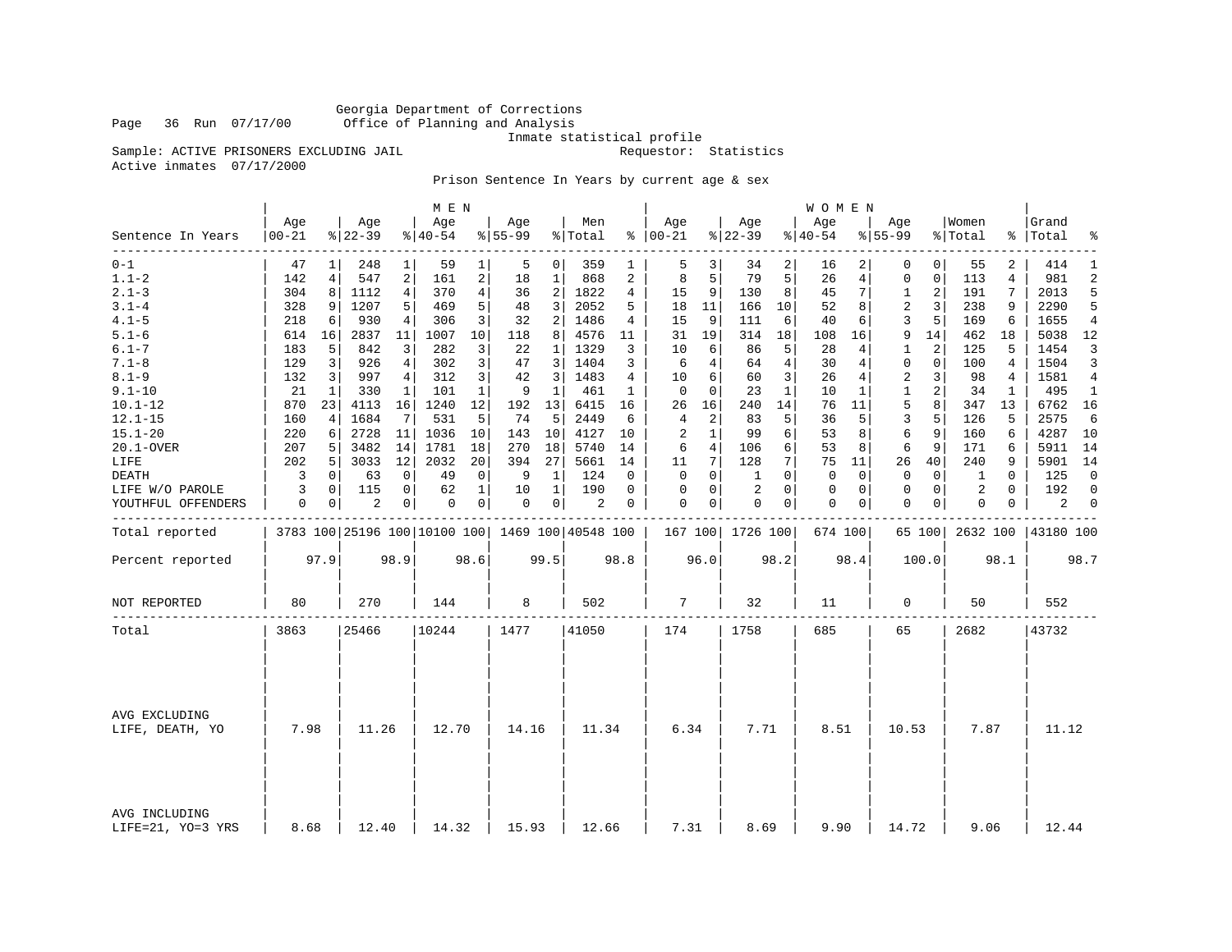Georgia Department of Corrections
Office of Planning and Analysis
Inmate statistical profile

Sample: ACTIVE PRISONERS EXCLUDING JAIL — Requestor: Statistics

Active inmates 07/17/2000

## Prison Sentence In Years by current age & sex

| Sentence In Years | MEN Age 00-21 | % | Age 22-39 | % | Age 40-54 | % | Age 55-99 | % | Men Total | % | WOMEN Age 00-21 | % | Age 22-39 | % | Age 40-54 | % | Age 55-99 | % | Women Total | % | Grand Total | % |
|---|---|---|---|---|---|---|---|---|---|---|---|---|---|---|---|---|---|---|---|---|---|---|
| 0-1 | 47 | 1 | 248 | 1 | 59 | 1 | 5 | 0 | 359 | 1 | 5 | 3 | 34 | 2 | 16 | 2 | 0 | 0 | 55 | 2 | 414 | 1 |
| 1.1-2 | 142 | 4 | 547 | 2 | 161 | 2 | 18 | 1 | 868 | 2 | 8 | 5 | 79 | 5 | 26 | 4 | 0 | 0 | 113 | 4 | 981 | 2 |
| 2.1-3 | 304 | 8 | 1112 | 4 | 370 | 4 | 36 | 2 | 1822 | 4 | 15 | 9 | 130 | 8 | 45 | 7 | 1 | 2 | 191 | 7 | 2013 | 5 |
| 3.1-4 | 328 | 9 | 1207 | 5 | 469 | 5 | 48 | 3 | 2052 | 5 | 18 | 11 | 166 | 10 | 52 | 8 | 2 | 3 | 238 | 9 | 2290 | 5 |
| 4.1-5 | 218 | 6 | 930 | 4 | 306 | 3 | 32 | 2 | 1486 | 4 | 15 | 9 | 111 | 6 | 40 | 6 | 3 | 5 | 169 | 6 | 1655 | 4 |
| 5.1-6 | 614 | 16 | 2837 | 11 | 1007 | 10 | 118 | 8 | 4576 | 11 | 31 | 19 | 314 | 18 | 108 | 16 | 9 | 14 | 462 | 18 | 5038 | 12 |
| 6.1-7 | 183 | 5 | 842 | 3 | 282 | 3 | 22 | 1 | 1329 | 3 | 10 | 6 | 86 | 5 | 28 | 4 | 1 | 2 | 125 | 5 | 1454 | 3 |
| 7.1-8 | 129 | 3 | 926 | 4 | 302 | 3 | 47 | 3 | 1404 | 3 | 6 | 4 | 64 | 4 | 30 | 4 | 0 | 0 | 100 | 4 | 1504 | 3 |
| 8.1-9 | 132 | 3 | 997 | 4 | 312 | 3 | 42 | 3 | 1483 | 4 | 10 | 6 | 60 | 3 | 26 | 4 | 2 | 3 | 98 | 4 | 1581 | 4 |
| 9.1-10 | 21 | 1 | 330 | 1 | 101 | 1 | 9 | 1 | 461 | 1 | 0 | 0 | 23 | 1 | 10 | 1 | 1 | 2 | 34 | 1 | 495 | 1 |
| 10.1-12 | 870 | 23 | 4113 | 16 | 1240 | 12 | 192 | 13 | 6415 | 16 | 26 | 16 | 240 | 14 | 76 | 11 | 5 | 8 | 347 | 13 | 6762 | 16 |
| 12.1-15 | 160 | 4 | 1684 | 7 | 531 | 5 | 74 | 5 | 2449 | 6 | 4 | 2 | 83 | 5 | 36 | 5 | 3 | 5 | 126 | 5 | 2575 | 6 |
| 15.1-20 | 220 | 6 | 2728 | 11 | 1036 | 10 | 143 | 10 | 4127 | 10 | 2 | 1 | 99 | 6 | 53 | 8 | 6 | 9 | 160 | 6 | 4287 | 10 |
| 20.1-OVER | 207 | 5 | 3482 | 14 | 1781 | 18 | 270 | 18 | 5740 | 14 | 6 | 4 | 106 | 6 | 53 | 8 | 6 | 9 | 171 | 6 | 5911 | 14 |
| LIFE | 202 | 5 | 3033 | 12 | 2032 | 20 | 394 | 27 | 5661 | 14 | 11 | 7 | 128 | 7 | 75 | 11 | 26 | 40 | 240 | 9 | 5901 | 14 |
| DEATH | 3 | 0 | 63 | 0 | 49 | 0 | 9 | 1 | 124 | 0 | 0 | 0 | 1 | 0 | 0 | 0 | 0 | 0 | 1 | 0 | 125 | 0 |
| LIFE W/O PAROLE | 3 | 0 | 115 | 0 | 62 | 1 | 10 | 1 | 190 | 0 | 0 | 0 | 2 | 0 | 0 | 0 | 0 | 0 | 2 | 0 | 192 | 0 |
| YOUTHFUL OFFENDERS | 0 | 0 | 2 | 0 | 0 | 0 | 0 | 0 | 2 | 0 | 0 | 0 | 0 | 0 | 0 | 0 | 0 | 0 | 0 | 0 | 2 | 0 |
| Total reported | 3783 | 100 | 25196 | 100 | 10100 | 100 | 1469 | 100 | 40548 | 100 | 167 | 100 | 1726 | 100 | 674 | 100 | 65 | 100 | 2632 | 100 | 43180 | 100 |
| Percent reported | 97.9 | | 98.9 | | 98.6 | | 99.5 | | 98.8 | | 96.0 | | 98.2 | | 98.4 | | 100.0 | | 98.1 | | 98.7 | |
| NOT REPORTED | 80 | | 270 | | 144 | | 8 | | 502 | | 7 | | 32 | | 11 | | 0 | | 50 | | 552 | |
| Total | 3863 | | 25466 | | 10244 | | 1477 | | 41050 | | 174 | | 1758 | | 685 | | 65 | | 2682 | | 43732 | |
| AVG EXCLUDING LIFE, DEATH, YO | 7.98 | | 11.26 | | 12.70 | | 14.16 | | 11.34 | | 6.34 | | 7.71 | | 8.51 | | 10.53 | | 7.87 | | 11.12 | |
| AVG INCLUDING LIFE=21, YO=3 YRS | 8.68 | | 12.40 | | 14.32 | | 15.93 | | 12.66 | | 7.31 | | 8.69 | | 9.90 | | 14.72 | | 9.06 | | 12.44 | |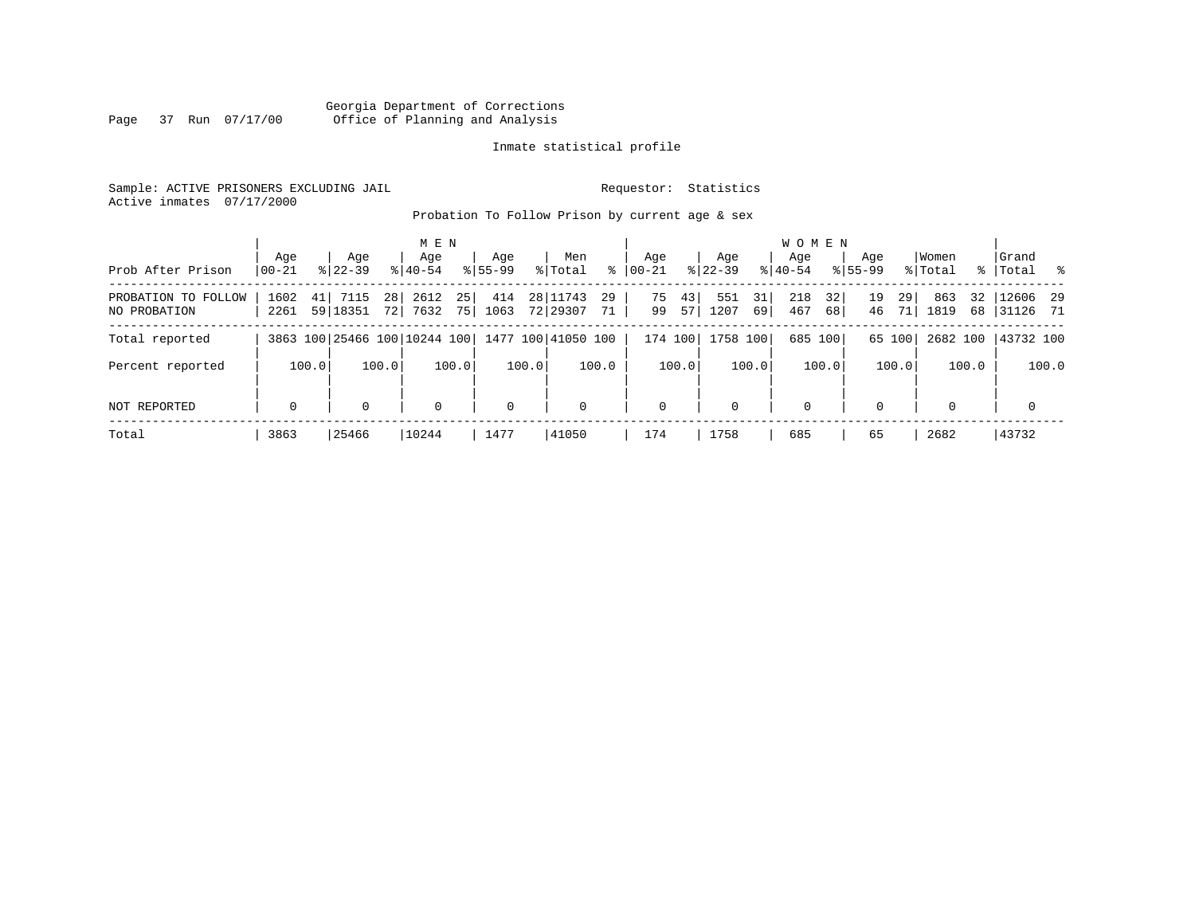Georgia Department of Corrections
Office of Planning and Analysis

Inmate statistical profile

Sample: ACTIVE PRISONERS EXCLUDING JAIL    Requestor: Statistics
Active inmates 07/17/2000

Probation To Follow Prison by current age & sex

| Prob After Prison | MEN Age 00-21 | % | Age 22-39 | % | Age 40-54 | % | Age 55-99 | % | Men Total | % | WOMEN Age 00-21 | % | Age 22-39 | % | Age 40-54 | % | Age 55-99 | % | Women Total | % | Grand Total | % |
|---|---|---|---|---|---|---|---|---|---|---|---|---|---|---|---|---|---|---|---|---|---|---|
| PROBATION TO FOLLOW | 1602 | 41 | 7115 | 28 | 2612 | 25 | 414 | 28 | 11743 | 29 | 75 | 43 | 551 | 31 | 218 | 32 | 19 | 29 | 863 | 32 | 12606 | 29 |
| NO PROBATION | 2261 | 59 | 18351 | 72 | 7632 | 75 | 1063 | 72 | 29307 | 71 | 99 | 57 | 1207 | 69 | 467 | 68 | 46 | 71 | 1819 | 68 | 31126 | 71 |
| Total reported | 3863 | 100 | 25466 | 100 | 10244 | 100 | 1477 | 100 | 41050 | 100 | 174 | 100 | 1758 | 100 | 685 | 100 | 65 | 100 | 2682 | 100 | 43732 | 100 |
| Percent reported | | 100.0 | | 100.0 | | 100.0 | | 100.0 | | 100.0 | | 100.0 | | 100.0 | | 100.0 | | 100.0 | | 100.0 | | 100.0 |
| NOT REPORTED | 0 | | 0 | | 0 | | 0 | | 0 | | 0 | | 0 | | 0 | | 0 | | 0 | | 0 | |
| Total | 3863 | | 25466 | | 10244 | | 1477 | | 41050 | | 174 | | 1758 | | 685 | | 65 | | 2682 | | 43732 | |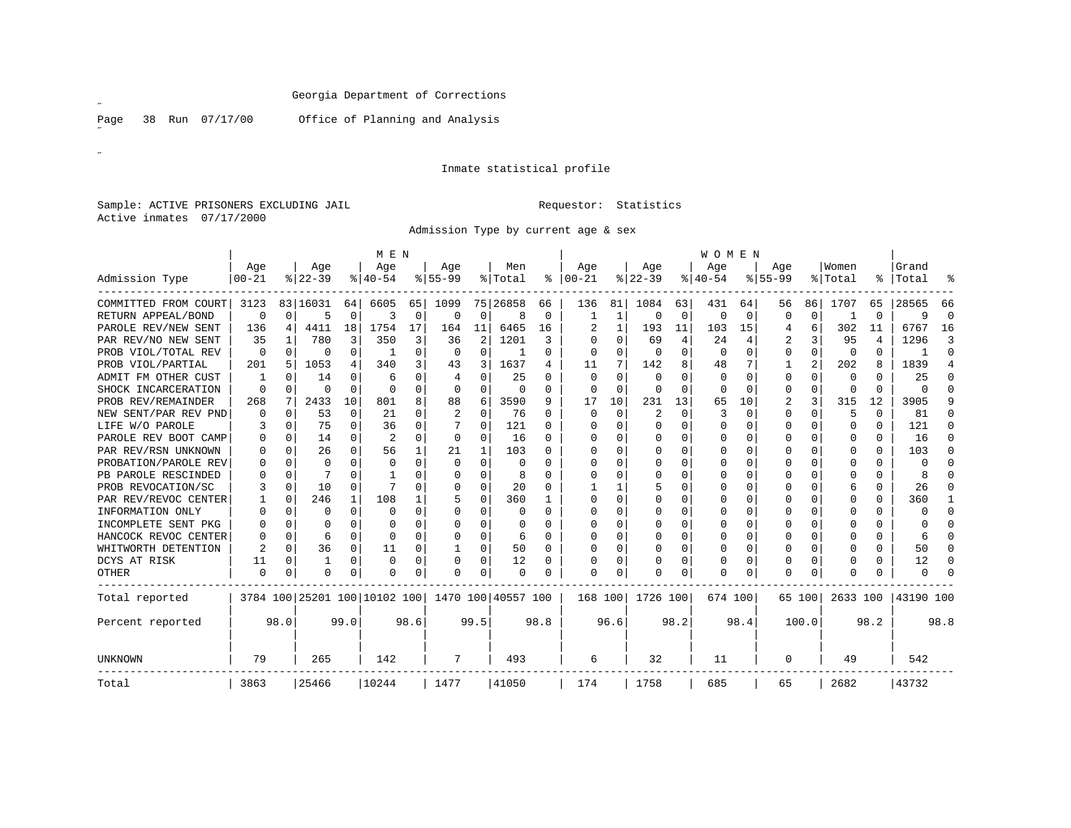Georgia Department of Corrections

Office of Planning and Analysis

Inmate statistical profile

Sample: ACTIVE PRISONERS EXCLUDING JAIL Requestor: Statistics

Active inmates 07/17/2000

Admission Type by current age & sex

| Admission Type | MEN Age 00-21 | % | Age 22-39 | % | Age 40-54 | % | Age 55-99 | % | Men Total | % | WOMEN Age 00-21 | % | Age 22-39 | % | Age 40-54 | % | Age 55-99 | % | Women Total | % | Grand Total | % |
|---|---|---|---|---|---|---|---|---|---|---|---|---|---|---|---|---|---|---|---|---|---|---|
| COMMITTED FROM COURT | 3123 | 83 | 16031 | 64 | 6605 | 65 | 1099 | 75 | 26858 | 66 | 136 | 81 | 1084 | 63 | 431 | 64 | 56 | 86 | 1707 | 65 | 28565 | 66 |
| RETURN APPEAL/BOND | 0 | 0 | 5 | 0 | 3 | 0 | 0 | 0 | 8 | 0 | 1 | 1 | 0 | 0 | 0 | 0 | 0 | 0 | 1 | 0 | 9 | 0 |
| PAROLE REV/NEW SENT | 136 | 4 | 4411 | 18 | 1754 | 17 | 164 | 11 | 6465 | 16 | 2 | 1 | 193 | 11 | 103 | 15 | 4 | 6 | 302 | 11 | 6767 | 16 |
| PAR REV/NO NEW SENT | 35 | 1 | 780 | 3 | 350 | 3 | 36 | 2 | 1201 | 3 | 0 | 0 | 69 | 4 | 24 | 4 | 2 | 3 | 95 | 4 | 1296 | 3 |
| PROB VIOL/TOTAL REV | 0 | 0 | 0 | 0 | 1 | 0 | 0 | 0 | 1 | 0 | 0 | 0 | 0 | 0 | 0 | 0 | 0 | 0 | 0 | 0 | 1 | 0 |
| PROB VIOL/PARTIAL | 201 | 5 | 1053 | 4 | 340 | 3 | 43 | 3 | 1637 | 4 | 11 | 7 | 142 | 8 | 48 | 7 | 1 | 2 | 202 | 8 | 1839 | 4 |
| ADMIT FM OTHER CUST | 1 | 0 | 14 | 0 | 6 | 0 | 4 | 0 | 25 | 0 | 0 | 0 | 0 | 0 | 0 | 0 | 0 | 0 | 0 | 0 | 25 | 0 |
| SHOCK INCARCERATION | 0 | 0 | 0 | 0 | 0 | 0 | 0 | 0 | 0 | 0 | 0 | 0 | 0 | 0 | 0 | 0 | 0 | 0 | 0 | 0 | 0 | 0 |
| PROB REV/REMAINDER | 268 | 7 | 2433 | 10 | 801 | 8 | 88 | 6 | 3590 | 9 | 17 | 10 | 231 | 13 | 65 | 10 | 2 | 3 | 315 | 12 | 3905 | 9 |
| NEW SENT/PAR REV PND | 0 | 0 | 53 | 0 | 21 | 0 | 2 | 0 | 76 | 0 | 0 | 0 | 2 | 0 | 3 | 0 | 0 | 0 | 5 | 0 | 81 | 0 |
| LIFE W/O PAROLE | 3 | 0 | 75 | 0 | 36 | 0 | 7 | 0 | 121 | 0 | 0 | 0 | 0 | 0 | 0 | 0 | 0 | 0 | 0 | 0 | 121 | 0 |
| PAROLE REV BOOT CAMP | 0 | 0 | 14 | 0 | 2 | 0 | 0 | 0 | 16 | 0 | 0 | 0 | 0 | 0 | 0 | 0 | 0 | 0 | 0 | 0 | 16 | 0 |
| PAR REV/RSN UNKNOWN | 0 | 0 | 26 | 0 | 56 | 1 | 21 | 1 | 103 | 0 | 0 | 0 | 0 | 0 | 0 | 0 | 0 | 0 | 0 | 0 | 103 | 0 |
| PROBATION/PAROLE REV | 0 | 0 | 0 | 0 | 0 | 0 | 0 | 0 | 0 | 0 | 0 | 0 | 0 | 0 | 0 | 0 | 0 | 0 | 0 | 0 | 0 | 0 |
| PB PAROLE RESCINDED | 0 | 0 | 7 | 0 | 1 | 0 | 0 | 0 | 8 | 0 | 0 | 0 | 0 | 0 | 0 | 0 | 0 | 0 | 0 | 0 | 8 | 0 |
| PROB REVOCATION/SC | 3 | 0 | 10 | 0 | 7 | 0 | 0 | 0 | 20 | 0 | 1 | 1 | 5 | 0 | 0 | 0 | 0 | 0 | 6 | 0 | 26 | 0 |
| PAR REV/REVOC CENTER | 1 | 0 | 246 | 1 | 108 | 1 | 5 | 0 | 360 | 1 | 0 | 0 | 0 | 0 | 0 | 0 | 0 | 0 | 0 | 0 | 360 | 1 |
| INFORMATION ONLY | 0 | 0 | 0 | 0 | 0 | 0 | 0 | 0 | 0 | 0 | 0 | 0 | 0 | 0 | 0 | 0 | 0 | 0 | 0 | 0 | 0 | 0 |
| INCOMPLETE SENT PKG | 0 | 0 | 0 | 0 | 0 | 0 | 0 | 0 | 0 | 0 | 0 | 0 | 0 | 0 | 0 | 0 | 0 | 0 | 0 | 0 | 0 | 0 |
| HANCOCK REVOC CENTER | 0 | 0 | 6 | 0 | 0 | 0 | 0 | 0 | 6 | 0 | 0 | 0 | 0 | 0 | 0 | 0 | 0 | 0 | 0 | 0 | 6 | 0 |
| WHITWORTH DETENTION | 2 | 0 | 36 | 0 | 11 | 0 | 1 | 0 | 50 | 0 | 0 | 0 | 0 | 0 | 0 | 0 | 0 | 0 | 0 | 0 | 50 | 0 |
| DCYS AT RISK | 11 | 0 | 1 | 0 | 0 | 0 | 0 | 0 | 12 | 0 | 0 | 0 | 0 | 0 | 0 | 0 | 0 | 0 | 0 | 0 | 12 | 0 |
| OTHER | 0 | 0 | 0 | 0 | 0 | 0 | 0 | 0 | 0 | 0 | 0 | 0 | 0 | 0 | 0 | 0 | 0 | 0 | 0 | 0 | 0 | 0 |
| Total reported | 3784 | 100 | 25201 | 100 | 10102 | 100 | 1470 | 100 | 40557 | 100 | 168 | 100 | 1726 | 100 | 674 | 100 | 65 | 100 | 2633 | 100 | 43190 | 100 |
| Percent reported | | 98.0 | | 99.0 | | 98.6 | | 99.5 | | 98.8 | | 96.6 | | 98.2 | | 98.4 | | 100.0 | | 98.2 | | 98.8 |
| UNKNOWN | 79 | | 265 | | 142 | | 7 | | 493 | | 6 | | 32 | | 11 | | 0 | | 49 | | 542 | |
| Total | 3863 | | 25466 | | 10244 | | 1477 | | 41050 | | 174 | | 1758 | | 685 | | 65 | | 2682 | | 43732 | |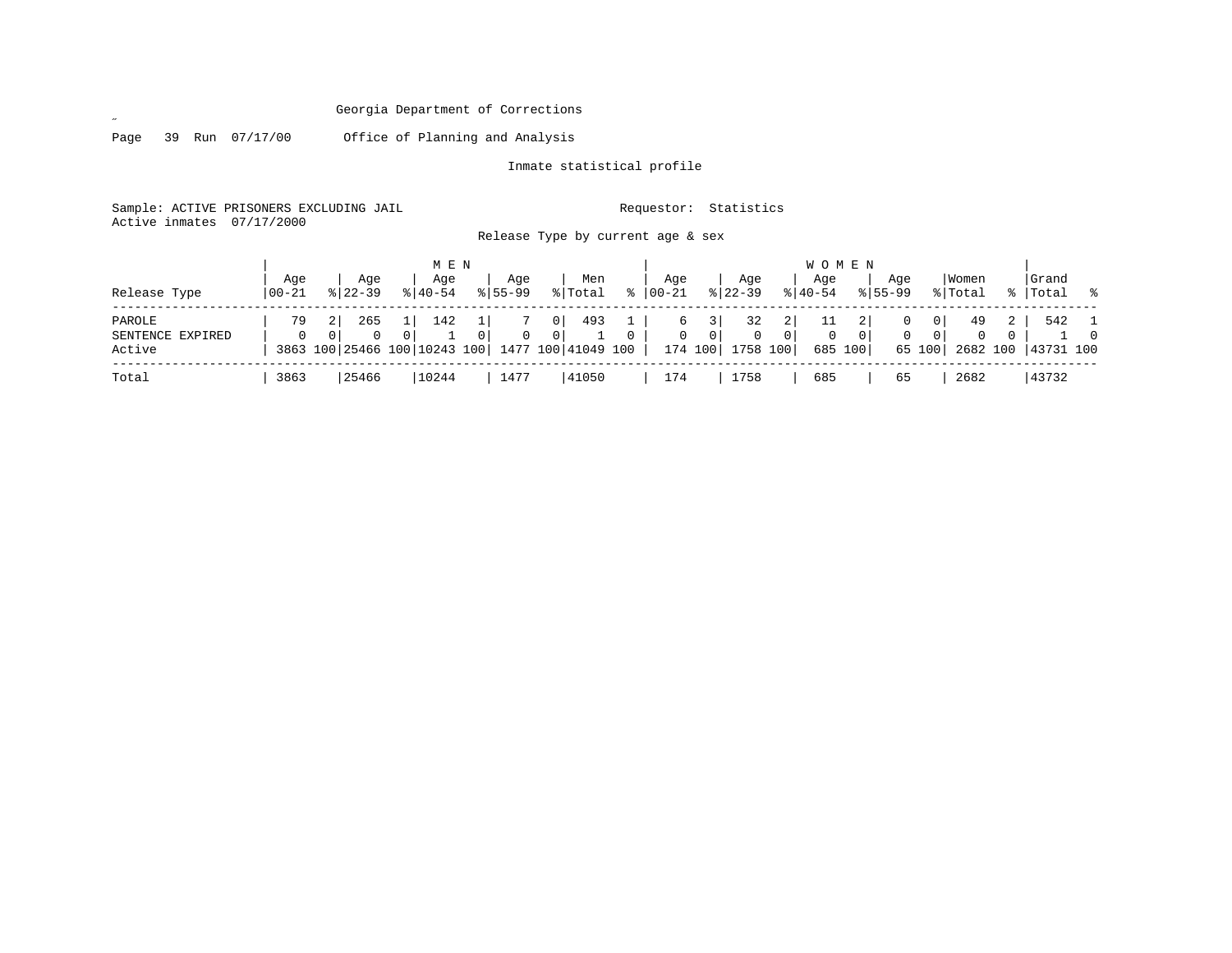Georgia Department of Corrections

Office of Planning and Analysis

Inmate statistical profile

Sample: ACTIVE PRISONERS EXCLUDING JAIL

Requestor: Statistics

Active inmates 07/17/2000

Release Type by current age & sex

| Release Type | MEN Age 00-21 | % | Age 22-39 | % | Age 40-54 | % | Age 55-99 | % | Men Total | % | WOMEN Age 00-21 | % | Age 22-39 | % | Age 40-54 | % | Age 55-99 | % | Women Total | % | Grand Total | % |
|---|---|---|---|---|---|---|---|---|---|---|---|---|---|---|---|---|---|---|---|---|---|---|
| PAROLE | 79 | 2 | 265 | 1 | 142 | 1 | 7 | 0 | 493 | 1 | 6 | 3 | 32 | 2 | 11 | 2 | 0 | 0 | 49 | 2 | 542 | 1 |
| SENTENCE EXPIRED | 0 | 0 | 0 | 0 | 1 | 0 | 0 | 0 | 1 | 0 | 0 | 0 | 0 | 0 | 0 | 0 | 0 | 0 | 0 | 0 | 1 | 0 |
| Active | 3863 | 100 | 25466 | 100 | 10243 | 100 | 1477 | 100 | 41049 | 100 | 174 | 100 | 1758 | 100 | 685 | 100 | 65 | 100 | 2682 | 100 | 43731 | 100 |
| Total | 3863 | | 25466 | | 10244 | | 1477 | | 41050 | | 174 | | 1758 | | 685 | | 65 | | 2682 | | 43732 | |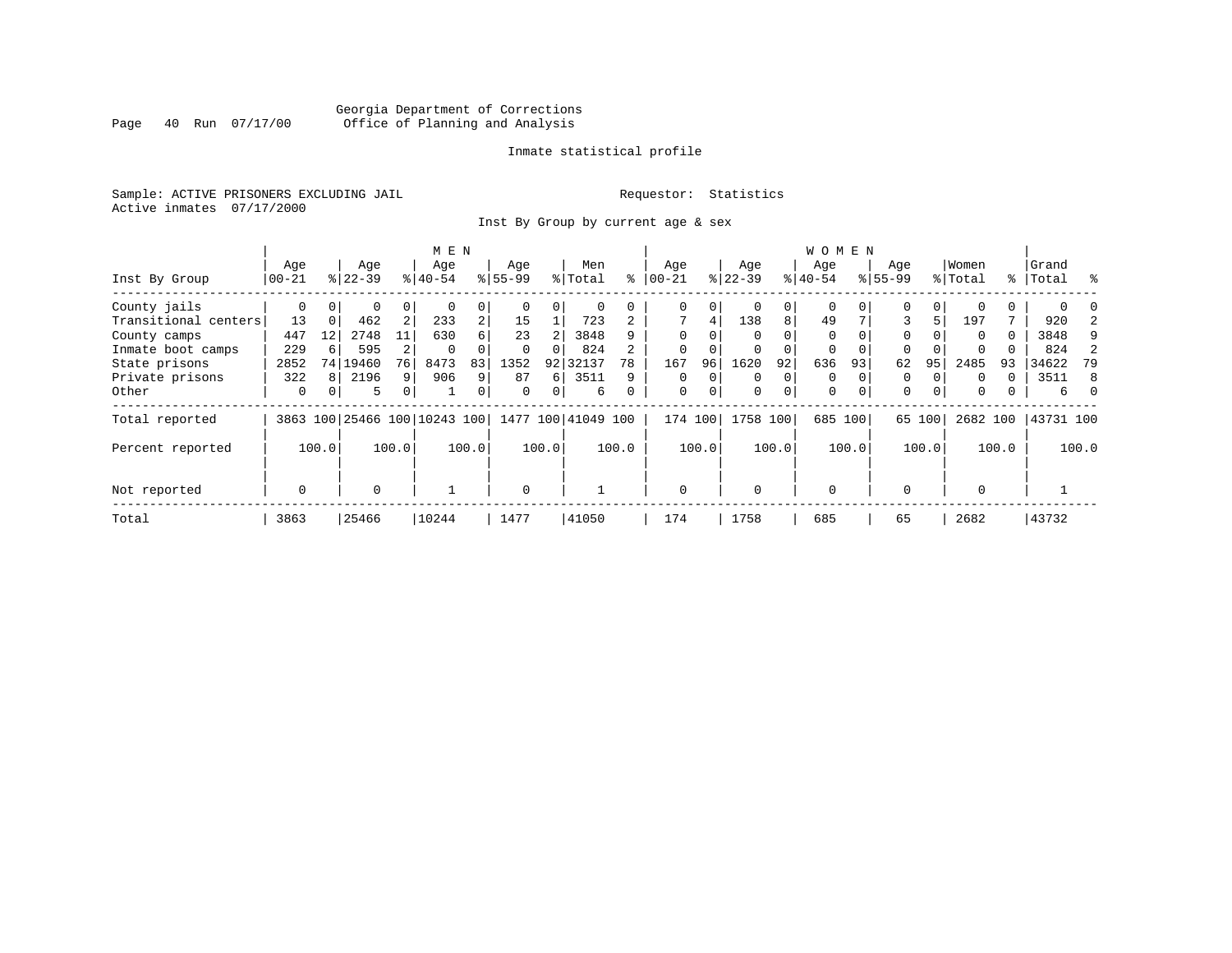Georgia Department of Corrections
Office of Planning and Analysis

Inmate statistical profile

Sample: ACTIVE PRISONERS EXCLUDING JAIL    Requestor: Statistics
Active inmates 07/17/2000

Inst By Group by current age & sex

| Inst By Group | MEN Age 00-21 | % | Age 22-39 | % | Age 40-54 | % | Age 55-99 | % | Men Total | % | WOMEN Age 00-21 | % | Age 22-39 | % | Age 40-54 | % | Age 55-99 | % | Women Total | % | Grand Total | % |
|---|---|---|---|---|---|---|---|---|---|---|---|---|---|---|---|---|---|---|---|---|---|---|
| County jails | 0 | 0 | 0 | 0 | 0 | 0 | 0 | 0 | 0 | 0 | 0 | 0 | 0 | 0 | 0 | 0 | 0 | 0 | 0 | 0 | 0 | 0 |
| Transitional centers | 13 | 0 | 462 | 2 | 233 | 2 | 15 | 1 | 723 | 2 | 7 | 4 | 138 | 8 | 49 | 7 | 3 | 5 | 197 | 7 | 920 | 2 |
| County camps | 447 | 12 | 2748 | 11 | 630 | 6 | 23 | 2 | 3848 | 9 | 0 | 0 | 0 | 0 | 0 | 0 | 0 | 0 | 0 | 0 | 3848 | 9 |
| Inmate boot camps | 229 | 6 | 595 | 2 | 0 | 0 | 0 | 0 | 824 | 2 | 0 | 0 | 0 | 0 | 0 | 0 | 0 | 0 | 0 | 0 | 824 | 2 |
| State prisons | 2852 | 74 | 19460 | 76 | 8473 | 83 | 1352 | 92 | 32137 | 78 | 167 | 96 | 1620 | 92 | 636 | 93 | 62 | 95 | 2485 | 93 | 34622 | 79 |
| Private prisons | 322 | 8 | 2196 | 9 | 906 | 9 | 87 | 6 | 3511 | 9 | 0 | 0 | 0 | 0 | 0 | 0 | 0 | 0 | 0 | 0 | 3511 | 8 |
| Other | 0 | 0 | 5 | 0 | 1 | 0 | 0 | 0 | 6 | 0 | 0 | 0 | 0 | 0 | 0 | 0 | 0 | 0 | 0 | 0 | 6 | 0 |
| Total reported | 3863 | 100 | 25466 | 100 | 10243 | 100 | 1477 | 100 | 41049 | 100 | 174 | 100 | 1758 | 100 | 685 | 100 | 65 | 100 | 2682 | 100 | 43731 | 100 |
| Percent reported | | 100.0 | | 100.0 | | 100.0 | | 100.0 | | 100.0 | | 100.0 | | 100.0 | | 100.0 | | 100.0 | | 100.0 | | 100.0 |
| Not reported | 0 | | 0 | | 1 | | 0 | | 1 | | 0 | | 0 | | 0 | | 0 | | 0 | | 1 | |
| Total | 3863 | | 25466 | | 10244 | | 1477 | | 41050 | | 174 | | 1758 | | 685 | | 65 | | 2682 | | 43732 | |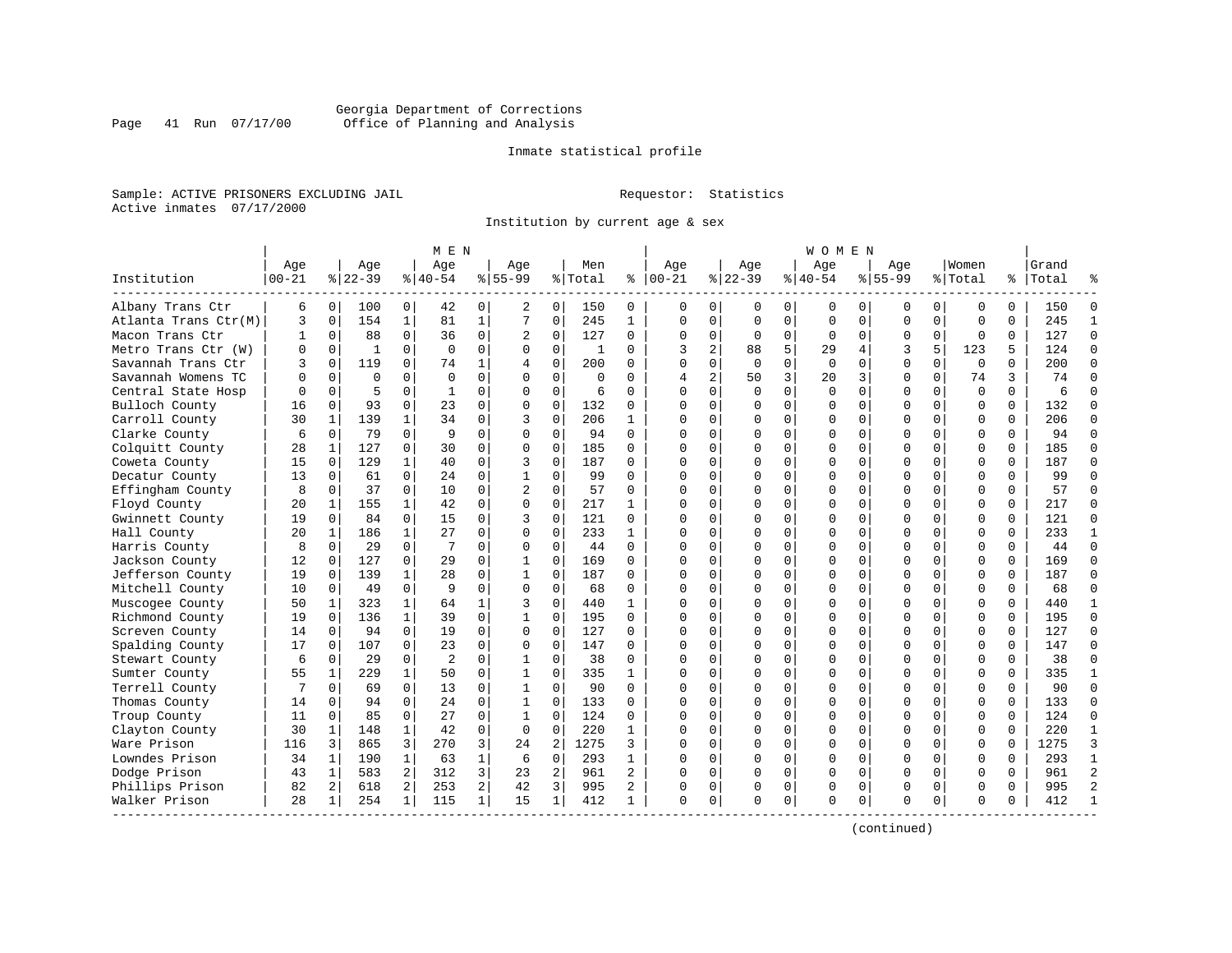Georgia Department of Corrections
Office of Planning and Analysis

Inmate statistical profile

Sample: ACTIVE PRISONERS EXCLUDING JAIL    Requestor: Statistics
Active inmates 07/17/2000

Institution by current age & sex

| Institution | MEN Age 00-21 | % | Age 22-39 | % | Age 40-54 | % | Age 55-99 | % | Men Total | % | WOMEN Age 00-21 | % | Age 22-39 | % | Age 40-54 | % | Age 55-99 | % | Women Total | % | Grand Total | % |
|---|---|---|---|---|---|---|---|---|---|---|---|---|---|---|---|---|---|---|---|---|---|---|
| Albany Trans Ctr | 6 | 0 | 100 | 0 | 42 | 0 | 2 | 0 | 150 | 0 | 0 | 0 | 0 | 0 | 0 | 0 | 0 | 0 | 0 | 0 | 150 | 0 |
| Atlanta Trans Ctr(M) | 3 | 0 | 154 | 1 | 81 | 1 | 7 | 0 | 245 | 1 | 0 | 0 | 0 | 0 | 0 | 0 | 0 | 0 | 0 | 0 | 245 | 1 |
| Macon Trans Ctr | 1 | 0 | 88 | 0 | 36 | 0 | 2 | 0 | 127 | 0 | 0 | 0 | 0 | 0 | 0 | 0 | 0 | 0 | 0 | 0 | 127 | 0 |
| Metro Trans Ctr (W) | 0 | 0 | 1 | 0 | 0 | 0 | 0 | 0 | 1 | 0 | 3 | 2 | 88 | 5 | 29 | 4 | 3 | 5 | 123 | 5 | 124 | 0 |
| Savannah Trans Ctr | 3 | 0 | 119 | 0 | 74 | 1 | 4 | 0 | 200 | 0 | 0 | 0 | 0 | 0 | 0 | 0 | 0 | 0 | 0 | 0 | 200 | 0 |
| Savannah Womens TC | 0 | 0 | 0 | 0 | 0 | 0 | 0 | 0 | 0 | 0 | 4 | 2 | 50 | 3 | 20 | 3 | 0 | 0 | 74 | 3 | 74 | 0 |
| Central State Hosp | 0 | 0 | 5 | 0 | 1 | 0 | 0 | 0 | 6 | 0 | 0 | 0 | 0 | 0 | 0 | 0 | 0 | 0 | 0 | 0 | 6 | 0 |
| Bulloch County | 16 | 0 | 93 | 0 | 23 | 0 | 0 | 0 | 132 | 0 | 0 | 0 | 0 | 0 | 0 | 0 | 0 | 0 | 0 | 0 | 132 | 0 |
| Carroll County | 30 | 1 | 139 | 1 | 34 | 0 | 3 | 0 | 206 | 1 | 0 | 0 | 0 | 0 | 0 | 0 | 0 | 0 | 0 | 0 | 206 | 0 |
| Clarke County | 6 | 0 | 79 | 0 | 9 | 0 | 0 | 0 | 94 | 0 | 0 | 0 | 0 | 0 | 0 | 0 | 0 | 0 | 0 | 0 | 94 | 0 |
| Colquitt County | 28 | 1 | 127 | 0 | 30 | 0 | 0 | 0 | 185 | 0 | 0 | 0 | 0 | 0 | 0 | 0 | 0 | 0 | 0 | 0 | 185 | 0 |
| Coweta County | 15 | 0 | 129 | 1 | 40 | 0 | 3 | 0 | 187 | 0 | 0 | 0 | 0 | 0 | 0 | 0 | 0 | 0 | 0 | 0 | 187 | 0 |
| Decatur County | 13 | 0 | 61 | 0 | 24 | 0 | 1 | 0 | 99 | 0 | 0 | 0 | 0 | 0 | 0 | 0 | 0 | 0 | 0 | 0 | 99 | 0 |
| Effingham County | 8 | 0 | 37 | 0 | 10 | 0 | 2 | 0 | 57 | 0 | 0 | 0 | 0 | 0 | 0 | 0 | 0 | 0 | 0 | 0 | 57 | 0 |
| Floyd County | 20 | 1 | 155 | 1 | 42 | 0 | 0 | 0 | 217 | 1 | 0 | 0 | 0 | 0 | 0 | 0 | 0 | 0 | 0 | 0 | 217 | 0 |
| Gwinnett County | 19 | 0 | 84 | 0 | 15 | 0 | 3 | 0 | 121 | 0 | 0 | 0 | 0 | 0 | 0 | 0 | 0 | 0 | 0 | 0 | 121 | 0 |
| Hall County | 20 | 1 | 186 | 1 | 27 | 0 | 0 | 0 | 233 | 1 | 0 | 0 | 0 | 0 | 0 | 0 | 0 | 0 | 0 | 0 | 233 | 1 |
| Harris County | 8 | 0 | 29 | 0 | 7 | 0 | 0 | 0 | 44 | 0 | 0 | 0 | 0 | 0 | 0 | 0 | 0 | 0 | 0 | 0 | 44 | 0 |
| Jackson County | 12 | 0 | 127 | 0 | 29 | 0 | 1 | 0 | 169 | 0 | 0 | 0 | 0 | 0 | 0 | 0 | 0 | 0 | 0 | 0 | 169 | 0 |
| Jefferson County | 19 | 0 | 139 | 1 | 28 | 0 | 1 | 0 | 187 | 0 | 0 | 0 | 0 | 0 | 0 | 0 | 0 | 0 | 0 | 0 | 187 | 0 |
| Mitchell County | 10 | 0 | 49 | 0 | 9 | 0 | 0 | 0 | 68 | 0 | 0 | 0 | 0 | 0 | 0 | 0 | 0 | 0 | 0 | 0 | 68 | 0 |
| Muscogee County | 50 | 1 | 323 | 1 | 64 | 1 | 3 | 0 | 440 | 1 | 0 | 0 | 0 | 0 | 0 | 0 | 0 | 0 | 0 | 0 | 440 | 1 |
| Richmond County | 19 | 0 | 136 | 1 | 39 | 0 | 1 | 0 | 195 | 0 | 0 | 0 | 0 | 0 | 0 | 0 | 0 | 0 | 0 | 0 | 195 | 0 |
| Screven County | 14 | 0 | 94 | 0 | 19 | 0 | 0 | 0 | 127 | 0 | 0 | 0 | 0 | 0 | 0 | 0 | 0 | 0 | 0 | 0 | 127 | 0 |
| Spalding County | 17 | 0 | 107 | 0 | 23 | 0 | 0 | 0 | 147 | 0 | 0 | 0 | 0 | 0 | 0 | 0 | 0 | 0 | 0 | 0 | 147 | 0 |
| Stewart County | 6 | 0 | 29 | 0 | 2 | 0 | 1 | 0 | 38 | 0 | 0 | 0 | 0 | 0 | 0 | 0 | 0 | 0 | 0 | 0 | 38 | 0 |
| Sumter County | 55 | 1 | 229 | 1 | 50 | 0 | 1 | 0 | 335 | 1 | 0 | 0 | 0 | 0 | 0 | 0 | 0 | 0 | 0 | 0 | 335 | 1 |
| Terrell County | 7 | 0 | 69 | 0 | 13 | 0 | 1 | 0 | 90 | 0 | 0 | 0 | 0 | 0 | 0 | 0 | 0 | 0 | 0 | 0 | 90 | 0 |
| Thomas County | 14 | 0 | 94 | 0 | 24 | 0 | 1 | 0 | 133 | 0 | 0 | 0 | 0 | 0 | 0 | 0 | 0 | 0 | 0 | 0 | 133 | 0 |
| Troup County | 11 | 0 | 85 | 0 | 27 | 0 | 1 | 0 | 124 | 0 | 0 | 0 | 0 | 0 | 0 | 0 | 0 | 0 | 0 | 0 | 124 | 0 |
| Clayton County | 30 | 1 | 148 | 1 | 42 | 0 | 0 | 0 | 220 | 1 | 0 | 0 | 0 | 0 | 0 | 0 | 0 | 0 | 0 | 0 | 220 | 1 |
| Ware Prison | 116 | 3 | 865 | 3 | 270 | 3 | 24 | 2 | 1275 | 3 | 0 | 0 | 0 | 0 | 0 | 0 | 0 | 0 | 0 | 0 | 1275 | 3 |
| Lowndes Prison | 34 | 1 | 190 | 1 | 63 | 1 | 6 | 0 | 293 | 1 | 0 | 0 | 0 | 0 | 0 | 0 | 0 | 0 | 0 | 0 | 293 | 1 |
| Dodge Prison | 43 | 1 | 583 | 2 | 312 | 3 | 23 | 2 | 961 | 2 | 0 | 0 | 0 | 0 | 0 | 0 | 0 | 0 | 0 | 0 | 961 | 2 |
| Phillips Prison | 82 | 2 | 618 | 2 | 253 | 2 | 42 | 3 | 995 | 2 | 0 | 0 | 0 | 0 | 0 | 0 | 0 | 0 | 0 | 0 | 995 | 2 |
| Walker Prison | 28 | 1 | 254 | 1 | 115 | 1 | 15 | 1 | 412 | 1 | 0 | 0 | 0 | 0 | 0 | 0 | 0 | 0 | 0 | 0 | 412 | 1 |

(continued)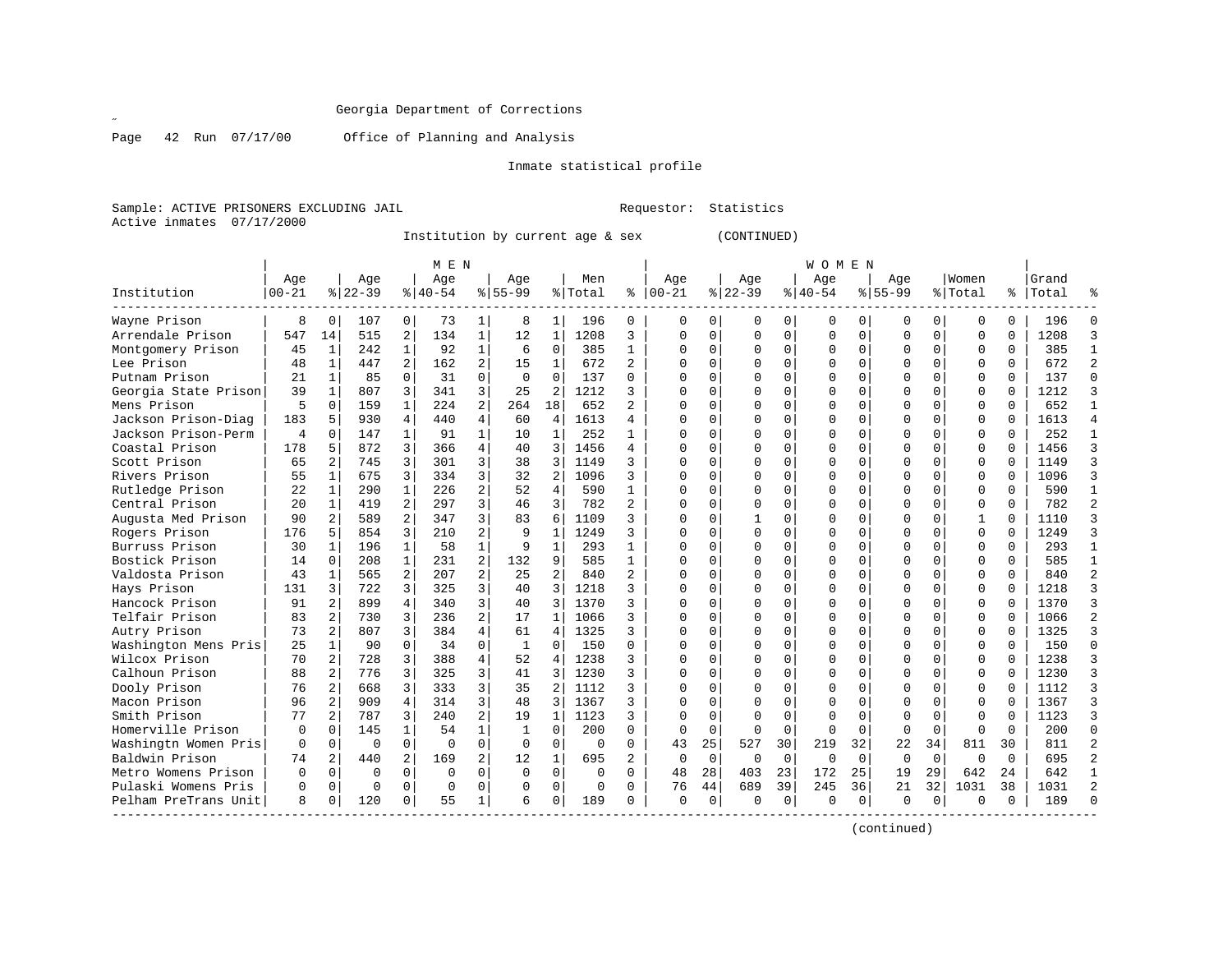Georgia Department of Corrections

Page 42 Run 07/17/00 Office of Planning and Analysis

Inmate statistical profile

Sample: ACTIVE PRISONERS EXCLUDING JAIL Requestor: Statistics

Active inmates 07/17/2000

Institution by current age & sex (CONTINUED)

| Institution | MEN Age 00-21 | % | Age 22-39 | % | Age 40-54 | % | Age 55-99 | % | Men Total | % | WOMEN Age 00-21 | % | Age 22-39 | % | Age 40-54 | % | Age 55-99 | % | Women Total | % | Grand Total | % |
|---|---|---|---|---|---|---|---|---|---|---|---|---|---|---|---|---|---|---|---|---|---|---|
| Wayne Prison | 8 | 0 | 107 | 0 | 73 | 1 | 8 | 1 | 196 | 0 | 0 | 0 | 0 | 0 | 0 | 0 | 0 | 0 | 0 | 0 | 196 | 0 |
| Arrendale Prison | 547 | 14 | 515 | 2 | 134 | 1 | 12 | 1 | 1208 | 3 | 0 | 0 | 0 | 0 | 0 | 0 | 0 | 0 | 0 | 0 | 1208 | 3 |
| Montgomery Prison | 45 | 1 | 242 | 1 | 92 | 1 | 6 | 0 | 385 | 1 | 0 | 0 | 0 | 0 | 0 | 0 | 0 | 0 | 0 | 0 | 385 | 1 |
| Lee Prison | 48 | 1 | 447 | 2 | 162 | 2 | 15 | 1 | 672 | 2 | 0 | 0 | 0 | 0 | 0 | 0 | 0 | 0 | 0 | 0 | 672 | 2 |
| Putnam Prison | 21 | 1 | 85 | 0 | 31 | 0 | 0 | 0 | 137 | 0 | 0 | 0 | 0 | 0 | 0 | 0 | 0 | 0 | 0 | 0 | 137 | 0 |
| Georgia State Prison | 39 | 1 | 807 | 3 | 341 | 3 | 25 | 2 | 1212 | 3 | 0 | 0 | 0 | 0 | 0 | 0 | 0 | 0 | 0 | 0 | 1212 | 3 |
| Mens Prison | 5 | 0 | 159 | 1 | 224 | 2 | 264 | 18 | 652 | 2 | 0 | 0 | 0 | 0 | 0 | 0 | 0 | 0 | 0 | 0 | 652 | 1 |
| Jackson Prison-Diag | 183 | 5 | 930 | 4 | 440 | 4 | 60 | 4 | 1613 | 4 | 0 | 0 | 0 | 0 | 0 | 0 | 0 | 0 | 0 | 0 | 1613 | 4 |
| Jackson Prison-Perm | 4 | 0 | 147 | 1 | 91 | 1 | 10 | 1 | 252 | 1 | 0 | 0 | 0 | 0 | 0 | 0 | 0 | 0 | 0 | 0 | 252 | 1 |
| Coastal Prison | 178 | 5 | 872 | 3 | 366 | 4 | 40 | 3 | 1456 | 4 | 0 | 0 | 0 | 0 | 0 | 0 | 0 | 0 | 0 | 0 | 1456 | 3 |
| Scott Prison | 65 | 2 | 745 | 3 | 301 | 3 | 38 | 3 | 1149 | 3 | 0 | 0 | 0 | 0 | 0 | 0 | 0 | 0 | 0 | 0 | 1149 | 3 |
| Rivers Prison | 55 | 1 | 675 | 3 | 334 | 3 | 32 | 2 | 1096 | 3 | 0 | 0 | 0 | 0 | 0 | 0 | 0 | 0 | 0 | 0 | 1096 | 3 |
| Rutledge Prison | 22 | 1 | 290 | 1 | 226 | 2 | 52 | 4 | 590 | 1 | 0 | 0 | 0 | 0 | 0 | 0 | 0 | 0 | 0 | 0 | 590 | 1 |
| Central Prison | 20 | 1 | 419 | 2 | 297 | 3 | 46 | 3 | 782 | 2 | 0 | 0 | 0 | 0 | 0 | 0 | 0 | 0 | 0 | 0 | 782 | 2 |
| Augusta Med Prison | 90 | 2 | 589 | 2 | 347 | 3 | 83 | 6 | 1109 | 3 | 0 | 0 | 1 | 0 | 0 | 0 | 0 | 0 | 1 | 0 | 1110 | 3 |
| Rogers Prison | 176 | 5 | 854 | 3 | 210 | 2 | 9 | 1 | 1249 | 3 | 0 | 0 | 0 | 0 | 0 | 0 | 0 | 0 | 0 | 0 | 1249 | 3 |
| Burruss Prison | 30 | 1 | 196 | 1 | 58 | 1 | 9 | 1 | 293 | 1 | 0 | 0 | 0 | 0 | 0 | 0 | 0 | 0 | 0 | 0 | 293 | 1 |
| Bostick Prison | 14 | 0 | 208 | 1 | 231 | 2 | 132 | 9 | 585 | 1 | 0 | 0 | 0 | 0 | 0 | 0 | 0 | 0 | 0 | 0 | 585 | 1 |
| Valdosta Prison | 43 | 1 | 565 | 2 | 207 | 2 | 25 | 2 | 840 | 2 | 0 | 0 | 0 | 0 | 0 | 0 | 0 | 0 | 0 | 0 | 840 | 2 |
| Hays Prison | 131 | 3 | 722 | 3 | 325 | 3 | 40 | 3 | 1218 | 3 | 0 | 0 | 0 | 0 | 0 | 0 | 0 | 0 | 0 | 0 | 1218 | 3 |
| Hancock Prison | 91 | 2 | 899 | 4 | 340 | 3 | 40 | 3 | 1370 | 3 | 0 | 0 | 0 | 0 | 0 | 0 | 0 | 0 | 0 | 0 | 1370 | 3 |
| Telfair Prison | 83 | 2 | 730 | 3 | 236 | 2 | 17 | 1 | 1066 | 3 | 0 | 0 | 0 | 0 | 0 | 0 | 0 | 0 | 0 | 0 | 1066 | 2 |
| Autry Prison | 73 | 2 | 807 | 3 | 384 | 4 | 61 | 4 | 1325 | 3 | 0 | 0 | 0 | 0 | 0 | 0 | 0 | 0 | 0 | 0 | 1325 | 3 |
| Washington Mens Pris | 25 | 1 | 90 | 0 | 34 | 0 | 1 | 0 | 150 | 0 | 0 | 0 | 0 | 0 | 0 | 0 | 0 | 0 | 0 | 0 | 150 | 0 |
| Wilcox Prison | 70 | 2 | 728 | 3 | 388 | 4 | 52 | 4 | 1238 | 3 | 0 | 0 | 0 | 0 | 0 | 0 | 0 | 0 | 0 | 0 | 1238 | 3 |
| Calhoun Prison | 88 | 2 | 776 | 3 | 325 | 3 | 41 | 3 | 1230 | 3 | 0 | 0 | 0 | 0 | 0 | 0 | 0 | 0 | 0 | 0 | 1230 | 3 |
| Dooly Prison | 76 | 2 | 668 | 3 | 333 | 3 | 35 | 2 | 1112 | 3 | 0 | 0 | 0 | 0 | 0 | 0 | 0 | 0 | 0 | 0 | 1112 | 3 |
| Macon Prison | 96 | 2 | 909 | 4 | 314 | 3 | 48 | 3 | 1367 | 3 | 0 | 0 | 0 | 0 | 0 | 0 | 0 | 0 | 0 | 0 | 1367 | 3 |
| Smith Prison | 77 | 2 | 787 | 3 | 240 | 2 | 19 | 1 | 1123 | 3 | 0 | 0 | 0 | 0 | 0 | 0 | 0 | 0 | 0 | 0 | 1123 | 3 |
| Homerville Prison | 0 | 0 | 145 | 1 | 54 | 1 | 1 | 0 | 200 | 0 | 0 | 0 | 0 | 0 | 0 | 0 | 0 | 0 | 0 | 0 | 200 | 0 |
| Washingtn Women Pris | 0 | 0 | 0 | 0 | 0 | 0 | 0 | 0 | 0 | 0 | 43 | 25 | 527 | 30 | 219 | 32 | 22 | 34 | 811 | 30 | 811 | 2 |
| Baldwin Prison | 74 | 2 | 440 | 2 | 169 | 2 | 12 | 1 | 695 | 2 | 0 | 0 | 0 | 0 | 0 | 0 | 0 | 0 | 0 | 0 | 695 | 2 |
| Metro Womens Prison | 0 | 0 | 0 | 0 | 0 | 0 | 0 | 0 | 0 | 0 | 48 | 28 | 403 | 23 | 172 | 25 | 19 | 29 | 642 | 24 | 642 | 1 |
| Pulaski Womens Pris | 0 | 0 | 0 | 0 | 0 | 0 | 0 | 0 | 0 | 0 | 76 | 44 | 689 | 39 | 245 | 36 | 21 | 32 | 1031 | 38 | 1031 | 2 |
| Pelham PreTrans Unit | 8 | 0 | 120 | 0 | 55 | 1 | 6 | 0 | 189 | 0 | 0 | 0 | 0 | 0 | 0 | 0 | 0 | 0 | 0 | 0 | 189 | 0 |

(continued)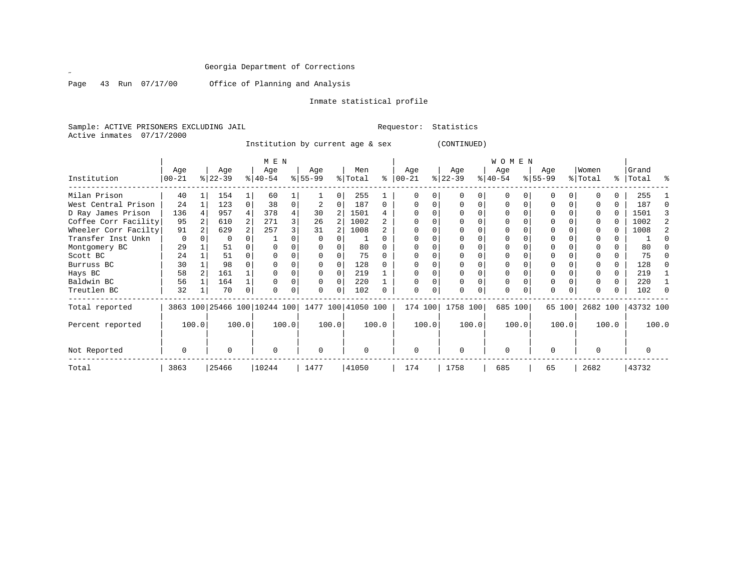Georgia Department of Corrections

Page 43 Run 07/17/00 Office of Planning and Analysis

Inmate statistical profile

Sample: ACTIVE PRISONERS EXCLUDING JAIL Requestor: Statistics
Active inmates 07/17/2000

Institution by current age & sex (CONTINUED)

| Institution | MEN Age 00-21 | % | Age 22-39 | % | Age 40-54 | % | Age 55-99 | % | Men Total | % | WOMEN Age 00-21 | % | Age 22-39 | % | Age 40-54 | % | Age 55-99 | % | Women Total | % | Grand Total | % |
|---|---|---|---|---|---|---|---|---|---|---|---|---|---|---|---|---|---|---|---|---|---|---|
| Milan Prison | 40 | 1 | 154 | 1 | 60 | 1 | 1 | 0 | 255 | 1 | 0 | 0 | 0 | 0 | 0 | 0 | 0 | 0 | 0 | 0 | 255 | 1 |
| West Central Prison | 24 | 1 | 123 | 0 | 38 | 0 | 2 | 0 | 187 | 0 | 0 | 0 | 0 | 0 | 0 | 0 | 0 | 0 | 0 | 0 | 187 | 0 |
| D Ray James Prison | 136 | 4 | 957 | 4 | 378 | 4 | 30 | 2 | 1501 | 4 | 0 | 0 | 0 | 0 | 0 | 0 | 0 | 0 | 0 | 0 | 1501 | 3 |
| Coffee Corr Facility | 95 | 2 | 610 | 2 | 271 | 3 | 26 | 2 | 1002 | 2 | 0 | 0 | 0 | 0 | 0 | 0 | 0 | 0 | 0 | 0 | 1002 | 2 |
| Wheeler Corr Facilty | 91 | 2 | 629 | 2 | 257 | 3 | 31 | 2 | 1008 | 2 | 0 | 0 | 0 | 0 | 0 | 0 | 0 | 0 | 0 | 0 | 1008 | 2 |
| Transfer Inst Unkn | 0 | 0 | 0 | 0 | 1 | 0 | 0 | 0 | 1 | 0 | 0 | 0 | 0 | 0 | 0 | 0 | 0 | 0 | 0 | 0 | 1 | 0 |
| Montgomery BC | 29 | 1 | 51 | 0 | 0 | 0 | 0 | 0 | 80 | 0 | 0 | 0 | 0 | 0 | 0 | 0 | 0 | 0 | 0 | 0 | 80 | 0 |
| Scott BC | 24 | 1 | 51 | 0 | 0 | 0 | 0 | 0 | 75 | 0 | 0 | 0 | 0 | 0 | 0 | 0 | 0 | 0 | 0 | 0 | 75 | 0 |
| Burruss BC | 30 | 1 | 98 | 0 | 0 | 0 | 0 | 0 | 128 | 0 | 0 | 0 | 0 | 0 | 0 | 0 | 0 | 0 | 0 | 0 | 128 | 0 |
| Hays BC | 58 | 2 | 161 | 1 | 0 | 0 | 0 | 0 | 219 | 1 | 0 | 0 | 0 | 0 | 0 | 0 | 0 | 0 | 0 | 0 | 219 | 1 |
| Baldwin BC | 56 | 1 | 164 | 1 | 0 | 0 | 0 | 0 | 220 | 1 | 0 | 0 | 0 | 0 | 0 | 0 | 0 | 0 | 0 | 0 | 220 | 1 |
| Treutlen BC | 32 | 1 | 70 | 0 | 0 | 0 | 0 | 0 | 102 | 0 | 0 | 0 | 0 | 0 | 0 | 0 | 0 | 0 | 0 | 0 | 102 | 0 |
| Total reported | 3863 | 100 | 25466 | 100 | 10244 | 100 | 1477 | 100 | 41050 | 100 | 174 | 100 | 1758 | 100 | 685 | 100 | 65 | 100 | 2682 | 100 | 43732 | 100 |
| Percent reported | | 100.0 | | 100.0 | | 100.0 | | 100.0 | | 100.0 | | 100.0 | | 100.0 | | 100.0 | | 100.0 | | 100.0 | | 100.0 |
| Not Reported | 0 | | 0 | | 0 | | 0 | | 0 | | 0 | | 0 | | 0 | | 0 | | 0 | | 0 | |
| Total | 3863 | | 25466 | | 10244 | | 1477 | | 41050 | | 174 | | 1758 | | 685 | | 65 | | 2682 | | 43732 | |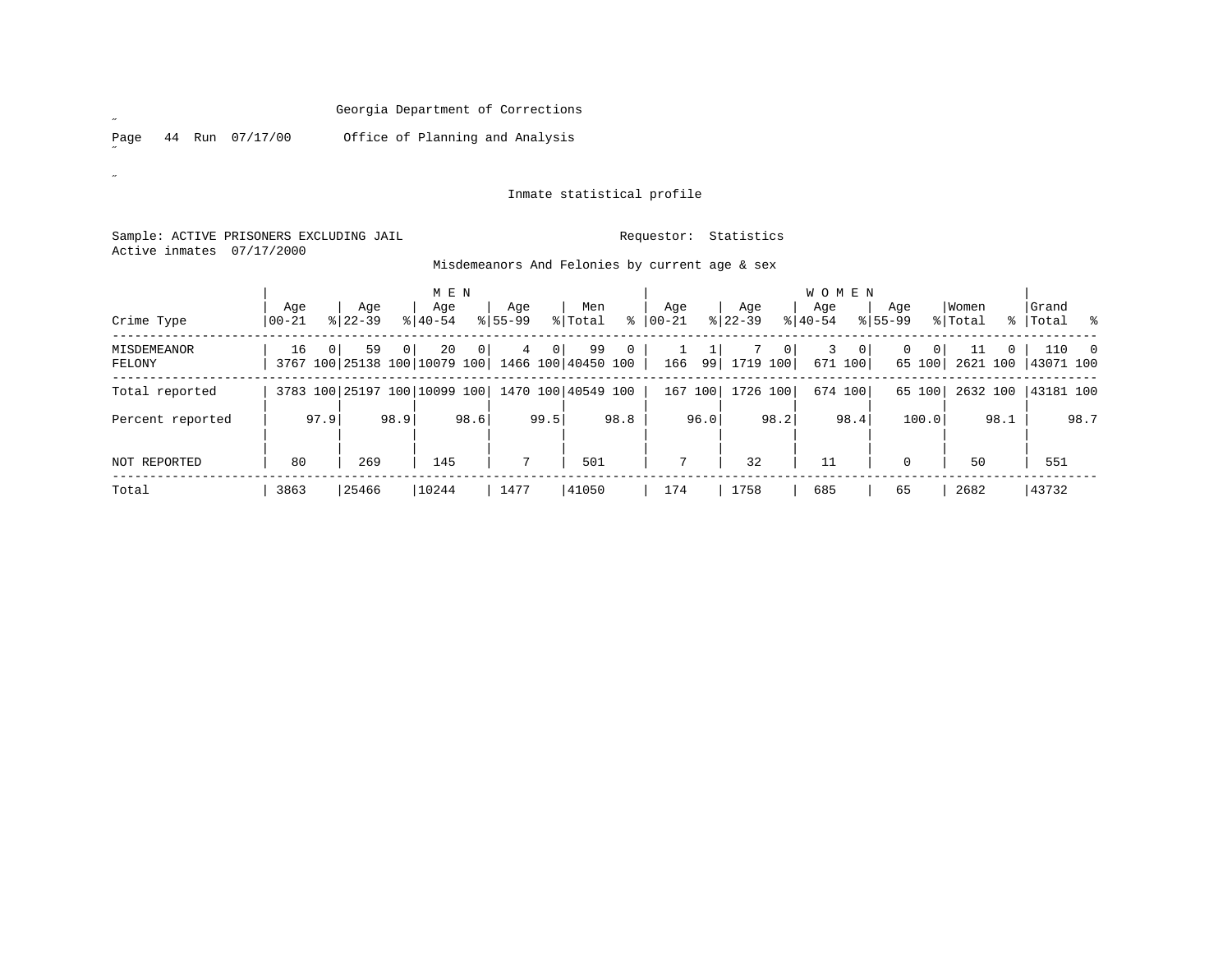Georgia Department of Corrections

Office of Planning and Analysis

Run 07/17/00

Inmate statistical profile

Sample: ACTIVE PRISONERS EXCLUDING JAIL

Requestor: Statistics

Active inmates 07/17/2000

Misdemeanors And Felonies by current age & sex

| Crime Type | MEN Age 00-21 | % | Age 22-39 | % | Age 40-54 | % | Age 55-99 | % | Men Total | % | WOMEN Age 00-21 | % | Age 22-39 | % | Age 40-54 | % | Age 55-99 | % | Women Total | % | Grand Total | % |
|---|---|---|---|---|---|---|---|---|---|---|---|---|---|---|---|---|---|---|---|---|---|---|
| MISDEMEANOR | 16 | 0 | 59 | 0 | 20 | 0 | 4 | 0 | 99 | 0 | 1 | 1 | 7 | 0 | 3 | 0 | 0 | 0 | 11 | 0 | 110 | 0 |
| FELONY | 3767 | 100 | 25138 | 100 | 10079 | 100 | 1466 | 100 | 40450 | 100 | 166 | 99 | 1719 | 100 | 671 | 100 | 65 | 100 | 2621 | 100 | 43071 | 100 |
| Total reported | 3783 | 100 | 25197 | 100 | 10099 | 100 | 1470 | 100 | 40549 | 100 | 167 | 100 | 1726 | 100 | 674 | 100 | 65 | 100 | 2632 | 100 | 43181 | 100 |
| Percent reported | | 97.9 | | 98.9 | | 98.6 | | 99.5 | | 98.8 | | 96.0 | | 98.2 | | 98.4 | | 100.0 | | 98.1 | | 98.7 |
| NOT REPORTED | 80 | | 269 | | 145 | | 7 | | 501 | | 7 | | 32 | | 11 | | 0 | | 50 | | 551 | |
| Total | 3863 | | 25466 | | 10244 | | 1477 | | 41050 | | 174 | | 1758 | | 685 | | 65 | | 2682 | | 43732 | |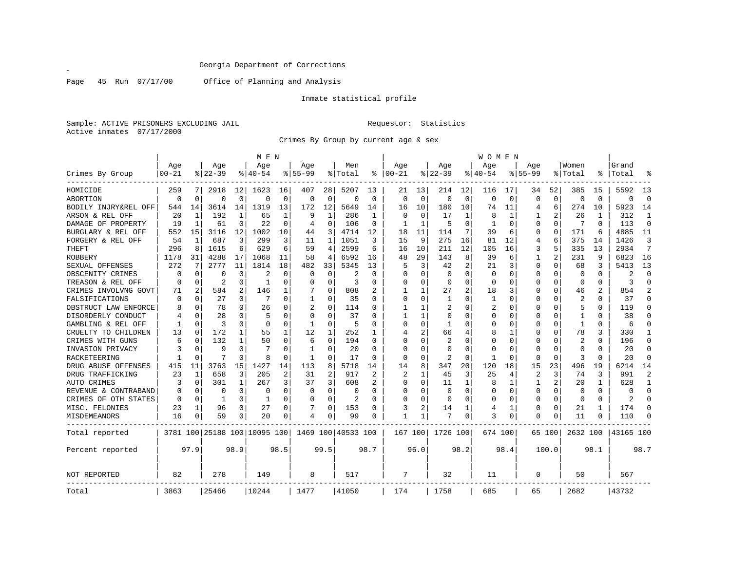Georgia Department of Corrections

Office of Planning and Analysis

Inmate statistical profile

Sample: ACTIVE PRISONERS EXCLUDING JAIL　　　　Requestor: Statistics

Active inmates 07/17/2000

Crimes By Group by current age & sex

| Crimes By Group | MEN Age 00-21 | % | Age 22-39 | % | Age 40-54 | % | Age 55-99 | % | Men Total | % | WOMEN Age 00-21 | % | Age 22-39 | % | Age 40-54 | % | Age 55-99 | % | Women Total | % | Grand Total | % |
|---|---|---|---|---|---|---|---|---|---|---|---|---|---|---|---|---|---|---|---|---|---|---|
| HOMICIDE | 259 | 7 | 2918 | 12 | 1623 | 16 | 407 | 28 | 5207 | 13 | 21 | 13 | 214 | 12 | 116 | 17 | 34 | 52 | 385 | 15 | 5592 | 13 |
| ABORTION | 0 | 0 | 0 | 0 | 0 | 0 | 0 | 0 | 0 | 0 | 0 | 0 | 0 | 0 | 0 | 0 | 0 | 0 | 0 | 0 | 0 | 0 |
| BODILY INJRY&REL OFF | 544 | 14 | 3614 | 14 | 1319 | 13 | 172 | 12 | 5649 | 14 | 16 | 10 | 180 | 10 | 74 | 11 | 4 | 6 | 274 | 10 | 5923 | 14 |
| ARSON & REL OFF | 20 | 1 | 192 | 1 | 65 | 1 | 9 | 1 | 286 | 1 | 0 | 0 | 17 | 1 | 8 | 1 | 1 | 2 | 26 | 1 | 312 | 1 |
| DAMAGE OF PROPERTY | 19 | 1 | 61 | 0 | 22 | 0 | 4 | 0 | 106 | 0 | 1 | 1 | 5 | 0 | 1 | 0 | 0 | 0 | 7 | 0 | 113 | 0 |
| BURGLARY & REL OFF | 552 | 15 | 3116 | 12 | 1002 | 10 | 44 | 3 | 4714 | 12 | 18 | 11 | 114 | 7 | 39 | 6 | 0 | 0 | 171 | 6 | 4885 | 11 |
| FORGERY & REL OFF | 54 | 1 | 687 | 3 | 299 | 3 | 11 | 1 | 1051 | 3 | 15 | 9 | 275 | 16 | 81 | 12 | 4 | 6 | 375 | 14 | 1426 | 3 |
| THEFT | 296 | 8 | 1615 | 6 | 629 | 6 | 59 | 4 | 2599 | 6 | 16 | 10 | 211 | 12 | 105 | 16 | 3 | 5 | 335 | 13 | 2934 | 7 |
| ROBBERY | 1178 | 31 | 4288 | 17 | 1068 | 11 | 58 | 4 | 6592 | 16 | 48 | 29 | 143 | 8 | 39 | 6 | 1 | 2 | 231 | 9 | 6823 | 16 |
| SEXUAL OFFENSES | 272 | 7 | 2777 | 11 | 1814 | 18 | 482 | 33 | 5345 | 13 | 5 | 3 | 42 | 2 | 21 | 3 | 0 | 0 | 68 | 3 | 5413 | 13 |
| OBSCENITY CRIMES | 0 | 0 | 0 | 0 | 2 | 0 | 0 | 0 | 2 | 0 | 0 | 0 | 0 | 0 | 0 | 0 | 0 | 0 | 0 | 0 | 2 | 0 |
| TREASON & REL OFF | 0 | 0 | 2 | 0 | 1 | 0 | 0 | 0 | 3 | 0 | 0 | 0 | 0 | 0 | 0 | 0 | 0 | 0 | 0 | 0 | 3 | 0 |
| CRIMES INVOLVNG GOVT | 71 | 2 | 584 | 2 | 146 | 1 | 7 | 0 | 808 | 2 | 1 | 1 | 27 | 2 | 18 | 3 | 0 | 0 | 46 | 2 | 854 | 2 |
| FALSIFICATIONS | 0 | 0 | 27 | 0 | 7 | 0 | 1 | 0 | 35 | 0 | 0 | 0 | 1 | 0 | 1 | 0 | 0 | 0 | 2 | 0 | 37 | 0 |
| OBSTRUCT LAW ENFORCE | 8 | 0 | 78 | 0 | 26 | 0 | 2 | 0 | 114 | 0 | 1 | 1 | 2 | 0 | 2 | 0 | 0 | 0 | 5 | 0 | 119 | 0 |
| DISORDERLY CONDUCT | 4 | 0 | 28 | 0 | 5 | 0 | 0 | 0 | 37 | 0 | 1 | 1 | 0 | 0 | 0 | 0 | 0 | 0 | 1 | 0 | 38 | 0 |
| GAMBLING & REL OFF | 1 | 0 | 3 | 0 | 0 | 0 | 1 | 0 | 5 | 0 | 0 | 0 | 1 | 0 | 0 | 0 | 0 | 0 | 1 | 0 | 6 | 0 |
| CRUELTY TO CHILDREN | 13 | 0 | 172 | 1 | 55 | 1 | 12 | 1 | 252 | 1 | 4 | 2 | 66 | 4 | 8 | 1 | 0 | 0 | 78 | 3 | 330 | 1 |
| CRIMES WITH GUNS | 6 | 0 | 132 | 1 | 50 | 0 | 6 | 0 | 194 | 0 | 0 | 0 | 2 | 0 | 0 | 0 | 0 | 0 | 2 | 0 | 196 | 0 |
| INVASION PRIVACY | 3 | 0 | 9 | 0 | 7 | 0 | 1 | 0 | 20 | 0 | 0 | 0 | 0 | 0 | 0 | 0 | 0 | 0 | 0 | 0 | 20 | 0 |
| RACKETEERING | 1 | 0 | 7 | 0 | 8 | 0 | 1 | 0 | 17 | 0 | 0 | 0 | 2 | 0 | 1 | 0 | 0 | 0 | 3 | 0 | 20 | 0 |
| DRUG ABUSE OFFENSES | 415 | 11 | 3763 | 15 | 1427 | 14 | 113 | 8 | 5718 | 14 | 14 | 8 | 347 | 20 | 120 | 18 | 15 | 23 | 496 | 19 | 6214 | 14 |
| DRUG TRAFFICKING | 23 | 1 | 658 | 3 | 205 | 2 | 31 | 2 | 917 | 2 | 2 | 1 | 45 | 3 | 25 | 4 | 2 | 3 | 74 | 3 | 991 | 2 |
| AUTO CRIMES | 3 | 0 | 301 | 1 | 267 | 3 | 37 | 3 | 608 | 2 | 0 | 0 | 11 | 1 | 8 | 1 | 1 | 2 | 20 | 1 | 628 | 1 |
| REVENUE & CONTRABAND | 0 | 0 | 0 | 0 | 0 | 0 | 0 | 0 | 0 | 0 | 0 | 0 | 0 | 0 | 0 | 0 | 0 | 0 | 0 | 0 | 0 | 0 |
| CRIMES OF OTH STATES | 0 | 0 | 1 | 0 | 1 | 0 | 0 | 0 | 2 | 0 | 0 | 0 | 0 | 0 | 0 | 0 | 0 | 0 | 0 | 0 | 2 | 0 |
| MISC. FELONIES | 23 | 1 | 96 | 0 | 27 | 0 | 7 | 0 | 153 | 0 | 3 | 2 | 14 | 1 | 4 | 1 | 0 | 0 | 21 | 1 | 174 | 0 |
| MISDEMEANORS | 16 | 0 | 59 | 0 | 20 | 0 | 4 | 0 | 99 | 0 | 1 | 1 | 7 | 0 | 3 | 0 | 0 | 0 | 11 | 0 | 110 | 0 |
| Total reported | 3781 | 100 | 25188 | 100 | 10095 | 100 | 1469 | 100 | 40533 | 100 | 167 | 100 | 1726 | 100 | 674 | 100 | 65 | 100 | 2632 | 100 | 43165 | 100 |
| Percent reported | | 97.9 | | 98.9 | | 98.5 | | 99.5 | | 98.7 | | 96.0 | | 98.2 | | 98.4 | | 100.0 | | 98.1 | | 98.7 |
| NOT REPORTED | 82 | | 278 | | 149 | | 8 | | 517 | | 7 | | 32 | | 11 | | 0 | | 50 | | 567 | |
| Total | 3863 | | 25466 | | 10244 | | 1477 | | 41050 | | 174 | | 1758 | | 685 | | 65 | | 2682 | | 43732 | |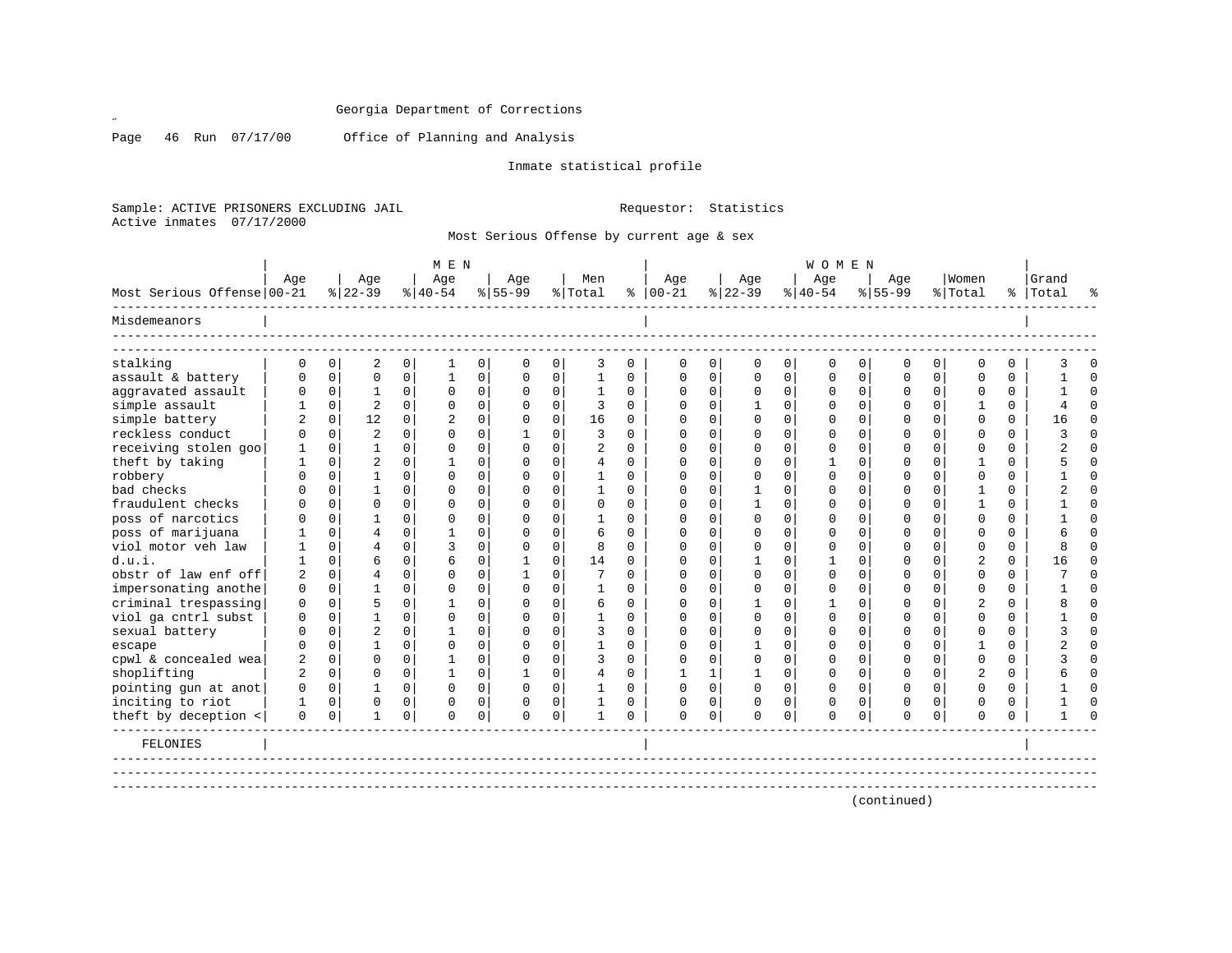Georgia Department of Corrections

Office of Planning and Analysis

Inmate statistical profile

Sample: ACTIVE PRISONERS EXCLUDING JAIL　　　　Requestor: Statistics

Active inmates 07/17/2000

Most Serious Offense by current age & sex

| Most Serious Offense | MEN Age 00-21 | % | Age 22-39 | % | Age 40-54 | % | Age 55-99 | % | Men Total | % | WOMEN Age 00-21 | % | Age 22-39 | % | Age 40-54 | % | Age 55-99 | % | Women Total | % | Grand Total | % |
|---|---|---|---|---|---|---|---|---|---|---|---|---|---|---|---|---|---|---|---|---|---|---|
| **Misdemeanors** | | | | | | | | | | | | | | | | | | | | | | |
| stalking | 0 | 0 | 2 | 0 | 1 | 0 | 0 | 0 | 3 | 0 | 0 | 0 | 0 | 0 | 0 | 0 | 0 | 0 | 0 | 0 | 3 | 0 |
| assault & battery | 0 | 0 | 0 | 0 | 1 | 0 | 0 | 0 | 1 | 0 | 0 | 0 | 0 | 0 | 0 | 0 | 0 | 0 | 0 | 0 | 1 | 0 |
| aggravated assault | 0 | 0 | 1 | 0 | 0 | 0 | 0 | 0 | 1 | 0 | 0 | 0 | 0 | 0 | 0 | 0 | 0 | 0 | 0 | 0 | 1 | 0 |
| simple assault | 1 | 0 | 2 | 0 | 0 | 0 | 0 | 0 | 3 | 0 | 0 | 0 | 1 | 0 | 0 | 0 | 0 | 0 | 1 | 0 | 4 | 0 |
| simple battery | 2 | 0 | 12 | 0 | 2 | 0 | 0 | 0 | 16 | 0 | 0 | 0 | 0 | 0 | 0 | 0 | 0 | 0 | 0 | 0 | 16 | 0 |
| reckless conduct | 0 | 0 | 2 | 0 | 0 | 0 | 1 | 0 | 3 | 0 | 0 | 0 | 0 | 0 | 0 | 0 | 0 | 0 | 0 | 0 | 3 | 0 |
| receiving stolen goo | 1 | 0 | 1 | 0 | 0 | 0 | 0 | 0 | 2 | 0 | 0 | 0 | 0 | 0 | 0 | 0 | 0 | 0 | 0 | 0 | 2 | 0 |
| theft by taking | 1 | 0 | 2 | 0 | 1 | 0 | 0 | 0 | 4 | 0 | 0 | 0 | 0 | 0 | 1 | 0 | 0 | 0 | 1 | 0 | 5 | 0 |
| robbery | 0 | 0 | 1 | 0 | 0 | 0 | 0 | 0 | 1 | 0 | 0 | 0 | 0 | 0 | 0 | 0 | 0 | 0 | 0 | 0 | 1 | 0 |
| bad checks | 0 | 0 | 1 | 0 | 0 | 0 | 0 | 0 | 1 | 0 | 0 | 0 | 1 | 0 | 0 | 0 | 0 | 0 | 1 | 0 | 2 | 0 |
| fraudulent checks | 0 | 0 | 0 | 0 | 0 | 0 | 0 | 0 | 0 | 0 | 0 | 0 | 1 | 0 | 0 | 0 | 0 | 0 | 1 | 0 | 1 | 0 |
| poss of narcotics | 0 | 0 | 1 | 0 | 0 | 0 | 0 | 0 | 1 | 0 | 0 | 0 | 0 | 0 | 0 | 0 | 0 | 0 | 0 | 0 | 1 | 0 |
| poss of marijuana | 1 | 0 | 4 | 0 | 1 | 0 | 0 | 0 | 6 | 0 | 0 | 0 | 0 | 0 | 0 | 0 | 0 | 0 | 0 | 0 | 6 | 0 |
| viol motor veh law | 1 | 0 | 4 | 0 | 3 | 0 | 0 | 0 | 8 | 0 | 0 | 0 | 0 | 0 | 0 | 0 | 0 | 0 | 0 | 0 | 8 | 0 |
| d.u.i. | 1 | 0 | 6 | 0 | 6 | 0 | 1 | 0 | 14 | 0 | 0 | 0 | 1 | 0 | 1 | 0 | 0 | 0 | 2 | 0 | 16 | 0 |
| obstr of law enf off | 2 | 0 | 4 | 0 | 0 | 0 | 1 | 0 | 7 | 0 | 0 | 0 | 0 | 0 | 0 | 0 | 0 | 0 | 0 | 0 | 7 | 0 |
| impersonating anothe | 0 | 0 | 1 | 0 | 0 | 0 | 0 | 0 | 1 | 0 | 0 | 0 | 0 | 0 | 0 | 0 | 0 | 0 | 0 | 0 | 1 | 0 |
| criminal trespassing | 0 | 0 | 5 | 0 | 1 | 0 | 0 | 0 | 6 | 0 | 0 | 0 | 1 | 0 | 1 | 0 | 0 | 0 | 2 | 0 | 8 | 0 |
| viol ga cntrl subst | 0 | 0 | 1 | 0 | 0 | 0 | 0 | 0 | 1 | 0 | 0 | 0 | 0 | 0 | 0 | 0 | 0 | 0 | 0 | 0 | 1 | 0 |
| sexual battery | 0 | 0 | 2 | 0 | 1 | 0 | 0 | 0 | 3 | 0 | 0 | 0 | 0 | 0 | 0 | 0 | 0 | 0 | 0 | 0 | 3 | 0 |
| escape | 0 | 0 | 1 | 0 | 0 | 0 | 0 | 0 | 1 | 0 | 0 | 0 | 1 | 0 | 0 | 0 | 0 | 0 | 1 | 0 | 2 | 0 |
| cpwl & concealed wea | 2 | 0 | 0 | 0 | 1 | 0 | 0 | 0 | 3 | 0 | 0 | 0 | 0 | 0 | 0 | 0 | 0 | 0 | 0 | 0 | 3 | 0 |
| shoplifting | 2 | 0 | 0 | 0 | 1 | 0 | 1 | 0 | 4 | 0 | 1 | 1 | 1 | 0 | 0 | 0 | 0 | 0 | 2 | 0 | 6 | 0 |
| pointing gun at anot | 0 | 0 | 1 | 0 | 0 | 0 | 0 | 0 | 1 | 0 | 0 | 0 | 0 | 0 | 0 | 0 | 0 | 0 | 0 | 0 | 1 | 0 |
| inciting to riot | 1 | 0 | 0 | 0 | 0 | 0 | 0 | 0 | 1 | 0 | 0 | 0 | 0 | 0 | 0 | 0 | 0 | 0 | 0 | 0 | 1 | 0 |
| theft by deception < | 0 | 0 | 1 | 0 | 0 | 0 | 0 | 0 | 1 | 0 | 0 | 0 | 0 | 0 | 0 | 0 | 0 | 0 | 0 | 0 | 1 | 0 |
| **FELONIES** | | | | | | | | | | | | | | | | | | | | | | |

(continued)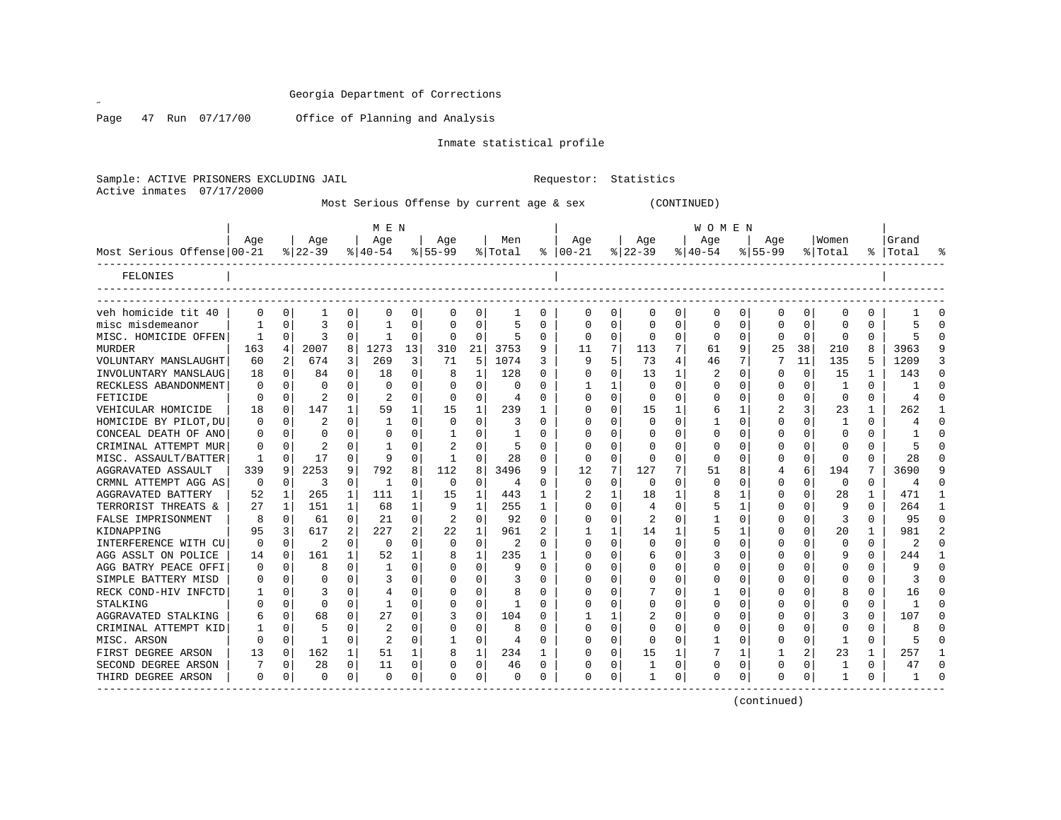Georgia Department of Corrections

Office of Planning and Analysis

Inmate statistical profile

Sample: ACTIVE PRISONERS EXCLUDING JAIL  Requestor: Statistics
Active inmates 07/17/2000

Most Serious Offense by current age & sex (CONTINUED)

| Most Serious Offense | MEN Age 00-21 | % | Age 22-39 | % | Age 40-54 | % | Age 55-99 | % | Men Total | % | WOMEN Age 00-21 | % | Age 22-39 | % | Age 40-54 | % | Age 55-99 | % | Women Total | % | Grand Total | % |
|---|---|---|---|---|---|---|---|---|---|---|---|---|---|---|---|---|---|---|---|---|---|---|
| FELONIES | | | | | | | | | | | | | | | | | | | | | | |
| veh homicide tit 40 | 0 | 0 | 1 | 0 | 0 | 0 | 0 | 0 | 1 | 0 | 0 | 0 | 0 | 0 | 0 | 0 | 0 | 0 | 0 | 0 | 1 | 0 |
| misc misdemeanor | 1 | 0 | 3 | 0 | 1 | 0 | 0 | 0 | 5 | 0 | 0 | 0 | 0 | 0 | 0 | 0 | 0 | 0 | 0 | 0 | 5 | 0 |
| MISC. HOMICIDE OFFEN | 1 | 0 | 3 | 0 | 1 | 0 | 0 | 0 | 5 | 0 | 0 | 0 | 0 | 0 | 0 | 0 | 0 | 0 | 0 | 0 | 5 | 0 |
| MURDER | 163 | 4 | 2007 | 8 | 1273 | 13 | 310 | 21 | 3753 | 9 | 11 | 7 | 113 | 7 | 61 | 9 | 25 | 38 | 210 | 8 | 3963 | 9 |
| VOLUNTARY MANSLAUGHT | 60 | 2 | 674 | 3 | 269 | 3 | 71 | 5 | 1074 | 3 | 9 | 5 | 73 | 4 | 46 | 7 | 7 | 11 | 135 | 5 | 1209 | 3 |
| INVOLUNTARY MANSLAUG | 18 | 0 | 84 | 0 | 18 | 0 | 8 | 1 | 128 | 0 | 0 | 0 | 13 | 1 | 2 | 0 | 0 | 0 | 15 | 1 | 143 | 0 |
| RECKLESS ABANDONMENT | 0 | 0 | 0 | 0 | 0 | 0 | 0 | 0 | 0 | 0 | 1 | 1 | 0 | 0 | 0 | 0 | 0 | 0 | 1 | 0 | 1 | 0 |
| FETICIDE | 0 | 0 | 2 | 0 | 2 | 0 | 0 | 0 | 4 | 0 | 0 | 0 | 0 | 0 | 0 | 0 | 0 | 0 | 0 | 0 | 4 | 0 |
| VEHICULAR HOMICIDE | 18 | 0 | 147 | 1 | 59 | 1 | 15 | 1 | 239 | 1 | 0 | 0 | 15 | 1 | 6 | 1 | 2 | 3 | 23 | 1 | 262 | 1 |
| HOMICIDE BY PILOT,DU | 0 | 0 | 2 | 0 | 1 | 0 | 0 | 0 | 3 | 0 | 0 | 0 | 0 | 0 | 1 | 0 | 0 | 0 | 1 | 0 | 4 | 0 |
| CONCEAL DEATH OF ANO | 0 | 0 | 0 | 0 | 0 | 0 | 1 | 0 | 1 | 0 | 0 | 0 | 0 | 0 | 0 | 0 | 0 | 0 | 0 | 0 | 1 | 0 |
| CRIMINAL ATTEMPT MUR | 0 | 0 | 2 | 0 | 1 | 0 | 2 | 0 | 5 | 0 | 0 | 0 | 0 | 0 | 0 | 0 | 0 | 0 | 0 | 0 | 5 | 0 |
| MISC. ASSAULT/BATTER | 1 | 0 | 17 | 0 | 9 | 0 | 1 | 0 | 28 | 0 | 0 | 0 | 0 | 0 | 0 | 0 | 0 | 0 | 0 | 0 | 28 | 0 |
| AGGRAVATED ASSAULT | 339 | 9 | 2253 | 9 | 792 | 8 | 112 | 8 | 3496 | 9 | 12 | 7 | 127 | 7 | 51 | 8 | 4 | 6 | 194 | 7 | 3690 | 9 |
| CRMNL ATTEMPT AGG AS | 0 | 0 | 3 | 0 | 1 | 0 | 0 | 0 | 4 | 0 | 0 | 0 | 0 | 0 | 0 | 0 | 0 | 0 | 0 | 0 | 4 | 0 |
| AGGRAVATED BATTERY | 52 | 1 | 265 | 1 | 111 | 1 | 15 | 1 | 443 | 1 | 2 | 1 | 18 | 1 | 8 | 1 | 0 | 0 | 28 | 1 | 471 | 1 |
| TERRORIST THREATS & | 27 | 1 | 151 | 1 | 68 | 1 | 9 | 1 | 255 | 1 | 0 | 0 | 4 | 0 | 5 | 1 | 0 | 0 | 9 | 0 | 264 | 1 |
| FALSE IMPRISONMENT | 8 | 0 | 61 | 0 | 21 | 0 | 2 | 0 | 92 | 0 | 0 | 0 | 2 | 0 | 1 | 0 | 0 | 0 | 3 | 0 | 95 | 0 |
| KIDNAPPING | 95 | 3 | 617 | 2 | 227 | 2 | 22 | 1 | 961 | 2 | 1 | 1 | 14 | 1 | 5 | 1 | 0 | 0 | 20 | 1 | 981 | 2 |
| INTERFERENCE WITH CU | 0 | 0 | 2 | 0 | 0 | 0 | 0 | 0 | 2 | 0 | 0 | 0 | 0 | 0 | 0 | 0 | 0 | 0 | 0 | 0 | 2 | 0 |
| AGG ASSLT ON POLICE | 14 | 0 | 161 | 1 | 52 | 1 | 8 | 1 | 235 | 1 | 0 | 0 | 6 | 0 | 3 | 0 | 0 | 0 | 9 | 0 | 244 | 1 |
| AGG BATRY PEACE OFFI | 0 | 0 | 8 | 0 | 1 | 0 | 0 | 0 | 9 | 0 | 0 | 0 | 0 | 0 | 0 | 0 | 0 | 0 | 0 | 0 | 9 | 0 |
| SIMPLE BATTERY MISD | 0 | 0 | 0 | 0 | 3 | 0 | 0 | 0 | 3 | 0 | 0 | 0 | 0 | 0 | 0 | 0 | 0 | 0 | 0 | 0 | 3 | 0 |
| RECK COND-HIV INFCTD | 1 | 0 | 3 | 0 | 4 | 0 | 0 | 0 | 8 | 0 | 0 | 0 | 7 | 0 | 1 | 0 | 0 | 0 | 8 | 0 | 16 | 0 |
| STALKING | 0 | 0 | 0 | 0 | 1 | 0 | 0 | 0 | 1 | 0 | 0 | 0 | 0 | 0 | 0 | 0 | 0 | 0 | 0 | 0 | 1 | 0 |
| AGGRAVATED STALKING | 6 | 0 | 68 | 0 | 27 | 0 | 3 | 0 | 104 | 0 | 1 | 1 | 2 | 0 | 0 | 0 | 0 | 0 | 3 | 0 | 107 | 0 |
| CRIMINAL ATTEMPT KID | 1 | 0 | 5 | 0 | 2 | 0 | 0 | 0 | 8 | 0 | 0 | 0 | 0 | 0 | 0 | 0 | 0 | 0 | 0 | 0 | 8 | 0 |
| MISC. ARSON | 0 | 0 | 1 | 0 | 2 | 0 | 1 | 0 | 4 | 0 | 0 | 0 | 0 | 0 | 1 | 0 | 0 | 0 | 1 | 0 | 5 | 0 |
| FIRST DEGREE ARSON | 13 | 0 | 162 | 1 | 51 | 1 | 8 | 1 | 234 | 1 | 0 | 0 | 15 | 1 | 7 | 1 | 1 | 2 | 23 | 1 | 257 | 1 |
| SECOND DEGREE ARSON | 7 | 0 | 28 | 0 | 11 | 0 | 0 | 0 | 46 | 0 | 0 | 0 | 1 | 0 | 0 | 0 | 0 | 0 | 1 | 0 | 47 | 0 |
| THIRD DEGREE ARSON | 0 | 0 | 0 | 0 | 0 | 0 | 0 | 0 | 0 | 0 | 0 | 0 | 1 | 0 | 0 | 0 | 0 | 0 | 1 | 0 | 1 | 0 |

(continued)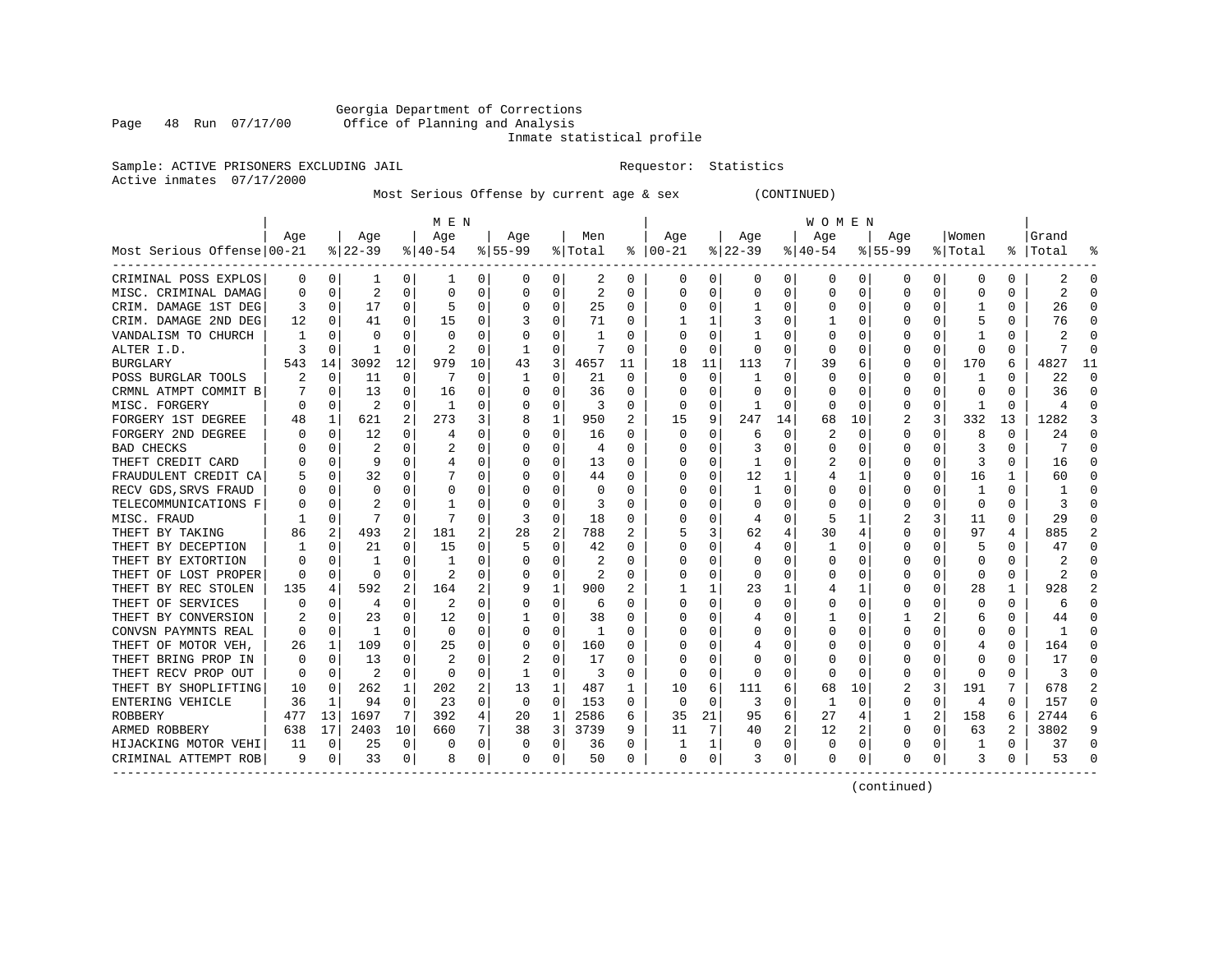Georgia Department of Corrections
Office of Planning and Analysis
Inmate statistical profile

Sample: ACTIVE PRISONERS EXCLUDING JAIL Requestor: Statistics
Active inmates 07/17/2000

Most Serious Offense by current age & sex (CONTINUED)

| Most Serious Offense | MEN Age 00-21 | % | Age 22-39 | % | Age 40-54 | % | Age 55-99 | % | Men Total | % | WOMEN Age 00-21 | % | Age 22-39 | % | Age 40-54 | % | Age 55-99 | % | Women Total | % | Grand Total | % |
|---|---|---|---|---|---|---|---|---|---|---|---|---|---|---|---|---|---|---|---|---|---|---|
| CRIMINAL POSS EXPLOS | 0 | 0 | 1 | 0 | 1 | 0 | 0 | 0 | 2 | 0 | 0 | 0 | 0 | 0 | 0 | 0 | 0 | 0 | 0 | 0 | 2 | 0 |
| MISC. CRIMINAL DAMAG | 0 | 0 | 2 | 0 | 0 | 0 | 0 | 0 | 2 | 0 | 0 | 0 | 0 | 0 | 0 | 0 | 0 | 0 | 0 | 0 | 2 | 0 |
| CRIM. DAMAGE 1ST DEG | 3 | 0 | 17 | 0 | 5 | 0 | 0 | 0 | 25 | 0 | 0 | 0 | 1 | 0 | 0 | 0 | 0 | 0 | 1 | 0 | 26 | 0 |
| CRIM. DAMAGE 2ND DEG | 12 | 0 | 41 | 0 | 15 | 0 | 3 | 0 | 71 | 0 | 1 | 1 | 3 | 0 | 1 | 0 | 0 | 0 | 5 | 0 | 76 | 0 |
| VANDALISM TO CHURCH | 1 | 0 | 0 | 0 | 0 | 0 | 0 | 0 | 1 | 0 | 0 | 0 | 1 | 0 | 0 | 0 | 0 | 0 | 1 | 0 | 2 | 0 |
| ALTER I.D. | 3 | 0 | 1 | 0 | 2 | 0 | 1 | 0 | 7 | 0 | 0 | 0 | 0 | 0 | 0 | 0 | 0 | 0 | 0 | 0 | 7 | 0 |
| BURGLARY | 543 | 14 | 3092 | 12 | 979 | 10 | 43 | 3 | 4657 | 11 | 18 | 11 | 113 | 7 | 39 | 6 | 0 | 0 | 170 | 6 | 4827 | 11 |
| POSS BURGLAR TOOLS | 2 | 0 | 11 | 0 | 7 | 0 | 1 | 0 | 21 | 0 | 0 | 0 | 1 | 0 | 0 | 0 | 0 | 0 | 1 | 0 | 22 | 0 |
| CRMNL ATMPT COMMIT B | 7 | 0 | 13 | 0 | 16 | 0 | 0 | 0 | 36 | 0 | 0 | 0 | 0 | 0 | 0 | 0 | 0 | 0 | 0 | 0 | 36 | 0 |
| MISC. FORGERY | 0 | 0 | 2 | 0 | 1 | 0 | 0 | 0 | 3 | 0 | 0 | 0 | 1 | 0 | 0 | 0 | 0 | 0 | 1 | 0 | 4 | 0 |
| FORGERY 1ST DEGREE | 48 | 1 | 621 | 2 | 273 | 3 | 8 | 1 | 950 | 2 | 15 | 9 | 247 | 14 | 68 | 10 | 2 | 3 | 332 | 13 | 1282 | 3 |
| FORGERY 2ND DEGREE | 0 | 0 | 12 | 0 | 4 | 0 | 0 | 0 | 16 | 0 | 0 | 0 | 6 | 0 | 2 | 0 | 0 | 0 | 8 | 0 | 24 | 0 |
| BAD CHECKS | 0 | 0 | 2 | 0 | 2 | 0 | 0 | 0 | 4 | 0 | 0 | 0 | 3 | 0 | 0 | 0 | 0 | 0 | 3 | 0 | 7 | 0 |
| THEFT CREDIT CARD | 0 | 0 | 9 | 0 | 4 | 0 | 0 | 0 | 13 | 0 | 0 | 0 | 1 | 0 | 2 | 0 | 0 | 0 | 3 | 0 | 16 | 0 |
| FRAUDULENT CREDIT CA | 5 | 0 | 32 | 0 | 7 | 0 | 0 | 0 | 44 | 0 | 0 | 0 | 12 | 1 | 4 | 1 | 0 | 0 | 16 | 1 | 60 | 0 |
| RECV GDS,SRVS FRAUD | 0 | 0 | 0 | 0 | 0 | 0 | 0 | 0 | 0 | 0 | 0 | 0 | 1 | 0 | 0 | 0 | 0 | 0 | 1 | 0 | 1 | 0 |
| TELECOMMUNICATIONS F | 0 | 0 | 2 | 0 | 1 | 0 | 0 | 0 | 3 | 0 | 0 | 0 | 0 | 0 | 0 | 0 | 0 | 0 | 0 | 0 | 3 | 0 |
| MISC. FRAUD | 1 | 0 | 7 | 0 | 7 | 0 | 3 | 0 | 18 | 0 | 0 | 0 | 4 | 0 | 5 | 1 | 2 | 3 | 11 | 0 | 29 | 0 |
| THEFT BY TAKING | 86 | 2 | 493 | 2 | 181 | 2 | 28 | 2 | 788 | 2 | 5 | 3 | 62 | 4 | 30 | 4 | 0 | 0 | 97 | 4 | 885 | 2 |
| THEFT BY DECEPTION | 1 | 0 | 21 | 0 | 15 | 0 | 5 | 0 | 42 | 0 | 0 | 0 | 4 | 0 | 1 | 0 | 0 | 0 | 5 | 0 | 47 | 0 |
| THEFT BY EXTORTION | 0 | 0 | 1 | 0 | 1 | 0 | 0 | 0 | 2 | 0 | 0 | 0 | 0 | 0 | 0 | 0 | 0 | 0 | 0 | 0 | 2 | 0 |
| THEFT OF LOST PROPER | 0 | 0 | 0 | 0 | 2 | 0 | 0 | 0 | 2 | 0 | 0 | 0 | 0 | 0 | 0 | 0 | 0 | 0 | 0 | 0 | 2 | 0 |
| THEFT BY REC STOLEN | 135 | 4 | 592 | 2 | 164 | 2 | 9 | 1 | 900 | 2 | 1 | 1 | 23 | 1 | 4 | 1 | 0 | 0 | 28 | 1 | 928 | 2 |
| THEFT OF SERVICES | 0 | 0 | 4 | 0 | 2 | 0 | 0 | 0 | 6 | 0 | 0 | 0 | 0 | 0 | 0 | 0 | 0 | 0 | 0 | 0 | 6 | 0 |
| THEFT BY CONVERSION | 2 | 0 | 23 | 0 | 12 | 0 | 1 | 0 | 38 | 0 | 0 | 0 | 4 | 0 | 1 | 0 | 1 | 2 | 6 | 0 | 44 | 0 |
| CONVSN PAYMNTS REAL | 0 | 0 | 1 | 0 | 0 | 0 | 0 | 0 | 1 | 0 | 0 | 0 | 0 | 0 | 0 | 0 | 0 | 0 | 0 | 0 | 1 | 0 |
| THEFT OF MOTOR VEH, | 26 | 1 | 109 | 0 | 25 | 0 | 0 | 0 | 160 | 0 | 0 | 0 | 4 | 0 | 0 | 0 | 0 | 0 | 4 | 0 | 164 | 0 |
| THEFT BRING PROP IN | 0 | 0 | 13 | 0 | 2 | 0 | 2 | 0 | 17 | 0 | 0 | 0 | 0 | 0 | 0 | 0 | 0 | 0 | 0 | 0 | 17 | 0 |
| THEFT RECV PROP OUT | 0 | 0 | 2 | 0 | 0 | 0 | 1 | 0 | 3 | 0 | 0 | 0 | 0 | 0 | 0 | 0 | 0 | 0 | 0 | 0 | 3 | 0 |
| THEFT BY SHOPLIFTING | 10 | 0 | 262 | 1 | 202 | 2 | 13 | 1 | 487 | 1 | 10 | 6 | 111 | 6 | 68 | 10 | 2 | 3 | 191 | 7 | 678 | 2 |
| ENTERING VEHICLE | 36 | 1 | 94 | 0 | 23 | 0 | 0 | 0 | 153 | 0 | 0 | 0 | 3 | 0 | 1 | 0 | 0 | 0 | 4 | 0 | 157 | 0 |
| ROBBERY | 477 | 13 | 1697 | 7 | 392 | 4 | 20 | 1 | 2586 | 6 | 35 | 21 | 95 | 6 | 27 | 4 | 1 | 2 | 158 | 6 | 2744 | 6 |
| ARMED ROBBERY | 638 | 17 | 2403 | 10 | 660 | 7 | 38 | 3 | 3739 | 9 | 11 | 7 | 40 | 2 | 12 | 2 | 0 | 0 | 63 | 2 | 3802 | 9 |
| HIJACKING MOTOR VEHI | 11 | 0 | 25 | 0 | 0 | 0 | 0 | 0 | 36 | 0 | 1 | 1 | 0 | 0 | 0 | 0 | 0 | 0 | 1 | 0 | 37 | 0 |
| CRIMINAL ATTEMPT ROB | 9 | 0 | 33 | 0 | 8 | 0 | 0 | 0 | 50 | 0 | 0 | 0 | 3 | 0 | 0 | 0 | 0 | 0 | 3 | 0 | 53 | 0 |

(continued)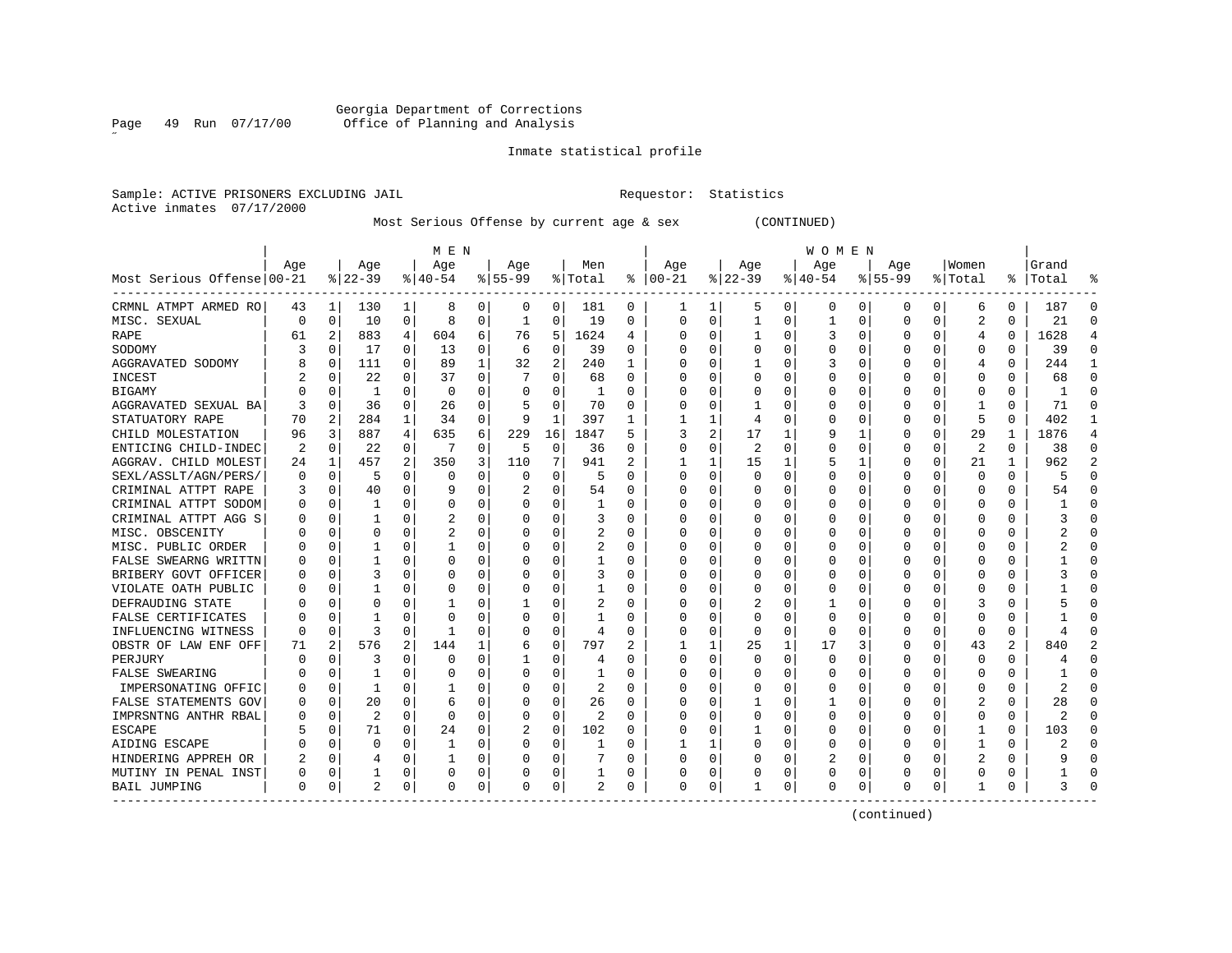Georgia Department of Corrections
Office of Planning and Analysis

Inmate statistical profile

Sample: ACTIVE PRISONERS EXCLUDING JAIL

Requestor: Statistics

Active inmates 07/17/2000

Most Serious Offense by current age & sex (CONTINUED)

| Most Serious Offense | MEN Age 00-21 | % | Age 22-39 | % | Age 40-54 | % | Age 55-99 | % | Men Total | % | WOMEN Age 00-21 | % | Age 22-39 | % | Age 40-54 | % | Age 55-99 | % | Women Total | % | Grand Total | % |
|---|---|---|---|---|---|---|---|---|---|---|---|---|---|---|---|---|---|---|---|---|---|---|
| CRMNL ATMPT ARMED RO | 43 | 1 | 130 | 1 | 8 | 0 | 0 | 0 | 181 | 0 | 1 | 1 | 5 | 0 | 0 | 0 | 0 | 0 | 6 | 0 | 187 | 0 |
| MISC. SEXUAL | 0 | 0 | 10 | 0 | 8 | 0 | 1 | 0 | 19 | 0 | 0 | 0 | 1 | 0 | 1 | 0 | 0 | 0 | 2 | 0 | 21 | 0 |
| RAPE | 61 | 2 | 883 | 4 | 604 | 6 | 76 | 5 | 1624 | 4 | 0 | 0 | 1 | 0 | 3 | 0 | 0 | 0 | 4 | 0 | 1628 | 4 |
| SODOMY | 3 | 0 | 17 | 0 | 13 | 0 | 6 | 0 | 39 | 0 | 0 | 0 | 0 | 0 | 0 | 0 | 0 | 0 | 0 | 0 | 39 | 0 |
| AGGRAVATED SODOMY | 8 | 0 | 111 | 0 | 89 | 1 | 32 | 2 | 240 | 1 | 0 | 0 | 1 | 0 | 3 | 0 | 0 | 0 | 4 | 0 | 244 | 1 |
| INCEST | 2 | 0 | 22 | 0 | 37 | 0 | 7 | 0 | 68 | 0 | 0 | 0 | 0 | 0 | 0 | 0 | 0 | 0 | 0 | 0 | 68 | 0 |
| BIGAMY | 0 | 0 | 1 | 0 | 0 | 0 | 0 | 0 | 1 | 0 | 0 | 0 | 0 | 0 | 0 | 0 | 0 | 0 | 0 | 0 | 1 | 0 |
| AGGRAVATED SEXUAL BA | 3 | 0 | 36 | 0 | 26 | 0 | 5 | 0 | 70 | 0 | 0 | 0 | 1 | 0 | 0 | 0 | 0 | 0 | 1 | 0 | 71 | 0 |
| STATUTORY RAPE | 70 | 2 | 284 | 1 | 34 | 0 | 9 | 1 | 397 | 1 | 1 | 1 | 4 | 0 | 0 | 0 | 0 | 0 | 5 | 0 | 402 | 1 |
| CHILD MOLESTATION | 96 | 3 | 887 | 4 | 635 | 6 | 229 | 16 | 1847 | 5 | 3 | 2 | 17 | 1 | 9 | 1 | 0 | 0 | 29 | 1 | 1876 | 4 |
| ENTICING CHILD-INDEC | 2 | 0 | 22 | 0 | 7 | 0 | 5 | 0 | 36 | 0 | 0 | 0 | 2 | 0 | 0 | 0 | 0 | 0 | 2 | 0 | 38 | 0 |
| AGGRAV. CHILD MOLEST | 24 | 1 | 457 | 2 | 350 | 3 | 110 | 7 | 941 | 2 | 1 | 1 | 15 | 1 | 5 | 1 | 0 | 0 | 21 | 1 | 962 | 2 |
| SEXL/ASSLT/AGN/PERS/ | 0 | 0 | 5 | 0 | 0 | 0 | 0 | 0 | 5 | 0 | 0 | 0 | 0 | 0 | 0 | 0 | 0 | 0 | 0 | 0 | 5 | 0 |
| CRIMINAL ATTPT RAPE | 3 | 0 | 40 | 0 | 9 | 0 | 2 | 0 | 54 | 0 | 0 | 0 | 0 | 0 | 0 | 0 | 0 | 0 | 0 | 0 | 54 | 0 |
| CRIMINAL ATTPT SODOM | 0 | 0 | 1 | 0 | 0 | 0 | 0 | 0 | 1 | 0 | 0 | 0 | 0 | 0 | 0 | 0 | 0 | 0 | 0 | 0 | 1 | 0 |
| CRIMINAL ATTPT AGG S | 0 | 0 | 1 | 0 | 2 | 0 | 0 | 0 | 3 | 0 | 0 | 0 | 0 | 0 | 0 | 0 | 0 | 0 | 0 | 0 | 3 | 0 |
| MISC. OBSCENITY | 0 | 0 | 0 | 0 | 2 | 0 | 0 | 0 | 2 | 0 | 0 | 0 | 0 | 0 | 0 | 0 | 0 | 0 | 0 | 0 | 2 | 0 |
| MISC. PUBLIC ORDER | 0 | 0 | 1 | 0 | 1 | 0 | 0 | 0 | 2 | 0 | 0 | 0 | 0 | 0 | 0 | 0 | 0 | 0 | 0 | 0 | 2 | 0 |
| FALSE SWEARNG WRITTN | 0 | 0 | 1 | 0 | 0 | 0 | 0 | 0 | 1 | 0 | 0 | 0 | 0 | 0 | 0 | 0 | 0 | 0 | 0 | 0 | 1 | 0 |
| BRIBERY GOVT OFFICER | 0 | 0 | 3 | 0 | 0 | 0 | 0 | 0 | 3 | 0 | 0 | 0 | 0 | 0 | 0 | 0 | 0 | 0 | 0 | 0 | 3 | 0 |
| VIOLATE OATH PUBLIC | 0 | 0 | 1 | 0 | 0 | 0 | 0 | 0 | 1 | 0 | 0 | 0 | 0 | 0 | 0 | 0 | 0 | 0 | 0 | 0 | 1 | 0 |
| DEFRAUDING STATE | 0 | 0 | 0 | 0 | 1 | 0 | 1 | 0 | 2 | 0 | 0 | 0 | 2 | 0 | 1 | 0 | 0 | 0 | 3 | 0 | 5 | 0 |
| FALSE CERTIFICATES | 0 | 0 | 1 | 0 | 0 | 0 | 0 | 0 | 1 | 0 | 0 | 0 | 0 | 0 | 0 | 0 | 0 | 0 | 0 | 0 | 1 | 0 |
| INFLUENCING WITNESS | 0 | 0 | 3 | 0 | 1 | 0 | 0 | 0 | 4 | 0 | 0 | 0 | 0 | 0 | 0 | 0 | 0 | 0 | 0 | 0 | 4 | 0 |
| OBSTR OF LAW ENF OFF | 71 | 2 | 576 | 2 | 144 | 1 | 6 | 0 | 797 | 2 | 1 | 1 | 25 | 1 | 17 | 3 | 0 | 0 | 43 | 2 | 840 | 2 |
| PERJURY | 0 | 0 | 3 | 0 | 0 | 0 | 1 | 0 | 4 | 0 | 0 | 0 | 0 | 0 | 0 | 0 | 0 | 0 | 0 | 0 | 4 | 0 |
| FALSE SWEARING | 0 | 0 | 1 | 0 | 0 | 0 | 0 | 0 | 1 | 0 | 0 | 0 | 0 | 0 | 0 | 0 | 0 | 0 | 0 | 0 | 1 | 0 |
| IMPERSONATING OFFIC | 0 | 0 | 1 | 0 | 1 | 0 | 0 | 0 | 2 | 0 | 0 | 0 | 0 | 0 | 0 | 0 | 0 | 0 | 0 | 0 | 2 | 0 |
| FALSE STATEMENTS GOV | 0 | 0 | 20 | 0 | 6 | 0 | 0 | 0 | 26 | 0 | 0 | 0 | 1 | 0 | 1 | 0 | 0 | 0 | 2 | 0 | 28 | 0 |
| IMPRSNTNG ANTHR RBAL | 0 | 0 | 2 | 0 | 0 | 0 | 0 | 0 | 2 | 0 | 0 | 0 | 0 | 0 | 0 | 0 | 0 | 0 | 0 | 0 | 2 | 0 |
| ESCAPE | 5 | 0 | 71 | 0 | 24 | 0 | 2 | 0 | 102 | 0 | 0 | 0 | 1 | 0 | 0 | 0 | 0 | 0 | 1 | 0 | 103 | 0 |
| AIDING ESCAPE | 0 | 0 | 0 | 0 | 1 | 0 | 0 | 0 | 1 | 0 | 1 | 1 | 0 | 0 | 0 | 0 | 0 | 0 | 1 | 0 | 2 | 0 |
| HINDERING APPREH OR | 2 | 0 | 4 | 0 | 1 | 0 | 0 | 0 | 7 | 0 | 0 | 0 | 0 | 0 | 2 | 0 | 0 | 0 | 2 | 0 | 9 | 0 |
| MUTINY IN PENAL INST | 0 | 0 | 1 | 0 | 0 | 0 | 0 | 0 | 1 | 0 | 0 | 0 | 0 | 0 | 0 | 0 | 0 | 0 | 0 | 0 | 1 | 0 |
| BAIL JUMPING | 0 | 0 | 2 | 0 | 0 | 0 | 0 | 0 | 2 | 0 | 0 | 0 | 1 | 0 | 0 | 0 | 0 | 0 | 1 | 0 | 3 | 0 |

(continued)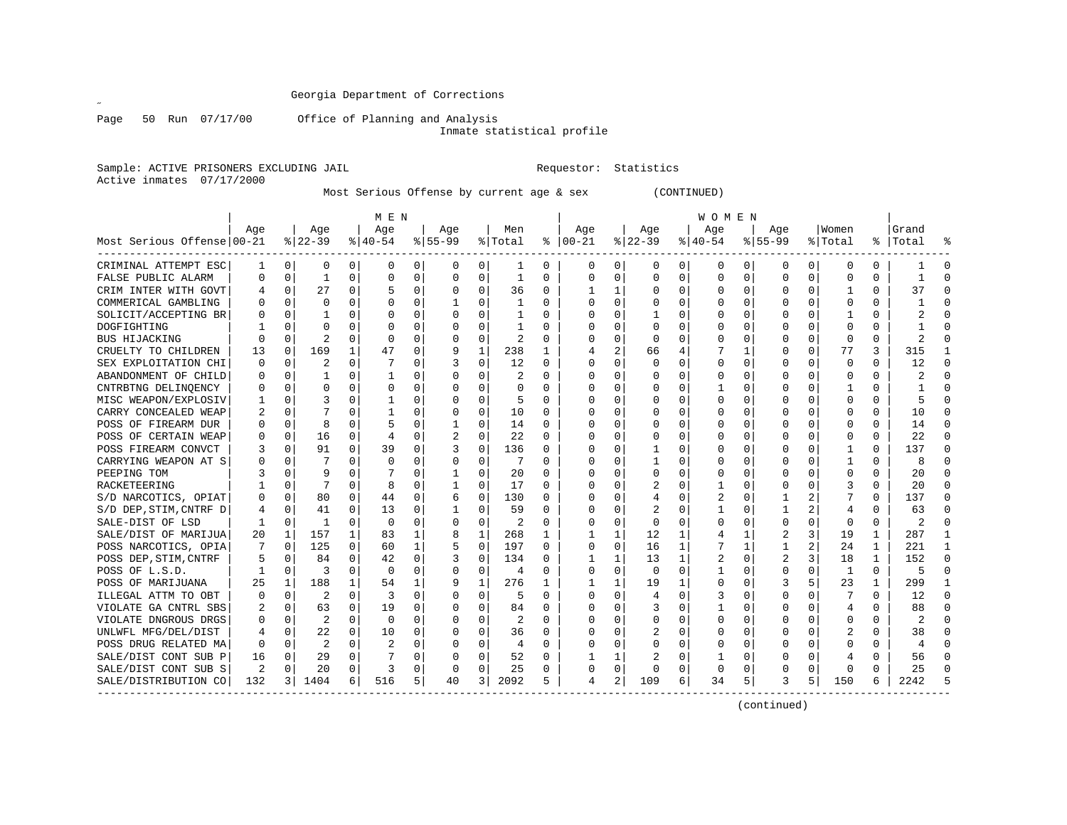Georgia Department of Corrections

Office of Planning and Analysis

Inmate statistical profile

Sample: ACTIVE PRISONERS EXCLUDING JAIL    Requestor: Statistics

Active inmates 07/17/2000

Most Serious Offense by current age & sex (CONTINUED)

| Most Serious Offense | MEN Age 00-21 | % | Age 22-39 | % | Age 40-54 | % | Age 55-99 | % | Men Total | % | WOMEN Age 00-21 | % | Age 22-39 | % | Age 40-54 | % | Age 55-99 | % | Women Total | % | Grand Total | % |
|---|---|---|---|---|---|---|---|---|---|---|---|---|---|---|---|---|---|---|---|---|---|---|
| CRIMINAL ATTEMPT ESC | 1 | 0 | 0 | 0 | 0 | 0 | 0 | 0 | 1 | 0 | 0 | 0 | 0 | 0 | 0 | 0 | 0 | 0 | 0 | 0 | 1 | 0 |
| FALSE PUBLIC ALARM | 0 | 0 | 1 | 0 | 0 | 0 | 0 | 0 | 1 | 0 | 0 | 0 | 0 | 0 | 0 | 0 | 0 | 0 | 0 | 0 | 1 | 0 |
| CRIM INTER WITH GOVT | 4 | 0 | 27 | 0 | 5 | 0 | 0 | 0 | 36 | 0 | 1 | 1 | 0 | 0 | 0 | 0 | 0 | 0 | 1 | 0 | 37 | 0 |
| COMMERICAL GAMBLING | 0 | 0 | 0 | 0 | 0 | 0 | 1 | 0 | 1 | 0 | 0 | 0 | 0 | 0 | 0 | 0 | 0 | 0 | 0 | 0 | 1 | 0 |
| SOLICIT/ACCEPTING BR | 0 | 0 | 1 | 0 | 0 | 0 | 0 | 0 | 1 | 0 | 0 | 0 | 1 | 0 | 0 | 0 | 0 | 0 | 1 | 0 | 2 | 0 |
| DOGFIGHTING | 1 | 0 | 0 | 0 | 0 | 0 | 0 | 0 | 1 | 0 | 0 | 0 | 0 | 0 | 0 | 0 | 0 | 0 | 0 | 0 | 1 | 0 |
| BUS HIJACKING | 0 | 0 | 2 | 0 | 0 | 0 | 0 | 0 | 2 | 0 | 0 | 0 | 0 | 0 | 0 | 0 | 0 | 0 | 0 | 0 | 2 | 0 |
| CRUELTY TO CHILDREN | 13 | 0 | 169 | 1 | 47 | 0 | 9 | 1 | 238 | 1 | 4 | 2 | 66 | 4 | 7 | 1 | 0 | 0 | 77 | 3 | 315 | 1 |
| SEX EXPLOITATION CHI | 0 | 0 | 2 | 0 | 7 | 0 | 3 | 0 | 12 | 0 | 0 | 0 | 0 | 0 | 0 | 0 | 0 | 0 | 0 | 0 | 12 | 0 |
| ABANDONMENT OF CHILD | 0 | 0 | 1 | 0 | 1 | 0 | 0 | 0 | 2 | 0 | 0 | 0 | 0 | 0 | 0 | 0 | 0 | 0 | 0 | 0 | 2 | 0 |
| CNTRBTNG DELINQENCY | 0 | 0 | 0 | 0 | 0 | 0 | 0 | 0 | 0 | 0 | 0 | 0 | 0 | 0 | 1 | 0 | 0 | 0 | 1 | 0 | 1 | 0 |
| MISC WEAPON/EXPLOSIV | 1 | 0 | 3 | 0 | 1 | 0 | 0 | 0 | 5 | 0 | 0 | 0 | 0 | 0 | 0 | 0 | 0 | 0 | 0 | 0 | 5 | 0 |
| CARRY CONCEALED WEAP | 2 | 0 | 7 | 0 | 1 | 0 | 0 | 0 | 10 | 0 | 0 | 0 | 0 | 0 | 0 | 0 | 0 | 0 | 0 | 0 | 10 | 0 |
| POSS OF FIREARM DUR | 0 | 0 | 8 | 0 | 5 | 0 | 1 | 0 | 14 | 0 | 0 | 0 | 0 | 0 | 0 | 0 | 0 | 0 | 0 | 0 | 14 | 0 |
| POSS OF CERTAIN WEAP | 0 | 0 | 16 | 0 | 4 | 0 | 2 | 0 | 22 | 0 | 0 | 0 | 0 | 0 | 0 | 0 | 0 | 0 | 0 | 0 | 22 | 0 |
| POSS FIREARM CONVCT | 3 | 0 | 91 | 0 | 39 | 0 | 3 | 0 | 136 | 0 | 0 | 0 | 1 | 0 | 0 | 0 | 0 | 0 | 1 | 0 | 137 | 0 |
| CARRYING WEAPON AT S | 0 | 0 | 7 | 0 | 0 | 0 | 0 | 0 | 7 | 0 | 0 | 0 | 1 | 0 | 0 | 0 | 0 | 0 | 1 | 0 | 8 | 0 |
| PEEPING TOM | 3 | 0 | 9 | 0 | 7 | 0 | 1 | 0 | 20 | 0 | 0 | 0 | 0 | 0 | 0 | 0 | 0 | 0 | 0 | 0 | 20 | 0 |
| RACKETEERING | 1 | 0 | 7 | 0 | 8 | 0 | 1 | 0 | 17 | 0 | 0 | 0 | 2 | 0 | 1 | 0 | 0 | 0 | 3 | 0 | 20 | 0 |
| S/D NARCOTICS, OPIAT | 0 | 0 | 80 | 0 | 44 | 0 | 6 | 0 | 130 | 0 | 0 | 0 | 4 | 0 | 2 | 0 | 1 | 2 | 7 | 0 | 137 | 0 |
| S/D DEP,STIM,CNTRF D | 4 | 0 | 41 | 0 | 13 | 0 | 1 | 0 | 59 | 0 | 0 | 0 | 2 | 0 | 1 | 0 | 1 | 2 | 4 | 0 | 63 | 0 |
| SALE-DIST OF LSD | 1 | 0 | 1 | 0 | 0 | 0 | 0 | 0 | 2 | 0 | 0 | 0 | 0 | 0 | 0 | 0 | 0 | 0 | 0 | 0 | 2 | 0 |
| SALE/DIST OF MARIJUA | 20 | 1 | 157 | 1 | 83 | 1 | 8 | 1 | 268 | 1 | 1 | 1 | 12 | 1 | 4 | 1 | 2 | 3 | 19 | 1 | 287 | 1 |
| POSS NARCOTICS, OPIA | 7 | 0 | 125 | 0 | 60 | 1 | 5 | 0 | 197 | 0 | 0 | 0 | 16 | 1 | 7 | 1 | 1 | 2 | 24 | 1 | 221 | 1 |
| POSS DEP,STIM,CNTRF | 5 | 0 | 84 | 0 | 42 | 0 | 3 | 0 | 134 | 0 | 1 | 1 | 13 | 1 | 2 | 0 | 2 | 3 | 18 | 1 | 152 | 0 |
| POSS OF L.S.D. | 1 | 0 | 3 | 0 | 0 | 0 | 0 | 0 | 4 | 0 | 0 | 0 | 0 | 0 | 1 | 0 | 0 | 0 | 1 | 0 | 5 | 0 |
| POSS OF MARIJUANA | 25 | 1 | 188 | 1 | 54 | 1 | 9 | 1 | 276 | 1 | 1 | 1 | 19 | 1 | 0 | 0 | 3 | 5 | 23 | 1 | 299 | 1 |
| ILLEGAL ATTM TO OBT | 0 | 0 | 2 | 0 | 3 | 0 | 0 | 0 | 5 | 0 | 0 | 0 | 4 | 0 | 3 | 0 | 0 | 0 | 7 | 0 | 12 | 0 |
| VIOLATE GA CNTRL SBS | 2 | 0 | 63 | 0 | 19 | 0 | 0 | 0 | 84 | 0 | 0 | 0 | 3 | 0 | 1 | 0 | 0 | 0 | 4 | 0 | 88 | 0 |
| VIOLATE DNGROUS DRGS | 0 | 0 | 2 | 0 | 0 | 0 | 0 | 0 | 2 | 0 | 0 | 0 | 0 | 0 | 0 | 0 | 0 | 0 | 0 | 0 | 2 | 0 |
| UNLWFL MFG/DEL/DIST | 4 | 0 | 22 | 0 | 10 | 0 | 0 | 0 | 36 | 0 | 0 | 0 | 2 | 0 | 0 | 0 | 0 | 0 | 2 | 0 | 38 | 0 |
| POSS DRUG RELATED MA | 0 | 0 | 2 | 0 | 2 | 0 | 0 | 0 | 4 | 0 | 0 | 0 | 0 | 0 | 0 | 0 | 0 | 0 | 0 | 0 | 4 | 0 |
| SALE/DIST CONT SUB P | 16 | 0 | 29 | 0 | 7 | 0 | 0 | 0 | 52 | 0 | 1 | 1 | 2 | 0 | 1 | 0 | 0 | 0 | 4 | 0 | 56 | 0 |
| SALE/DIST CONT SUB S | 2 | 0 | 20 | 0 | 3 | 0 | 0 | 0 | 25 | 0 | 0 | 0 | 0 | 0 | 0 | 0 | 0 | 0 | 0 | 0 | 25 | 0 |
| SALE/DISTRIBUTION CO | 132 | 3 | 1404 | 6 | 516 | 5 | 40 | 3 | 2092 | 5 | 4 | 2 | 109 | 6 | 34 | 5 | 3 | 5 | 150 | 6 | 2242 | 5 |

(continued)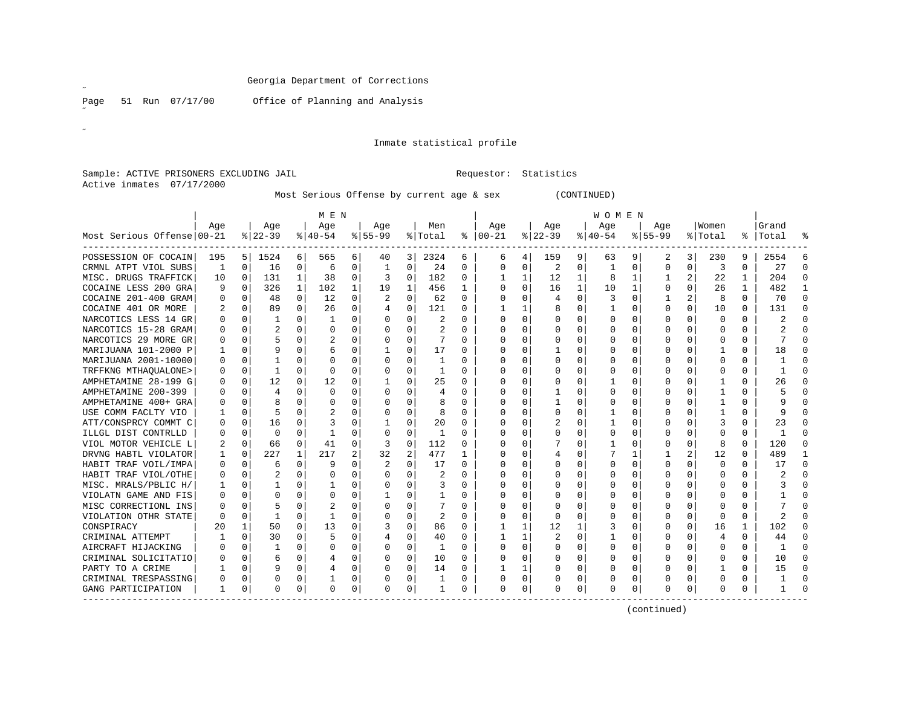Georgia Department of Corrections

Page 51 Run 07/17/00 Office of Planning and Analysis

Inmate statistical profile

Sample: ACTIVE PRISONERS EXCLUDING JAIL     Requestor: Statistics

Active inmates 07/17/2000

Most Serious Offense by current age & sex (CONTINUED)

| Most Serious Offense | MEN Age 00-21 | % | Age 22-39 | % | Age 40-54 | % | Age 55-99 | % | Men Total | % | WOMEN Age 00-21 | % | Age 22-39 | % | Age 40-54 | % | Age 55-99 | % | Women Total | % | Grand Total | % |
|---|---|---|---|---|---|---|---|---|---|---|---|---|---|---|---|---|---|---|---|---|---|---|
| POSSESSION OF COCAIN | 195 | 5 | 1524 | 6 | 565 | 6 | 40 | 3 | 2324 | 6 | 6 | 4 | 159 | 9 | 63 | 9 | 2 | 3 | 230 | 9 | 2554 | 6 |
| CRMNL ATPT VIOL SUBS | 1 | 0 | 16 | 0 | 6 | 0 | 1 | 0 | 24 | 0 | 0 | 0 | 2 | 0 | 1 | 0 | 0 | 0 | 3 | 0 | 27 | 0 |
| MISC. DRUGS TRAFFICK | 10 | 0 | 131 | 1 | 38 | 0 | 3 | 0 | 182 | 0 | 1 | 1 | 12 | 1 | 8 | 1 | 1 | 2 | 22 | 1 | 204 | 0 |
| COCAINE LESS 200 GRA | 9 | 0 | 326 | 1 | 102 | 1 | 19 | 1 | 456 | 1 | 0 | 0 | 16 | 1 | 10 | 1 | 0 | 0 | 26 | 1 | 482 | 1 |
| COCAINE 201-400 GRAM | 0 | 0 | 48 | 0 | 12 | 0 | 2 | 0 | 62 | 0 | 0 | 0 | 4 | 0 | 3 | 0 | 1 | 2 | 8 | 0 | 70 | 0 |
| COCAINE 401 OR MORE | 2 | 0 | 89 | 0 | 26 | 0 | 4 | 0 | 121 | 0 | 1 | 1 | 8 | 0 | 1 | 0 | 0 | 0 | 10 | 0 | 131 | 0 |
| NARCOTICS LESS 14 GR | 0 | 0 | 1 | 0 | 1 | 0 | 0 | 0 | 2 | 0 | 0 | 0 | 0 | 0 | 0 | 0 | 0 | 0 | 0 | 0 | 2 | 0 |
| NARCOTICS 15-28 GRAM | 0 | 0 | 2 | 0 | 0 | 0 | 0 | 0 | 2 | 0 | 0 | 0 | 0 | 0 | 0 | 0 | 0 | 0 | 0 | 0 | 2 | 0 |
| NARCOTICS 29 MORE GR | 0 | 0 | 5 | 0 | 2 | 0 | 0 | 0 | 7 | 0 | 0 | 0 | 0 | 0 | 0 | 0 | 0 | 0 | 0 | 0 | 7 | 0 |
| MARIJUANA 101-2000 P | 1 | 0 | 9 | 0 | 6 | 0 | 1 | 0 | 17 | 0 | 0 | 0 | 1 | 0 | 0 | 0 | 0 | 0 | 1 | 0 | 18 | 0 |
| MARIJUANA 2001-10000 | 0 | 0 | 1 | 0 | 0 | 0 | 0 | 0 | 1 | 0 | 0 | 0 | 0 | 0 | 0 | 0 | 0 | 0 | 0 | 0 | 1 | 0 |
| TRFFKNG MTHAQUALONE> | 0 | 0 | 1 | 0 | 0 | 0 | 0 | 0 | 1 | 0 | 0 | 0 | 0 | 0 | 0 | 0 | 0 | 0 | 0 | 0 | 1 | 0 |
| AMPHETAMINE 28-199 G | 0 | 0 | 12 | 0 | 12 | 0 | 1 | 0 | 25 | 0 | 0 | 0 | 0 | 0 | 1 | 0 | 0 | 0 | 1 | 0 | 26 | 0 |
| AMPHETAMINE 200-399 | 0 | 0 | 4 | 0 | 0 | 0 | 0 | 0 | 4 | 0 | 0 | 0 | 1 | 0 | 0 | 0 | 0 | 0 | 1 | 0 | 5 | 0 |
| AMPHETAMINE 400+ GRA | 0 | 0 | 8 | 0 | 0 | 0 | 0 | 0 | 8 | 0 | 0 | 0 | 1 | 0 | 0 | 0 | 0 | 0 | 1 | 0 | 9 | 0 |
| USE COMM FACLTY VIO | 1 | 0 | 5 | 0 | 2 | 0 | 0 | 0 | 8 | 0 | 0 | 0 | 0 | 0 | 1 | 0 | 0 | 0 | 1 | 0 | 9 | 0 |
| ATT/CONSPRCY COMMT C | 0 | 0 | 16 | 0 | 3 | 0 | 1 | 0 | 20 | 0 | 0 | 0 | 2 | 0 | 1 | 0 | 0 | 0 | 3 | 0 | 23 | 0 |
| ILLGL DIST CONTRLLD | 0 | 0 | 0 | 0 | 1 | 0 | 0 | 0 | 1 | 0 | 0 | 0 | 0 | 0 | 0 | 0 | 0 | 0 | 0 | 0 | 1 | 0 |
| VIOL MOTOR VEHICLE L | 2 | 0 | 66 | 0 | 41 | 0 | 3 | 0 | 112 | 0 | 0 | 0 | 7 | 0 | 1 | 0 | 0 | 0 | 8 | 0 | 120 | 0 |
| DRVNG HABTL VIOLATOR | 1 | 0 | 227 | 1 | 217 | 2 | 32 | 2 | 477 | 1 | 0 | 0 | 4 | 0 | 7 | 1 | 1 | 2 | 12 | 0 | 489 | 1 |
| HABIT TRAF VOIL/IMPA | 0 | 0 | 6 | 0 | 9 | 0 | 2 | 0 | 17 | 0 | 0 | 0 | 0 | 0 | 0 | 0 | 0 | 0 | 0 | 0 | 17 | 0 |
| HABIT TRAF VIOL/OTHE | 0 | 0 | 2 | 0 | 0 | 0 | 0 | 0 | 2 | 0 | 0 | 0 | 0 | 0 | 0 | 0 | 0 | 0 | 0 | 0 | 2 | 0 |
| MISC. MRALS/PBLIC H/ | 1 | 0 | 1 | 0 | 1 | 0 | 0 | 0 | 3 | 0 | 0 | 0 | 0 | 0 | 0 | 0 | 0 | 0 | 0 | 0 | 3 | 0 |
| VIOLATN GAME AND FIS | 0 | 0 | 0 | 0 | 0 | 0 | 1 | 0 | 1 | 0 | 0 | 0 | 0 | 0 | 0 | 0 | 0 | 0 | 0 | 0 | 1 | 0 |
| MISC CORRECTIONL INS | 0 | 0 | 5 | 0 | 2 | 0 | 0 | 0 | 7 | 0 | 0 | 0 | 0 | 0 | 0 | 0 | 0 | 0 | 0 | 0 | 7 | 0 |
| VIOLATION OTHR STATE | 0 | 0 | 1 | 0 | 1 | 0 | 0 | 0 | 2 | 0 | 0 | 0 | 0 | 0 | 0 | 0 | 0 | 0 | 0 | 0 | 2 | 0 |
| CONSPIRACY | 20 | 1 | 50 | 0 | 13 | 0 | 3 | 0 | 86 | 0 | 1 | 1 | 12 | 1 | 3 | 0 | 0 | 0 | 16 | 1 | 102 | 0 |
| CRIMINAL ATTEMPT | 1 | 0 | 30 | 0 | 5 | 0 | 4 | 0 | 40 | 0 | 1 | 1 | 2 | 0 | 1 | 0 | 0 | 0 | 4 | 0 | 44 | 0 |
| AIRCRAFT HIJACKING | 0 | 0 | 1 | 0 | 0 | 0 | 0 | 0 | 1 | 0 | 0 | 0 | 0 | 0 | 0 | 0 | 0 | 0 | 0 | 0 | 1 | 0 |
| CRIMINAL SOLICITATIO | 0 | 0 | 6 | 0 | 4 | 0 | 0 | 0 | 10 | 0 | 0 | 0 | 0 | 0 | 0 | 0 | 0 | 0 | 0 | 0 | 10 | 0 |
| PARTY TO A CRIME | 1 | 0 | 9 | 0 | 4 | 0 | 0 | 0 | 14 | 0 | 1 | 1 | 0 | 0 | 0 | 0 | 0 | 0 | 1 | 0 | 15 | 0 |
| CRIMINAL TRESPASSING | 0 | 0 | 0 | 0 | 1 | 0 | 0 | 0 | 1 | 0 | 0 | 0 | 0 | 0 | 0 | 0 | 0 | 0 | 0 | 0 | 1 | 0 |
| GANG PARTICIPATION | 1 | 0 | 0 | 0 | 0 | 0 | 0 | 0 | 1 | 0 | 0 | 0 | 0 | 0 | 0 | 0 | 0 | 0 | 0 | 0 | 1 | 0 |

(continued)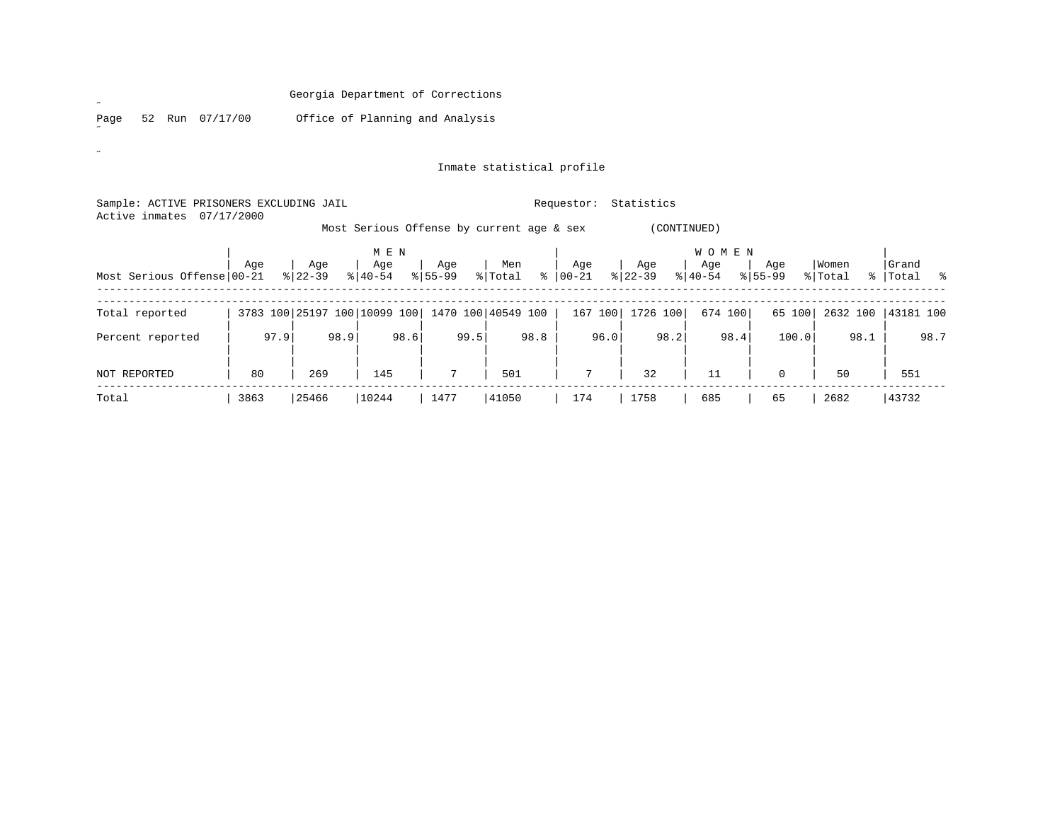Georgia Department of Corrections

Office of Planning and Analysis

Inmate statistical profile

Sample: ACTIVE PRISONERS EXCLUDING JAIL    Requestor: Statistics

Active inmates 07/17/2000

Most Serious Offense by current age & sex (CONTINUED)

| Most Serious Offense | MEN Age 00-21 | % | Age 22-39 | % | Age 40-54 | % | Age 55-99 | % | Men Total | % | WOMEN Age 00-21 | % | Age 22-39 | % | Age 40-54 | % | Age 55-99 | % | Women Total | % | Grand Total | % |
|---|---|---|---|---|---|---|---|---|---|---|---|---|---|---|---|---|---|---|---|---|---|---|
| Total reported | 3783 | 100 | 25197 | 100 | 10099 | 100 | 1470 | 100 | 40549 | 100 | 167 | 100 | 1726 | 100 | 674 | 100 | 65 | 100 | 2632 | 100 | 43181 | 100 |
| Percent reported | | 97.9 | | 98.9 | | 98.6 | | 99.5 | | 98.8 | | 96.0 | | 98.2 | | 98.4 | | 100.0 | | 98.1 | | 98.7 |
| NOT REPORTED | 80 | | 269 | | 145 | | 7 | | 501 | | 7 | | 32 | | 11 | | 0 | | 50 | | 551 | |
| Total | 3863 | | 25466 | | 10244 | | 1477 | | 41050 | | 174 | | 1758 | | 685 | | 65 | | 2682 | | 43732 | |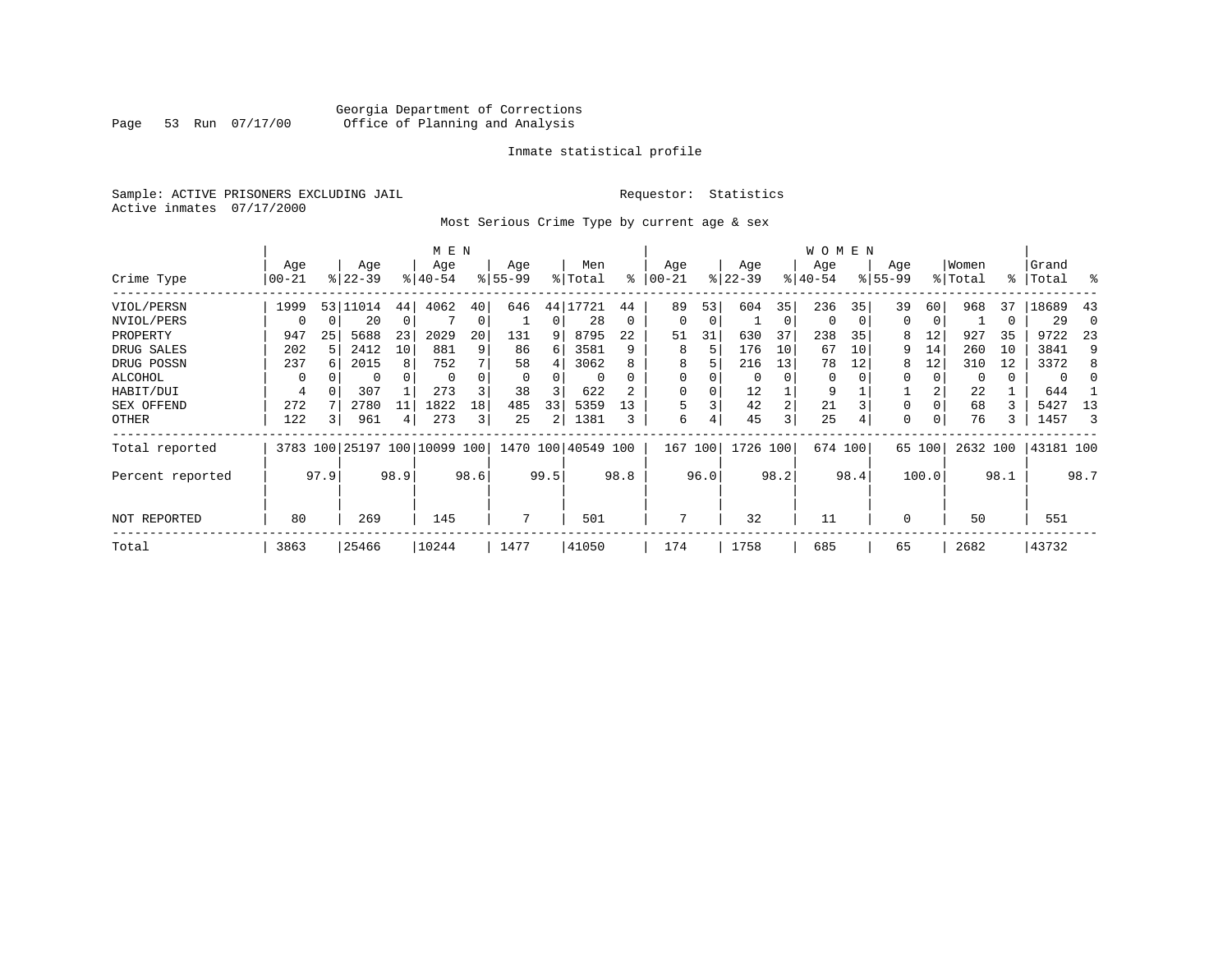Georgia Department of Corrections
Office of Planning and Analysis

Inmate statistical profile

Sample: ACTIVE PRISONERS EXCLUDING JAIL

Requestor: Statistics

Active inmates 07/17/2000

Most Serious Crime Type by current age & sex

| | MEN | | | | | | | | | | WOMEN | | | | | | | | | | | |
|---|---|---|---|---|---|---|---|---|---|---|---|---|---|---|---|---|---|---|---|---|---|---|
| Crime Type | Age 00-21 | % | Age 22-39 | % | Age 40-54 | % | Age 55-99 | % | Men Total | % | Age 00-21 | % | Age 22-39 | % | Age 40-54 | % | Age 55-99 | % | Women Total | % | Grand Total | % |
| VIOL/PERSN | 1999 | 53 | 11014 | 44 | 4062 | 40 | 646 | 44 | 17721 | 44 | 89 | 53 | 604 | 35 | 236 | 35 | 39 | 60 | 968 | 37 | 18689 | 43 |
| NVIOL/PERS | 0 | 0 | 20 | 0 | 7 | 0 | 1 | 0 | 28 | 0 | 0 | 0 | 1 | 0 | 0 | 0 | 0 | 0 | 1 | 0 | 29 | 0 |
| PROPERTY | 947 | 25 | 5688 | 23 | 2029 | 20 | 131 | 9 | 8795 | 22 | 51 | 31 | 630 | 37 | 238 | 35 | 8 | 12 | 927 | 35 | 9722 | 23 |
| DRUG SALES | 202 | 5 | 2412 | 10 | 881 | 9 | 86 | 6 | 3581 | 9 | 8 | 5 | 176 | 10 | 67 | 10 | 9 | 14 | 260 | 10 | 3841 | 9 |
| DRUG POSSN | 237 | 6 | 2015 | 8 | 752 | 7 | 58 | 4 | 3062 | 8 | 8 | 5 | 216 | 13 | 78 | 12 | 8 | 12 | 310 | 12 | 3372 | 8 |
| ALCOHOL | 0 | 0 | 0 | 0 | 0 | 0 | 0 | 0 | 0 | 0 | 0 | 0 | 0 | 0 | 0 | 0 | 0 | 0 | 0 | 0 | 0 | 0 |
| HABIT/DUI | 4 | 0 | 307 | 1 | 273 | 3 | 38 | 3 | 622 | 2 | 0 | 0 | 12 | 1 | 9 | 1 | 1 | 2 | 22 | 1 | 644 | 1 |
| SEX OFFEND | 272 | 7 | 2780 | 11 | 1822 | 18 | 485 | 33 | 5359 | 13 | 5 | 3 | 42 | 2 | 21 | 3 | 0 | 0 | 68 | 3 | 5427 | 13 |
| OTHER | 122 | 3 | 961 | 4 | 273 | 3 | 25 | 2 | 1381 | 3 | 6 | 4 | 45 | 3 | 25 | 4 | 0 | 0 | 76 | 3 | 1457 | 3 |
| Total reported | 3783 | 100 | 25197 | 100 | 10099 | 100 | 1470 | 100 | 40549 | 100 | 167 | 100 | 1726 | 100 | 674 | 100 | 65 | 100 | 2632 | 100 | 43181 | 100 |
| Percent reported | | 97.9 | | 98.9 | | 98.6 | | 99.5 | | 98.8 | | 96.0 | | 98.2 | | 98.4 | | 100.0 | | 98.1 | | 98.7 |
| NOT REPORTED | 80 | | 269 | | 145 | | 7 | | 501 | | 7 | | 32 | | 11 | | 0 | | 50 | | 551 | |
| Total | 3863 | | 25466 | | 10244 | | 1477 | | 41050 | | 174 | | 1758 | | 685 | | 65 | | 2682 | | 43732 | |